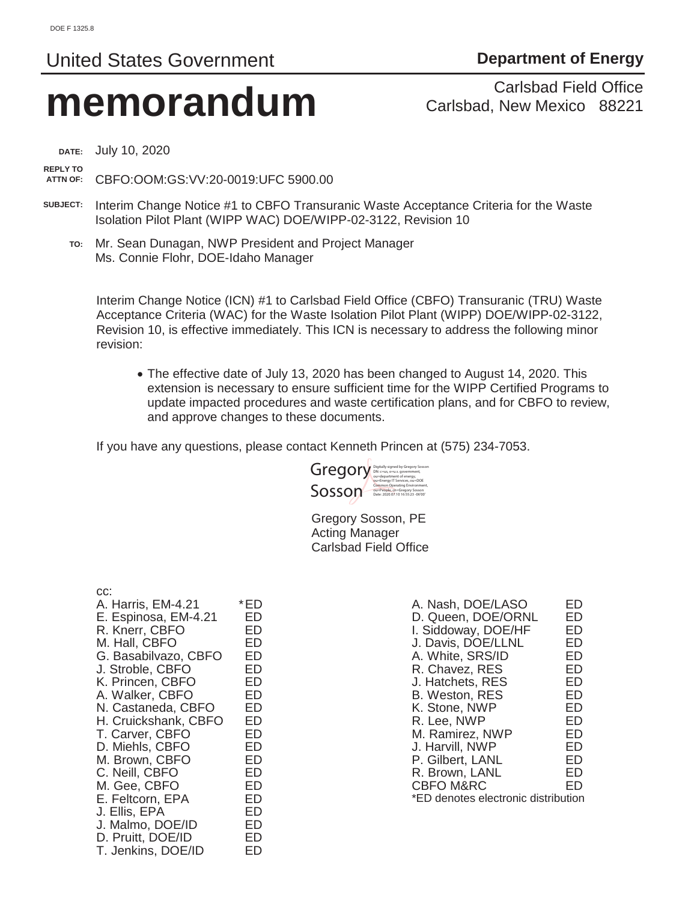DOE F 1325.8

United States Government **Department of Energy**

# memorandum

Carlsbad Field Office
Carlsbad, New Mexico 88221

**DATE:** July 10, 2020

**REPLY TO ATTN OF:** CBFO:OOM:GS:VV:20-0019:UFC 5900.00

**SUBJECT:** Interim Change Notice #1 to CBFO Transuranic Waste Acceptance Criteria for the Waste Isolation Pilot Plant (WIPP WAC) DOE/WIPP-02-3122, Revision 10

**TO:** Mr. Sean Dunagan, NWP President and Project Manager
Ms. Connie Flohr, DOE-Idaho Manager

Interim Change Notice (ICN) #1 to Carlsbad Field Office (CBFO) Transuranic (TRU) Waste Acceptance Criteria (WAC) for the Waste Isolation Pilot Plant (WIPP) DOE/WIPP-02-3122, Revision 10, is effective immediately. This ICN is necessary to address the following minor revision:

- The effective date of July 13, 2020 has been changed to August 14, 2020. This extension is necessary to ensure sufficient time for the WIPP Certified Programs to update impacted procedures and waste certification plans, and for CBFO to review, and approve changes to these documents.

If you have any questions, please contact Kenneth Princen at (575) 234-7053.

Gregory Sosson
Digitally signed by Gregory Sosson
DN: c=us, o=u.s. government, ou=department of energy, ou=Energy IT Services, ou=DOE Common Operating Environment, ou=People, cn=Gregory Sosson
Date: 2020.07.10 16:55:23 -06'00'

Gregory Sosson, PE
Acting Manager
Carlsbad Field Office

cc:

| | | | |
|---|---|---|---|
| A. Harris, EM-4.21 | *ED | A. Nash, DOE/LASO | ED |
| E. Espinosa, EM-4.21 | ED | D. Queen, DOE/ORNL | ED |
| R. Knerr, CBFO | ED | I. Siddoway, DOE/HF | ED |
| M. Hall, CBFO | ED | J. Davis, DOE/LLNL | ED |
| G. Basabilvazo, CBFO | ED | A. White, SRS/ID | ED |
| J. Stroble, CBFO | ED | R. Chavez, RES | ED |
| K. Princen, CBFO | ED | J. Hatchets, RES | ED |
| A. Walker, CBFO | ED | B. Weston, RES | ED |
| N. Castaneda, CBFO | ED | K. Stone, NWP | ED |
| H. Cruickshank, CBFO | ED | R. Lee, NWP | ED |
| T. Carver, CBFO | ED | M. Ramirez, NWP | ED |
| D. Miehls, CBFO | ED | J. Harvill, NWP | ED |
| M. Brown, CBFO | ED | P. Gilbert, LANL | ED |
| C. Neill, CBFO | ED | R. Brown, LANL | ED |
| M. Gee, CBFO | ED | CBFO M&RC | ED |
| E. Feltcorn, EPA | ED | | |
| J. Ellis, EPA | ED | | |
| J. Malmo, DOE/ID | ED | | |
| D. Pruitt, DOE/ID | ED | | |
| T. Jenkins, DOE/ID | ED | | |

*ED denotes electronic distribution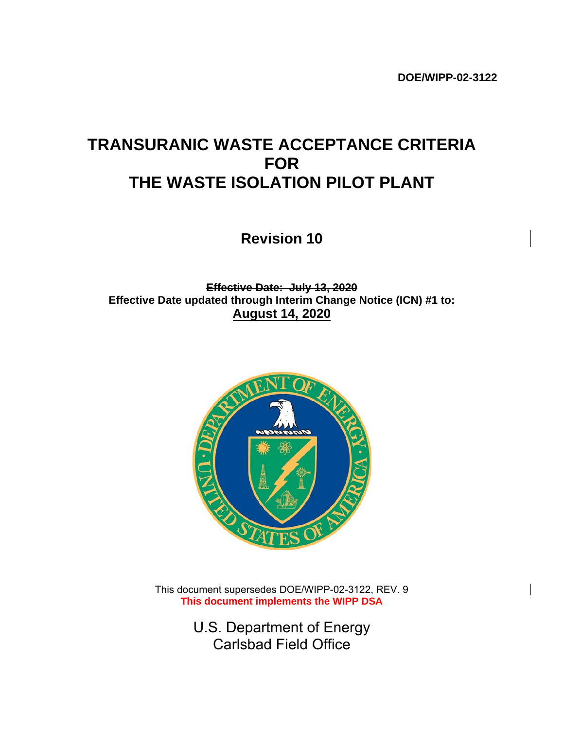DOE/WIPP-02-3122

# TRANSURANIC WASTE ACCEPTANCE CRITERIA FOR THE WASTE ISOLATION PILOT PLANT

## Revision 10

~~**Effective Date: July 13, 2020**~~

**Effective Date updated through Interim Change Notice (ICN) #1 to:**

**August 14, 2020**

This document supersedes DOE/WIPP-02-3122, REV. 9

**This document implements the WIPP DSA**

U.S. Department of Energy
Carlsbad Field Office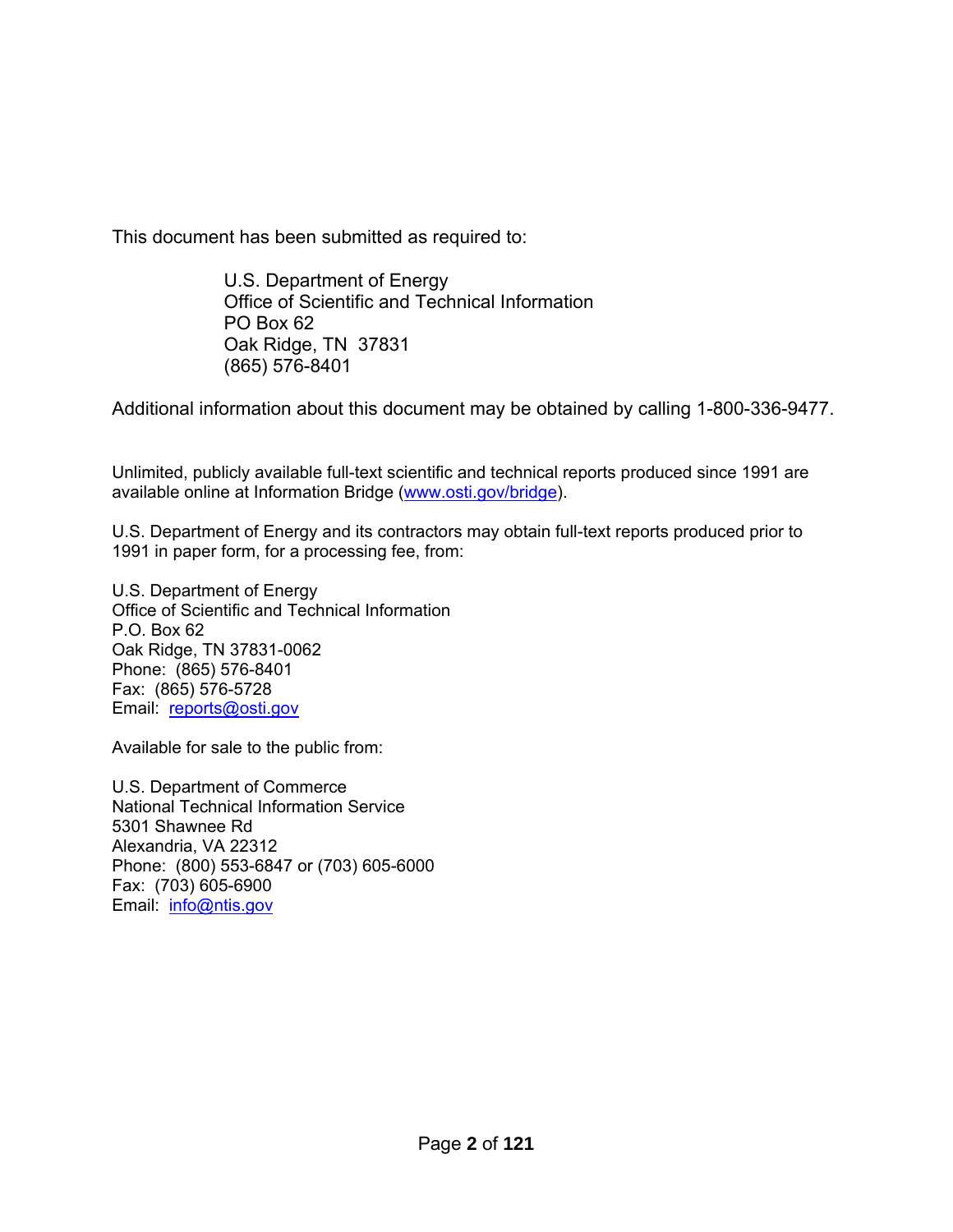This document has been submitted as required to:

U.S. Department of Energy
Office of Scientific and Technical Information
PO Box 62
Oak Ridge, TN 37831
(865) 576-8401

Additional information about this document may be obtained by calling 1-800-336-9477.

Unlimited, publicly available full-text scientific and technical reports produced since 1991 are available online at Information Bridge (www.osti.gov/bridge).

U.S. Department of Energy and its contractors may obtain full-text reports produced prior to 1991 in paper form, for a processing fee, from:

U.S. Department of Energy
Office of Scientific and Technical Information
P.O. Box 62
Oak Ridge, TN 37831-0062
Phone: (865) 576-8401
Fax: (865) 576-5728
Email: reports@osti.gov

Available for sale to the public from:

U.S. Department of Commerce
National Technical Information Service
5301 Shawnee Rd
Alexandria, VA 22312
Phone: (800) 553-6847 or (703) 605-6000
Fax: (703) 605-6900
Email: info@ntis.gov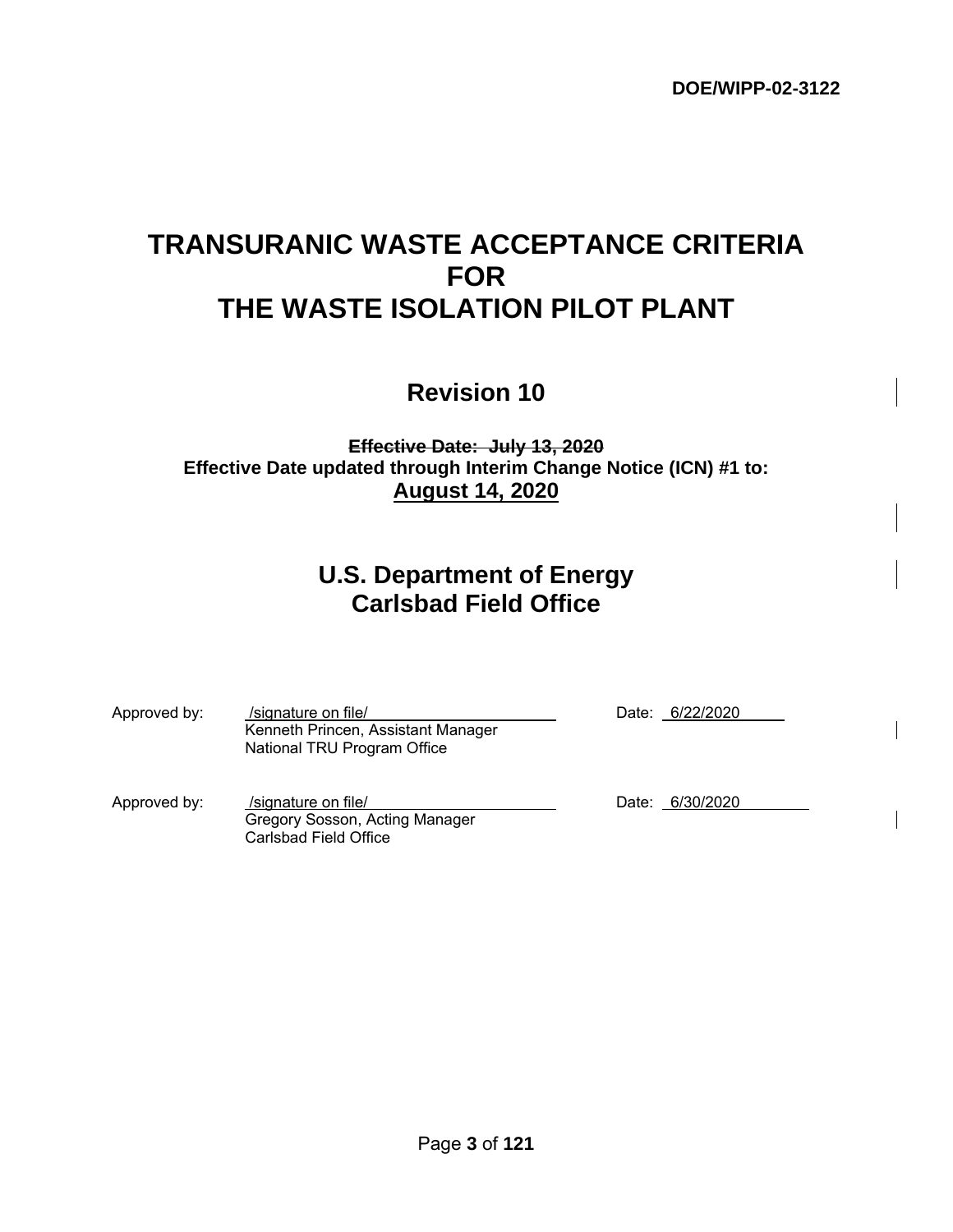DOE/WIPP-02-3122

# TRANSURANIC WASTE ACCEPTANCE CRITERIA FOR THE WASTE ISOLATION PILOT PLANT

## Revision 10

~~**Effective Date: July 13, 2020**~~
**Effective Date updated through Interim Change Notice (ICN) #1 to:**
**<u>August 14, 2020</u>**

## U.S. Department of Energy
## Carlsbad Field Office

Approved by: /signature on file/ Date: 6/22/2020
Kenneth Princen, Assistant Manager
National TRU Program Office

Approved by: /signature on file/ Date: 6/30/2020
Gregory Sosson, Acting Manager
Carlsbad Field Office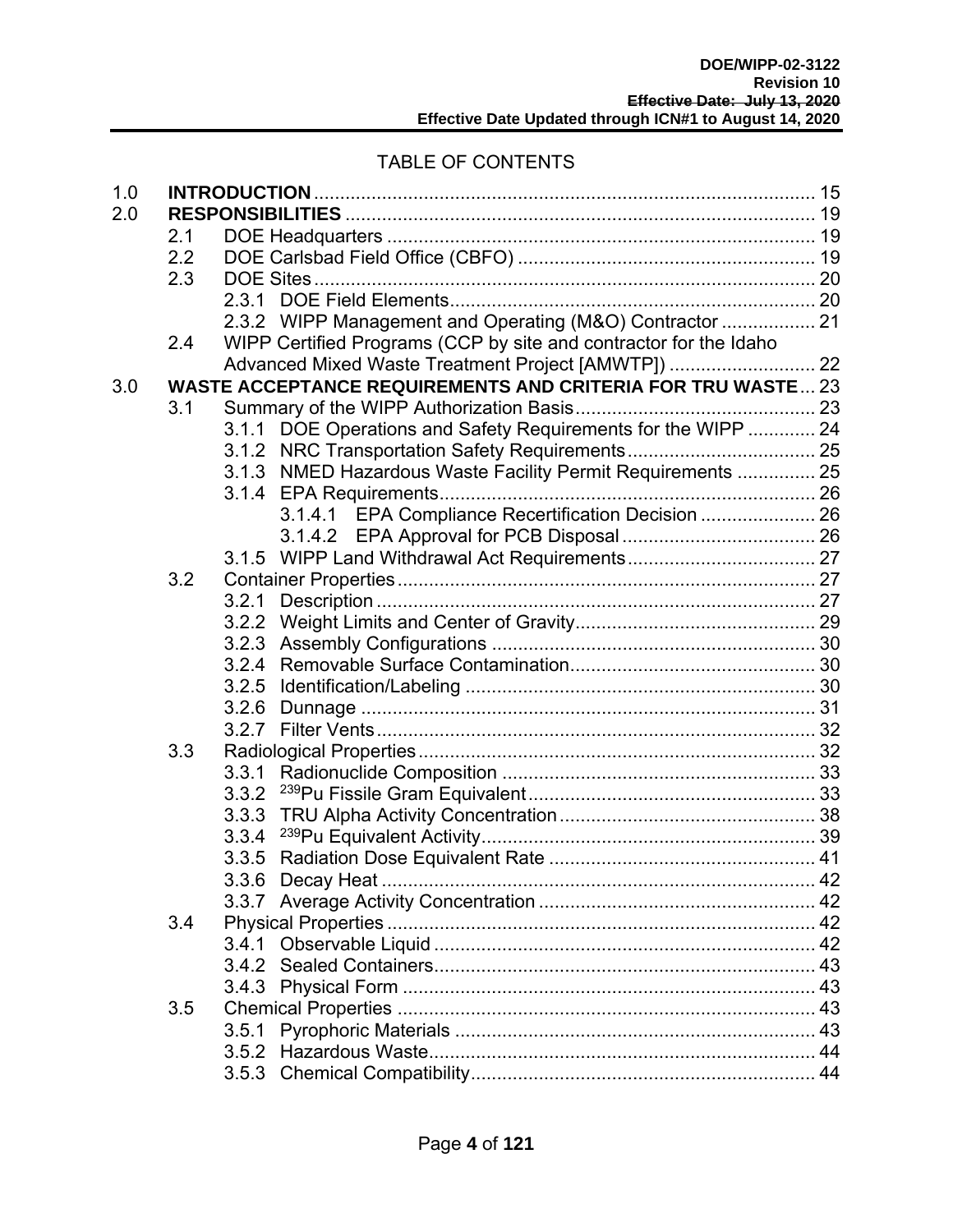# TABLE OF CONTENTS

1.0 **INTRODUCTION** ............................................................................................ 15

2.0 **RESPONSIBILITIES** ........................................................................................ 19

- 2.1 DOE Headquarters ................................................................................ 19
- 2.2 DOE Carlsbad Field Office (CBFO) ....................................................... 19
- 2.3 DOE Sites ............................................................................................... 20
  - 2.3.1 DOE Field Elements...................................................................... 20
  - 2.3.2 WIPP Management and Operating (M&O) Contractor .................. 21
- 2.4 WIPP Certified Programs (CCP by site and contractor for the Idaho Advanced Mixed Waste Treatment Project [AMWTP]) ............................ 22

3.0 **WASTE ACCEPTANCE REQUIREMENTS AND CRITERIA FOR TRU WASTE** ... 23

- 3.1 Summary of the WIPP Authorization Basis............................................. 23
  - 3.1.1 DOE Operations and Safety Requirements for the WIPP ............. 24
  - 3.1.2 NRC Transportation Safety Requirements..................................... 25
  - 3.1.3 NMED Hazardous Waste Facility Permit Requirements ............... 25
  - 3.1.4 EPA Requirements........................................................................ 26
    - 3.1.4.1 EPA Compliance Recertification Decision ...................... 26
    - 3.1.4.2 EPA Approval for PCB Disposal ..................................... 26
  - 3.1.5 WIPP Land Withdrawal Act Requirements..................................... 27
- 3.2 Container Properties ............................................................................... 27
  - 3.2.1 Description ..................................................................................... 27
  - 3.2.2 Weight Limits and Center of Gravity.............................................. 29
  - 3.2.3 Assembly Configurations .............................................................. 30
  - 3.2.4 Removable Surface Contamination............................................... 30
  - 3.2.5 Identification/Labeling ................................................................... 30
  - 3.2.6 Dunnage ........................................................................................ 31
  - 3.2.7 Filter Vents .................................................................................... 32
- 3.3 Radiological Properties ........................................................................... 32
  - 3.3.1 Radionuclide Composition ............................................................ 33
  - 3.3.2 $^{239}$Pu Fissile Gram Equivalent ....................................................... 33
  - 3.3.3 TRU Alpha Activity Concentration ................................................. 38
  - 3.3.4 $^{239}$Pu Equivalent Activity ................................................................ 39
  - 3.3.5 Radiation Dose Equivalent Rate ................................................... 41
  - 3.3.6 Decay Heat .................................................................................... 42
  - 3.3.7 Average Activity Concentration ..................................................... 42
- 3.4 Physical Properties ................................................................................. 42
  - 3.4.1 Observable Liquid .......................................................................... 42
  - 3.4.2 Sealed Containers.......................................................................... 43
  - 3.4.3 Physical Form ................................................................................ 43
- 3.5 Chemical Properties ................................................................................ 43
  - 3.5.1 Pyrophoric Materials ..................................................................... 43
  - 3.5.2 Hazardous Waste........................................................................... 44
  - 3.5.3 Chemical Compatibility.................................................................. 44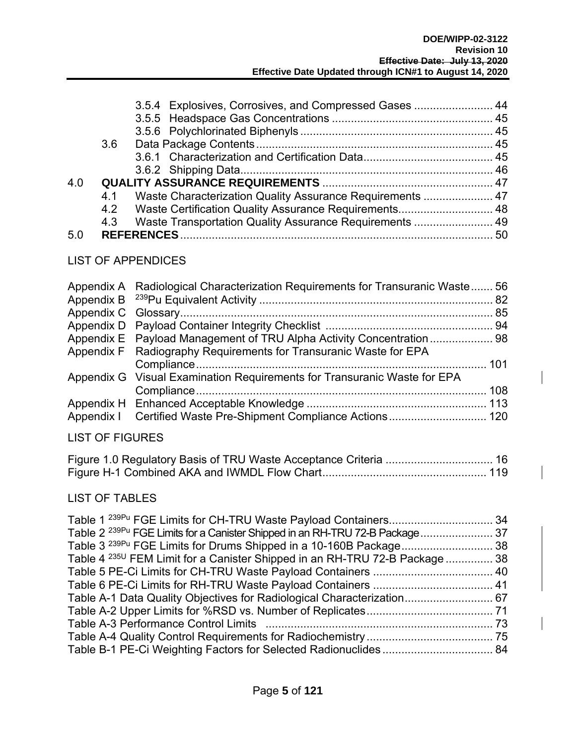3.5.4 Explosives, Corrosives, and Compressed Gases ......................... 44
3.5.5 Headspace Gas Concentrations .................................................. 45
3.5.6 Polychlorinated Biphenyls ............................................................ 45
3.6 Data Package Contents ......................................................................... 45
3.6.1 Characterization and Certification Data ......................................... 45
3.6.2 Shipping Data ................................................................................ 46

**4.0 QUALITY ASSURANCE REQUIREMENTS** ...................................................... 47
4.1 Waste Characterization Quality Assurance Requirements ...................... 47
4.2 Waste Certification Quality Assurance Requirements .............................. 48
4.3 Waste Transportation Quality Assurance Requirements ......................... 49

**5.0 REFERENCES** .................................................................................................. 50

LIST OF APPENDICES

Appendix A Radiological Characterization Requirements for Transuranic Waste ....... 56
Appendix B $^{239}$Pu Equivalent Activity ........................................................................ 82
Appendix C Glossary ................................................................................................. 85
Appendix D Payload Container Integrity Checklist ...................................................... 94
Appendix E Payload Management of TRU Alpha Activity Concentration .................... 98
Appendix F Radiography Requirements for Transuranic Waste for EPA Compliance ........................................................................................... 101
Appendix G Visual Examination Requirements for Transuranic Waste for EPA Compliance ........................................................................................... 108
Appendix H Enhanced Acceptable Knowledge ........................................................ 113
Appendix I Certified Waste Pre-Shipment Compliance Actions ............................... 120

LIST OF FIGURES

Figure 1.0 Regulatory Basis of TRU Waste Acceptance Criteria .................................. 16
Figure H-1 Combined AKA and IWMDL Flow Chart ................................................... 119

LIST OF TABLES

Table 1 $^{239}$Pu FGE Limits for CH-TRU Waste Payload Containers ................................. 34
Table 2 $^{239}$Pu FGE Limits for a Canister Shipped in an RH-TRU 72-B Package ....................... 37
Table 3 $^{239}$Pu FGE Limits for Drums Shipped in a 10-160B Package ............................. 38
Table 4 $^{235}$U FEM Limit for a Canister Shipped in an RH-TRU 72-B Package ............... 38
Table 5 PE-Ci Limits for CH-TRU Waste Payload Containers ...................................... 40
Table 6 PE-Ci Limits for RH-TRU Waste Payload Containers ...................................... 41
Table A-1 Data Quality Objectives for Radiological Characterization ............................ 67
Table A-2 Upper Limits for %RSD vs. Number of Replicates ........................................ 71
Table A-3 Performance Control Limits ....................................................................... 73
Table A-4 Quality Control Requirements for Radiochemistry ........................................ 75
Table B-1 PE-Ci Weighting Factors for Selected Radionuclides ................................... 84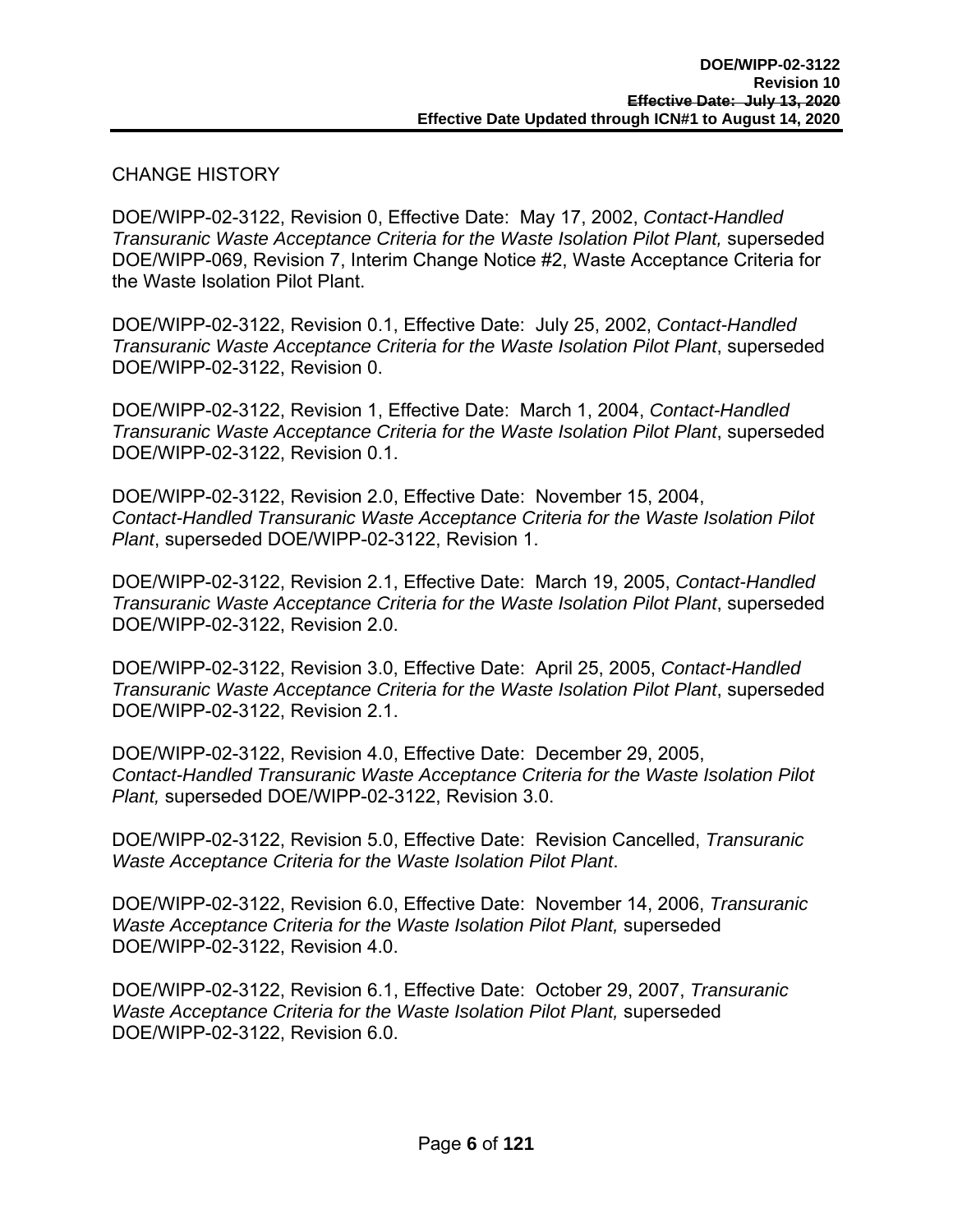CHANGE HISTORY

DOE/WIPP-02-3122, Revision 0, Effective Date: May 17, 2002, *Contact-Handled Transuranic Waste Acceptance Criteria for the Waste Isolation Pilot Plant,* superseded DOE/WIPP-069, Revision 7, Interim Change Notice #2, Waste Acceptance Criteria for the Waste Isolation Pilot Plant.

DOE/WIPP-02-3122, Revision 0.1, Effective Date: July 25, 2002, *Contact-Handled Transuranic Waste Acceptance Criteria for the Waste Isolation Pilot Plant*, superseded DOE/WIPP-02-3122, Revision 0.

DOE/WIPP-02-3122, Revision 1, Effective Date: March 1, 2004, *Contact-Handled Transuranic Waste Acceptance Criteria for the Waste Isolation Pilot Plant*, superseded DOE/WIPP-02-3122, Revision 0.1.

DOE/WIPP-02-3122, Revision 2.0, Effective Date: November 15, 2004, *Contact-Handled Transuranic Waste Acceptance Criteria for the Waste Isolation Pilot Plant*, superseded DOE/WIPP-02-3122, Revision 1.

DOE/WIPP-02-3122, Revision 2.1, Effective Date: March 19, 2005, *Contact-Handled Transuranic Waste Acceptance Criteria for the Waste Isolation Pilot Plant*, superseded DOE/WIPP-02-3122, Revision 2.0.

DOE/WIPP-02-3122, Revision 3.0, Effective Date: April 25, 2005, *Contact-Handled Transuranic Waste Acceptance Criteria for the Waste Isolation Pilot Plant*, superseded DOE/WIPP-02-3122, Revision 2.1.

DOE/WIPP-02-3122, Revision 4.0, Effective Date: December 29, 2005, *Contact-Handled Transuranic Waste Acceptance Criteria for the Waste Isolation Pilot Plant,* superseded DOE/WIPP-02-3122, Revision 3.0.

DOE/WIPP-02-3122, Revision 5.0, Effective Date: Revision Cancelled, *Transuranic Waste Acceptance Criteria for the Waste Isolation Pilot Plant*.

DOE/WIPP-02-3122, Revision 6.0, Effective Date: November 14, 2006, *Transuranic Waste Acceptance Criteria for the Waste Isolation Pilot Plant,* superseded DOE/WIPP-02-3122, Revision 4.0.

DOE/WIPP-02-3122, Revision 6.1, Effective Date: October 29, 2007, *Transuranic Waste Acceptance Criteria for the Waste Isolation Pilot Plant,* superseded DOE/WIPP-02-3122, Revision 6.0.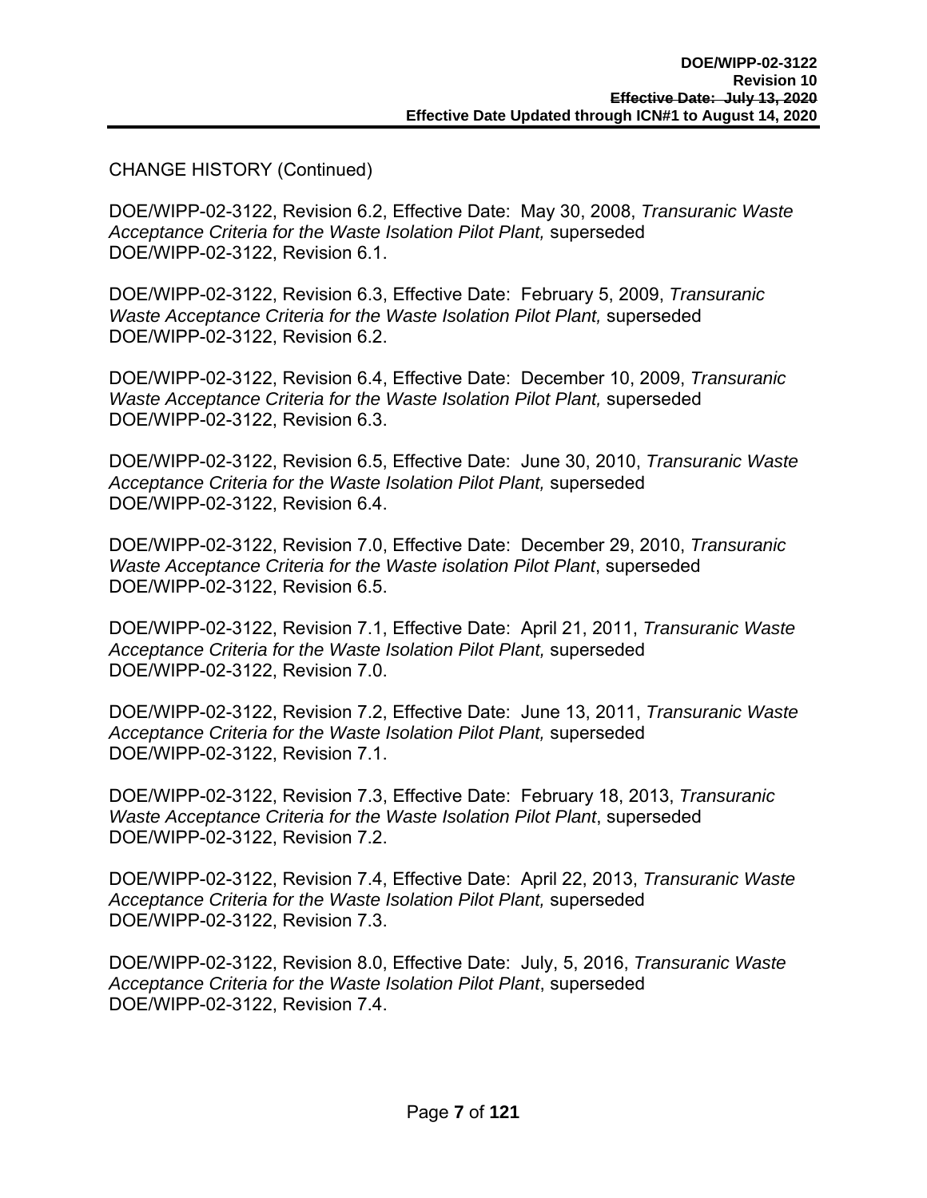CHANGE HISTORY (Continued)

DOE/WIPP-02-3122, Revision 6.2, Effective Date: May 30, 2008, *Transuranic Waste Acceptance Criteria for the Waste Isolation Pilot Plant,* superseded DOE/WIPP-02-3122, Revision 6.1.

DOE/WIPP-02-3122, Revision 6.3, Effective Date: February 5, 2009, *Transuranic Waste Acceptance Criteria for the Waste Isolation Pilot Plant,* superseded DOE/WIPP-02-3122, Revision 6.2.

DOE/WIPP-02-3122, Revision 6.4, Effective Date: December 10, 2009, *Transuranic Waste Acceptance Criteria for the Waste Isolation Pilot Plant,* superseded DOE/WIPP-02-3122, Revision 6.3.

DOE/WIPP-02-3122, Revision 6.5, Effective Date: June 30, 2010, *Transuranic Waste Acceptance Criteria for the Waste Isolation Pilot Plant,* superseded DOE/WIPP-02-3122, Revision 6.4.

DOE/WIPP-02-3122, Revision 7.0, Effective Date: December 29, 2010, *Transuranic Waste Acceptance Criteria for the Waste isolation Pilot Plant*, superseded DOE/WIPP-02-3122, Revision 6.5.

DOE/WIPP-02-3122, Revision 7.1, Effective Date: April 21, 2011, *Transuranic Waste Acceptance Criteria for the Waste Isolation Pilot Plant,* superseded DOE/WIPP-02-3122, Revision 7.0.

DOE/WIPP-02-3122, Revision 7.2, Effective Date: June 13, 2011, *Transuranic Waste Acceptance Criteria for the Waste Isolation Pilot Plant,* superseded DOE/WIPP-02-3122, Revision 7.1.

DOE/WIPP-02-3122, Revision 7.3, Effective Date: February 18, 2013, *Transuranic Waste Acceptance Criteria for the Waste Isolation Pilot Plant*, superseded DOE/WIPP-02-3122, Revision 7.2.

DOE/WIPP-02-3122, Revision 7.4, Effective Date: April 22, 2013, *Transuranic Waste Acceptance Criteria for the Waste Isolation Pilot Plant,* superseded DOE/WIPP-02-3122, Revision 7.3.

DOE/WIPP-02-3122, Revision 8.0, Effective Date: July, 5, 2016, *Transuranic Waste Acceptance Criteria for the Waste Isolation Pilot Plant*, superseded DOE/WIPP-02-3122, Revision 7.4.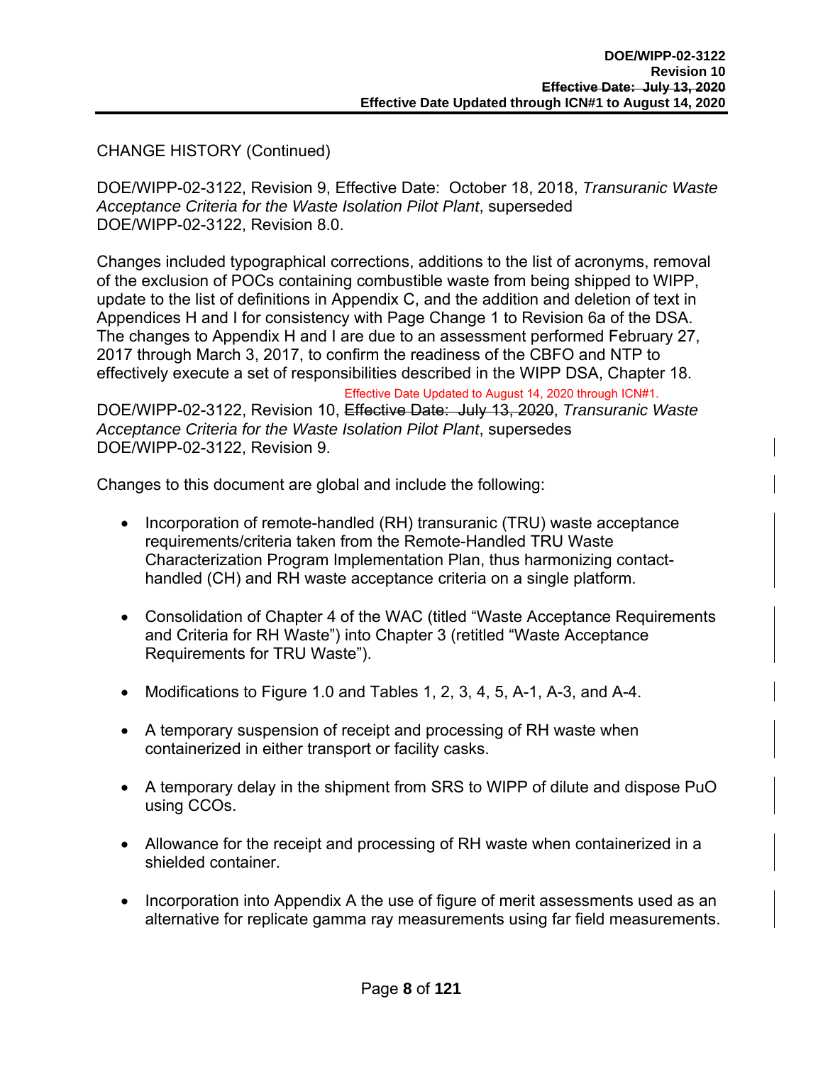CHANGE HISTORY (Continued)

DOE/WIPP-02-3122, Revision 9, Effective Date: October 18, 2018, *Transuranic Waste Acceptance Criteria for the Waste Isolation Pilot Plant*, superseded DOE/WIPP-02-3122, Revision 8.0.

Changes included typographical corrections, additions to the list of acronyms, removal of the exclusion of POCs containing combustible waste from being shipped to WIPP, update to the list of definitions in Appendix C, and the addition and deletion of text in Appendices H and I for consistency with Page Change 1 to Revision 6a of the DSA. The changes to Appendix H and I are due to an assessment performed February 27, 2017 through March 3, 2017, to confirm the readiness of the CBFO and NTP to effectively execute a set of responsibilities described in the WIPP DSA, Chapter 18.

Effective Date Updated to August 14, 2020 through ICN#1.

DOE/WIPP-02-3122, Revision 10, ~~Effective Date: July 13, 2020~~, *Transuranic Waste Acceptance Criteria for the Waste Isolation Pilot Plant*, supersedes DOE/WIPP-02-3122, Revision 9.

Changes to this document are global and include the following:

- Incorporation of remote-handled (RH) transuranic (TRU) waste acceptance requirements/criteria taken from the Remote-Handled TRU Waste Characterization Program Implementation Plan, thus harmonizing contact-handled (CH) and RH waste acceptance criteria on a single platform.

- Consolidation of Chapter 4 of the WAC (titled "Waste Acceptance Requirements and Criteria for RH Waste") into Chapter 3 (retitled "Waste Acceptance Requirements for TRU Waste").

- Modifications to Figure 1.0 and Tables 1, 2, 3, 4, 5, A-1, A-3, and A-4.

- A temporary suspension of receipt and processing of RH waste when containerized in either transport or facility casks.

- A temporary delay in the shipment from SRS to WIPP of dilute and dispose PuO using CCOs.

- Allowance for the receipt and processing of RH waste when containerized in a shielded container.

- Incorporation into Appendix A the use of figure of merit assessments used as an alternative for replicate gamma ray measurements using far field measurements.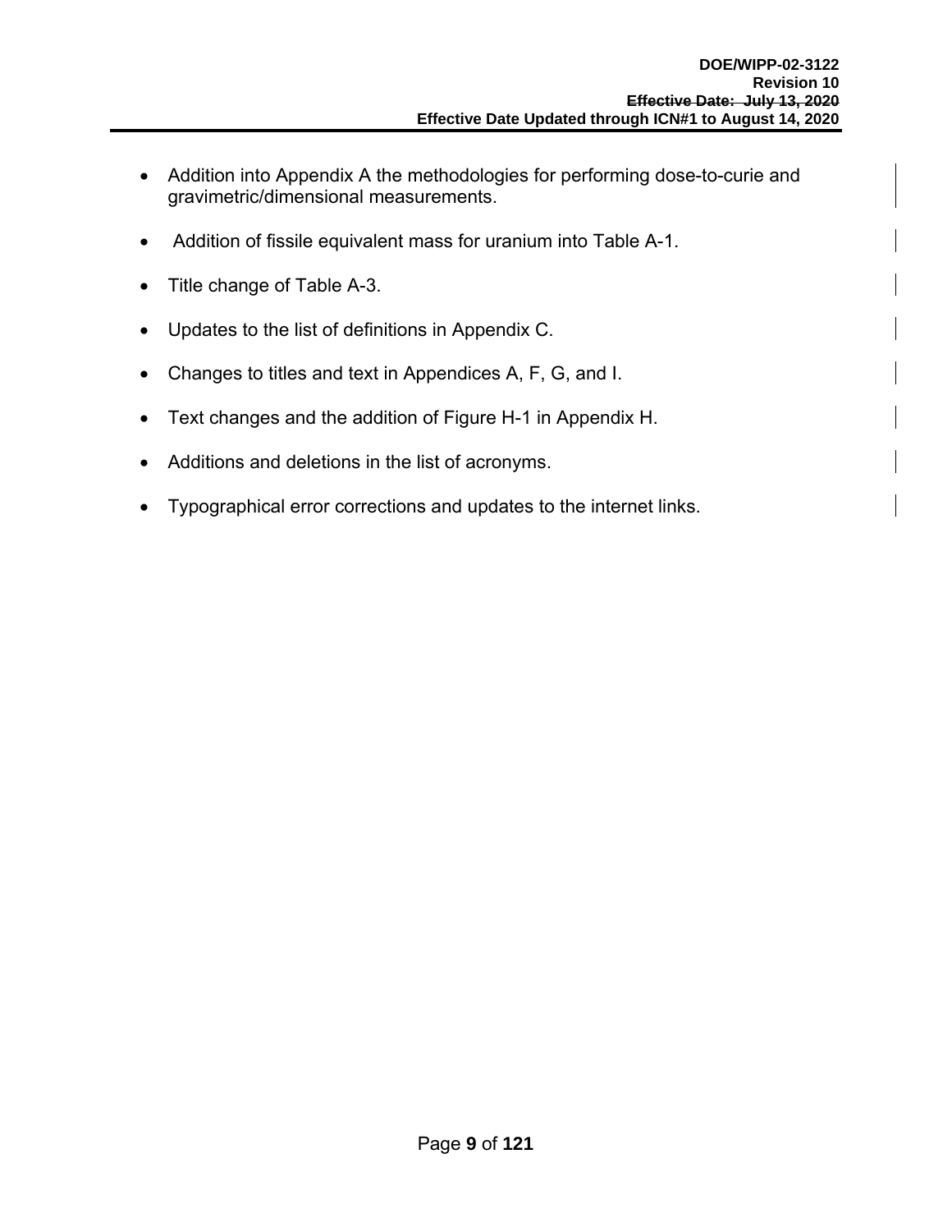- Addition into Appendix A the methodologies for performing dose-to-curie and gravimetric/dimensional measurements.
- Addition of fissile equivalent mass for uranium into Table A-1.
- Title change of Table A-3.
- Updates to the list of definitions in Appendix C.
- Changes to titles and text in Appendices A, F, G, and I.
- Text changes and the addition of Figure H-1 in Appendix H.
- Additions and deletions in the list of acronyms.
- Typographical error corrections and updates to the internet links.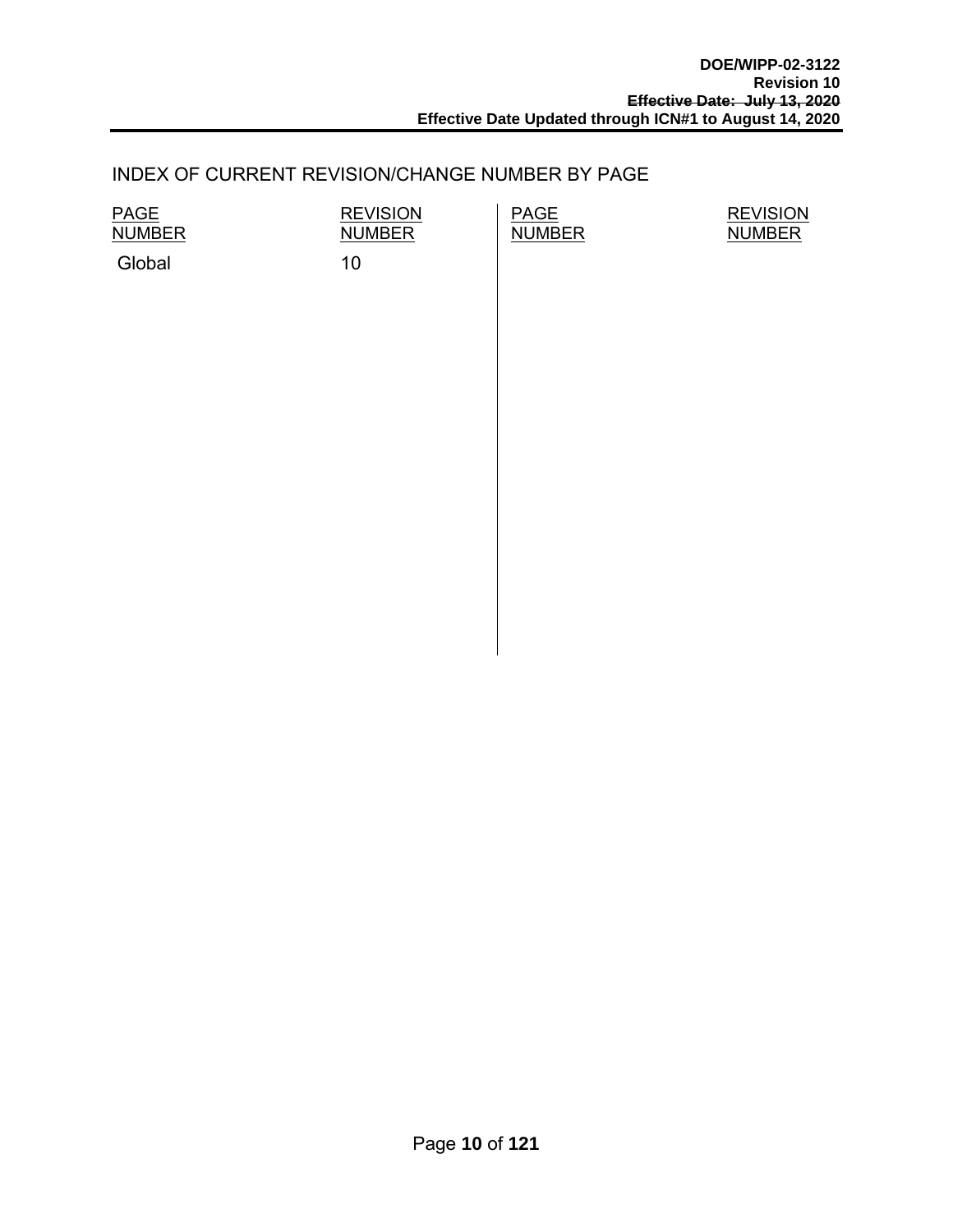## INDEX OF CURRENT REVISION/CHANGE NUMBER BY PAGE

| PAGE NUMBER | REVISION NUMBER | PAGE NUMBER | REVISION NUMBER |
|---|---|---|---|
| Global | 10 | | |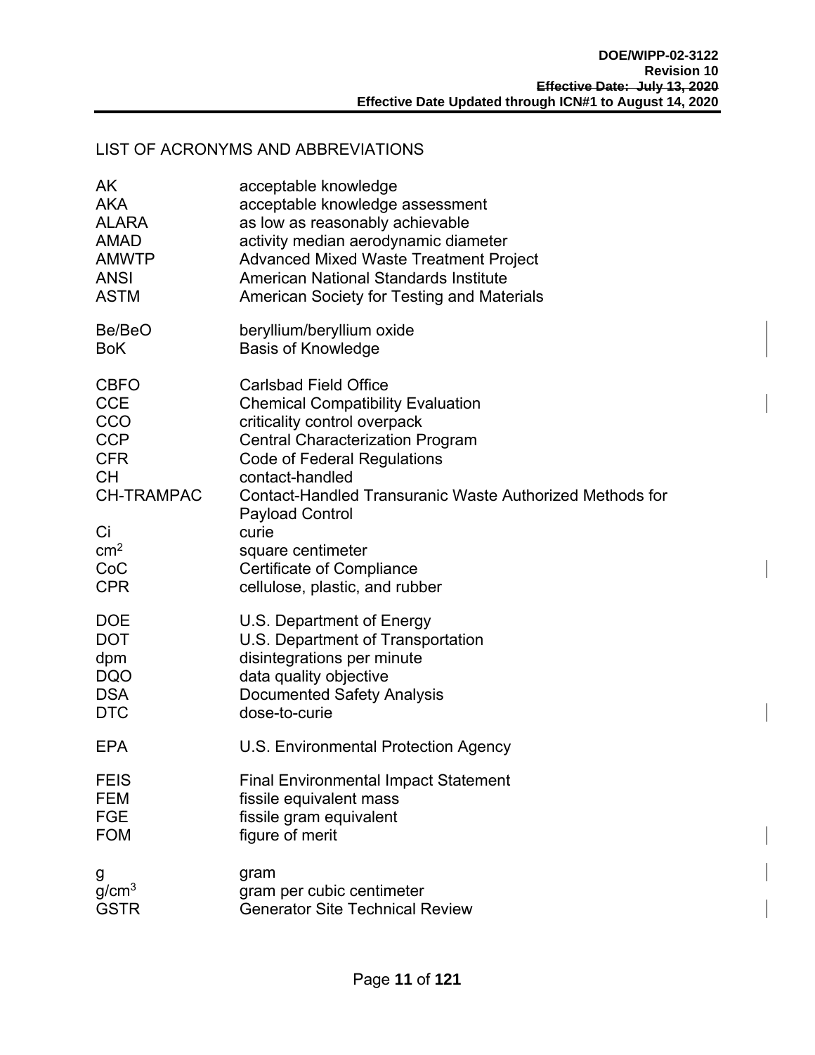## LIST OF ACRONYMS AND ABBREVIATIONS

| | |
|---|---|
| AK | acceptable knowledge |
| AKA | acceptable knowledge assessment |
| ALARA | as low as reasonably achievable |
| AMAD | activity median aerodynamic diameter |
| AMWTP | Advanced Mixed Waste Treatment Project |
| ANSI | American National Standards Institute |
| ASTM | American Society for Testing and Materials |
| Be/BeO | beryllium/beryllium oxide |
| BoK | Basis of Knowledge |
| CBFO | Carlsbad Field Office |
| CCE | Chemical Compatibility Evaluation |
| CCO | criticality control overpack |
| CCP | Central Characterization Program |
| CFR | Code of Federal Regulations |
| CH | contact-handled |
| CH-TRAMPAC | Contact-Handled Transuranic Waste Authorized Methods for Payload Control |
| Ci | curie |
| $cm^2$ | square centimeter |
| CoC | Certificate of Compliance |
| CPR | cellulose, plastic, and rubber |
| DOE | U.S. Department of Energy |
| DOT | U.S. Department of Transportation |
| dpm | disintegrations per minute |
| DQO | data quality objective |
| DSA | Documented Safety Analysis |
| DTC | dose-to-curie |
| EPA | U.S. Environmental Protection Agency |
| FEIS | Final Environmental Impact Statement |
| FEM | fissile equivalent mass |
| FGE | fissile gram equivalent |
| FOM | figure of merit |
| g | gram |
| $g/cm^3$ | gram per cubic centimeter |
| GSTR | Generator Site Technical Review |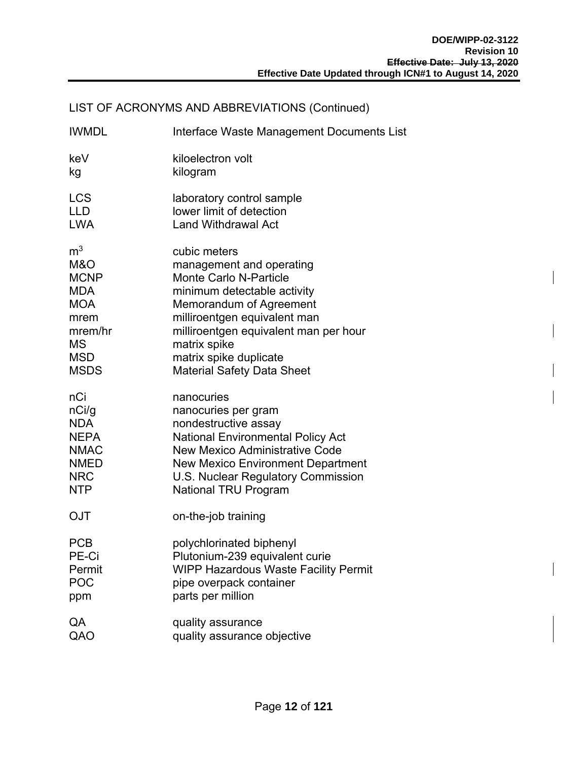LIST OF ACRONYMS AND ABBREVIATIONS (Continued)

| | |
|---|---|
| IWMDL | Interface Waste Management Documents List |
| keV | kiloelectron volt |
| kg | kilogram |
| LCS | laboratory control sample |
| LLD | lower limit of detection |
| LWA | Land Withdrawal Act |
| $m^3$ | cubic meters |
| M&O | management and operating |
| MCNP | Monte Carlo N-Particle |
| MDA | minimum detectable activity |
| MOA | Memorandum of Agreement |
| mrem | milliroentgen equivalent man |
| mrem/hr | milliroentgen equivalent man per hour |
| MS | matrix spike |
| MSD | matrix spike duplicate |
| MSDS | Material Safety Data Sheet |
| nCi | nanocuries |
| nCi/g | nanocuries per gram |
| NDA | nondestructive assay |
| NEPA | National Environmental Policy Act |
| NMAC | New Mexico Administrative Code |
| NMED | New Mexico Environment Department |
| NRC | U.S. Nuclear Regulatory Commission |
| NTP | National TRU Program |
| OJT | on-the-job training |
| PCB | polychlorinated biphenyl |
| PE-Ci | Plutonium-239 equivalent curie |
| Permit | WIPP Hazardous Waste Facility Permit |
| POC | pipe overpack container |
| ppm | parts per million |
| QA | quality assurance |
| QAO | quality assurance objective |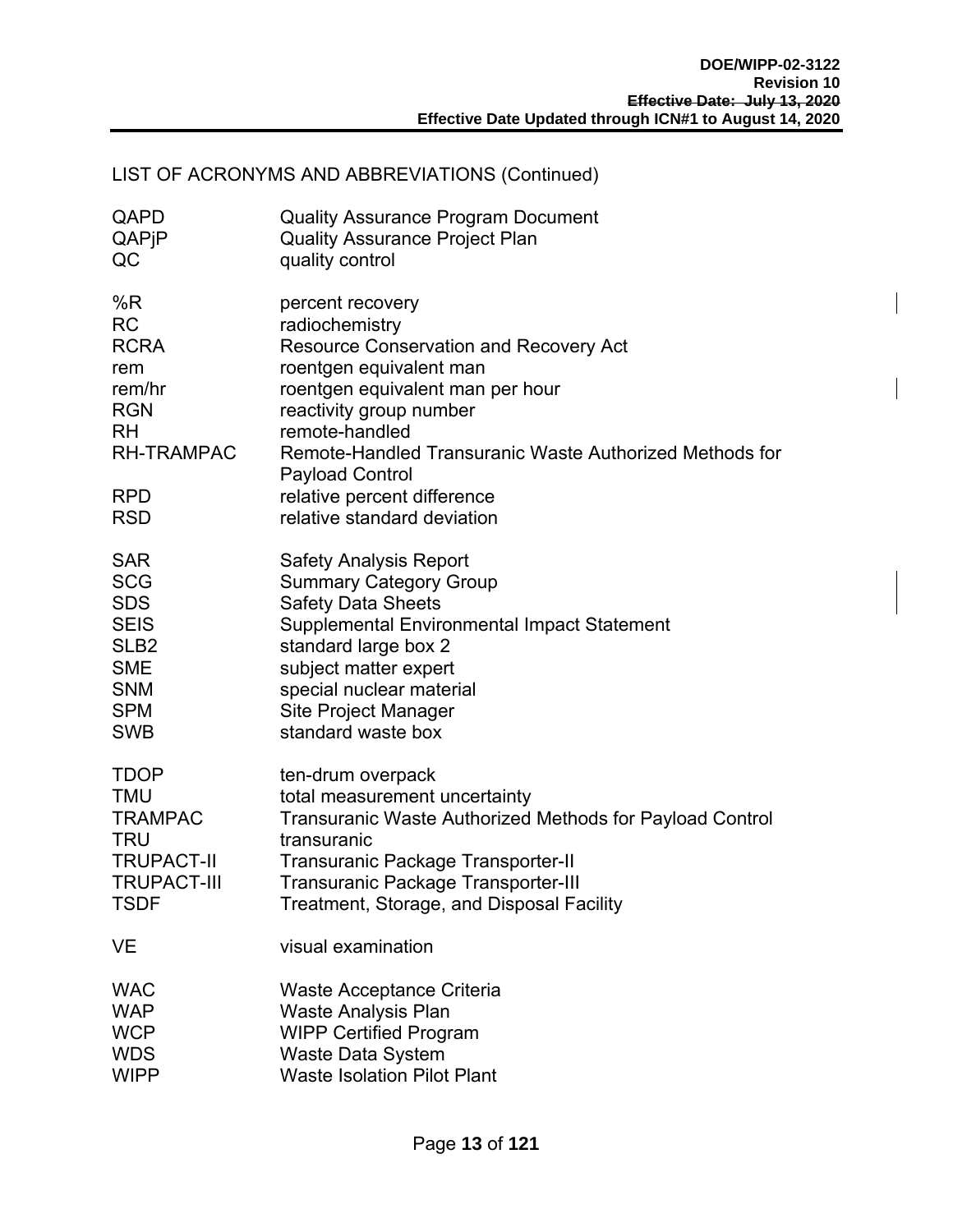LIST OF ACRONYMS AND ABBREVIATIONS (Continued)

| | |
|---|---|
| QAPD | Quality Assurance Program Document |
| QAPjP | Quality Assurance Project Plan |
| QC | quality control |
| | |
| %R | percent recovery |
| RC | radiochemistry |
| RCRA | Resource Conservation and Recovery Act |
| rem | roentgen equivalent man |
| rem/hr | roentgen equivalent man per hour |
| RGN | reactivity group number |
| RH | remote-handled |
| RH-TRAMPAC | Remote-Handled Transuranic Waste Authorized Methods for Payload Control |
| RPD | relative percent difference |
| RSD | relative standard deviation |
| | |
| SAR | Safety Analysis Report |
| SCG | Summary Category Group |
| SDS | Safety Data Sheets |
| SEIS | Supplemental Environmental Impact Statement |
| SLB2 | standard large box 2 |
| SME | subject matter expert |
| SNM | special nuclear material |
| SPM | Site Project Manager |
| SWB | standard waste box |
| | |
| TDOP | ten-drum overpack |
| TMU | total measurement uncertainty |
| TRAMPAC | Transuranic Waste Authorized Methods for Payload Control |
| TRU | transuranic |
| TRUPACT-II | Transuranic Package Transporter-II |
| TRUPACT-III | Transuranic Package Transporter-III |
| TSDF | Treatment, Storage, and Disposal Facility |
| | |
| VE | visual examination |
| | |
| WAC | Waste Acceptance Criteria |
| WAP | Waste Analysis Plan |
| WCP | WIPP Certified Program |
| WDS | Waste Data System |
| WIPP | Waste Isolation Pilot Plant |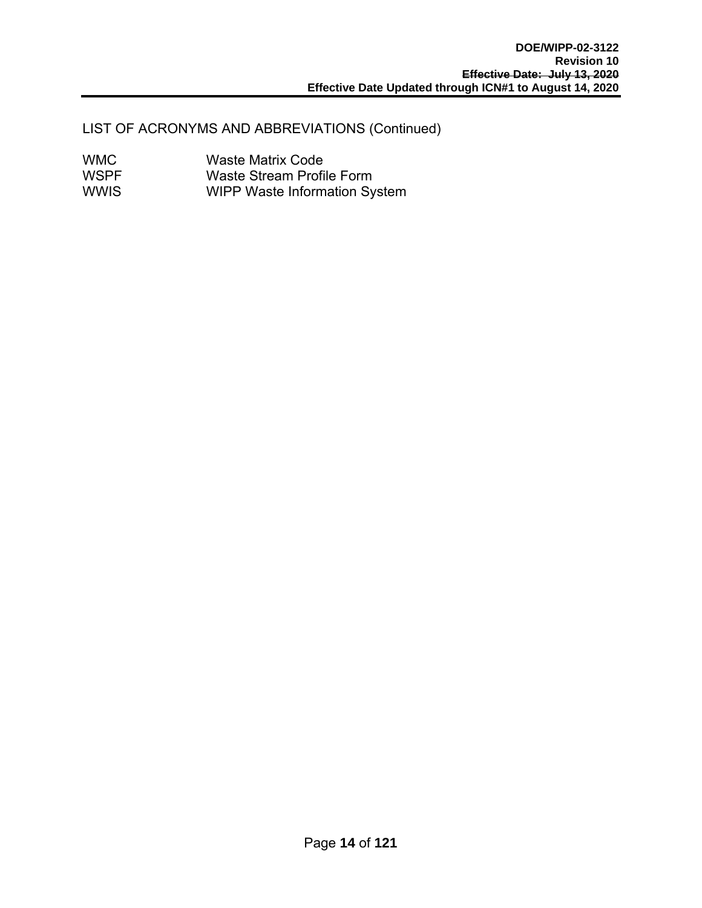LIST OF ACRONYMS AND ABBREVIATIONS (Continued)

| | |
|---|---|
| WMC | Waste Matrix Code |
| WSPF | Waste Stream Profile Form |
| WWIS | WIPP Waste Information System |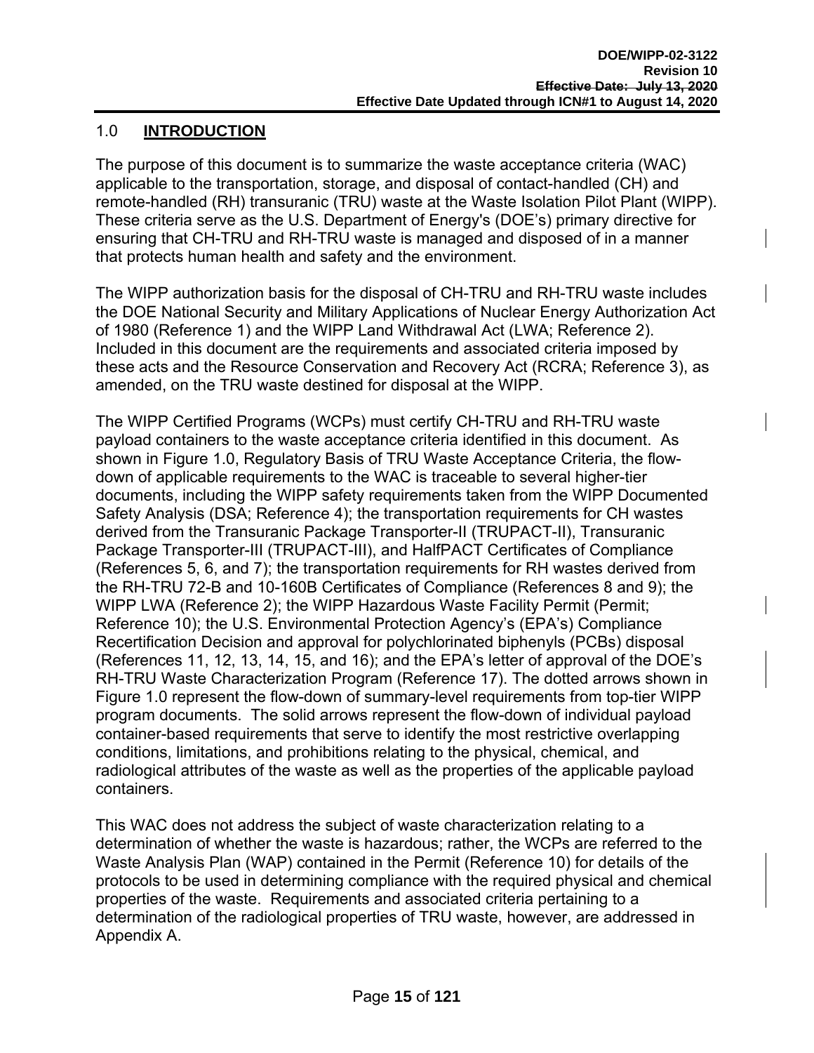# 1.0 **INTRODUCTION**

The purpose of this document is to summarize the waste acceptance criteria (WAC) applicable to the transportation, storage, and disposal of contact-handled (CH) and remote-handled (RH) transuranic (TRU) waste at the Waste Isolation Pilot Plant (WIPP). These criteria serve as the U.S. Department of Energy's (DOE's) primary directive for ensuring that CH-TRU and RH-TRU waste is managed and disposed of in a manner that protects human health and safety and the environment.

The WIPP authorization basis for the disposal of CH-TRU and RH-TRU waste includes the DOE National Security and Military Applications of Nuclear Energy Authorization Act of 1980 (Reference 1) and the WIPP Land Withdrawal Act (LWA; Reference 2). Included in this document are the requirements and associated criteria imposed by these acts and the Resource Conservation and Recovery Act (RCRA; Reference 3), as amended, on the TRU waste destined for disposal at the WIPP.

The WIPP Certified Programs (WCPs) must certify CH-TRU and RH-TRU waste payload containers to the waste acceptance criteria identified in this document. As shown in Figure 1.0, Regulatory Basis of TRU Waste Acceptance Criteria, the flow-down of applicable requirements to the WAC is traceable to several higher-tier documents, including the WIPP safety requirements taken from the WIPP Documented Safety Analysis (DSA; Reference 4); the transportation requirements for CH wastes derived from the Transuranic Package Transporter-II (TRUPACT-II), Transuranic Package Transporter-III (TRUPACT-III), and HalfPACT Certificates of Compliance (References 5, 6, and 7); the transportation requirements for RH wastes derived from the RH-TRU 72-B and 10-160B Certificates of Compliance (References 8 and 9); the WIPP LWA (Reference 2); the WIPP Hazardous Waste Facility Permit (Permit; Reference 10); the U.S. Environmental Protection Agency's (EPA's) Compliance Recertification Decision and approval for polychlorinated biphenyls (PCBs) disposal (References 11, 12, 13, 14, 15, and 16); and the EPA's letter of approval of the DOE's RH-TRU Waste Characterization Program (Reference 17). The dotted arrows shown in Figure 1.0 represent the flow-down of summary-level requirements from top-tier WIPP program documents. The solid arrows represent the flow-down of individual payload container-based requirements that serve to identify the most restrictive overlapping conditions, limitations, and prohibitions relating to the physical, chemical, and radiological attributes of the waste as well as the properties of the applicable payload containers.

This WAC does not address the subject of waste characterization relating to a determination of whether the waste is hazardous; rather, the WCPs are referred to the Waste Analysis Plan (WAP) contained in the Permit (Reference 10) for details of the protocols to be used in determining compliance with the required physical and chemical properties of the waste. Requirements and associated criteria pertaining to a determination of the radiological properties of TRU waste, however, are addressed in Appendix A.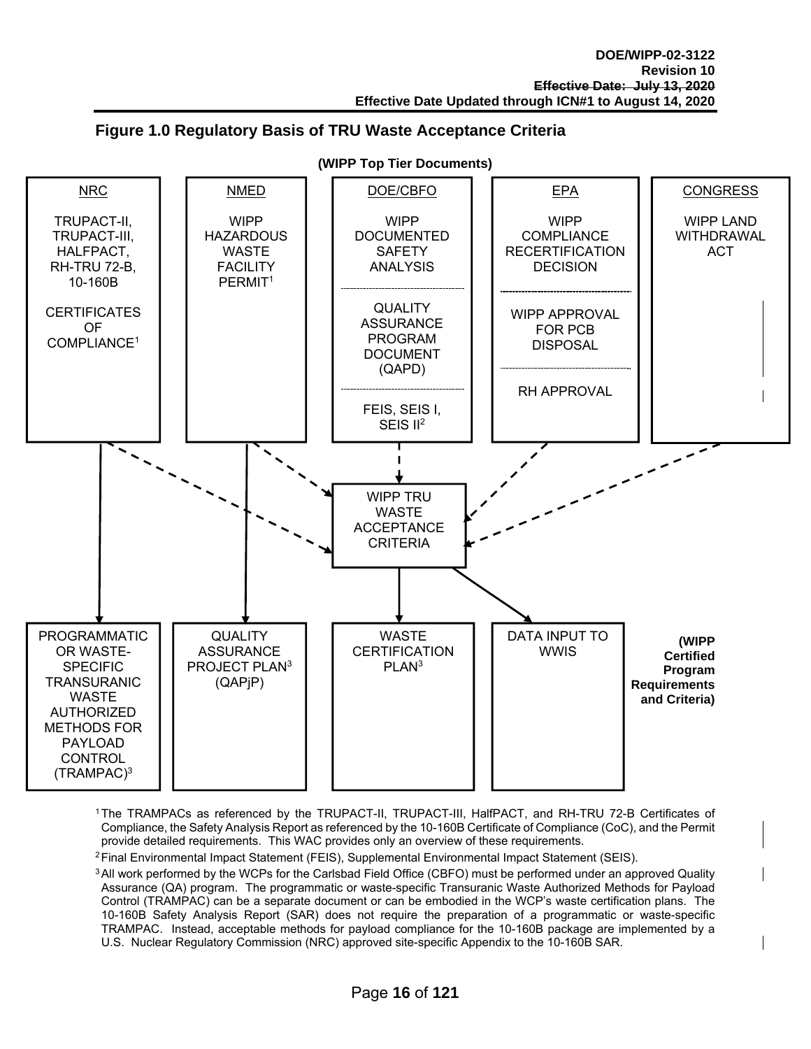## Figure 1.0 Regulatory Basis of TRU Waste Acceptance Criteria

**(WIPP Top Tier Documents)**

| NRC | NMED | DOE/CBFO | EPA | CONGRESS |
|---|---|---|---|---|
| TRUPACT-II, TRUPACT-III, HALFPACT, RH-TRU 72-B, 10-160B CERTIFICATES OF COMPLIANCE[1] | WIPP HAZARDOUS WASTE FACILITY PERMIT[1] | WIPP DOCUMENTED SAFETY ANALYSIS | WIPP COMPLIANCE RECERTIFICATION DECISION | WIPP LAND WITHDRAWAL ACT |
| | | QUALITY ASSURANCE PROGRAM DOCUMENT (QAPD) | WIPP APPROVAL FOR PCB DISPOSAL | |
| | | FEIS, SEIS I, SEIS II[2] | RH APPROVAL | |

All top tier documents feed into: **WIPP TRU WASTE ACCEPTANCE CRITERIA**

**(WIPP Certified Program Requirements and Criteria)**

- PROGRAMMATIC OR WASTE-SPECIFIC TRANSURANIC WASTE AUTHORIZED METHODS FOR PAYLOAD CONTROL (TRAMPAC)[3] (from NRC)
- QUALITY ASSURANCE PROJECT PLAN[3] (QAPjP) (from NMED)
- WASTE CERTIFICATION PLAN[3] (from WIPP TRU Waste Acceptance Criteria)
- DATA INPUT TO WWIS (from WIPP TRU Waste Acceptance Criteria)

[1] The TRAMPACs as referenced by the TRUPACT-II, TRUPACT-III, HalfPACT, and RH-TRU 72-B Certificates of Compliance, the Safety Analysis Report as referenced by the 10-160B Certificate of Compliance (CoC), and the Permit provide detailed requirements. This WAC provides only an overview of these requirements.

[2] Final Environmental Impact Statement (FEIS), Supplemental Environmental Impact Statement (SEIS).

[3] All work performed by the WCPs for the Carlsbad Field Office (CBFO) must be performed under an approved Quality Assurance (QA) program. The programmatic or waste-specific Transuranic Waste Authorized Methods for Payload Control (TRAMPAC) can be a separate document or can be embodied in the WCP's waste certification plans. The 10-160B Safety Analysis Report (SAR) does not require the preparation of a programmatic or waste-specific TRAMPAC. Instead, acceptable methods for payload compliance for the 10-160B package are implemented by a U.S. Nuclear Regulatory Commission (NRC) approved site-specific Appendix to the 10-160B SAR.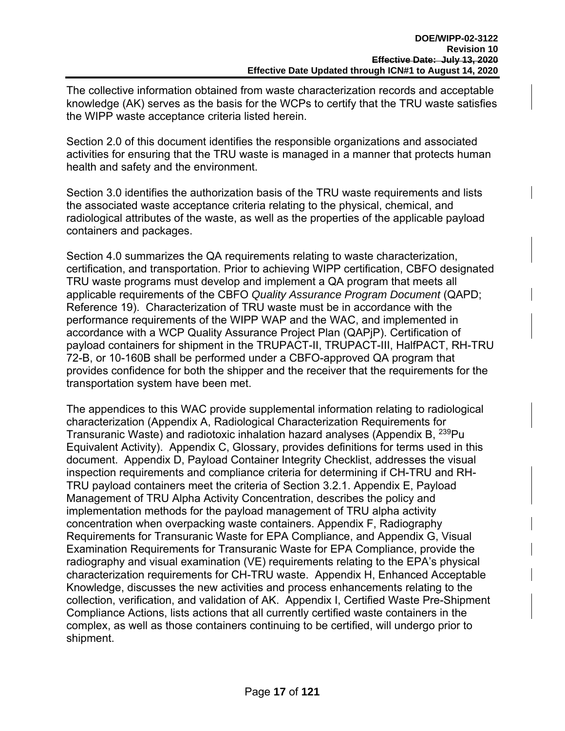The collective information obtained from waste characterization records and acceptable knowledge (AK) serves as the basis for the WCPs to certify that the TRU waste satisfies the WIPP waste acceptance criteria listed herein.

Section 2.0 of this document identifies the responsible organizations and associated activities for ensuring that the TRU waste is managed in a manner that protects human health and safety and the environment.

Section 3.0 identifies the authorization basis of the TRU waste requirements and lists the associated waste acceptance criteria relating to the physical, chemical, and radiological attributes of the waste, as well as the properties of the applicable payload containers and packages.

Section 4.0 summarizes the QA requirements relating to waste characterization, certification, and transportation. Prior to achieving WIPP certification, CBFO designated TRU waste programs must develop and implement a QA program that meets all applicable requirements of the CBFO *Quality Assurance Program Document* (QAPD; Reference 19). Characterization of TRU waste must be in accordance with the performance requirements of the WIPP WAP and the WAC, and implemented in accordance with a WCP Quality Assurance Project Plan (QAPjP). Certification of payload containers for shipment in the TRUPACT-II, TRUPACT-III, HalfPACT, RH-TRU 72-B, or 10-160B shall be performed under a CBFO-approved QA program that provides confidence for both the shipper and the receiver that the requirements for the transportation system have been met.

The appendices to this WAC provide supplemental information relating to radiological characterization (Appendix A, Radiological Characterization Requirements for Transuranic Waste) and radiotoxic inhalation hazard analyses (Appendix B, $^{239}$Pu Equivalent Activity). Appendix C, Glossary, provides definitions for terms used in this document. Appendix D, Payload Container Integrity Checklist, addresses the visual inspection requirements and compliance criteria for determining if CH-TRU and RH-TRU payload containers meet the criteria of Section 3.2.1. Appendix E, Payload Management of TRU Alpha Activity Concentration, describes the policy and implementation methods for the payload management of TRU alpha activity concentration when overpacking waste containers. Appendix F, Radiography Requirements for Transuranic Waste for EPA Compliance, and Appendix G, Visual Examination Requirements for Transuranic Waste for EPA Compliance, provide the radiography and visual examination (VE) requirements relating to the EPA's physical characterization requirements for CH-TRU waste. Appendix H, Enhanced Acceptable Knowledge, discusses the new activities and process enhancements relating to the collection, verification, and validation of AK. Appendix I, Certified Waste Pre-Shipment Compliance Actions, lists actions that all currently certified waste containers in the complex, as well as those containers continuing to be certified, will undergo prior to shipment.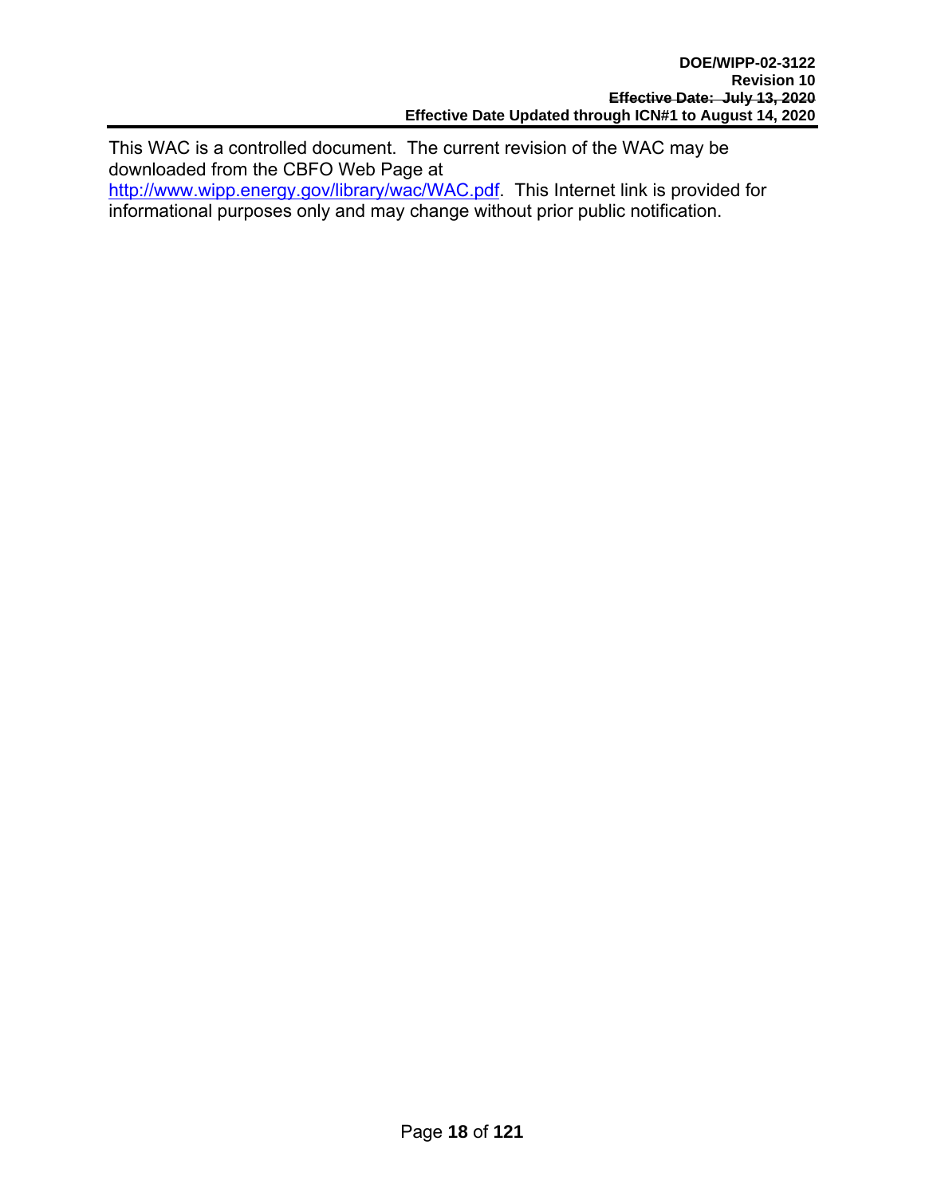This WAC is a controlled document. The current revision of the WAC may be downloaded from the CBFO Web Page at http://www.wipp.energy.gov/library/wac/WAC.pdf. This Internet link is provided for informational purposes only and may change without prior public notification.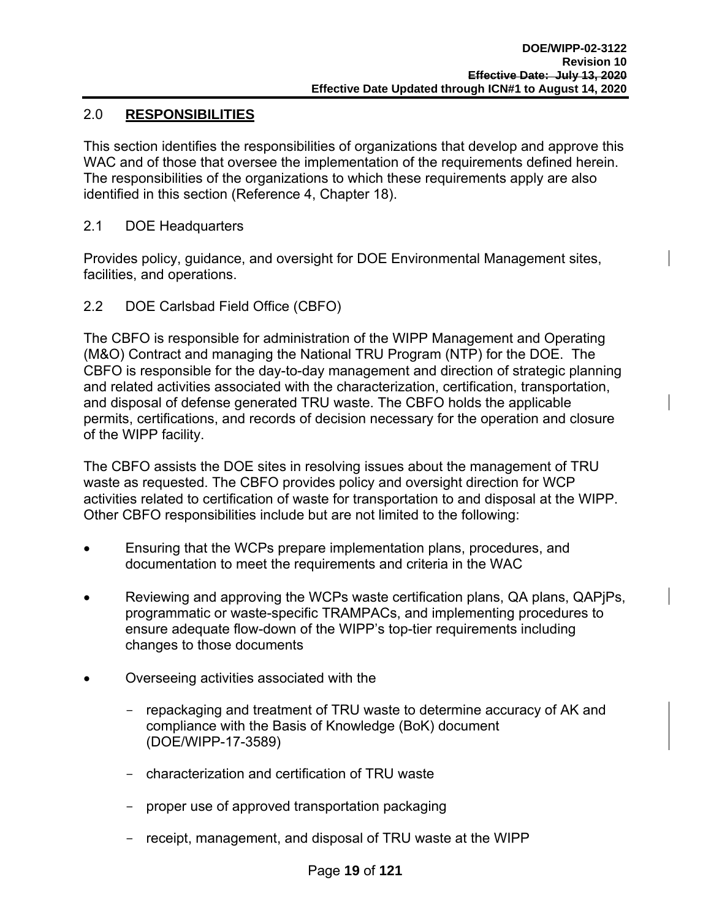## 2.0 RESPONSIBILITIES

This section identifies the responsibilities of organizations that develop and approve this WAC and of those that oversee the implementation of the requirements defined herein. The responsibilities of the organizations to which these requirements apply are also identified in this section (Reference 4, Chapter 18).

### 2.1 DOE Headquarters

Provides policy, guidance, and oversight for DOE Environmental Management sites, facilities, and operations.

### 2.2 DOE Carlsbad Field Office (CBFO)

The CBFO is responsible for administration of the WIPP Management and Operating (M&O) Contract and managing the National TRU Program (NTP) for the DOE. The CBFO is responsible for the day-to-day management and direction of strategic planning and related activities associated with the characterization, certification, transportation, and disposal of defense generated TRU waste. The CBFO holds the applicable permits, certifications, and records of decision necessary for the operation and closure of the WIPP facility.

The CBFO assists the DOE sites in resolving issues about the management of TRU waste as requested. The CBFO provides policy and oversight direction for WCP activities related to certification of waste for transportation to and disposal at the WIPP. Other CBFO responsibilities include but are not limited to the following:

- Ensuring that the WCPs prepare implementation plans, procedures, and documentation to meet the requirements and criteria in the WAC
- Reviewing and approving the WCPs waste certification plans, QA plans, QAPjPs, programmatic or waste-specific TRAMPACs, and implementing procedures to ensure adequate flow-down of the WIPP's top-tier requirements including changes to those documents
- Overseeing activities associated with the
  - repackaging and treatment of TRU waste to determine accuracy of AK and compliance with the Basis of Knowledge (BoK) document (DOE/WIPP-17-3589)
  - characterization and certification of TRU waste
  - proper use of approved transportation packaging
  - receipt, management, and disposal of TRU waste at the WIPP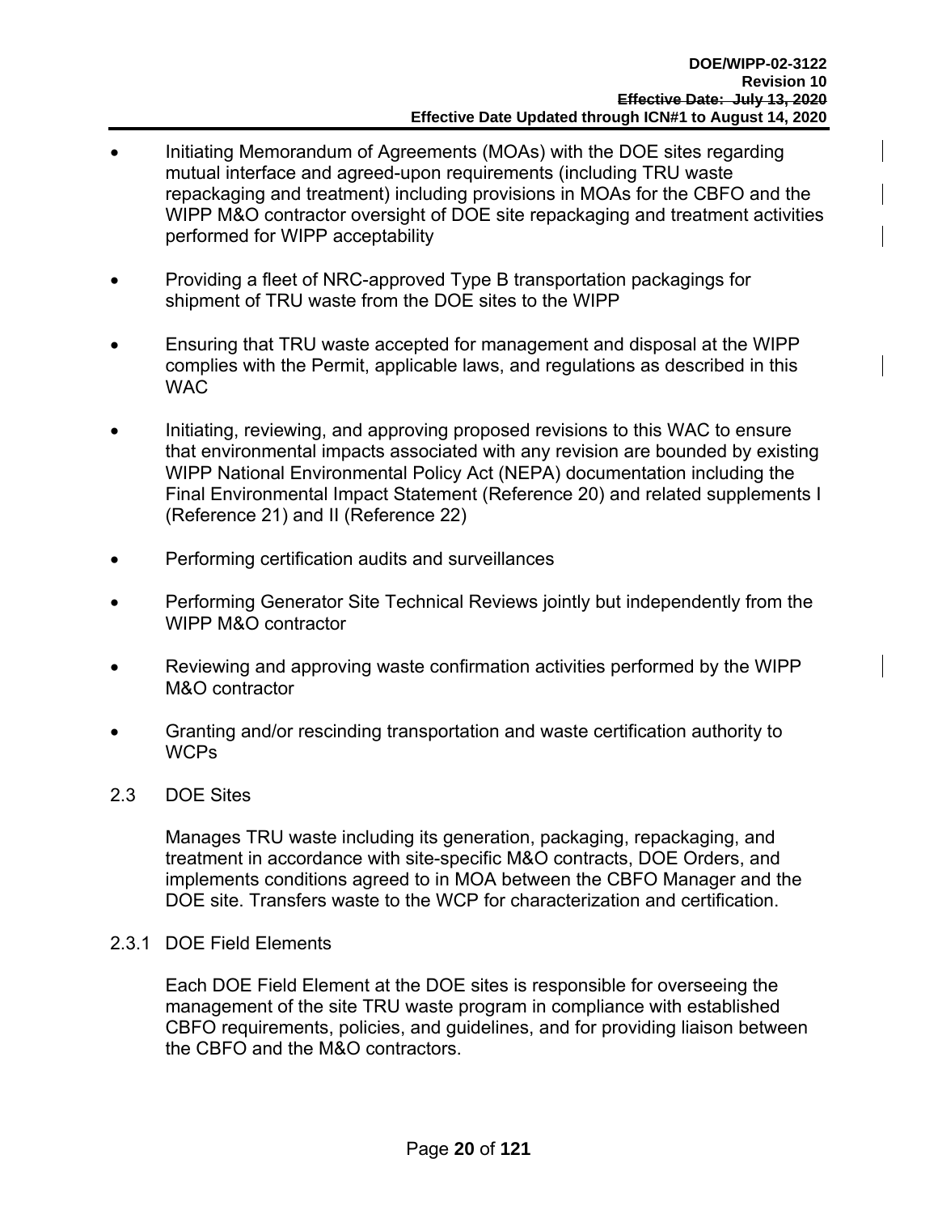- Initiating Memorandum of Agreements (MOAs) with the DOE sites regarding mutual interface and agreed-upon requirements (including TRU waste repackaging and treatment) including provisions in MOAs for the CBFO and the WIPP M&O contractor oversight of DOE site repackaging and treatment activities performed for WIPP acceptability

- Providing a fleet of NRC-approved Type B transportation packagings for shipment of TRU waste from the DOE sites to the WIPP

- Ensuring that TRU waste accepted for management and disposal at the WIPP complies with the Permit, applicable laws, and regulations as described in this WAC

- Initiating, reviewing, and approving proposed revisions to this WAC to ensure that environmental impacts associated with any revision are bounded by existing WIPP National Environmental Policy Act (NEPA) documentation including the Final Environmental Impact Statement (Reference 20) and related supplements I (Reference 21) and II (Reference 22)

- Performing certification audits and surveillances

- Performing Generator Site Technical Reviews jointly but independently from the WIPP M&O contractor

- Reviewing and approving waste confirmation activities performed by the WIPP M&O contractor

- Granting and/or rescinding transportation and waste certification authority to WCPs

## 2.3 DOE Sites

Manages TRU waste including its generation, packaging, repackaging, and treatment in accordance with site-specific M&O contracts, DOE Orders, and implements conditions agreed to in MOA between the CBFO Manager and the DOE site. Transfers waste to the WCP for characterization and certification.

### 2.3.1 DOE Field Elements

Each DOE Field Element at the DOE sites is responsible for overseeing the management of the site TRU waste program in compliance with established CBFO requirements, policies, and guidelines, and for providing liaison between the CBFO and the M&O contractors.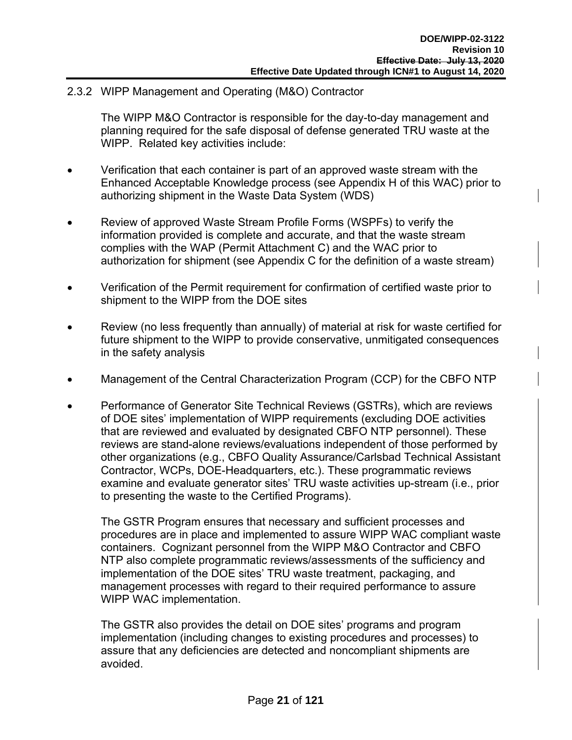### 2.3.2 WIPP Management and Operating (M&O) Contractor

The WIPP M&O Contractor is responsible for the day-to-day management and planning required for the safe disposal of defense generated TRU waste at the WIPP. Related key activities include:

- Verification that each container is part of an approved waste stream with the Enhanced Acceptable Knowledge process (see Appendix H of this WAC) prior to authorizing shipment in the Waste Data System (WDS)
- Review of approved Waste Stream Profile Forms (WSPFs) to verify the information provided is complete and accurate, and that the waste stream complies with the WAP (Permit Attachment C) and the WAC prior to authorization for shipment (see Appendix C for the definition of a waste stream)
- Verification of the Permit requirement for confirmation of certified waste prior to shipment to the WIPP from the DOE sites
- Review (no less frequently than annually) of material at risk for waste certified for future shipment to the WIPP to provide conservative, unmitigated consequences in the safety analysis
- Management of the Central Characterization Program (CCP) for the CBFO NTP
- Performance of Generator Site Technical Reviews (GSTRs), which are reviews of DOE sites' implementation of WIPP requirements (excluding DOE activities that are reviewed and evaluated by designated CBFO NTP personnel). These reviews are stand-alone reviews/evaluations independent of those performed by other organizations (e.g., CBFO Quality Assurance/Carlsbad Technical Assistant Contractor, WCPs, DOE-Headquarters, etc.). These programmatic reviews examine and evaluate generator sites' TRU waste activities up-stream (i.e., prior to presenting the waste to the Certified Programs).

  The GSTR Program ensures that necessary and sufficient processes and procedures are in place and implemented to assure WIPP WAC compliant waste containers. Cognizant personnel from the WIPP M&O Contractor and CBFO NTP also complete programmatic reviews/assessments of the sufficiency and implementation of the DOE sites' TRU waste treatment, packaging, and management processes with regard to their required performance to assure WIPP WAC implementation.

  The GSTR also provides the detail on DOE sites' programs and program implementation (including changes to existing procedures and processes) to assure that any deficiencies are detected and noncompliant shipments are avoided.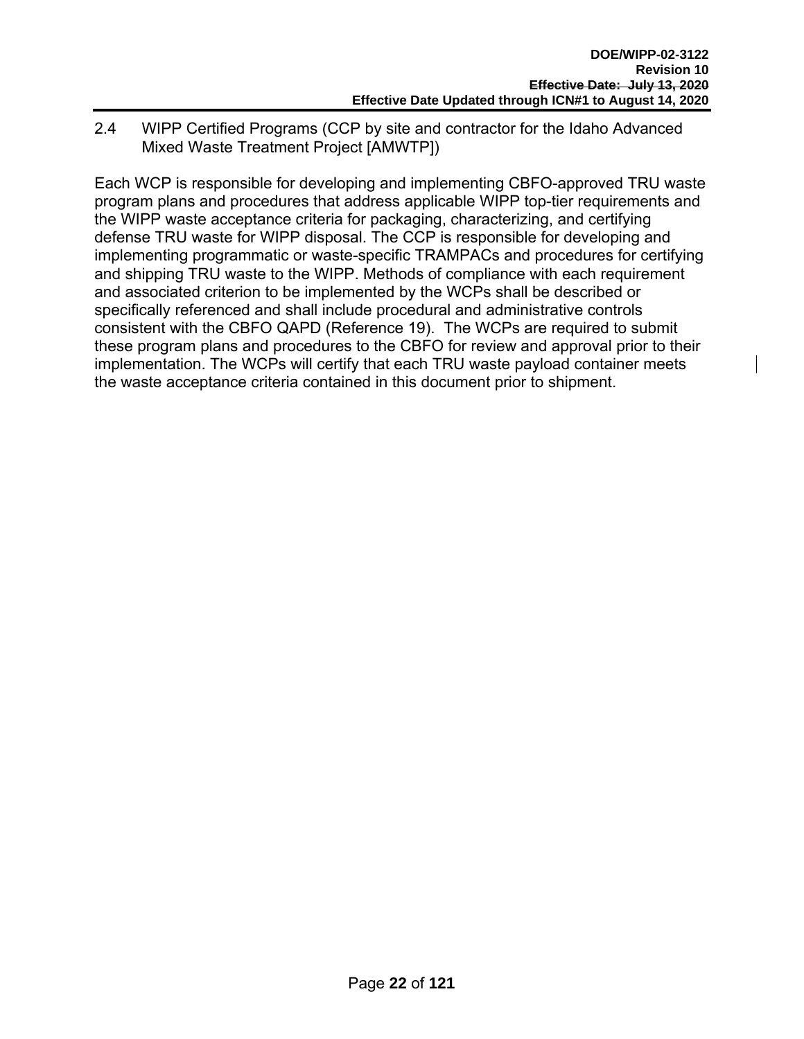## 2.4 WIPP Certified Programs (CCP by site and contractor for the Idaho Advanced Mixed Waste Treatment Project [AMWTP])

Each WCP is responsible for developing and implementing CBFO-approved TRU waste program plans and procedures that address applicable WIPP top-tier requirements and the WIPP waste acceptance criteria for packaging, characterizing, and certifying defense TRU waste for WIPP disposal. The CCP is responsible for developing and implementing programmatic or waste-specific TRAMPACs and procedures for certifying and shipping TRU waste to the WIPP. Methods of compliance with each requirement and associated criterion to be implemented by the WCPs shall be described or specifically referenced and shall include procedural and administrative controls consistent with the CBFO QAPD (Reference 19). The WCPs are required to submit these program plans and procedures to the CBFO for review and approval prior to their implementation. The WCPs will certify that each TRU waste payload container meets the waste acceptance criteria contained in this document prior to shipment.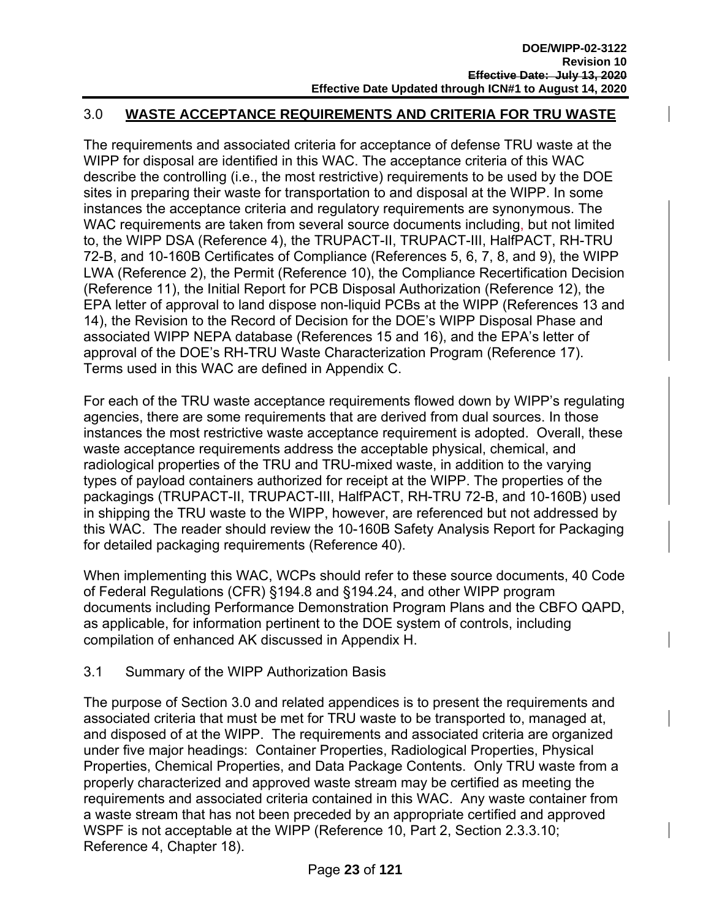## 3.0 WASTE ACCEPTANCE REQUIREMENTS AND CRITERIA FOR TRU WASTE

The requirements and associated criteria for acceptance of defense TRU waste at the WIPP for disposal are identified in this WAC. The acceptance criteria of this WAC describe the controlling (i.e., the most restrictive) requirements to be used by the DOE sites in preparing their waste for transportation to and disposal at the WIPP. In some instances the acceptance criteria and regulatory requirements are synonymous. The WAC requirements are taken from several source documents including, but not limited to, the WIPP DSA (Reference 4), the TRUPACT-II, TRUPACT-III, HalfPACT, RH-TRU 72-B, and 10-160B Certificates of Compliance (References 5, 6, 7, 8, and 9), the WIPP LWA (Reference 2), the Permit (Reference 10), the Compliance Recertification Decision (Reference 11), the Initial Report for PCB Disposal Authorization (Reference 12), the EPA letter of approval to land dispose non-liquid PCBs at the WIPP (References 13 and 14), the Revision to the Record of Decision for the DOE's WIPP Disposal Phase and associated WIPP NEPA database (References 15 and 16), and the EPA's letter of approval of the DOE's RH-TRU Waste Characterization Program (Reference 17). Terms used in this WAC are defined in Appendix C.

For each of the TRU waste acceptance requirements flowed down by WIPP's regulating agencies, there are some requirements that are derived from dual sources. In those instances the most restrictive waste acceptance requirement is adopted. Overall, these waste acceptance requirements address the acceptable physical, chemical, and radiological properties of the TRU and TRU-mixed waste, in addition to the varying types of payload containers authorized for receipt at the WIPP. The properties of the packagings (TRUPACT-II, TRUPACT-III, HalfPACT, RH-TRU 72-B, and 10-160B) used in shipping the TRU waste to the WIPP, however, are referenced but not addressed by this WAC. The reader should review the 10-160B Safety Analysis Report for Packaging for detailed packaging requirements (Reference 40).

When implementing this WAC, WCPs should refer to these source documents, 40 Code of Federal Regulations (CFR) §194.8 and §194.24, and other WIPP program documents including Performance Demonstration Program Plans and the CBFO QAPD, as applicable, for information pertinent to the DOE system of controls, including compilation of enhanced AK discussed in Appendix H.

### 3.1 Summary of the WIPP Authorization Basis

The purpose of Section 3.0 and related appendices is to present the requirements and associated criteria that must be met for TRU waste to be transported to, managed at, and disposed of at the WIPP. The requirements and associated criteria are organized under five major headings: Container Properties, Radiological Properties, Physical Properties, Chemical Properties, and Data Package Contents. Only TRU waste from a properly characterized and approved waste stream may be certified as meeting the requirements and associated criteria contained in this WAC. Any waste container from a waste stream that has not been preceded by an appropriate certified and approved WSPF is not acceptable at the WIPP (Reference 10, Part 2, Section 2.3.3.10; Reference 4, Chapter 18).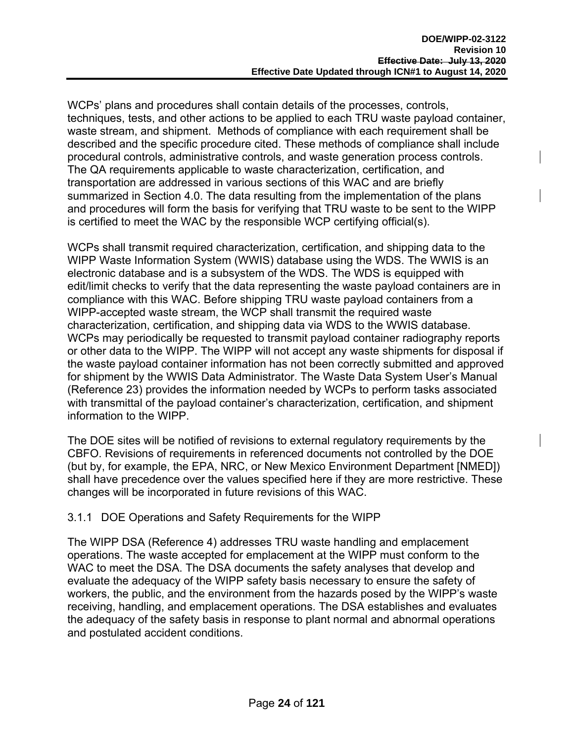WCPs' plans and procedures shall contain details of the processes, controls, techniques, tests, and other actions to be applied to each TRU waste payload container, waste stream, and shipment. Methods of compliance with each requirement shall be described and the specific procedure cited. These methods of compliance shall include procedural controls, administrative controls, and waste generation process controls. The QA requirements applicable to waste characterization, certification, and transportation are addressed in various sections of this WAC and are briefly summarized in Section 4.0. The data resulting from the implementation of the plans and procedures will form the basis for verifying that TRU waste to be sent to the WIPP is certified to meet the WAC by the responsible WCP certifying official(s).

WCPs shall transmit required characterization, certification, and shipping data to the WIPP Waste Information System (WWIS) database using the WDS. The WWIS is an electronic database and is a subsystem of the WDS. The WDS is equipped with edit/limit checks to verify that the data representing the waste payload containers are in compliance with this WAC. Before shipping TRU waste payload containers from a WIPP-accepted waste stream, the WCP shall transmit the required waste characterization, certification, and shipping data via WDS to the WWIS database. WCPs may periodically be requested to transmit payload container radiography reports or other data to the WIPP. The WIPP will not accept any waste shipments for disposal if the waste payload container information has not been correctly submitted and approved for shipment by the WWIS Data Administrator. The Waste Data System User's Manual (Reference 23) provides the information needed by WCPs to perform tasks associated with transmittal of the payload container's characterization, certification, and shipment information to the WIPP.

The DOE sites will be notified of revisions to external regulatory requirements by the CBFO. Revisions of requirements in referenced documents not controlled by the DOE (but by, for example, the EPA, NRC, or New Mexico Environment Department [NMED]) shall have precedence over the values specified here if they are more restrictive. These changes will be incorporated in future revisions of this WAC.

### 3.1.1 DOE Operations and Safety Requirements for the WIPP

The WIPP DSA (Reference 4) addresses TRU waste handling and emplacement operations. The waste accepted for emplacement at the WIPP must conform to the WAC to meet the DSA. The DSA documents the safety analyses that develop and evaluate the adequacy of the WIPP safety basis necessary to ensure the safety of workers, the public, and the environment from the hazards posed by the WIPP's waste receiving, handling, and emplacement operations. The DSA establishes and evaluates the adequacy of the safety basis in response to plant normal and abnormal operations and postulated accident conditions.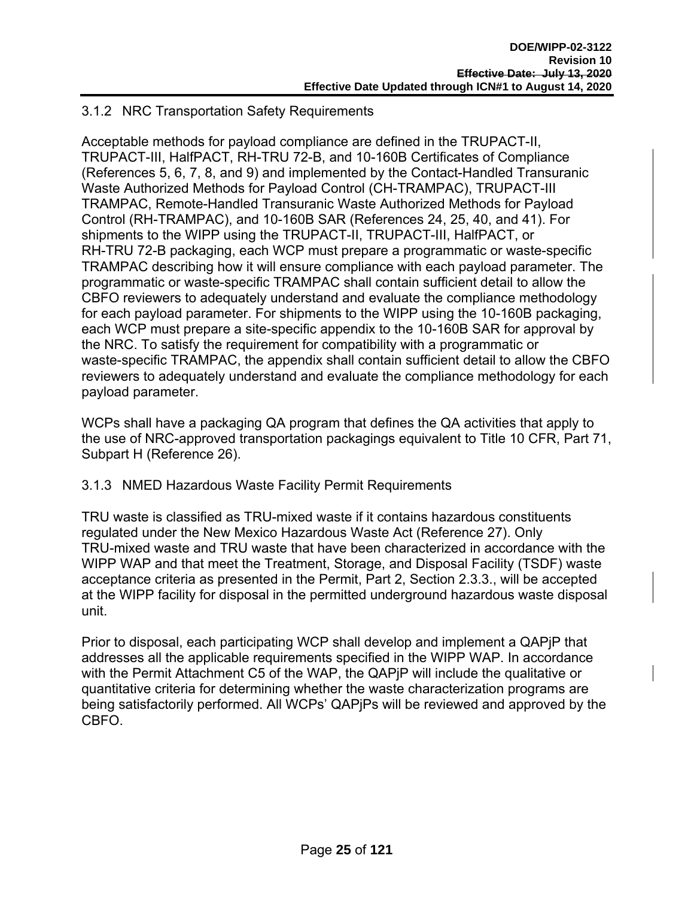### 3.1.2 NRC Transportation Safety Requirements

Acceptable methods for payload compliance are defined in the TRUPACT-II, TRUPACT-III, HalfPACT, RH-TRU 72-B, and 10-160B Certificates of Compliance (References 5, 6, 7, 8, and 9) and implemented by the Contact-Handled Transuranic Waste Authorized Methods for Payload Control (CH-TRAMPAC), TRUPACT-III TRAMPAC, Remote-Handled Transuranic Waste Authorized Methods for Payload Control (RH-TRAMPAC), and 10-160B SAR (References 24, 25, 40, and 41). For shipments to the WIPP using the TRUPACT-II, TRUPACT-III, HalfPACT, or RH-TRU 72-B packaging, each WCP must prepare a programmatic or waste-specific TRAMPAC describing how it will ensure compliance with each payload parameter. The programmatic or waste-specific TRAMPAC shall contain sufficient detail to allow the CBFO reviewers to adequately understand and evaluate the compliance methodology for each payload parameter. For shipments to the WIPP using the 10-160B packaging, each WCP must prepare a site-specific appendix to the 10-160B SAR for approval by the NRC. To satisfy the requirement for compatibility with a programmatic or waste-specific TRAMPAC, the appendix shall contain sufficient detail to allow the CBFO reviewers to adequately understand and evaluate the compliance methodology for each payload parameter.

WCPs shall have a packaging QA program that defines the QA activities that apply to the use of NRC-approved transportation packagings equivalent to Title 10 CFR, Part 71, Subpart H (Reference 26).

### 3.1.3 NMED Hazardous Waste Facility Permit Requirements

TRU waste is classified as TRU-mixed waste if it contains hazardous constituents regulated under the New Mexico Hazardous Waste Act (Reference 27). Only TRU-mixed waste and TRU waste that have been characterized in accordance with the WIPP WAP and that meet the Treatment, Storage, and Disposal Facility (TSDF) waste acceptance criteria as presented in the Permit, Part 2, Section 2.3.3., will be accepted at the WIPP facility for disposal in the permitted underground hazardous waste disposal unit.

Prior to disposal, each participating WCP shall develop and implement a QAPjP that addresses all the applicable requirements specified in the WIPP WAP. In accordance with the Permit Attachment C5 of the WAP, the QAPjP will include the qualitative or quantitative criteria for determining whether the waste characterization programs are being satisfactorily performed. All WCPs' QAPjPs will be reviewed and approved by the CBFO.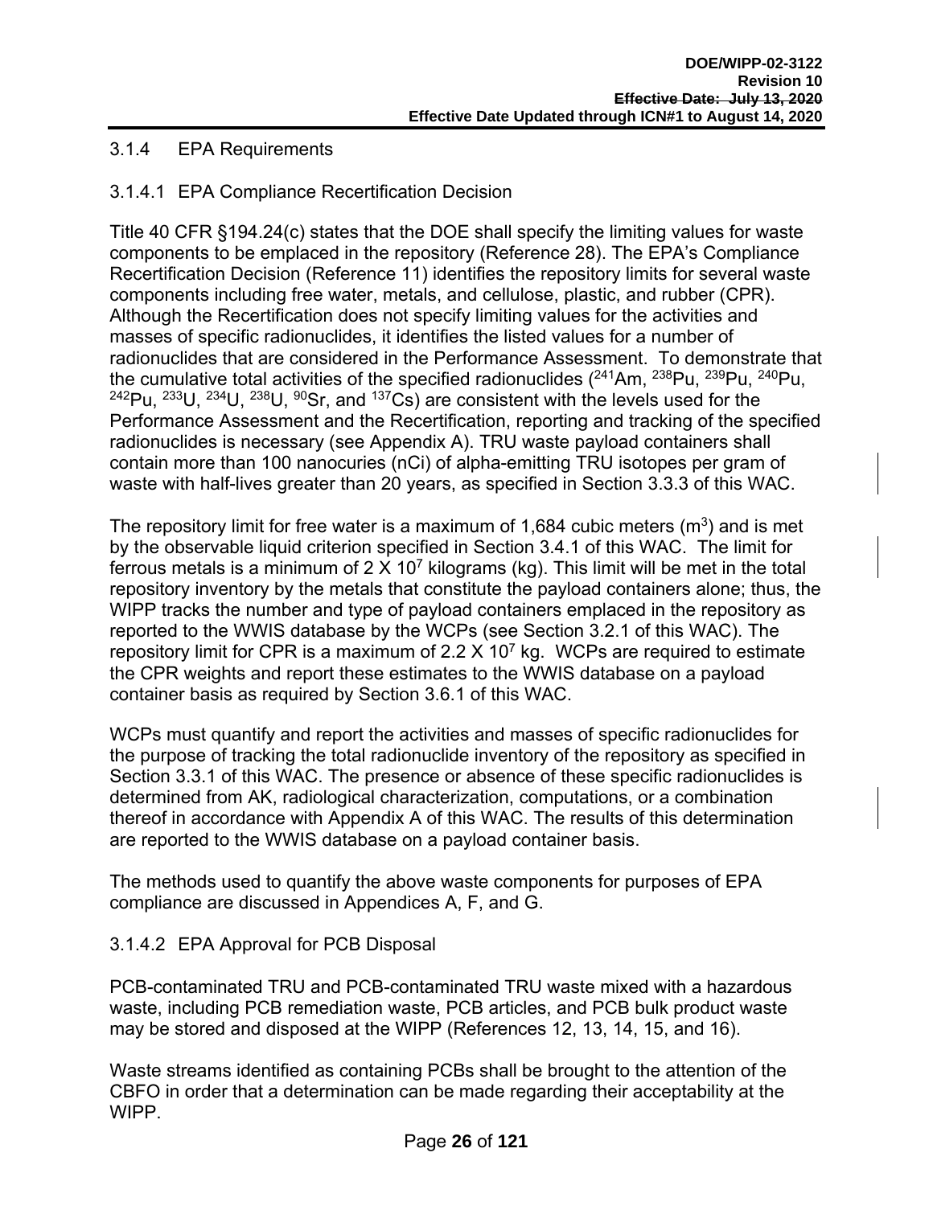### 3.1.4 EPA Requirements

#### 3.1.4.1 EPA Compliance Recertification Decision

Title 40 CFR §194.24(c) states that the DOE shall specify the limiting values for waste components to be emplaced in the repository (Reference 28). The EPA's Compliance Recertification Decision (Reference 11) identifies the repository limits for several waste components including free water, metals, and cellulose, plastic, and rubber (CPR). Although the Recertification does not specify limiting values for the activities and masses of specific radionuclides, it identifies the listed values for a number of radionuclides that are considered in the Performance Assessment. To demonstrate that the cumulative total activities of the specified radionuclides ($^{241}$Am, $^{238}$Pu, $^{239}$Pu, $^{240}$Pu, $^{242}$Pu, $^{233}$U, $^{234}$U, $^{238}$U, $^{90}$Sr, and $^{137}$Cs) are consistent with the levels used for the Performance Assessment and the Recertification, reporting and tracking of the specified radionuclides is necessary (see Appendix A). TRU waste payload containers shall contain more than 100 nanocuries (nCi) of alpha-emitting TRU isotopes per gram of waste with half-lives greater than 20 years, as specified in Section 3.3.3 of this WAC.

The repository limit for free water is a maximum of 1,684 cubic meters (m$^3$) and is met by the observable liquid criterion specified in Section 3.4.1 of this WAC. The limit for ferrous metals is a minimum of 2 X 10$^7$ kilograms (kg). This limit will be met in the total repository inventory by the metals that constitute the payload containers alone; thus, the WIPP tracks the number and type of payload containers emplaced in the repository as reported to the WWIS database by the WCPs (see Section 3.2.1 of this WAC). The repository limit for CPR is a maximum of 2.2 X 10$^7$ kg. WCPs are required to estimate the CPR weights and report these estimates to the WWIS database on a payload container basis as required by Section 3.6.1 of this WAC.

WCPs must quantify and report the activities and masses of specific radionuclides for the purpose of tracking the total radionuclide inventory of the repository as specified in Section 3.3.1 of this WAC. The presence or absence of these specific radionuclides is determined from AK, radiological characterization, computations, or a combination thereof in accordance with Appendix A of this WAC. The results of this determination are reported to the WWIS database on a payload container basis.

The methods used to quantify the above waste components for purposes of EPA compliance are discussed in Appendices A, F, and G.

#### 3.1.4.2 EPA Approval for PCB Disposal

PCB-contaminated TRU and PCB-contaminated TRU waste mixed with a hazardous waste, including PCB remediation waste, PCB articles, and PCB bulk product waste may be stored and disposed at the WIPP (References 12, 13, 14, 15, and 16).

Waste streams identified as containing PCBs shall be brought to the attention of the CBFO in order that a determination can be made regarding their acceptability at the WIPP.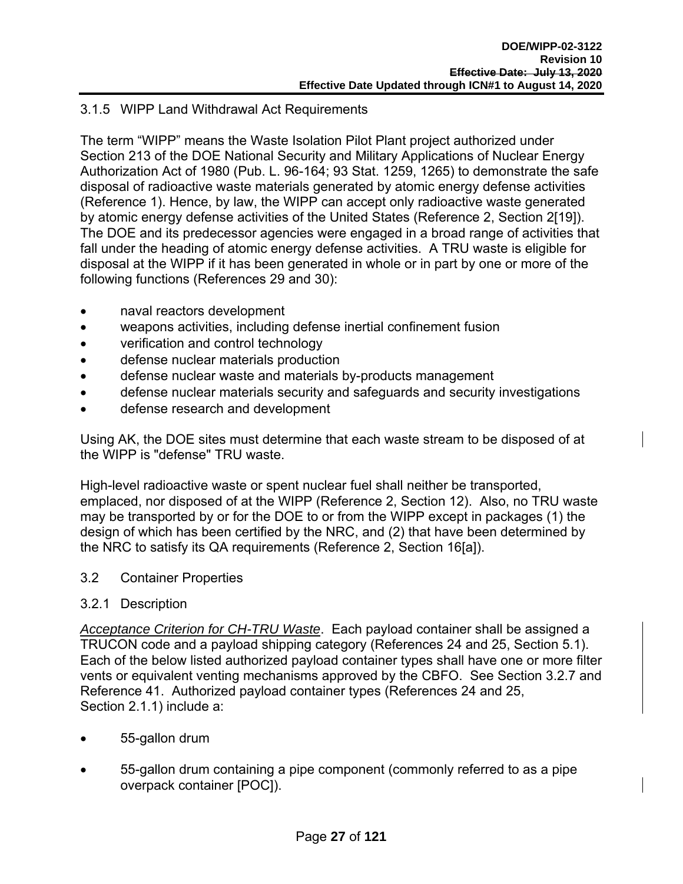### 3.1.5 WIPP Land Withdrawal Act Requirements

The term "WIPP" means the Waste Isolation Pilot Plant project authorized under Section 213 of the DOE National Security and Military Applications of Nuclear Energy Authorization Act of 1980 (Pub. L. 96-164; 93 Stat. 1259, 1265) to demonstrate the safe disposal of radioactive waste materials generated by atomic energy defense activities (Reference 1). Hence, by law, the WIPP can accept only radioactive waste generated by atomic energy defense activities of the United States (Reference 2, Section 2[19]). The DOE and its predecessor agencies were engaged in a broad range of activities that fall under the heading of atomic energy defense activities. A TRU waste is eligible for disposal at the WIPP if it has been generated in whole or in part by one or more of the following functions (References 29 and 30):

- naval reactors development
- weapons activities, including defense inertial confinement fusion
- verification and control technology
- defense nuclear materials production
- defense nuclear waste and materials by-products management
- defense nuclear materials security and safeguards and security investigations
- defense research and development

Using AK, the DOE sites must determine that each waste stream to be disposed of at the WIPP is "defense" TRU waste.

High-level radioactive waste or spent nuclear fuel shall neither be transported, emplaced, nor disposed of at the WIPP (Reference 2, Section 12). Also, no TRU waste may be transported by or for the DOE to or from the WIPP except in packages (1) the design of which has been certified by the NRC, and (2) that have been determined by the NRC to satisfy its QA requirements (Reference 2, Section 16[a]).

## 3.2 Container Properties

### 3.2.1 Description

*Acceptance Criterion for CH-TRU Waste*. Each payload container shall be assigned a TRUCON code and a payload shipping category (References 24 and 25, Section 5.1). Each of the below listed authorized payload container types shall have one or more filter vents or equivalent venting mechanisms approved by the CBFO. See Section 3.2.7 and Reference 41. Authorized payload container types (References 24 and 25, Section 2.1.1) include a:

- 55-gallon drum
- 55-gallon drum containing a pipe component (commonly referred to as a pipe overpack container [POC]).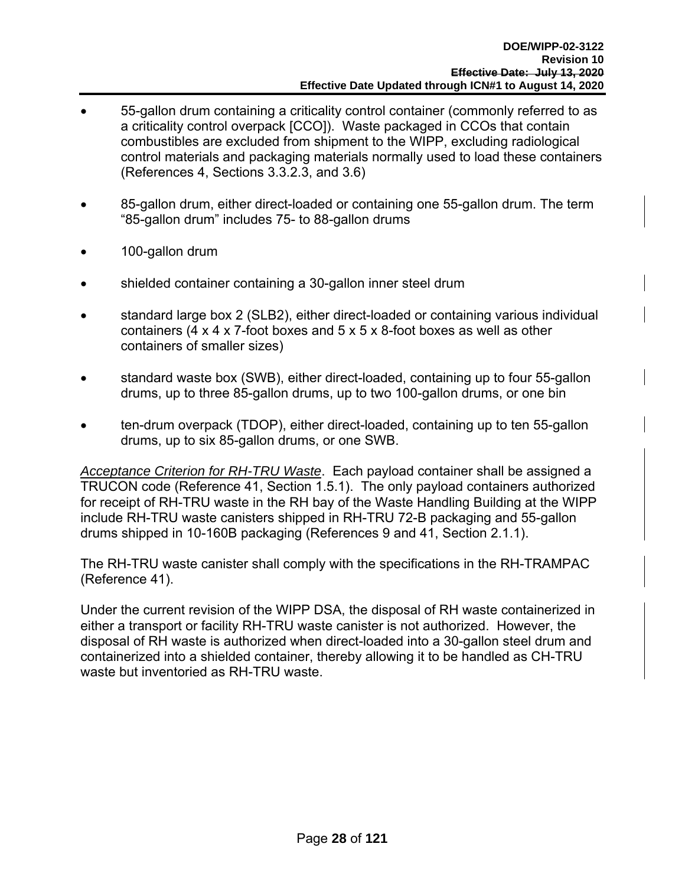- 55-gallon drum containing a criticality control container (commonly referred to as a criticality control overpack [CCO]). Waste packaged in CCOs that contain combustibles are excluded from shipment to the WIPP, excluding radiological control materials and packaging materials normally used to load these containers (References 4, Sections 3.3.2.3, and 3.6)

- 85-gallon drum, either direct-loaded or containing one 55-gallon drum. The term “85-gallon drum” includes 75- to 88-gallon drums

- 100-gallon drum

- shielded container containing a 30-gallon inner steel drum

- standard large box 2 (SLB2), either direct-loaded or containing various individual containers (4 x 4 x 7-foot boxes and 5 x 5 x 8-foot boxes as well as other containers of smaller sizes)

- standard waste box (SWB), either direct-loaded, containing up to four 55-gallon drums, up to three 85-gallon drums, up to two 100-gallon drums, or one bin

- ten-drum overpack (TDOP), either direct-loaded, containing up to ten 55-gallon drums, up to six 85-gallon drums, or one SWB.

*Acceptance Criterion for RH-TRU Waste*. Each payload container shall be assigned a TRUCON code (Reference 41, Section 1.5.1). The only payload containers authorized for receipt of RH-TRU waste in the RH bay of the Waste Handling Building at the WIPP include RH-TRU waste canisters shipped in RH-TRU 72-B packaging and 55-gallon drums shipped in 10-160B packaging (References 9 and 41, Section 2.1.1).

The RH-TRU waste canister shall comply with the specifications in the RH-TRAMPAC (Reference 41).

Under the current revision of the WIPP DSA, the disposal of RH waste containerized in either a transport or facility RH-TRU waste canister is not authorized. However, the disposal of RH waste is authorized when direct-loaded into a 30-gallon steel drum and containerized into a shielded container, thereby allowing it to be handled as CH-TRU waste but inventoried as RH-TRU waste.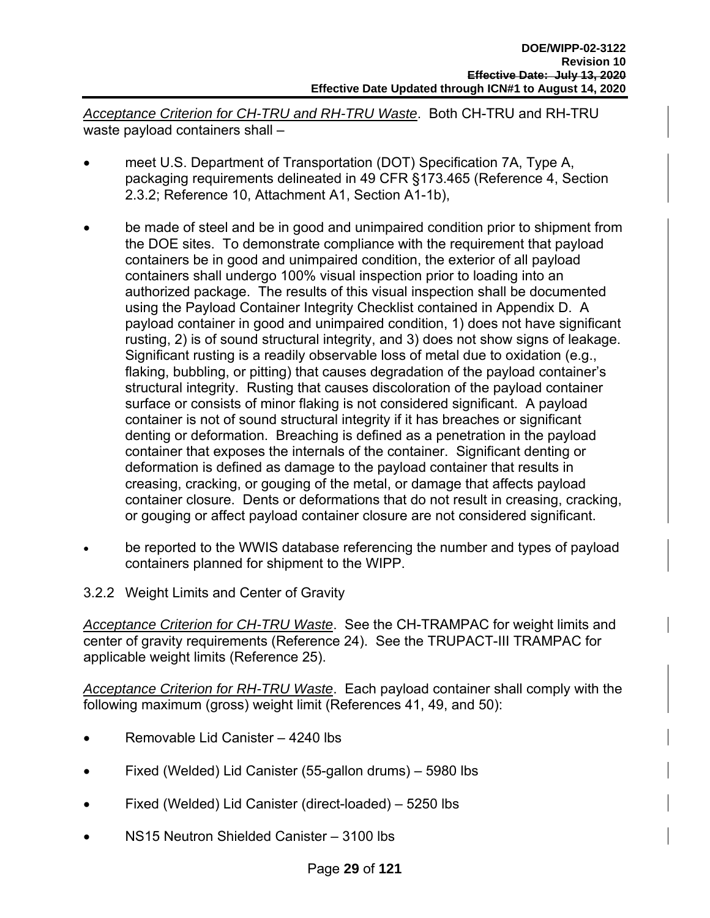*Acceptance Criterion for CH-TRU and RH-TRU Waste*. Both CH-TRU and RH-TRU waste payload containers shall –

- meet U.S. Department of Transportation (DOT) Specification 7A, Type A, packaging requirements delineated in 49 CFR §173.465 (Reference 4, Section 2.3.2; Reference 10, Attachment A1, Section A1-1b),
- be made of steel and be in good and unimpaired condition prior to shipment from the DOE sites. To demonstrate compliance with the requirement that payload containers be in good and unimpaired condition, the exterior of all payload containers shall undergo 100% visual inspection prior to loading into an authorized package. The results of this visual inspection shall be documented using the Payload Container Integrity Checklist contained in Appendix D. A payload container in good and unimpaired condition, 1) does not have significant rusting, 2) is of sound structural integrity, and 3) does not show signs of leakage. Significant rusting is a readily observable loss of metal due to oxidation (e.g., flaking, bubbling, or pitting) that causes degradation of the payload container's structural integrity. Rusting that causes discoloration of the payload container surface or consists of minor flaking is not considered significant. A payload container is not of sound structural integrity if it has breaches or significant denting or deformation. Breaching is defined as a penetration in the payload container that exposes the internals of the container. Significant denting or deformation is defined as damage to the payload container that results in creasing, cracking, or gouging of the metal, or damage that affects payload container closure. Dents or deformations that do not result in creasing, cracking, or gouging or affect payload container closure are not considered significant.
- be reported to the WWIS database referencing the number and types of payload containers planned for shipment to the WIPP.

### 3.2.2 Weight Limits and Center of Gravity

*Acceptance Criterion for CH-TRU Waste*. See the CH-TRAMPAC for weight limits and center of gravity requirements (Reference 24). See the TRUPACT-III TRAMPAC for applicable weight limits (Reference 25).

*Acceptance Criterion for RH-TRU Waste*. Each payload container shall comply with the following maximum (gross) weight limit (References 41, 49, and 50):

- Removable Lid Canister – 4240 lbs
- Fixed (Welded) Lid Canister (55-gallon drums) – 5980 lbs
- Fixed (Welded) Lid Canister (direct-loaded) – 5250 lbs
- NS15 Neutron Shielded Canister – 3100 lbs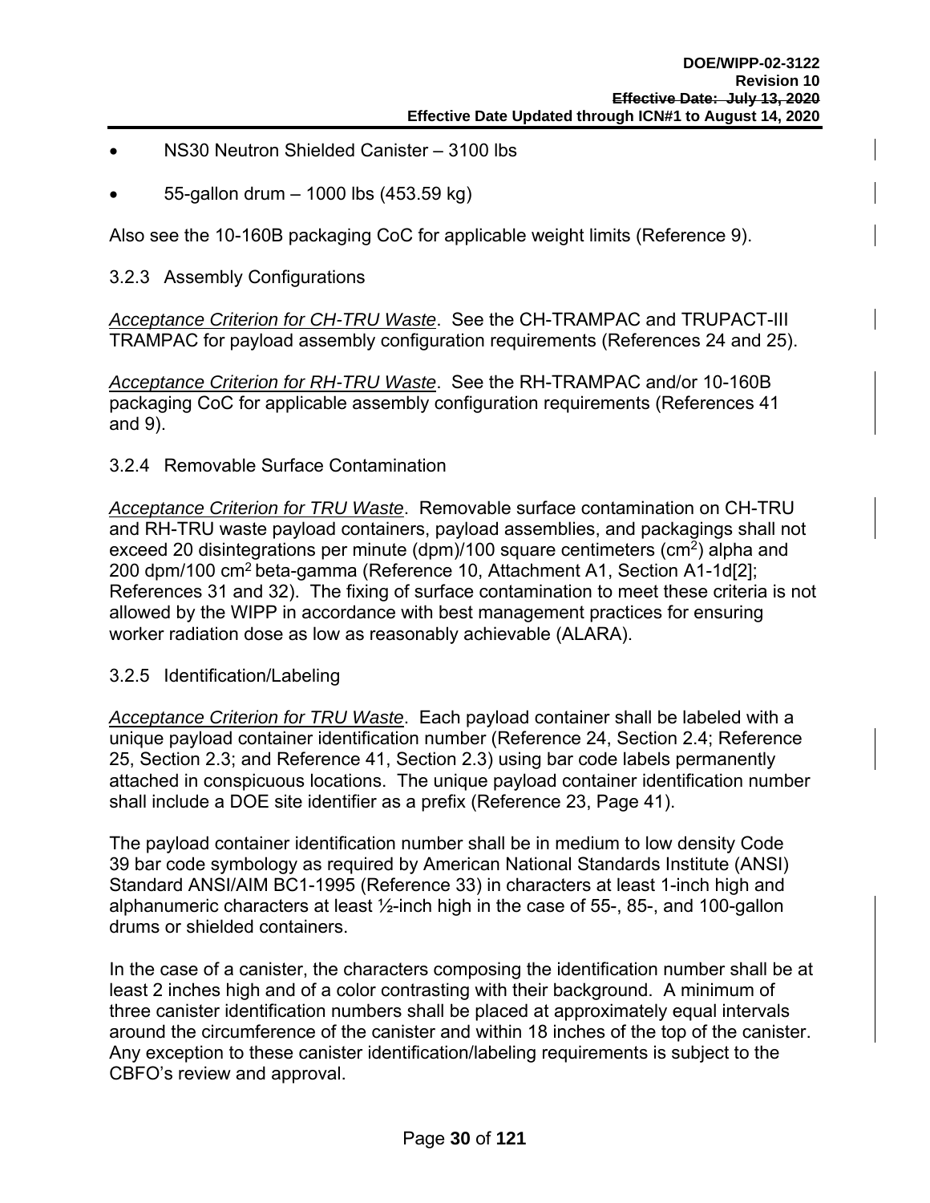- NS30 Neutron Shielded Canister – 3100 lbs
- 55-gallon drum – 1000 lbs (453.59 kg)

Also see the 10-160B packaging CoC for applicable weight limits (Reference 9).

### 3.2.3 Assembly Configurations

*Acceptance Criterion for CH-TRU Waste*. See the CH-TRAMPAC and TRUPACT-III TRAMPAC for payload assembly configuration requirements (References 24 and 25).

*Acceptance Criterion for RH-TRU Waste*. See the RH-TRAMPAC and/or 10-160B packaging CoC for applicable assembly configuration requirements (References 41 and 9).

### 3.2.4 Removable Surface Contamination

*Acceptance Criterion for TRU Waste*. Removable surface contamination on CH-TRU and RH-TRU waste payload containers, payload assemblies, and packagings shall not exceed 20 disintegrations per minute (dpm)/100 square centimeters ($cm^2$) alpha and 200 dpm/100 $cm^2$ beta-gamma (Reference 10, Attachment A1, Section A1-1d[2]; References 31 and 32). The fixing of surface contamination to meet these criteria is not allowed by the WIPP in accordance with best management practices for ensuring worker radiation dose as low as reasonably achievable (ALARA).

### 3.2.5 Identification/Labeling

*Acceptance Criterion for TRU Waste*. Each payload container shall be labeled with a unique payload container identification number (Reference 24, Section 2.4; Reference 25, Section 2.3; and Reference 41, Section 2.3) using bar code labels permanently attached in conspicuous locations. The unique payload container identification number shall include a DOE site identifier as a prefix (Reference 23, Page 41).

The payload container identification number shall be in medium to low density Code 39 bar code symbology as required by American National Standards Institute (ANSI) Standard ANSI/AIM BC1-1995 (Reference 33) in characters at least 1-inch high and alphanumeric characters at least ½-inch high in the case of 55-, 85-, and 100-gallon drums or shielded containers.

In the case of a canister, the characters composing the identification number shall be at least 2 inches high and of a color contrasting with their background. A minimum of three canister identification numbers shall be placed at approximately equal intervals around the circumference of the canister and within 18 inches of the top of the canister. Any exception to these canister identification/labeling requirements is subject to the CBFO's review and approval.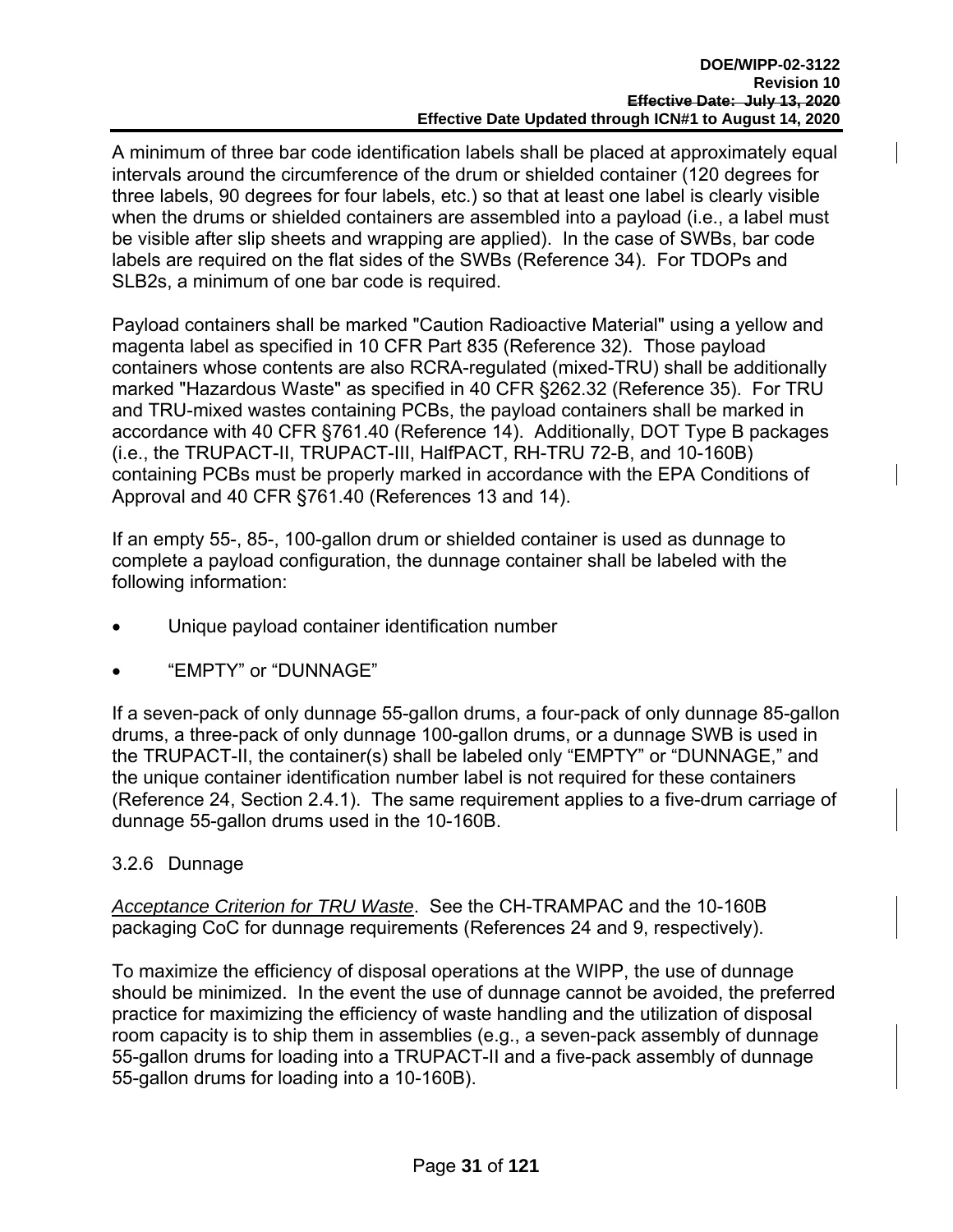A minimum of three bar code identification labels shall be placed at approximately equal intervals around the circumference of the drum or shielded container (120 degrees for three labels, 90 degrees for four labels, etc.) so that at least one label is clearly visible when the drums or shielded containers are assembled into a payload (i.e., a label must be visible after slip sheets and wrapping are applied). In the case of SWBs, bar code labels are required on the flat sides of the SWBs (Reference 34). For TDOPs and SLB2s, a minimum of one bar code is required.

Payload containers shall be marked "Caution Radioactive Material" using a yellow and magenta label as specified in 10 CFR Part 835 (Reference 32). Those payload containers whose contents are also RCRA-regulated (mixed-TRU) shall be additionally marked "Hazardous Waste" as specified in 40 CFR §262.32 (Reference 35). For TRU and TRU-mixed wastes containing PCBs, the payload containers shall be marked in accordance with 40 CFR §761.40 (Reference 14). Additionally, DOT Type B packages (i.e., the TRUPACT-II, TRUPACT-III, HalfPACT, RH-TRU 72-B, and 10-160B) containing PCBs must be properly marked in accordance with the EPA Conditions of Approval and 40 CFR §761.40 (References 13 and 14).

If an empty 55-, 85-, 100-gallon drum or shielded container is used as dunnage to complete a payload configuration, the dunnage container shall be labeled with the following information:

- Unique payload container identification number
- “EMPTY” or “DUNNAGE”

If a seven-pack of only dunnage 55-gallon drums, a four-pack of only dunnage 85-gallon drums, a three-pack of only dunnage 100-gallon drums, or a dunnage SWB is used in the TRUPACT-II, the container(s) shall be labeled only “EMPTY” or “DUNNAGE,” and the unique container identification number label is not required for these containers (Reference 24, Section 2.4.1). The same requirement applies to a five-drum carriage of dunnage 55-gallon drums used in the 10-160B.

### 3.2.6 Dunnage

*Acceptance Criterion for TRU Waste*. See the CH-TRAMPAC and the 10-160B packaging CoC for dunnage requirements (References 24 and 9, respectively).

To maximize the efficiency of disposal operations at the WIPP, the use of dunnage should be minimized. In the event the use of dunnage cannot be avoided, the preferred practice for maximizing the efficiency of waste handling and the utilization of disposal room capacity is to ship them in assemblies (e.g., a seven-pack assembly of dunnage 55-gallon drums for loading into a TRUPACT-II and a five-pack assembly of dunnage 55-gallon drums for loading into a 10-160B).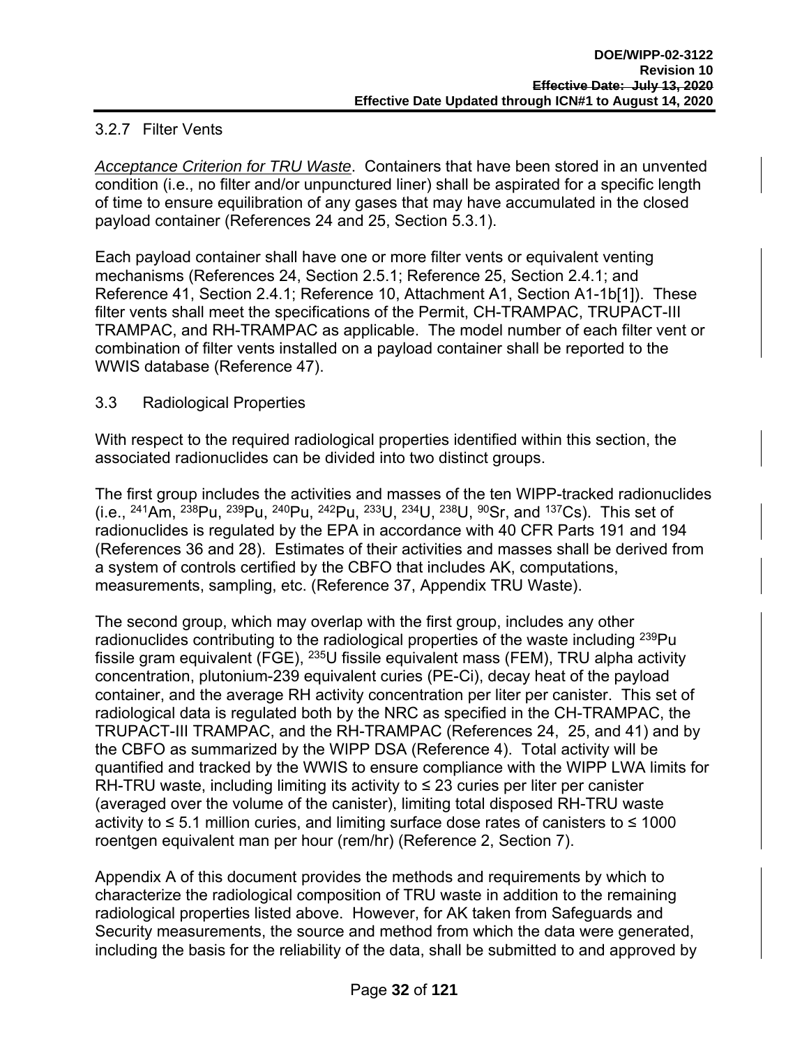### 3.2.7 Filter Vents

*Acceptance Criterion for TRU Waste*. Containers that have been stored in an unvented condition (i.e., no filter and/or unpunctured liner) shall be aspirated for a specific length of time to ensure equilibration of any gases that may have accumulated in the closed payload container (References 24 and 25, Section 5.3.1).

Each payload container shall have one or more filter vents or equivalent venting mechanisms (References 24, Section 2.5.1; Reference 25, Section 2.4.1; and Reference 41, Section 2.4.1; Reference 10, Attachment A1, Section A1-1b[1]). These filter vents shall meet the specifications of the Permit, CH-TRAMPAC, TRUPACT-III TRAMPAC, and RH-TRAMPAC as applicable. The model number of each filter vent or combination of filter vents installed on a payload container shall be reported to the WWIS database (Reference 47).

## 3.3 Radiological Properties

With respect to the required radiological properties identified within this section, the associated radionuclides can be divided into two distinct groups.

The first group includes the activities and masses of the ten WIPP-tracked radionuclides (i.e., $^{241}$Am, $^{238}$Pu, $^{239}$Pu, $^{240}$Pu, $^{242}$Pu, $^{233}$U, $^{234}$U, $^{238}$U, $^{90}$Sr, and $^{137}$Cs). This set of radionuclides is regulated by the EPA in accordance with 40 CFR Parts 191 and 194 (References 36 and 28). Estimates of their activities and masses shall be derived from a system of controls certified by the CBFO that includes AK, computations, measurements, sampling, etc. (Reference 37, Appendix TRU Waste).

The second group, which may overlap with the first group, includes any other radionuclides contributing to the radiological properties of the waste including $^{239}$Pu fissile gram equivalent (FGE), $^{235}$U fissile equivalent mass (FEM), TRU alpha activity concentration, plutonium-239 equivalent curies (PE-Ci), decay heat of the payload container, and the average RH activity concentration per liter per canister. This set of radiological data is regulated both by the NRC as specified in the CH-TRAMPAC, the TRUPACT-III TRAMPAC, and the RH-TRAMPAC (References 24, 25, and 41) and by the CBFO as summarized by the WIPP DSA (Reference 4). Total activity will be quantified and tracked by the WWIS to ensure compliance with the WIPP LWA limits for RH-TRU waste, including limiting its activity to ≤ 23 curies per liter per canister (averaged over the volume of the canister), limiting total disposed RH-TRU waste activity to ≤ 5.1 million curies, and limiting surface dose rates of canisters to ≤ 1000 roentgen equivalent man per hour (rem/hr) (Reference 2, Section 7).

Appendix A of this document provides the methods and requirements by which to characterize the radiological composition of TRU waste in addition to the remaining radiological properties listed above. However, for AK taken from Safeguards and Security measurements, the source and method from which the data were generated, including the basis for the reliability of the data, shall be submitted to and approved by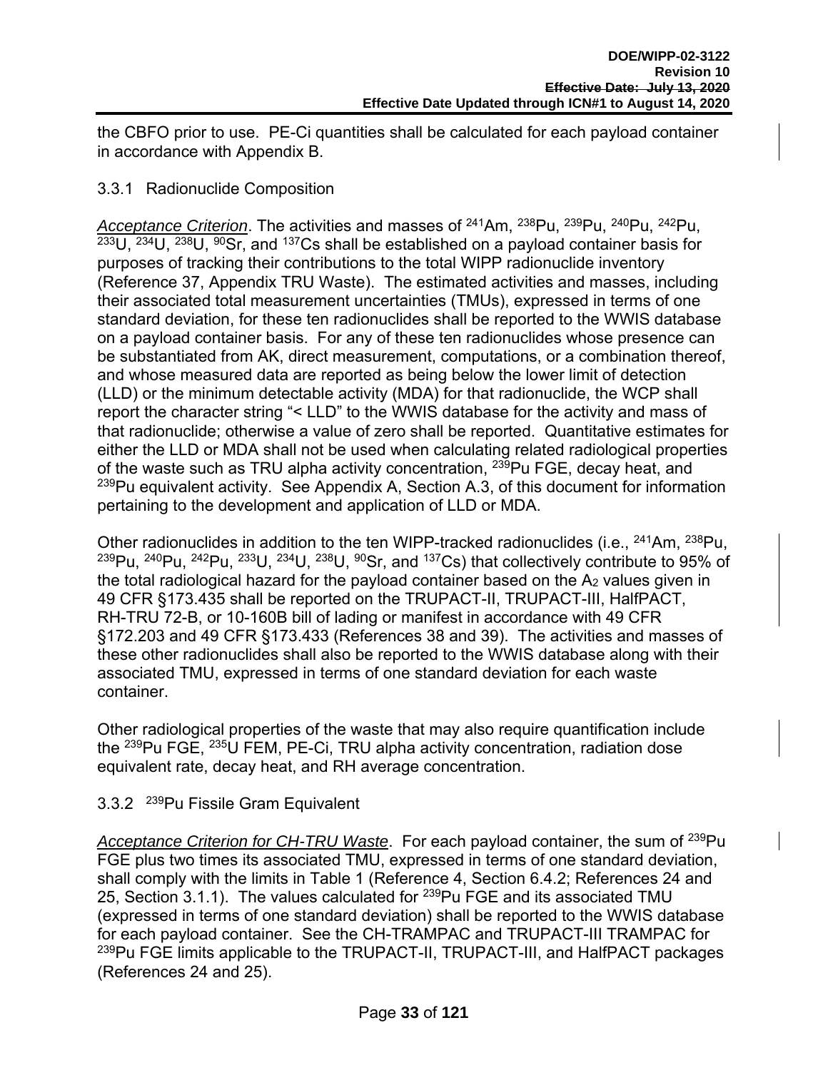the CBFO prior to use. PE-Ci quantities shall be calculated for each payload container in accordance with Appendix B.

### 3.3.1 Radionuclide Composition

*Acceptance Criterion*. The activities and masses of $^{241}$Am, $^{238}$Pu, $^{239}$Pu, $^{240}$Pu, $^{242}$Pu, $^{233}$U, $^{234}$U, $^{238}$U, $^{90}$Sr, and $^{137}$Cs shall be established on a payload container basis for purposes of tracking their contributions to the total WIPP radionuclide inventory (Reference 37, Appendix TRU Waste). The estimated activities and masses, including their associated total measurement uncertainties (TMUs), expressed in terms of one standard deviation, for these ten radionuclides shall be reported to the WWIS database on a payload container basis. For any of these ten radionuclides whose presence can be substantiated from AK, direct measurement, computations, or a combination thereof, and whose measured data are reported as being below the lower limit of detection (LLD) or the minimum detectable activity (MDA) for that radionuclide, the WCP shall report the character string "< LLD" to the WWIS database for the activity and mass of that radionuclide; otherwise a value of zero shall be reported. Quantitative estimates for either the LLD or MDA shall not be used when calculating related radiological properties of the waste such as TRU alpha activity concentration, $^{239}$Pu FGE, decay heat, and $^{239}$Pu equivalent activity. See Appendix A, Section A.3, of this document for information pertaining to the development and application of LLD or MDA.

Other radionuclides in addition to the ten WIPP-tracked radionuclides (i.e., $^{241}$Am, $^{238}$Pu, $^{239}$Pu, $^{240}$Pu, $^{242}$Pu, $^{233}$U, $^{234}$U, $^{238}$U, $^{90}$Sr, and $^{137}$Cs) that collectively contribute to 95% of the total radiological hazard for the payload container based on the $A_2$ values given in 49 CFR §173.435 shall be reported on the TRUPACT-II, TRUPACT-III, HalfPACT, RH-TRU 72-B, or 10-160B bill of lading or manifest in accordance with 49 CFR §172.203 and 49 CFR §173.433 (References 38 and 39). The activities and masses of these other radionuclides shall also be reported to the WWIS database along with their associated TMU, expressed in terms of one standard deviation for each waste container.

Other radiological properties of the waste that may also require quantification include the $^{239}$Pu FGE, $^{235}$U FEM, PE-Ci, TRU alpha activity concentration, radiation dose equivalent rate, decay heat, and RH average concentration.

### 3.3.2 $^{239}$Pu Fissile Gram Equivalent

*Acceptance Criterion for CH-TRU Waste*. For each payload container, the sum of $^{239}$Pu FGE plus two times its associated TMU, expressed in terms of one standard deviation, shall comply with the limits in Table 1 (Reference 4, Section 6.4.2; References 24 and 25, Section 3.1.1). The values calculated for $^{239}$Pu FGE and its associated TMU (expressed in terms of one standard deviation) shall be reported to the WWIS database for each payload container. See the CH-TRAMPAC and TRUPACT-III TRAMPAC for $^{239}$Pu FGE limits applicable to the TRUPACT-II, TRUPACT-III, and HalfPACT packages (References 24 and 25).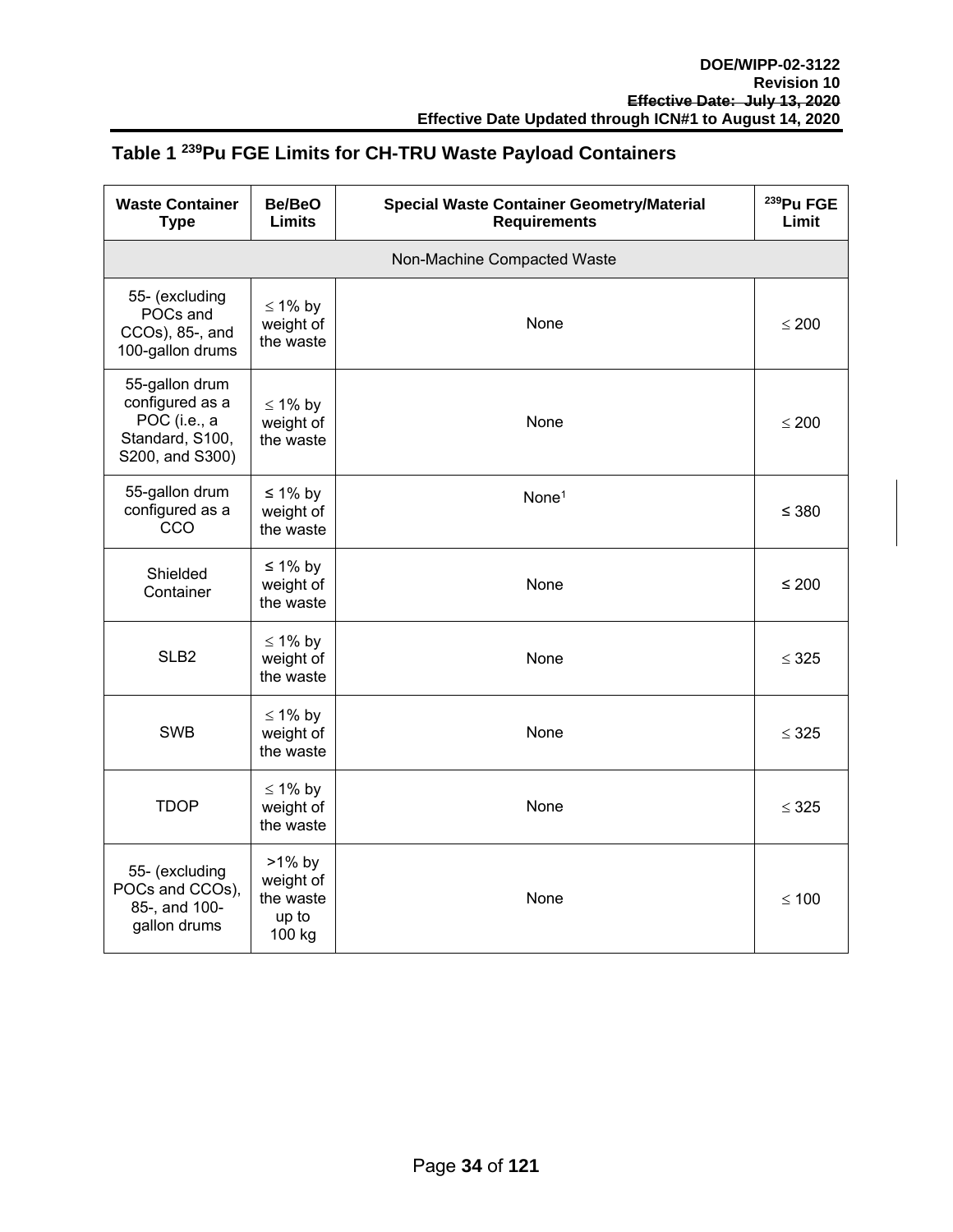## Table 1 $^{239}$Pu FGE Limits for CH-TRU Waste Payload Containers

| Waste Container Type | Be/BeO Limits | Special Waste Container Geometry/Material Requirements | $^{239}$Pu FGE Limit |
|---|---|---|---|
| Non-Machine Compacted Waste | | | |
| 55- (excluding POCs and CCOs), 85-, and 100-gallon drums | ≤ 1% by weight of the waste | None | ≤ 200 |
| 55-gallon drum configured as a POC (i.e., a Standard, S100, S200, and S300) | ≤ 1% by weight of the waste | None | ≤ 200 |
| 55-gallon drum configured as a CCO | ≤ 1% by weight of the waste | None[1] | ≤ 380 |
| Shielded Container | ≤ 1% by weight of the waste | None | ≤ 200 |
| SLB2 | ≤ 1% by weight of the waste | None | ≤ 325 |
| SWB | ≤ 1% by weight of the waste | None | ≤ 325 |
| TDOP | ≤ 1% by weight of the waste | None | ≤ 325 |
| 55- (excluding POCs and CCOs), 85-, and 100-gallon drums | >1% by weight of the waste up to 100 kg | None | ≤ 100 |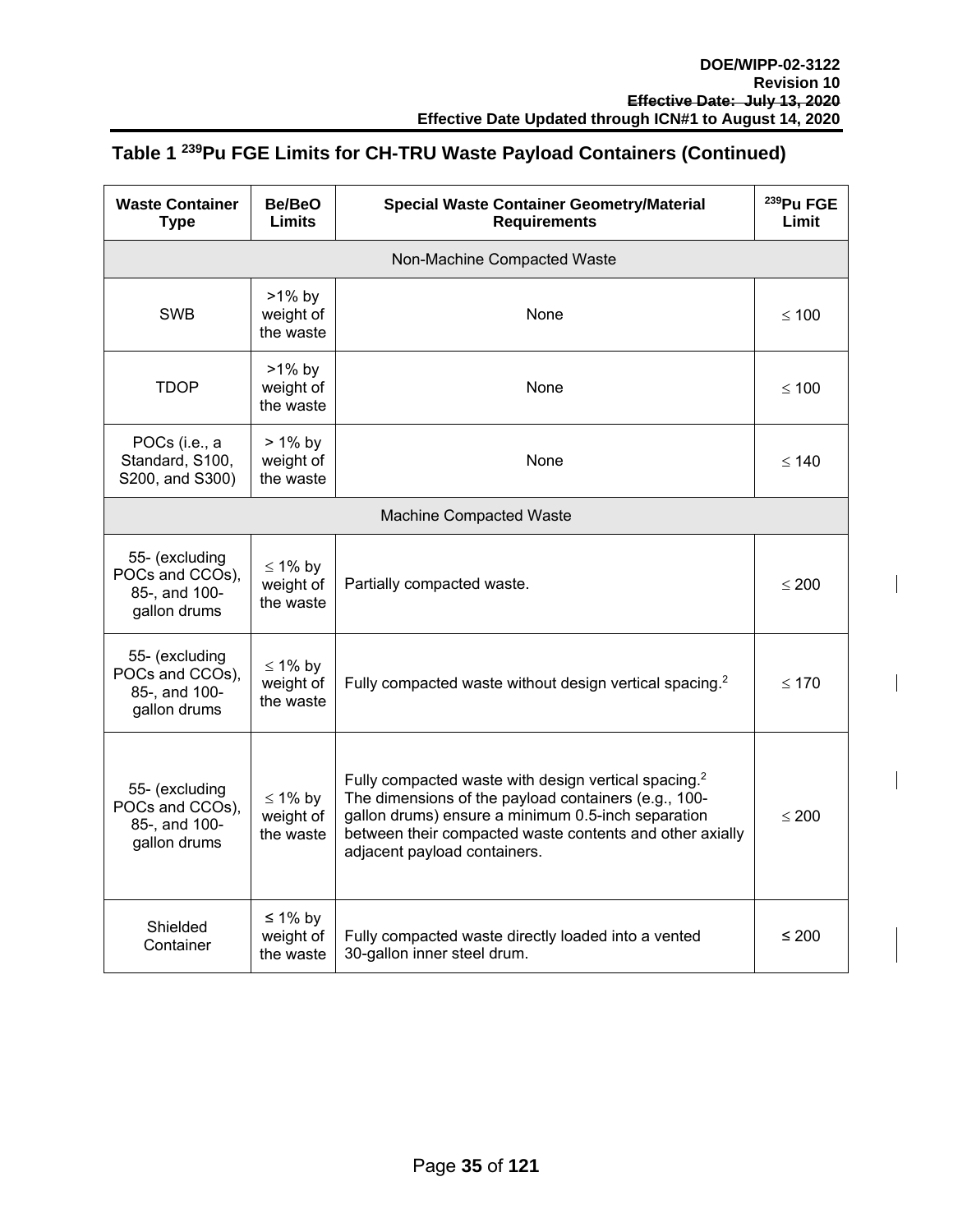## Table 1 $^{239}$Pu FGE Limits for CH-TRU Waste Payload Containers (Continued)

| Waste Container Type | Be/BeO Limits | Special Waste Container Geometry/Material Requirements | $^{239}$Pu FGE Limit |
|---|---|---|---|
| Non-Machine Compacted Waste | | | |
| SWB | >1% by weight of the waste | None | ≤ 100 |
| TDOP | >1% by weight of the waste | None | ≤ 100 |
| POCs (i.e., a Standard, S100, S200, and S300) | > 1% by weight of the waste | None | ≤ 140 |
| Machine Compacted Waste | | | |
| 55- (excluding POCs and CCOs), 85-, and 100-gallon drums | ≤ 1% by weight of the waste | Partially compacted waste. | ≤ 200 |
| 55- (excluding POCs and CCOs), 85-, and 100-gallon drums | ≤ 1% by weight of the waste | Fully compacted waste without design vertical spacing.[2] | ≤ 170 |
| 55- (excluding POCs and CCOs), 85-, and 100-gallon drums | ≤ 1% by weight of the waste | Fully compacted waste with design vertical spacing.[2] The dimensions of the payload containers (e.g., 100-gallon drums) ensure a minimum 0.5-inch separation between their compacted waste contents and other axially adjacent payload containers. | ≤ 200 |
| Shielded Container | ≤ 1% by weight of the waste | Fully compacted waste directly loaded into a vented 30-gallon inner steel drum. | ≤ 200 |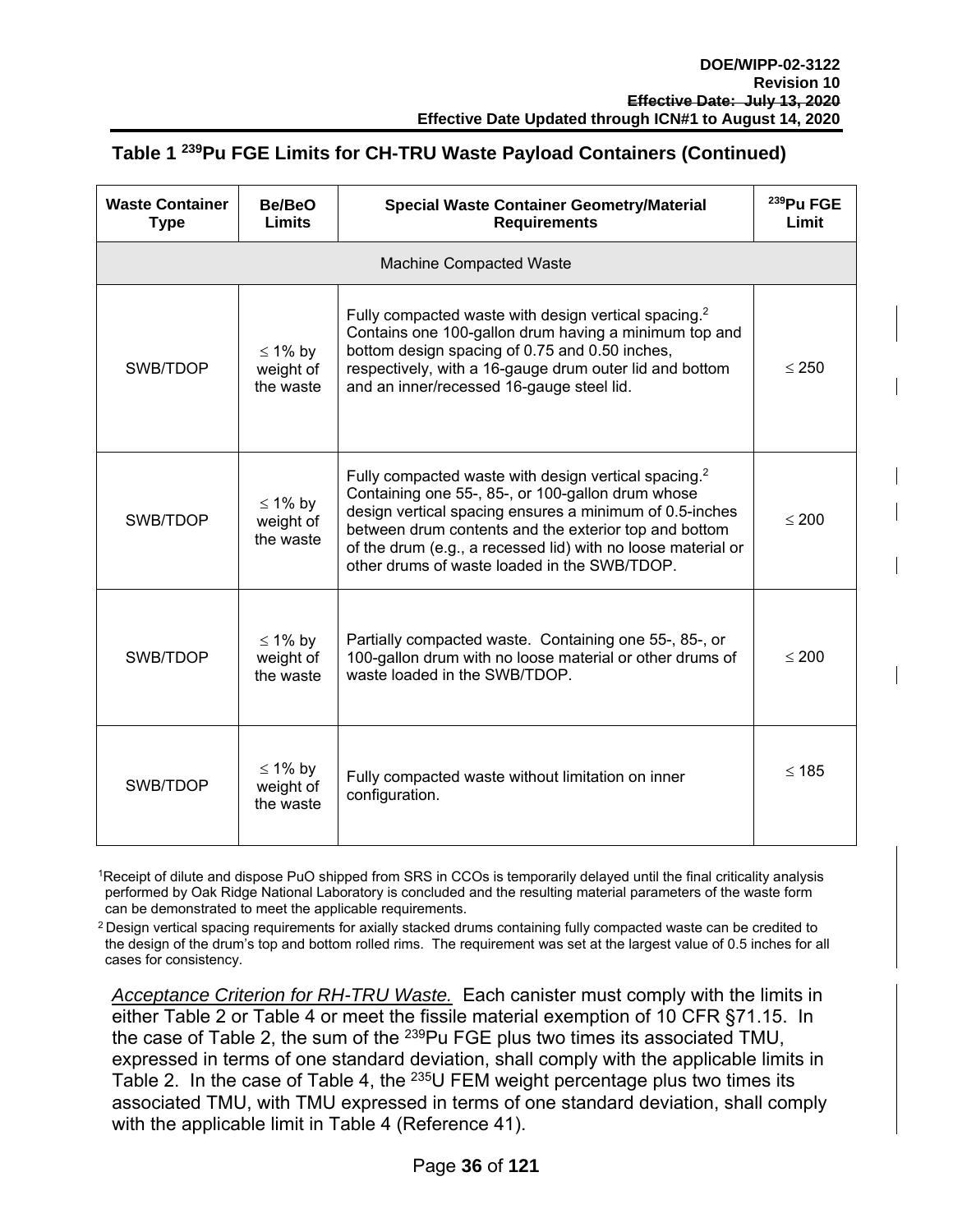### Table 1 $^{239}$Pu FGE Limits for CH-TRU Waste Payload Containers (Continued)

| Waste Container Type | Be/BeO Limits | Special Waste Container Geometry/Material Requirements | $^{239}$Pu FGE Limit |
|---|---|---|---|
| Machine Compacted Waste | | | |
| SWB/TDOP | ≤ 1% by weight of the waste | Fully compacted waste with design vertical spacing.[2] Contains one 100-gallon drum having a minimum top and bottom design spacing of 0.75 and 0.50 inches, respectively, with a 16-gauge drum outer lid and bottom and an inner/recessed 16-gauge steel lid. | ≤ 250 |
| SWB/TDOP | ≤ 1% by weight of the waste | Fully compacted waste with design vertical spacing.[2] Containing one 55-, 85-, or 100-gallon drum whose design vertical spacing ensures a minimum of 0.5-inches between drum contents and the exterior top and bottom of the drum (e.g., a recessed lid) with no loose material or other drums of waste loaded in the SWB/TDOP. | ≤ 200 |
| SWB/TDOP | ≤ 1% by weight of the waste | Partially compacted waste. Containing one 55-, 85-, or 100-gallon drum with no loose material or other drums of waste loaded in the SWB/TDOP. | ≤ 200 |
| SWB/TDOP | ≤ 1% by weight of the waste | Fully compacted waste without limitation on inner configuration. | ≤ 185 |

[1] Receipt of dilute and dispose PuO shipped from SRS in CCOs is temporarily delayed until the final criticality analysis performed by Oak Ridge National Laboratory is concluded and the resulting material parameters of the waste form can be demonstrated to meet the applicable requirements.

[2] Design vertical spacing requirements for axially stacked drums containing fully compacted waste can be credited to the design of the drum's top and bottom rolled rims. The requirement was set at the largest value of 0.5 inches for all cases for consistency.

*Acceptance Criterion for RH-TRU Waste.* Each canister must comply with the limits in either Table 2 or Table 4 or meet the fissile material exemption of 10 CFR §71.15. In the case of Table 2, the sum of the $^{239}$Pu FGE plus two times its associated TMU, expressed in terms of one standard deviation, shall comply with the applicable limits in Table 2. In the case of Table 4, the $^{235}$U FEM weight percentage plus two times its associated TMU, with TMU expressed in terms of one standard deviation, shall comply with the applicable limit in Table 4 (Reference 41).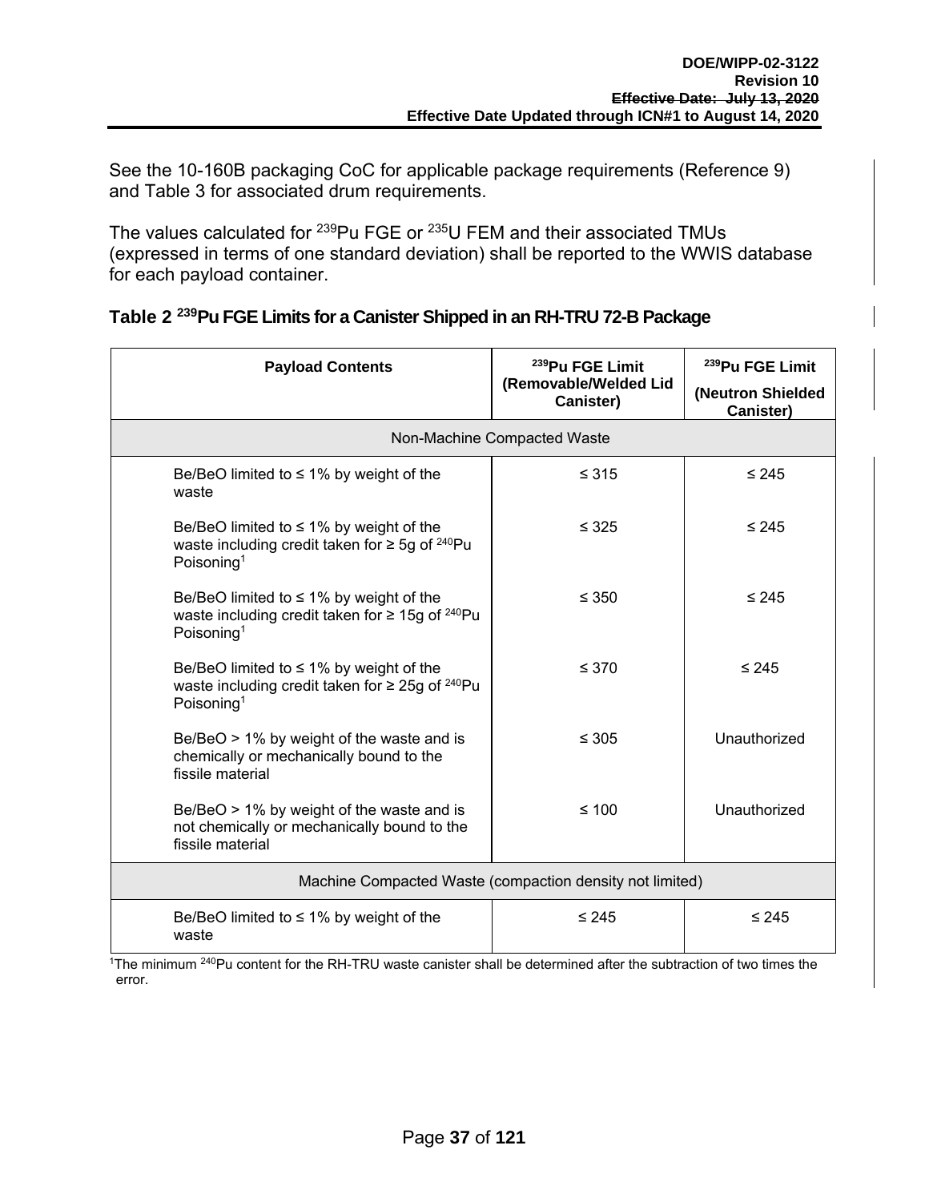See the 10-160B packaging CoC for applicable package requirements (Reference 9) and Table 3 for associated drum requirements.

The values calculated for $^{239}$Pu FGE or $^{235}$U FEM and their associated TMUs (expressed in terms of one standard deviation) shall be reported to the WWIS database for each payload container.

### Table 2 $^{239}$Pu FGE Limits for a Canister Shipped in an RH-TRU 72-B Package

| Payload Contents | $^{239}$Pu FGE Limit (Removable/Welded Lid Canister) | $^{239}$Pu FGE Limit (Neutron Shielded Canister) |
|---|---|---|
| Non-Machine Compacted Waste | | |
| Be/BeO limited to ≤ 1% by weight of the waste | ≤ 315 | ≤ 245 |
| Be/BeO limited to ≤ 1% by weight of the waste including credit taken for ≥ 5g of $^{240}$Pu Poisoning[1] | ≤ 325 | ≤ 245 |
| Be/BeO limited to ≤ 1% by weight of the waste including credit taken for ≥ 15g of $^{240}$Pu Poisoning[1] | ≤ 350 | ≤ 245 |
| Be/BeO limited to ≤ 1% by weight of the waste including credit taken for ≥ 25g of $^{240}$Pu Poisoning[1] | ≤ 370 | ≤ 245 |
| Be/BeO > 1% by weight of the waste and is chemically or mechanically bound to the fissile material | ≤ 305 | Unauthorized |
| Be/BeO > 1% by weight of the waste and is not chemically or mechanically bound to the fissile material | ≤ 100 | Unauthorized |
| Machine Compacted Waste (compaction density not limited) | | |
| Be/BeO limited to ≤ 1% by weight of the waste | ≤ 245 | ≤ 245 |

[1]The minimum $^{240}$Pu content for the RH-TRU waste canister shall be determined after the subtraction of two times the error.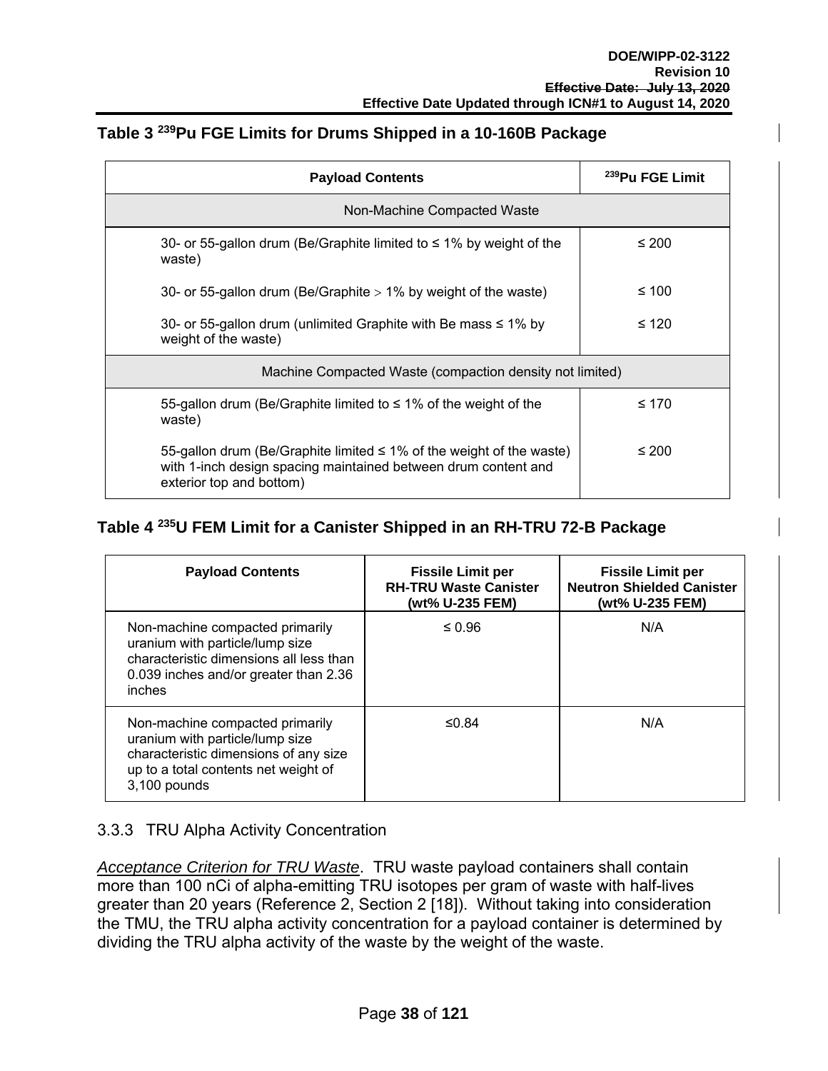### Table 3 $^{239}$Pu FGE Limits for Drums Shipped in a 10-160B Package

| Payload Contents | $^{239}$Pu FGE Limit |
|---|---|
| Non-Machine Compacted Waste | |
| 30- or 55-gallon drum (Be/Graphite limited to ≤ 1% by weight of the waste) | ≤ 200 |
| 30- or 55-gallon drum (Be/Graphite > 1% by weight of the waste) | ≤ 100 |
| 30- or 55-gallon drum (unlimited Graphite with Be mass ≤ 1% by weight of the waste) | ≤ 120 |
| Machine Compacted Waste (compaction density not limited) | |
| 55-gallon drum (Be/Graphite limited to ≤ 1% of the weight of the waste) | ≤ 170 |
| 55-gallon drum (Be/Graphite limited ≤ 1% of the weight of the waste) with 1-inch design spacing maintained between drum content and exterior top and bottom) | ≤ 200 |

### Table 4 $^{235}$U FEM Limit for a Canister Shipped in an RH-TRU 72-B Package

| Payload Contents | Fissile Limit per RH-TRU Waste Canister (wt% U-235 FEM) | Fissile Limit per Neutron Shielded Canister (wt% U-235 FEM) |
|---|---|---|
| Non-machine compacted primarily uranium with particle/lump size characteristic dimensions all less than 0.039 inches and/or greater than 2.36 inches | ≤ 0.96 | N/A |
| Non-machine compacted primarily uranium with particle/lump size characteristic dimensions of any size up to a total contents net weight of 3,100 pounds | ≤0.84 | N/A |

### 3.3.3 TRU Alpha Activity Concentration

*Acceptance Criterion for TRU Waste*. TRU waste payload containers shall contain more than 100 nCi of alpha-emitting TRU isotopes per gram of waste with half-lives greater than 20 years (Reference 2, Section 2 [18]). Without taking into consideration the TMU, the TRU alpha activity concentration for a payload container is determined by dividing the TRU alpha activity of the waste by the weight of the waste.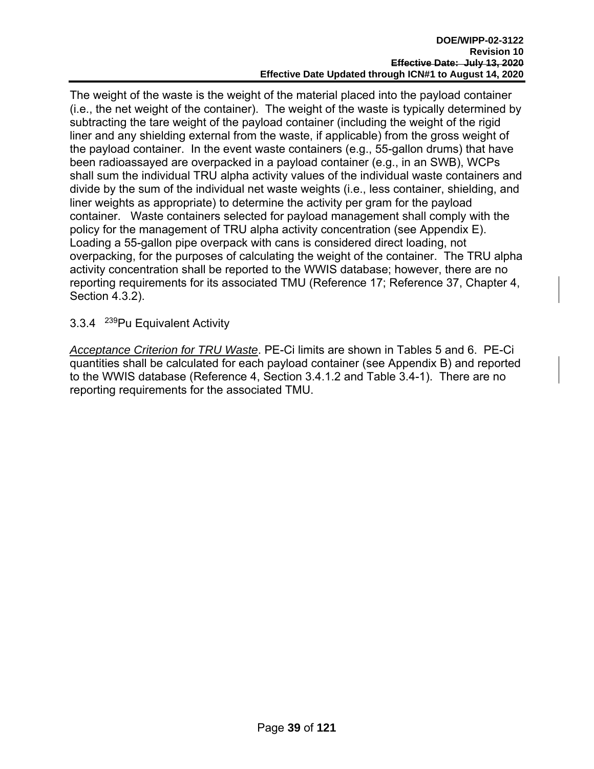The weight of the waste is the weight of the material placed into the payload container (i.e., the net weight of the container). The weight of the waste is typically determined by subtracting the tare weight of the payload container (including the weight of the rigid liner and any shielding external from the waste, if applicable) from the gross weight of the payload container. In the event waste containers (e.g., 55-gallon drums) that have been radioassayed are overpacked in a payload container (e.g., in an SWB), WCPs shall sum the individual TRU alpha activity values of the individual waste containers and divide by the sum of the individual net waste weights (i.e., less container, shielding, and liner weights as appropriate) to determine the activity per gram for the payload container. Waste containers selected for payload management shall comply with the policy for the management of TRU alpha activity concentration (see Appendix E). Loading a 55-gallon pipe overpack with cans is considered direct loading, not overpacking, for the purposes of calculating the weight of the container. The TRU alpha activity concentration shall be reported to the WWIS database; however, there are no reporting requirements for its associated TMU (Reference 17; Reference 37, Chapter 4, Section 4.3.2).

### 3.3.4 $^{239}$Pu Equivalent Activity

*Acceptance Criterion for TRU Waste*. PE-Ci limits are shown in Tables 5 and 6. PE-Ci quantities shall be calculated for each payload container (see Appendix B) and reported to the WWIS database (Reference 4, Section 3.4.1.2 and Table 3.4-1). There are no reporting requirements for the associated TMU.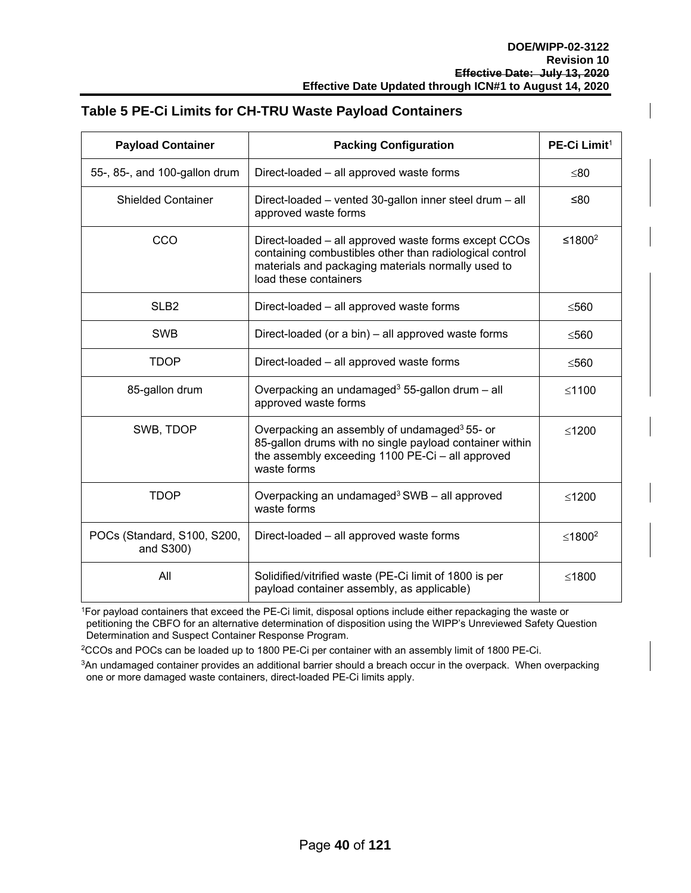## Table 5 PE-Ci Limits for CH-TRU Waste Payload Containers

| Payload Container | Packing Configuration | PE-Ci Limit[1] |
|---|---|---|
| 55-, 85-, and 100-gallon drum | Direct-loaded – all approved waste forms | ≤80 |
| Shielded Container | Direct-loaded – vented 30-gallon inner steel drum – all approved waste forms | ≤80 |
| CCO | Direct-loaded – all approved waste forms except CCOs containing combustibles other than radiological control materials and packaging materials normally used to load these containers | ≤1800[2] |
| SLB2 | Direct-loaded – all approved waste forms | ≤560 |
| SWB | Direct-loaded (or a bin) – all approved waste forms | ≤560 |
| TDOP | Direct-loaded – all approved waste forms | ≤560 |
| 85-gallon drum | Overpacking an undamaged[3] 55-gallon drum – all approved waste forms | ≤1100 |
| SWB, TDOP | Overpacking an assembly of undamaged[3] 55- or 85-gallon drums with no single payload container within the assembly exceeding 1100 PE-Ci – all approved waste forms | ≤1200 |
| TDOP | Overpacking an undamaged[3] SWB – all approved waste forms | ≤1200 |
| POCs (Standard, S100, S200, and S300) | Direct-loaded – all approved waste forms | ≤1800[2] |
| All | Solidified/vitrified waste (PE-Ci limit of 1800 is per payload container assembly, as applicable) | ≤1800 |

[1]For payload containers that exceed the PE-Ci limit, disposal options include either repackaging the waste or petitioning the CBFO for an alternative determination of disposition using the WIPP's Unreviewed Safety Question Determination and Suspect Container Response Program.

[2]CCOs and POCs can be loaded up to 1800 PE-Ci per container with an assembly limit of 1800 PE-Ci.

[3]An undamaged container provides an additional barrier should a breach occur in the overpack. When overpacking one or more damaged waste containers, direct-loaded PE-Ci limits apply.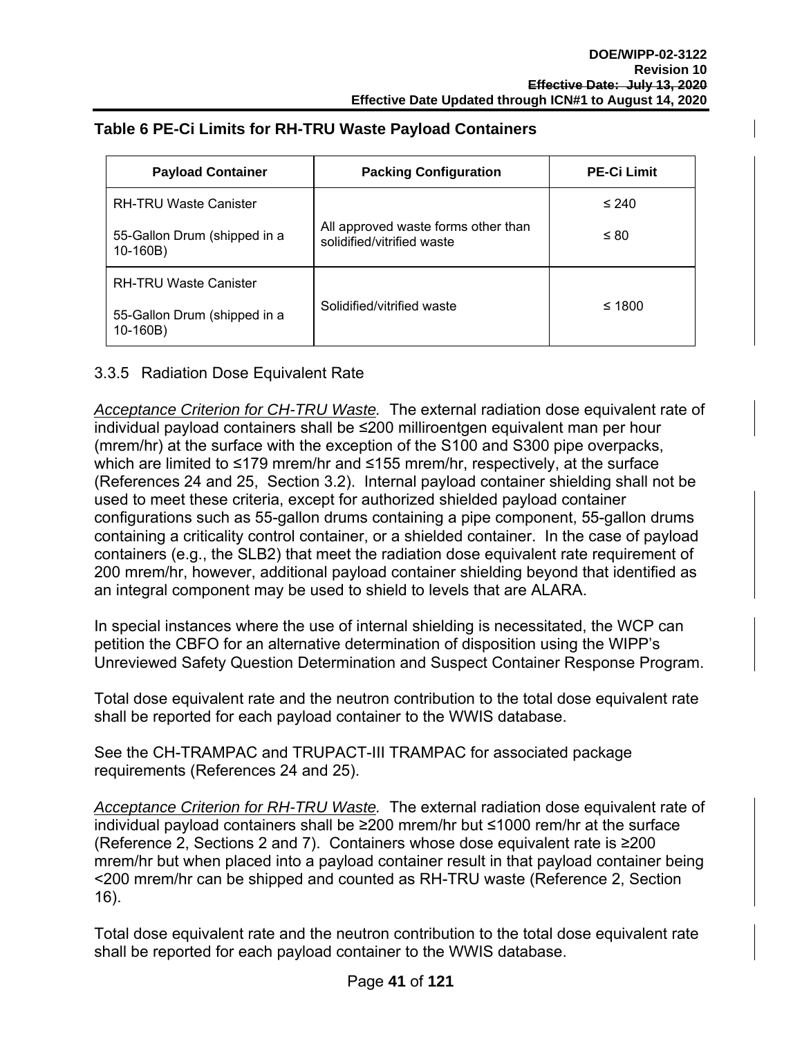**Table 6 PE-Ci Limits for RH-TRU Waste Payload Containers**

| Payload Container | Packing Configuration | PE-Ci Limit |
|---|---|---|
| RH-TRU Waste Canister | All approved waste forms other than solidified/vitrified waste | ≤ 240 |
| 55-Gallon Drum (shipped in a 10-160B) | | ≤ 80 |
| RH-TRU Waste Canister<br><br>55-Gallon Drum (shipped in a 10-160B) | Solidified/vitrified waste | ≤ 1800 |

### 3.3.5 Radiation Dose Equivalent Rate

*Acceptance Criterion for CH-TRU Waste.* The external radiation dose equivalent rate of individual payload containers shall be ≤200 milliroentgen equivalent man per hour (mrem/hr) at the surface with the exception of the S100 and S300 pipe overpacks, which are limited to ≤179 mrem/hr and ≤155 mrem/hr, respectively, at the surface (References 24 and 25, Section 3.2). Internal payload container shielding shall not be used to meet these criteria, except for authorized shielded payload container configurations such as 55-gallon drums containing a pipe component, 55-gallon drums containing a criticality control container, or a shielded container. In the case of payload containers (e.g., the SLB2) that meet the radiation dose equivalent rate requirement of 200 mrem/hr, however, additional payload container shielding beyond that identified as an integral component may be used to shield to levels that are ALARA.

In special instances where the use of internal shielding is necessitated, the WCP can petition the CBFO for an alternative determination of disposition using the WIPP's Unreviewed Safety Question Determination and Suspect Container Response Program.

Total dose equivalent rate and the neutron contribution to the total dose equivalent rate shall be reported for each payload container to the WWIS database.

See the CH-TRAMPAC and TRUPACT-III TRAMPAC for associated package requirements (References 24 and 25).

*Acceptance Criterion for RH-TRU Waste.* The external radiation dose equivalent rate of individual payload containers shall be ≥200 mrem/hr but ≤1000 rem/hr at the surface (Reference 2, Sections 2 and 7). Containers whose dose equivalent rate is ≥200 mrem/hr but when placed into a payload container result in that payload container being <200 mrem/hr can be shipped and counted as RH-TRU waste (Reference 2, Section 16).

Total dose equivalent rate and the neutron contribution to the total dose equivalent rate shall be reported for each payload container to the WWIS database.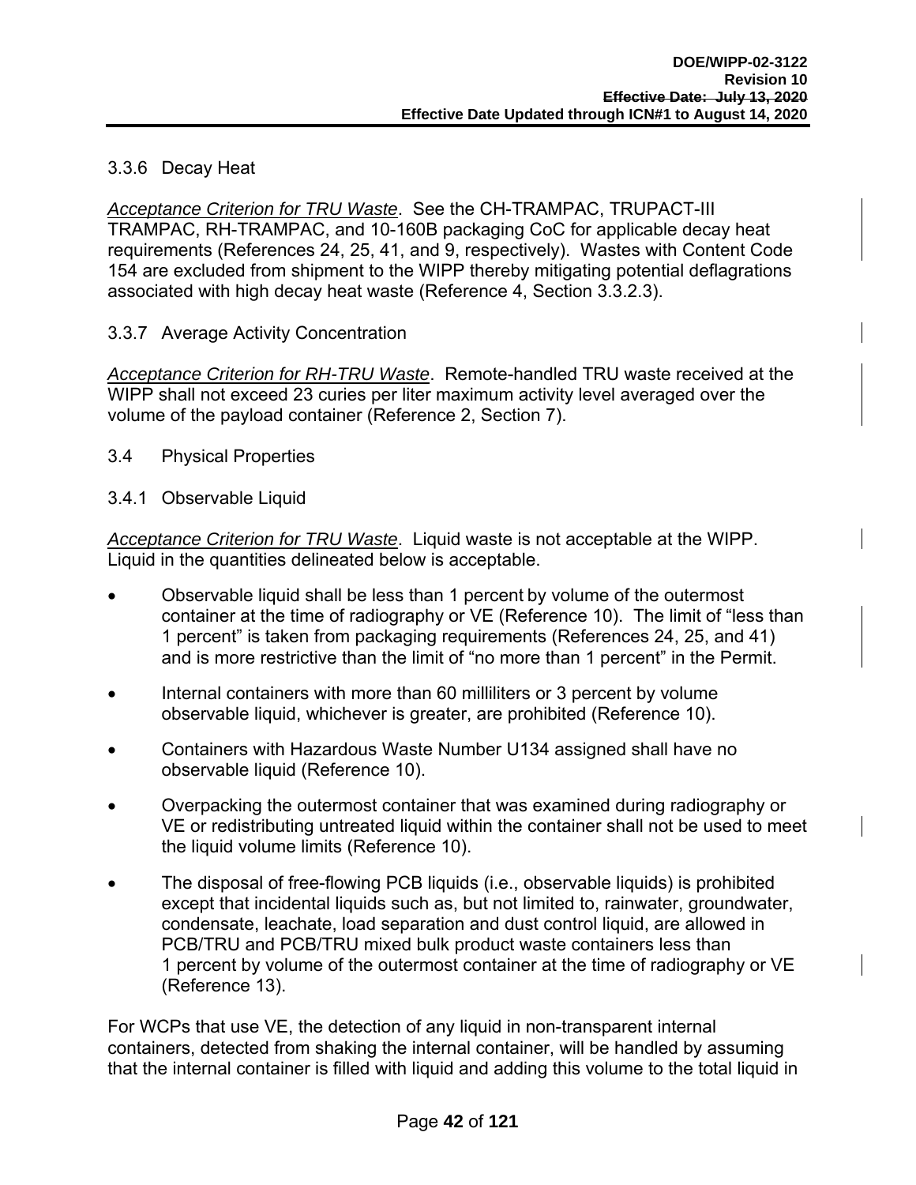### 3.3.6 Decay Heat

*Acceptance Criterion for TRU Waste*. See the CH-TRAMPAC, TRUPACT-III TRAMPAC, RH-TRAMPAC, and 10-160B packaging CoC for applicable decay heat requirements (References 24, 25, 41, and 9, respectively). Wastes with Content Code 154 are excluded from shipment to the WIPP thereby mitigating potential deflagrations associated with high decay heat waste (Reference 4, Section 3.3.2.3).

### 3.3.7 Average Activity Concentration

*Acceptance Criterion for RH-TRU Waste*. Remote-handled TRU waste received at the WIPP shall not exceed 23 curies per liter maximum activity level averaged over the volume of the payload container (Reference 2, Section 7).

## 3.4 Physical Properties

### 3.4.1 Observable Liquid

*Acceptance Criterion for TRU Waste*. Liquid waste is not acceptable at the WIPP. Liquid in the quantities delineated below is acceptable.

- Observable liquid shall be less than 1 percent by volume of the outermost container at the time of radiography or VE (Reference 10). The limit of "less than 1 percent" is taken from packaging requirements (References 24, 25, and 41) and is more restrictive than the limit of "no more than 1 percent" in the Permit.
- Internal containers with more than 60 milliliters or 3 percent by volume observable liquid, whichever is greater, are prohibited (Reference 10).
- Containers with Hazardous Waste Number U134 assigned shall have no observable liquid (Reference 10).
- Overpacking the outermost container that was examined during radiography or VE or redistributing untreated liquid within the container shall not be used to meet the liquid volume limits (Reference 10).
- The disposal of free-flowing PCB liquids (i.e., observable liquids) is prohibited except that incidental liquids such as, but not limited to, rainwater, groundwater, condensate, leachate, load separation and dust control liquid, are allowed in PCB/TRU and PCB/TRU mixed bulk product waste containers less than 1 percent by volume of the outermost container at the time of radiography or VE (Reference 13).

For WCPs that use VE, the detection of any liquid in non-transparent internal containers, detected from shaking the internal container, will be handled by assuming that the internal container is filled with liquid and adding this volume to the total liquid in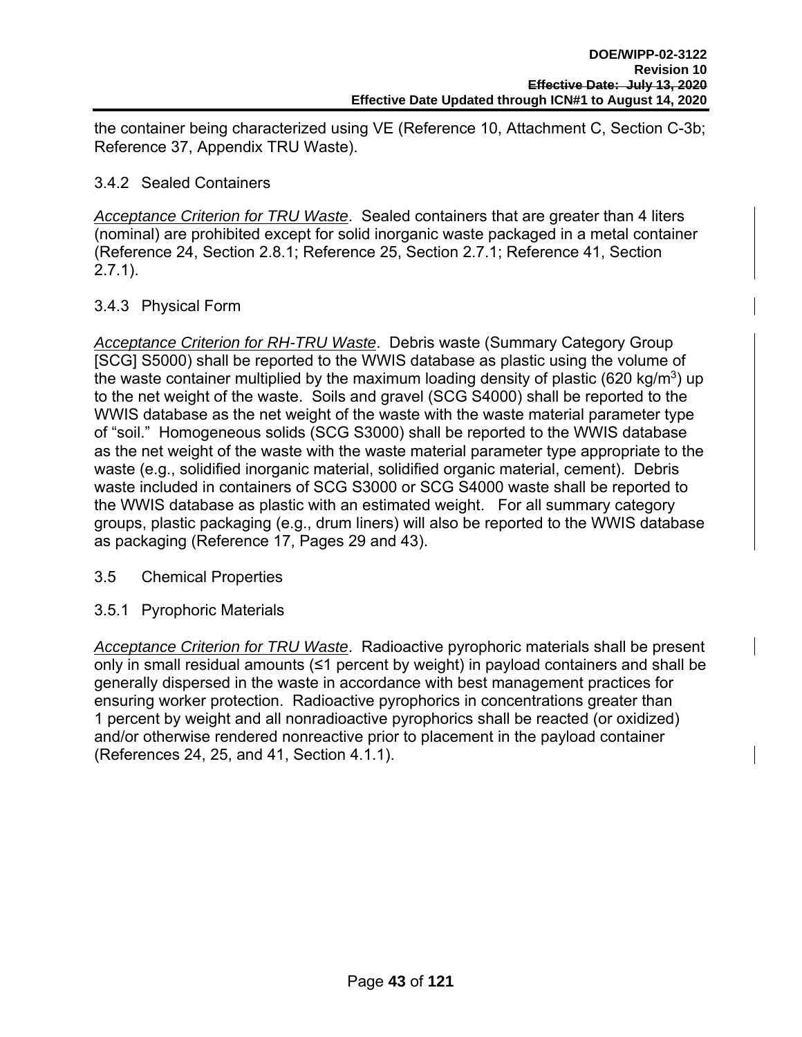the container being characterized using VE (Reference 10, Attachment C, Section C-3b; Reference 37, Appendix TRU Waste).

### 3.4.2 Sealed Containers

*Acceptance Criterion for TRU Waste*. Sealed containers that are greater than 4 liters (nominal) are prohibited except for solid inorganic waste packaged in a metal container (Reference 24, Section 2.8.1; Reference 25, Section 2.7.1; Reference 41, Section 2.7.1).

### 3.4.3 Physical Form

*Acceptance Criterion for RH-TRU Waste*. Debris waste (Summary Category Group [SCG] S5000) shall be reported to the WWIS database as plastic using the volume of the waste container multiplied by the maximum loading density of plastic (620 kg/m$^3$) up to the net weight of the waste. Soils and gravel (SCG S4000) shall be reported to the WWIS database as the net weight of the waste with the waste material parameter type of "soil." Homogeneous solids (SCG S3000) shall be reported to the WWIS database as the net weight of the waste with the waste material parameter type appropriate to the waste (e.g., solidified inorganic material, solidified organic material, cement). Debris waste included in containers of SCG S3000 or SCG S4000 waste shall be reported to the WWIS database as plastic with an estimated weight. For all summary category groups, plastic packaging (e.g., drum liners) will also be reported to the WWIS database as packaging (Reference 17, Pages 29 and 43).

## 3.5 Chemical Properties

### 3.5.1 Pyrophoric Materials

*Acceptance Criterion for TRU Waste*. Radioactive pyrophoric materials shall be present only in small residual amounts (≤1 percent by weight) in payload containers and shall be generally dispersed in the waste in accordance with best management practices for ensuring worker protection. Radioactive pyrophorics in concentrations greater than 1 percent by weight and all nonradioactive pyrophorics shall be reacted (or oxidized) and/or otherwise rendered nonreactive prior to placement in the payload container (References 24, 25, and 41, Section 4.1.1).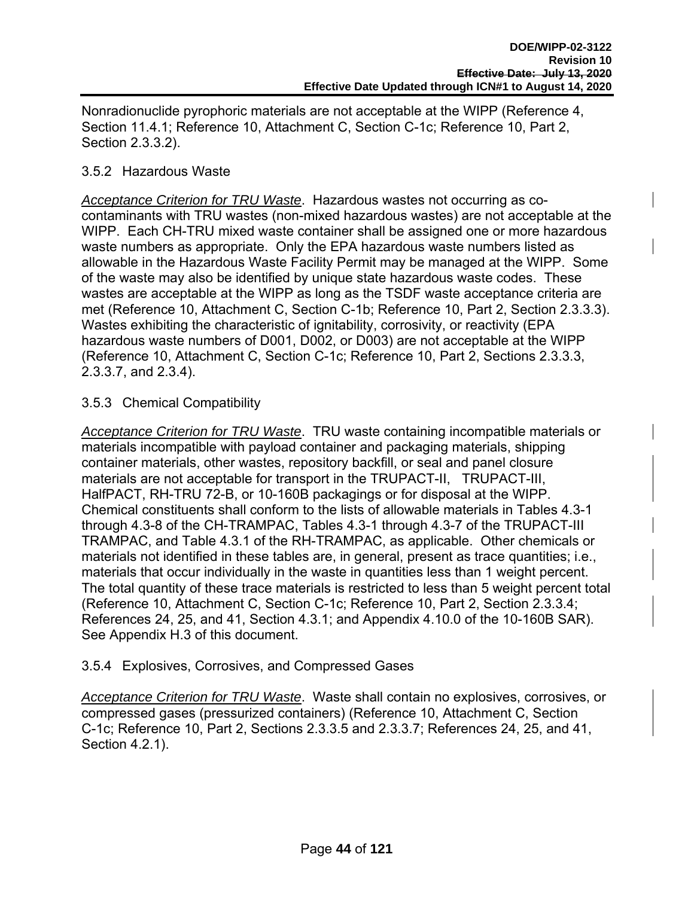Nonradionuclide pyrophoric materials are not acceptable at the WIPP (Reference 4, Section 11.4.1; Reference 10, Attachment C, Section C-1c; Reference 10, Part 2, Section 2.3.3.2).

### 3.5.2 Hazardous Waste

*Acceptance Criterion for TRU Waste*. Hazardous wastes not occurring as co-contaminants with TRU wastes (non-mixed hazardous wastes) are not acceptable at the WIPP. Each CH-TRU mixed waste container shall be assigned one or more hazardous waste numbers as appropriate. Only the EPA hazardous waste numbers listed as allowable in the Hazardous Waste Facility Permit may be managed at the WIPP. Some of the waste may also be identified by unique state hazardous waste codes. These wastes are acceptable at the WIPP as long as the TSDF waste acceptance criteria are met (Reference 10, Attachment C, Section C-1b; Reference 10, Part 2, Section 2.3.3.3). Wastes exhibiting the characteristic of ignitability, corrosivity, or reactivity (EPA hazardous waste numbers of D001, D002, or D003) are not acceptable at the WIPP (Reference 10, Attachment C, Section C-1c; Reference 10, Part 2, Sections 2.3.3.3, 2.3.3.7, and 2.3.4).

### 3.5.3 Chemical Compatibility

*Acceptance Criterion for TRU Waste*. TRU waste containing incompatible materials or materials incompatible with payload container and packaging materials, shipping container materials, other wastes, repository backfill, or seal and panel closure materials are not acceptable for transport in the TRUPACT-II, TRUPACT-III, HalfPACT, RH-TRU 72-B, or 10-160B packagings or for disposal at the WIPP. Chemical constituents shall conform to the lists of allowable materials in Tables 4.3-1 through 4.3-8 of the CH-TRAMPAC, Tables 4.3-1 through 4.3-7 of the TRUPACT-III TRAMPAC, and Table 4.3.1 of the RH-TRAMPAC, as applicable. Other chemicals or materials not identified in these tables are, in general, present as trace quantities; i.e., materials that occur individually in the waste in quantities less than 1 weight percent. The total quantity of these trace materials is restricted to less than 5 weight percent total (Reference 10, Attachment C, Section C-1c; Reference 10, Part 2, Section 2.3.3.4; References 24, 25, and 41, Section 4.3.1; and Appendix 4.10.0 of the 10-160B SAR). See Appendix H.3 of this document.

### 3.5.4 Explosives, Corrosives, and Compressed Gases

*Acceptance Criterion for TRU Waste*. Waste shall contain no explosives, corrosives, or compressed gases (pressurized containers) (Reference 10, Attachment C, Section C-1c; Reference 10, Part 2, Sections 2.3.3.5 and 2.3.3.7; References 24, 25, and 41, Section 4.2.1).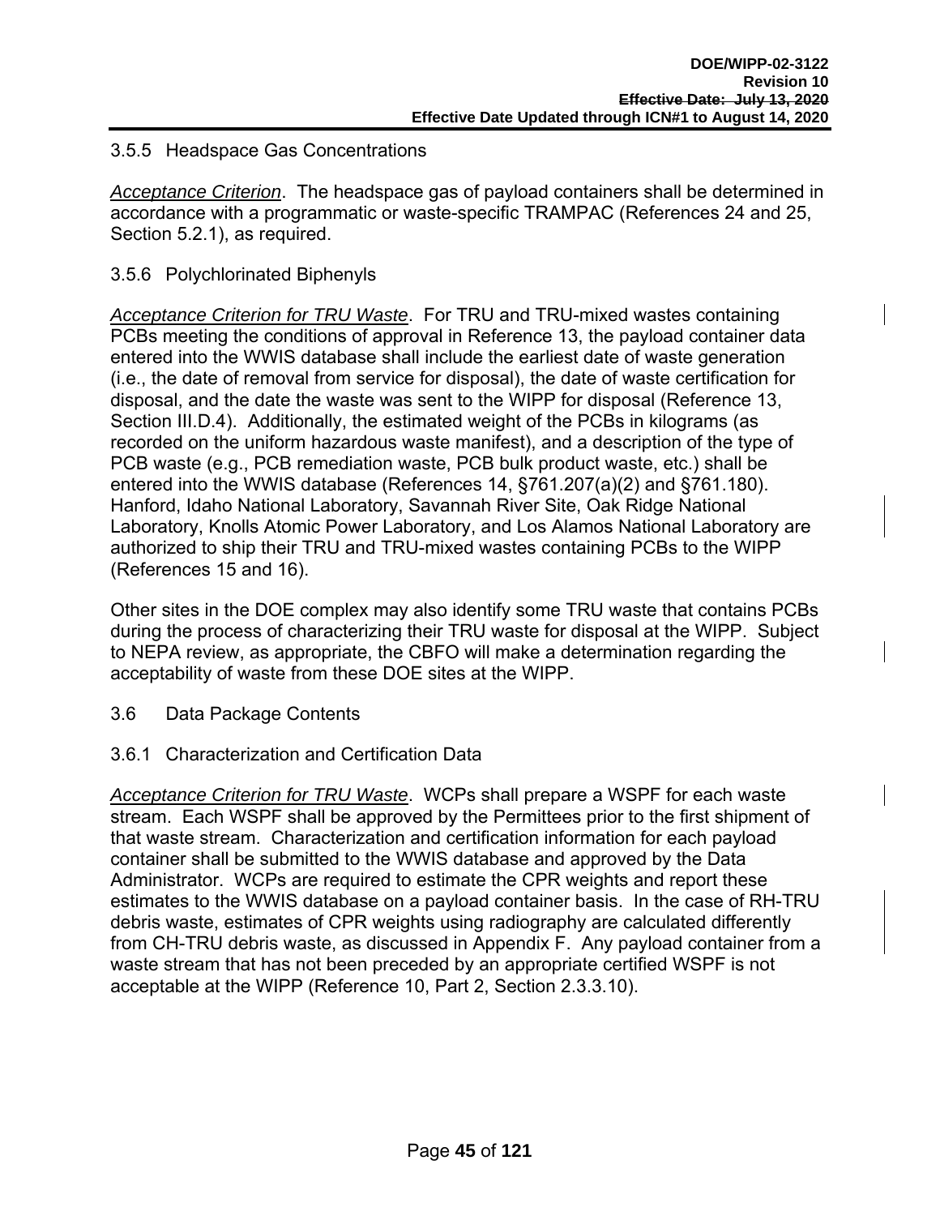### 3.5.5 Headspace Gas Concentrations

*Acceptance Criterion*. The headspace gas of payload containers shall be determined in accordance with a programmatic or waste-specific TRAMPAC (References 24 and 25, Section 5.2.1), as required.

### 3.5.6 Polychlorinated Biphenyls

*Acceptance Criterion for TRU Waste*. For TRU and TRU-mixed wastes containing PCBs meeting the conditions of approval in Reference 13, the payload container data entered into the WWIS database shall include the earliest date of waste generation (i.e., the date of removal from service for disposal), the date of waste certification for disposal, and the date the waste was sent to the WIPP for disposal (Reference 13, Section III.D.4). Additionally, the estimated weight of the PCBs in kilograms (as recorded on the uniform hazardous waste manifest), and a description of the type of PCB waste (e.g., PCB remediation waste, PCB bulk product waste, etc.) shall be entered into the WWIS database (References 14, §761.207(a)(2) and §761.180). Hanford, Idaho National Laboratory, Savannah River Site, Oak Ridge National Laboratory, Knolls Atomic Power Laboratory, and Los Alamos National Laboratory are authorized to ship their TRU and TRU-mixed wastes containing PCBs to the WIPP (References 15 and 16).

Other sites in the DOE complex may also identify some TRU waste that contains PCBs during the process of characterizing their TRU waste for disposal at the WIPP. Subject to NEPA review, as appropriate, the CBFO will make a determination regarding the acceptability of waste from these DOE sites at the WIPP.

## 3.6 Data Package Contents

### 3.6.1 Characterization and Certification Data

*Acceptance Criterion for TRU Waste*. WCPs shall prepare a WSPF for each waste stream. Each WSPF shall be approved by the Permittees prior to the first shipment of that waste stream. Characterization and certification information for each payload container shall be submitted to the WWIS database and approved by the Data Administrator. WCPs are required to estimate the CPR weights and report these estimates to the WWIS database on a payload container basis. In the case of RH-TRU debris waste, estimates of CPR weights using radiography are calculated differently from CH-TRU debris waste, as discussed in Appendix F. Any payload container from a waste stream that has not been preceded by an appropriate certified WSPF is not acceptable at the WIPP (Reference 10, Part 2, Section 2.3.3.10).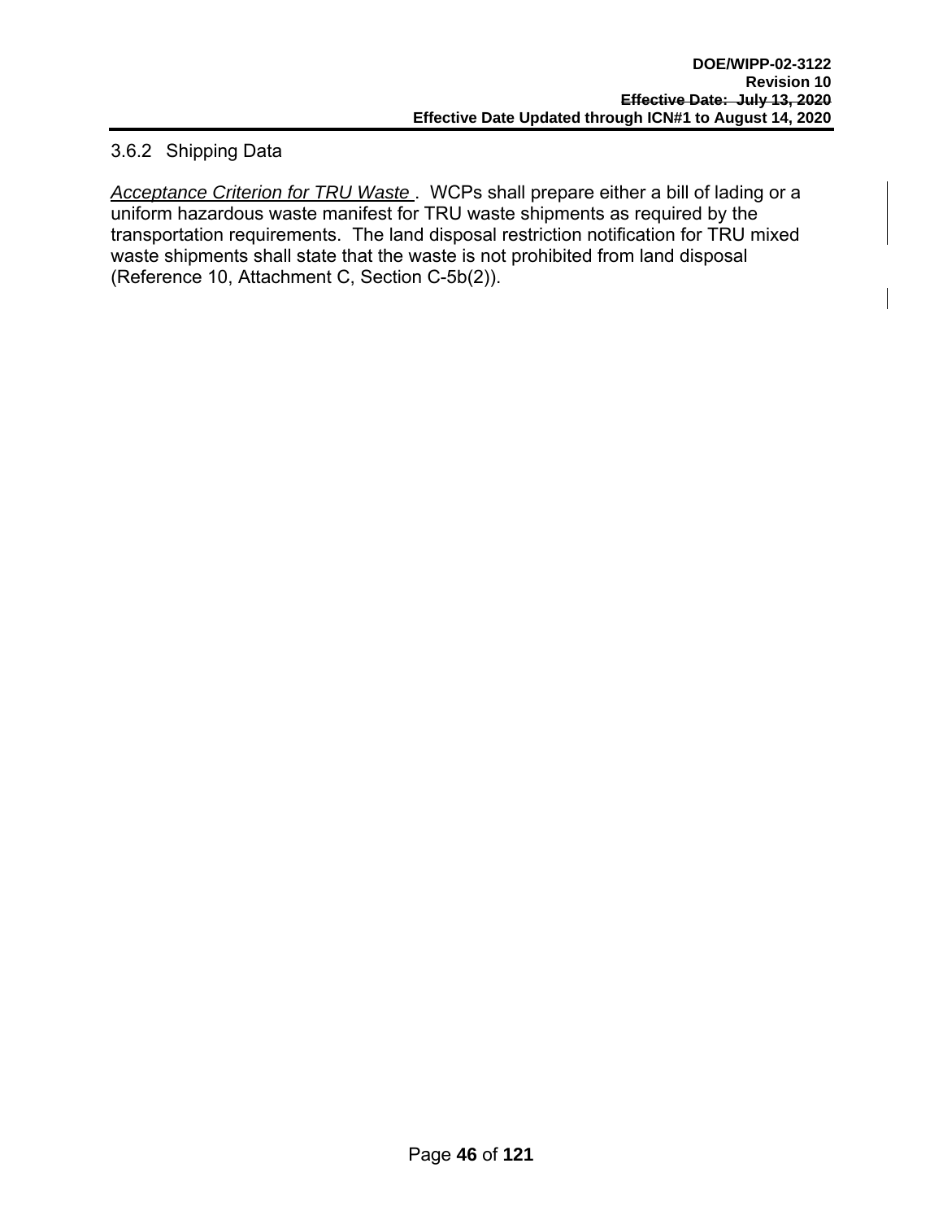### 3.6.2 Shipping Data

*Acceptance Criterion for TRU Waste*. WCPs shall prepare either a bill of lading or a uniform hazardous waste manifest for TRU waste shipments as required by the transportation requirements. The land disposal restriction notification for TRU mixed waste shipments shall state that the waste is not prohibited from land disposal (Reference 10, Attachment C, Section C-5b(2)).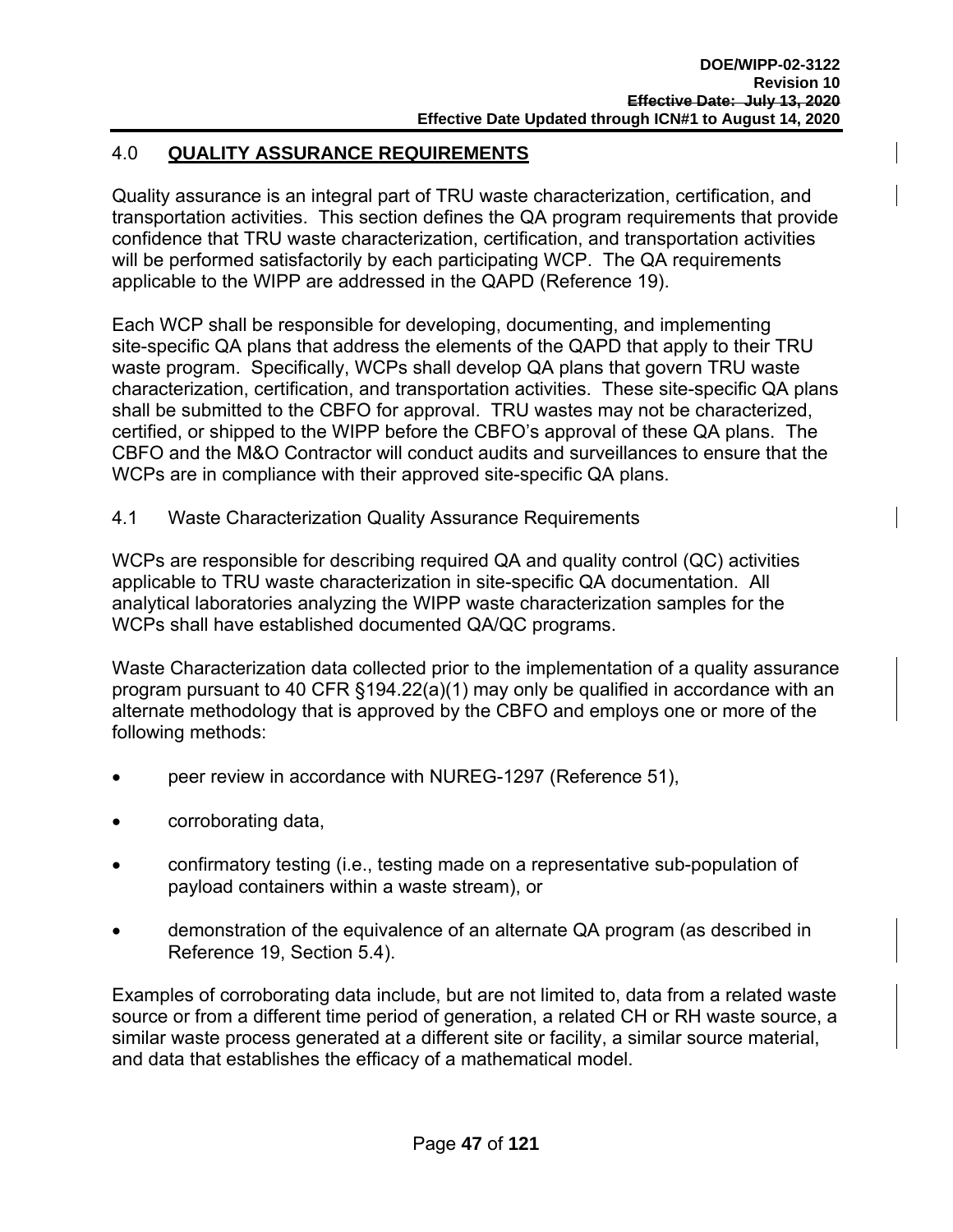## 4.0 QUALITY ASSURANCE REQUIREMENTS

Quality assurance is an integral part of TRU waste characterization, certification, and transportation activities. This section defines the QA program requirements that provide confidence that TRU waste characterization, certification, and transportation activities will be performed satisfactorily by each participating WCP. The QA requirements applicable to the WIPP are addressed in the QAPD (Reference 19).

Each WCP shall be responsible for developing, documenting, and implementing site-specific QA plans that address the elements of the QAPD that apply to their TRU waste program. Specifically, WCPs shall develop QA plans that govern TRU waste characterization, certification, and transportation activities. These site-specific QA plans shall be submitted to the CBFO for approval. TRU wastes may not be characterized, certified, or shipped to the WIPP before the CBFO's approval of these QA plans. The CBFO and the M&O Contractor will conduct audits and surveillances to ensure that the WCPs are in compliance with their approved site-specific QA plans.

### 4.1 Waste Characterization Quality Assurance Requirements

WCPs are responsible for describing required QA and quality control (QC) activities applicable to TRU waste characterization in site-specific QA documentation. All analytical laboratories analyzing the WIPP waste characterization samples for the WCPs shall have established documented QA/QC programs.

Waste Characterization data collected prior to the implementation of a quality assurance program pursuant to 40 CFR §194.22(a)(1) may only be qualified in accordance with an alternate methodology that is approved by the CBFO and employs one or more of the following methods:

- peer review in accordance with NUREG-1297 (Reference 51),
- corroborating data,
- confirmatory testing (i.e., testing made on a representative sub-population of payload containers within a waste stream), or
- demonstration of the equivalence of an alternate QA program (as described in Reference 19, Section 5.4).

Examples of corroborating data include, but are not limited to, data from a related waste source or from a different time period of generation, a related CH or RH waste source, a similar waste process generated at a different site or facility, a similar source material, and data that establishes the efficacy of a mathematical model.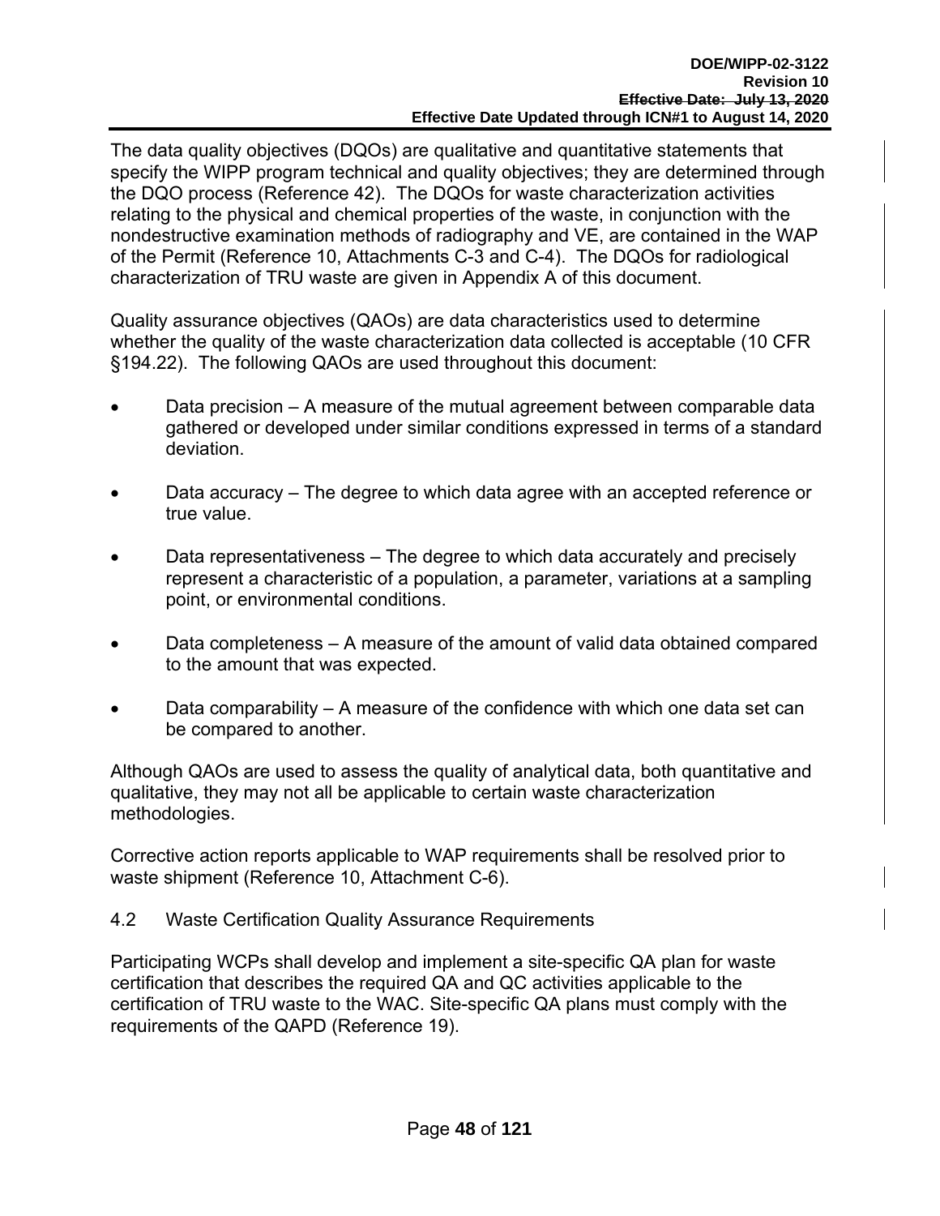The data quality objectives (DQOs) are qualitative and quantitative statements that specify the WIPP program technical and quality objectives; they are determined through the DQO process (Reference 42). The DQOs for waste characterization activities relating to the physical and chemical properties of the waste, in conjunction with the nondestructive examination methods of radiography and VE, are contained in the WAP of the Permit (Reference 10, Attachments C-3 and C-4). The DQOs for radiological characterization of TRU waste are given in Appendix A of this document.

Quality assurance objectives (QAOs) are data characteristics used to determine whether the quality of the waste characterization data collected is acceptable (10 CFR §194.22). The following QAOs are used throughout this document:

- Data precision – A measure of the mutual agreement between comparable data gathered or developed under similar conditions expressed in terms of a standard deviation.
- Data accuracy – The degree to which data agree with an accepted reference or true value.
- Data representativeness – The degree to which data accurately and precisely represent a characteristic of a population, a parameter, variations at a sampling point, or environmental conditions.
- Data completeness – A measure of the amount of valid data obtained compared to the amount that was expected.
- Data comparability – A measure of the confidence with which one data set can be compared to another.

Although QAOs are used to assess the quality of analytical data, both quantitative and qualitative, they may not all be applicable to certain waste characterization methodologies.

Corrective action reports applicable to WAP requirements shall be resolved prior to waste shipment (Reference 10, Attachment C-6).

## 4.2 Waste Certification Quality Assurance Requirements

Participating WCPs shall develop and implement a site-specific QA plan for waste certification that describes the required QA and QC activities applicable to the certification of TRU waste to the WAC. Site-specific QA plans must comply with the requirements of the QAPD (Reference 19).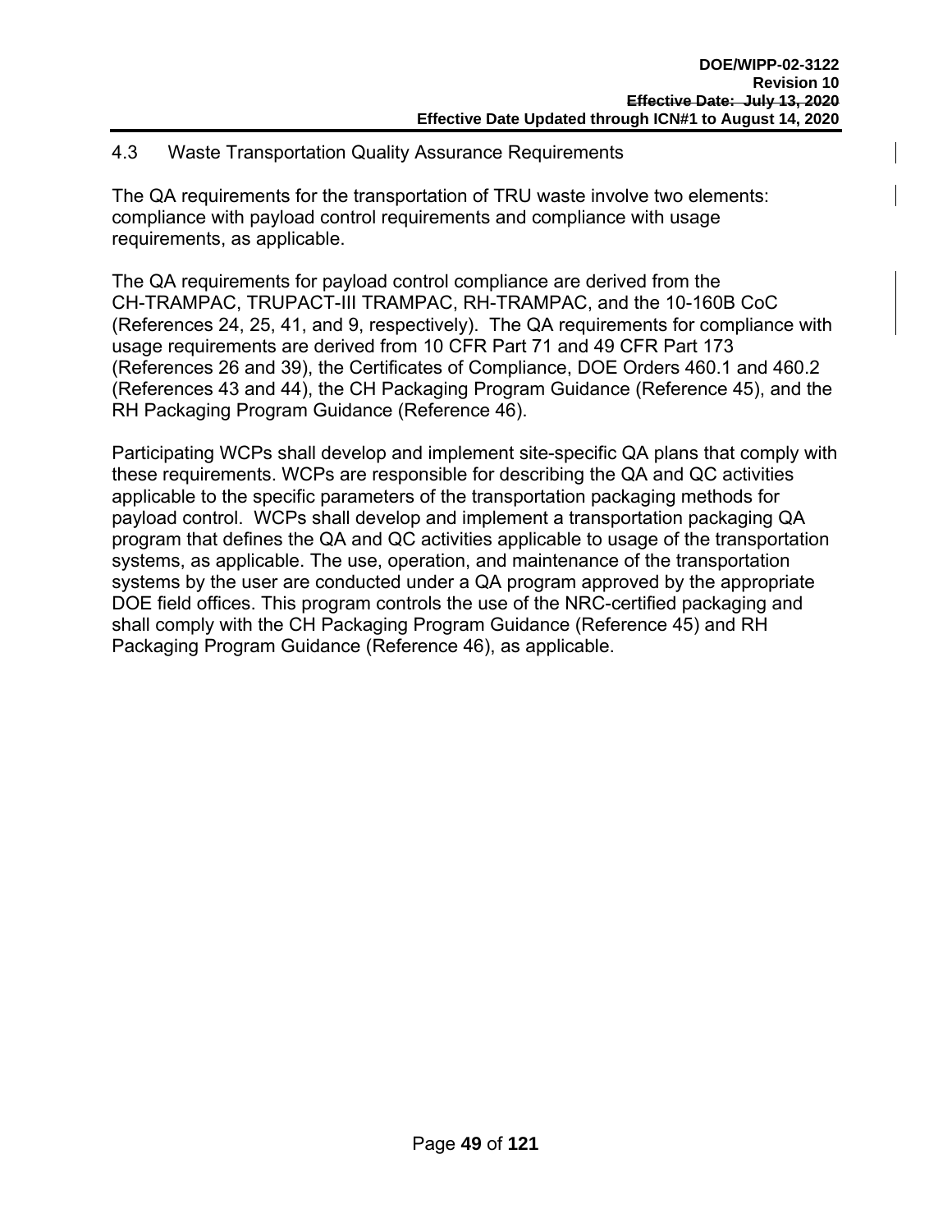## 4.3 Waste Transportation Quality Assurance Requirements

The QA requirements for the transportation of TRU waste involve two elements: compliance with payload control requirements and compliance with usage requirements, as applicable.

The QA requirements for payload control compliance are derived from the CH-TRAMPAC, TRUPACT-III TRAMPAC, RH-TRAMPAC, and the 10-160B CoC (References 24, 25, 41, and 9, respectively). The QA requirements for compliance with usage requirements are derived from 10 CFR Part 71 and 49 CFR Part 173 (References 26 and 39), the Certificates of Compliance, DOE Orders 460.1 and 460.2 (References 43 and 44), the CH Packaging Program Guidance (Reference 45), and the RH Packaging Program Guidance (Reference 46).

Participating WCPs shall develop and implement site-specific QA plans that comply with these requirements. WCPs are responsible for describing the QA and QC activities applicable to the specific parameters of the transportation packaging methods for payload control. WCPs shall develop and implement a transportation packaging QA program that defines the QA and QC activities applicable to usage of the transportation systems, as applicable. The use, operation, and maintenance of the transportation systems by the user are conducted under a QA program approved by the appropriate DOE field offices. This program controls the use of the NRC-certified packaging and shall comply with the CH Packaging Program Guidance (Reference 45) and RH Packaging Program Guidance (Reference 46), as applicable.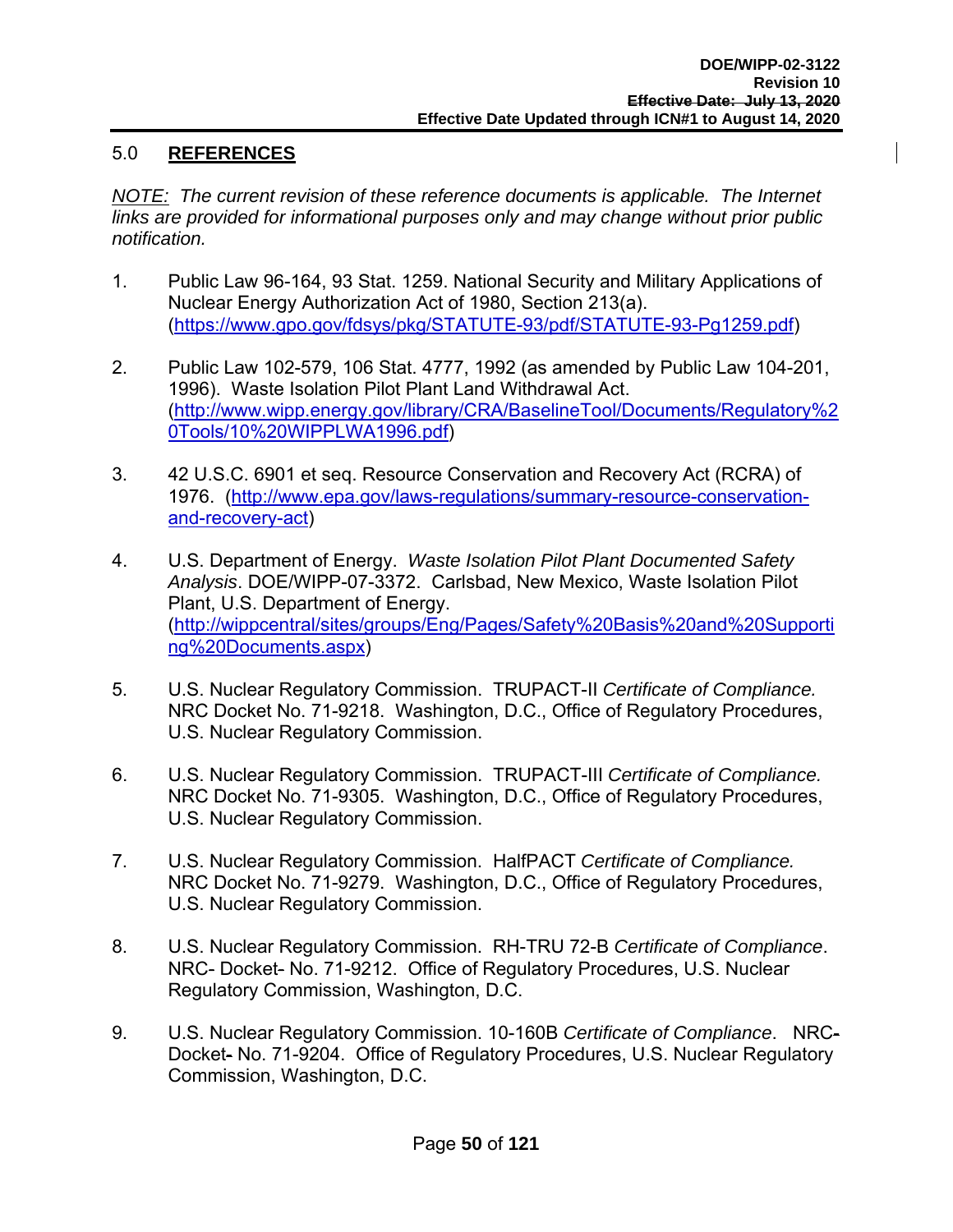## 5.0 REFERENCES

*NOTE: The current revision of these reference documents is applicable. The Internet links are provided for informational purposes only and may change without prior public notification.*

1. Public Law 96-164, 93 Stat. 1259. National Security and Military Applications of Nuclear Energy Authorization Act of 1980, Section 213(a). (https://www.gpo.gov/fdsys/pkg/STATUTE-93/pdf/STATUTE-93-Pg1259.pdf)

2. Public Law 102-579, 106 Stat. 4777, 1992 (as amended by Public Law 104-201, 1996). Waste Isolation Pilot Plant Land Withdrawal Act. (http://www.wipp.energy.gov/library/CRA/BaselineTool/Documents/Regulatory%20Tools/10%20WIPPLWA1996.pdf)

3. 42 U.S.C. 6901 et seq. Resource Conservation and Recovery Act (RCRA) of 1976. (http://www.epa.gov/laws-regulations/summary-resource-conservation-and-recovery-act)

4. U.S. Department of Energy. *Waste Isolation Pilot Plant Documented Safety Analysis*. DOE/WIPP-07-3372. Carlsbad, New Mexico, Waste Isolation Pilot Plant, U.S. Department of Energy. (http://wippcentral/sites/groups/Eng/Pages/Safety%20Basis%20and%20Supporting%20Documents.aspx)

5. U.S. Nuclear Regulatory Commission. TRUPACT-II *Certificate of Compliance.* NRC Docket No. 71-9218. Washington, D.C., Office of Regulatory Procedures, U.S. Nuclear Regulatory Commission.

6. U.S. Nuclear Regulatory Commission. TRUPACT-III *Certificate of Compliance.* NRC Docket No. 71-9305. Washington, D.C., Office of Regulatory Procedures, U.S. Nuclear Regulatory Commission.

7. U.S. Nuclear Regulatory Commission. HalfPACT *Certificate of Compliance.* NRC Docket No. 71-9279. Washington, D.C., Office of Regulatory Procedures, U.S. Nuclear Regulatory Commission.

8. U.S. Nuclear Regulatory Commission. RH-TRU 72-B *Certificate of Compliance*. NRC- Docket- No. 71-9212. Office of Regulatory Procedures, U.S. Nuclear Regulatory Commission, Washington, D.C.

9. U.S. Nuclear Regulatory Commission. 10-160B *Certificate of Compliance*. NRC-Docket- No. 71-9204. Office of Regulatory Procedures, U.S. Nuclear Regulatory Commission, Washington, D.C.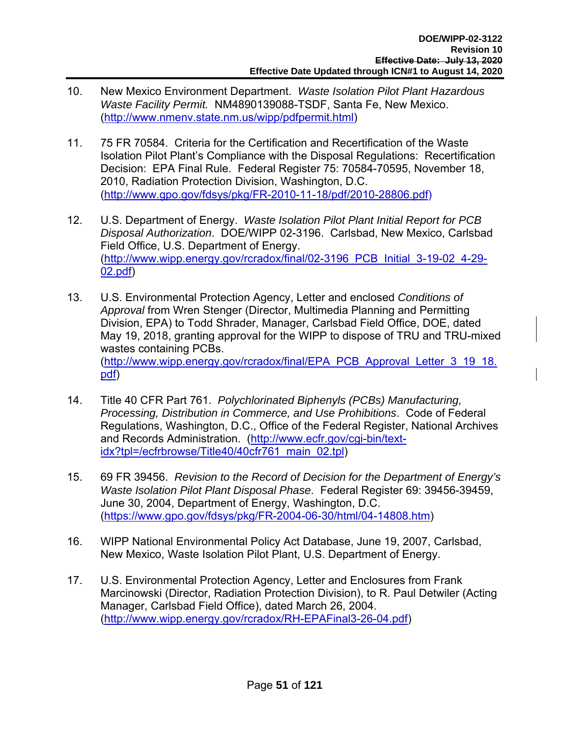10. New Mexico Environment Department. *Waste Isolation Pilot Plant Hazardous Waste Facility Permit.* NM4890139088-TSDF, Santa Fe, New Mexico. (http://www.nmenv.state.nm.us/wipp/pdfpermit.html)

11. 75 FR 70584. Criteria for the Certification and Recertification of the Waste Isolation Pilot Plant's Compliance with the Disposal Regulations: Recertification Decision: EPA Final Rule. Federal Register 75: 70584-70595, November 18, 2010, Radiation Protection Division, Washington, D.C. (http://www.gpo.gov/fdsys/pkg/FR-2010-11-18/pdf/2010-28806.pdf)

12. U.S. Department of Energy. *Waste Isolation Pilot Plant Initial Report for PCB Disposal Authorization*. DOE/WIPP 02-3196. Carlsbad, New Mexico, Carlsbad Field Office, U.S. Department of Energy. (http://www.wipp.energy.gov/rcradox/final/02-3196_PCB_Initial_3-19-02_4-29-02.pdf)

13. U.S. Environmental Protection Agency, Letter and enclosed *Conditions of Approval* from Wren Stenger (Director, Multimedia Planning and Permitting Division, EPA) to Todd Shrader, Manager, Carlsbad Field Office, DOE, dated May 19, 2018, granting approval for the WIPP to dispose of TRU and TRU-mixed wastes containing PCBs. (http://www.wipp.energy.gov/rcradox/final/EPA_PCB_Approval_Letter_3_19_18.pdf)

14. Title 40 CFR Part 761. *Polychlorinated Biphenyls (PCBs) Manufacturing, Processing, Distribution in Commerce, and Use Prohibitions*. Code of Federal Regulations, Washington, D.C., Office of the Federal Register, National Archives and Records Administration. (http://www.ecfr.gov/cgi-bin/text-idx?tpl=/ecfrbrowse/Title40/40cfr761_main_02.tpl)

15. 69 FR 39456. *Revision to the Record of Decision for the Department of Energy's Waste Isolation Pilot Plant Disposal Phase*. Federal Register 69: 39456-39459, June 30, 2004, Department of Energy, Washington, D.C. (https://www.gpo.gov/fdsys/pkg/FR-2004-06-30/html/04-14808.htm)

16. WIPP National Environmental Policy Act Database, June 19, 2007, Carlsbad, New Mexico, Waste Isolation Pilot Plant, U.S. Department of Energy.

17. U.S. Environmental Protection Agency, Letter and Enclosures from Frank Marcinowski (Director, Radiation Protection Division), to R. Paul Detwiler (Acting Manager, Carlsbad Field Office), dated March 26, 2004. (http://www.wipp.energy.gov/rcradox/RH-EPAFinal3-26-04.pdf)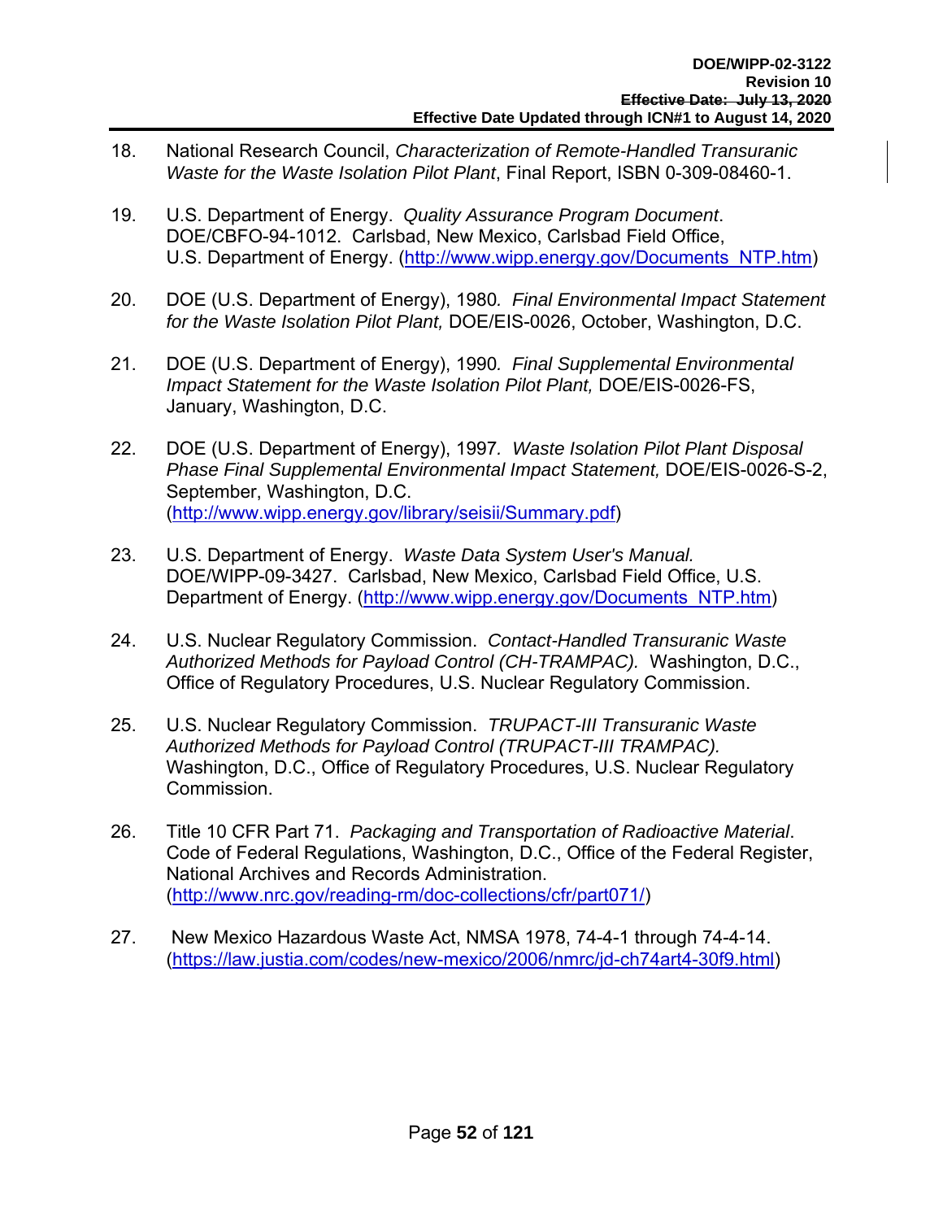18. National Research Council, *Characterization of Remote-Handled Transuranic Waste for the Waste Isolation Pilot Plant*, Final Report, ISBN 0-309-08460-1.

19. U.S. Department of Energy. *Quality Assurance Program Document*. DOE/CBFO-94-1012. Carlsbad, New Mexico, Carlsbad Field Office, U.S. Department of Energy. (http://www.wipp.energy.gov/Documents_NTP.htm)

20. DOE (U.S. Department of Energy), 1980. *Final Environmental Impact Statement for the Waste Isolation Pilot Plant,* DOE/EIS-0026, October, Washington, D.C.

21. DOE (U.S. Department of Energy), 1990. *Final Supplemental Environmental Impact Statement for the Waste Isolation Pilot Plant,* DOE/EIS-0026-FS, January, Washington, D.C.

22. DOE (U.S. Department of Energy), 1997. *Waste Isolation Pilot Plant Disposal Phase Final Supplemental Environmental Impact Statement,* DOE/EIS-0026-S-2, September, Washington, D.C. (http://www.wipp.energy.gov/library/seisii/Summary.pdf)

23. U.S. Department of Energy. *Waste Data System User's Manual.* DOE/WIPP-09-3427. Carlsbad, New Mexico, Carlsbad Field Office, U.S. Department of Energy. (http://www.wipp.energy.gov/Documents_NTP.htm)

24. U.S. Nuclear Regulatory Commission. *Contact-Handled Transuranic Waste Authorized Methods for Payload Control (CH-TRAMPAC).* Washington, D.C., Office of Regulatory Procedures, U.S. Nuclear Regulatory Commission.

25. U.S. Nuclear Regulatory Commission. *TRUPACT-III Transuranic Waste Authorized Methods for Payload Control (TRUPACT-III TRAMPAC).* Washington, D.C., Office of Regulatory Procedures, U.S. Nuclear Regulatory Commission.

26. Title 10 CFR Part 71. *Packaging and Transportation of Radioactive Material*. Code of Federal Regulations, Washington, D.C., Office of the Federal Register, National Archives and Records Administration. (http://www.nrc.gov/reading-rm/doc-collections/cfr/part071/)

27. New Mexico Hazardous Waste Act, NMSA 1978, 74-4-1 through 74-4-14. (https://law.justia.com/codes/new-mexico/2006/nmrc/jd-ch74art4-30f9.html)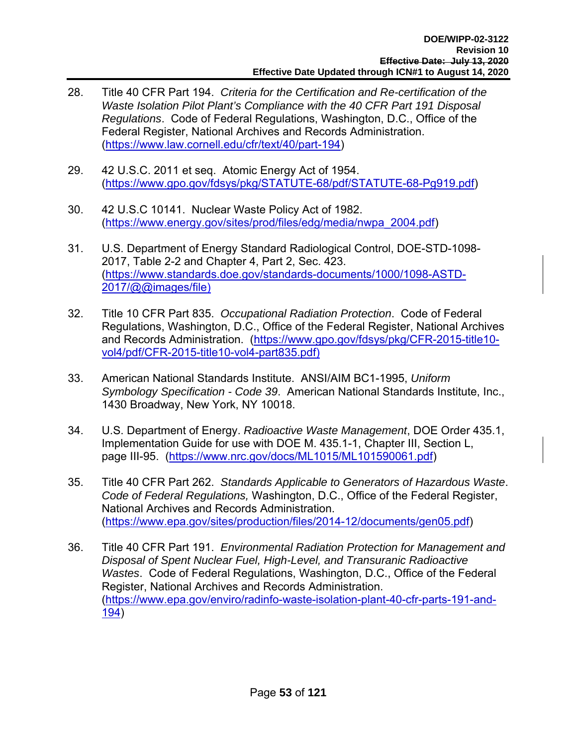28. Title 40 CFR Part 194. *Criteria for the Certification and Re-certification of the Waste Isolation Pilot Plant's Compliance with the 40 CFR Part 191 Disposal Regulations*. Code of Federal Regulations, Washington, D.C., Office of the Federal Register, National Archives and Records Administration. (https://www.law.cornell.edu/cfr/text/40/part-194)

29. 42 U.S.C. 2011 et seq. Atomic Energy Act of 1954. (https://www.gpo.gov/fdsys/pkg/STATUTE-68/pdf/STATUTE-68-Pg919.pdf)

30. 42 U.S.C 10141. Nuclear Waste Policy Act of 1982. (https://www.energy.gov/sites/prod/files/edg/media/nwpa_2004.pdf)

31. U.S. Department of Energy Standard Radiological Control, DOE-STD-1098-2017, Table 2-2 and Chapter 4, Part 2, Sec. 423. (https://www.standards.doe.gov/standards-documents/1000/1098-ASTD-2017/@@images/file)

32. Title 10 CFR Part 835. *Occupational Radiation Protection*. Code of Federal Regulations, Washington, D.C., Office of the Federal Register, National Archives and Records Administration. (https://www.gpo.gov/fdsys/pkg/CFR-2015-title10-vol4/pdf/CFR-2015-title10-vol4-part835.pdf)

33. American National Standards Institute. ANSI/AIM BC1-1995, *Uniform Symbology Specification - Code 39*. American National Standards Institute, Inc., 1430 Broadway, New York, NY 10018.

34. U.S. Department of Energy. *Radioactive Waste Management*, DOE Order 435.1, Implementation Guide for use with DOE M. 435.1-1, Chapter III, Section L, page III-95. (https://www.nrc.gov/docs/ML1015/ML101590061.pdf)

35. Title 40 CFR Part 262. *Standards Applicable to Generators of Hazardous Waste*. *Code of Federal Regulations,* Washington, D.C., Office of the Federal Register, National Archives and Records Administration. (https://www.epa.gov/sites/production/files/2014-12/documents/gen05.pdf)

36. Title 40 CFR Part 191. *Environmental Radiation Protection for Management and Disposal of Spent Nuclear Fuel, High-Level, and Transuranic Radioactive Wastes*. Code of Federal Regulations, Washington, D.C., Office of the Federal Register, National Archives and Records Administration. (https://www.epa.gov/enviro/radinfo-waste-isolation-plant-40-cfr-parts-191-and-194)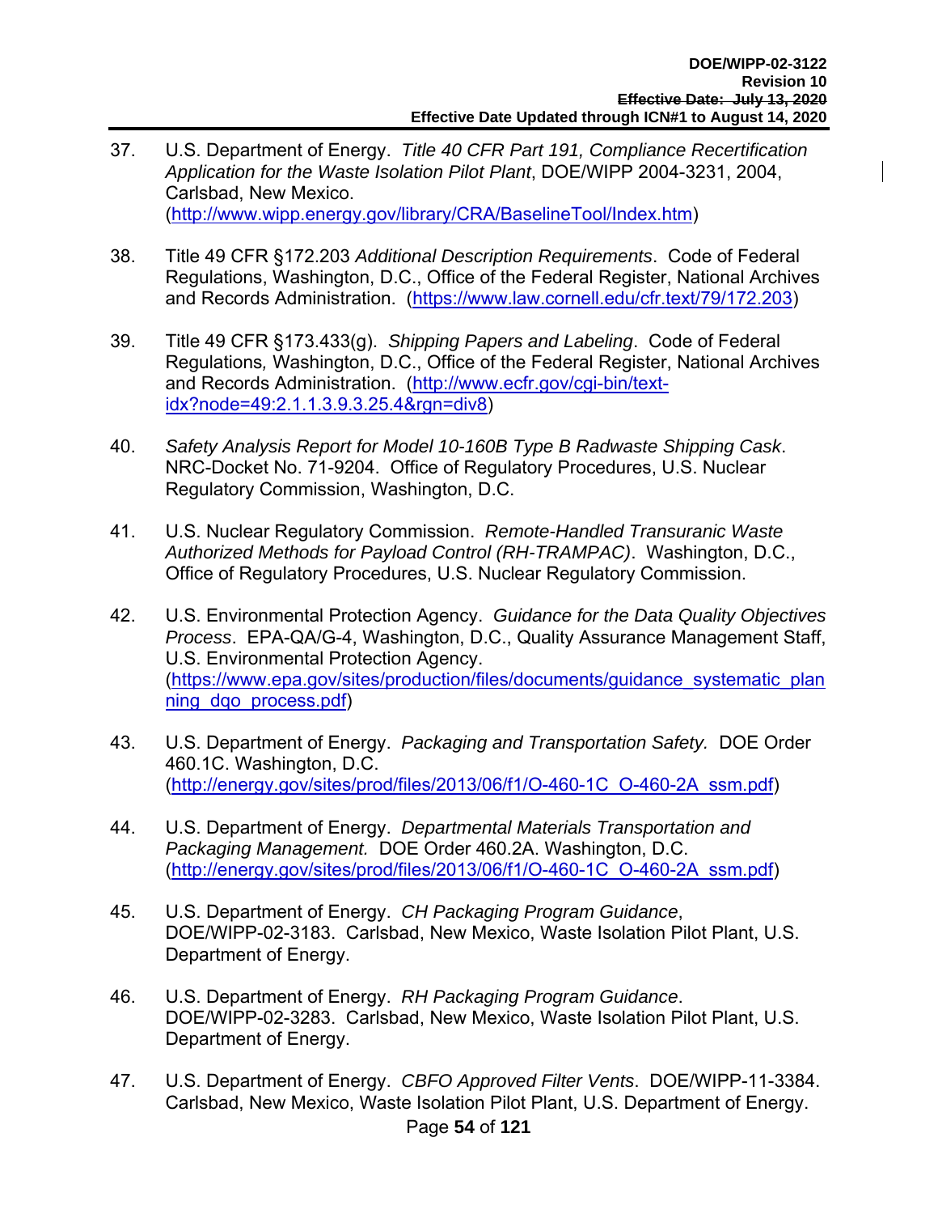37. U.S. Department of Energy. *Title 40 CFR Part 191, Compliance Recertification Application for the Waste Isolation Pilot Plant*, DOE/WIPP 2004-3231, 2004, Carlsbad, New Mexico. (http://www.wipp.energy.gov/library/CRA/BaselineTool/Index.htm)

38. Title 49 CFR §172.203 *Additional Description Requirements*. Code of Federal Regulations, Washington, D.C., Office of the Federal Register, National Archives and Records Administration. (https://www.law.cornell.edu/cfr.text/79/172.203)

39. Title 49 CFR §173.433(g). *Shipping Papers and Labeling*. Code of Federal Regulations, Washington, D.C., Office of the Federal Register, National Archives and Records Administration. (http://www.ecfr.gov/cgi-bin/text-idx?node=49:2.1.1.3.9.3.25.4&rgn=div8)

40. *Safety Analysis Report for Model 10-160B Type B Radwaste Shipping Cask*. NRC-Docket No. 71-9204. Office of Regulatory Procedures, U.S. Nuclear Regulatory Commission, Washington, D.C.

41. U.S. Nuclear Regulatory Commission. *Remote-Handled Transuranic Waste Authorized Methods for Payload Control (RH-TRAMPAC)*. Washington, D.C., Office of Regulatory Procedures, U.S. Nuclear Regulatory Commission.

42. U.S. Environmental Protection Agency. *Guidance for the Data Quality Objectives Process*. EPA-QA/G-4, Washington, D.C., Quality Assurance Management Staff, U.S. Environmental Protection Agency. (https://www.epa.gov/sites/production/files/documents/guidance_systematic_planning_dqo_process.pdf)

43. U.S. Department of Energy. *Packaging and Transportation Safety.* DOE Order 460.1C. Washington, D.C. (http://energy.gov/sites/prod/files/2013/06/f1/O-460-1C_O-460-2A_ssm.pdf)

44. U.S. Department of Energy. *Departmental Materials Transportation and Packaging Management.* DOE Order 460.2A. Washington, D.C. (http://energy.gov/sites/prod/files/2013/06/f1/O-460-1C_O-460-2A_ssm.pdf)

45. U.S. Department of Energy. *CH Packaging Program Guidance*, DOE/WIPP-02-3183. Carlsbad, New Mexico, Waste Isolation Pilot Plant, U.S. Department of Energy.

46. U.S. Department of Energy. *RH Packaging Program Guidance*. DOE/WIPP-02-3283. Carlsbad, New Mexico, Waste Isolation Pilot Plant, U.S. Department of Energy.

47. U.S. Department of Energy. *CBFO Approved Filter Vents*. DOE/WIPP-11-3384. Carlsbad, New Mexico, Waste Isolation Pilot Plant, U.S. Department of Energy.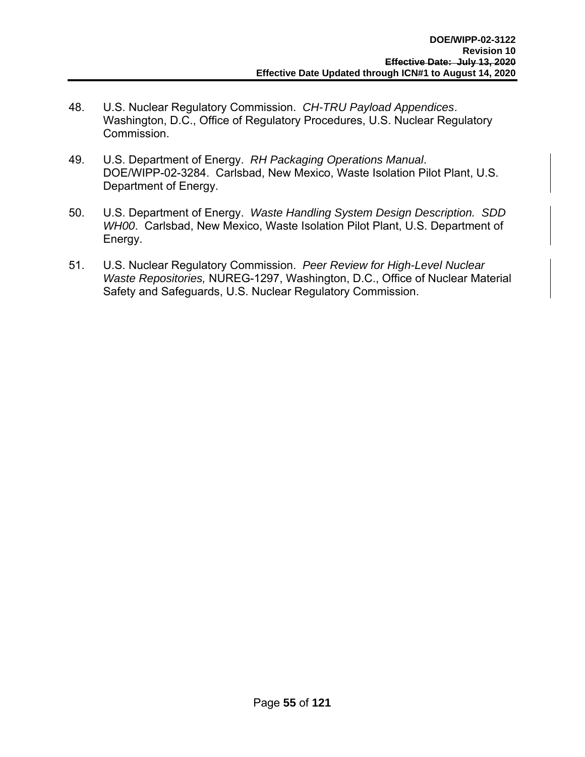48. U.S. Nuclear Regulatory Commission. *CH-TRU Payload Appendices*. Washington, D.C., Office of Regulatory Procedures, U.S. Nuclear Regulatory Commission.

49. U.S. Department of Energy. *RH Packaging Operations Manual*. DOE/WIPP-02-3284. Carlsbad, New Mexico, Waste Isolation Pilot Plant, U.S. Department of Energy.

50. U.S. Department of Energy. *Waste Handling System Design Description. SDD WH00*. Carlsbad, New Mexico, Waste Isolation Pilot Plant, U.S. Department of Energy.

51. U.S. Nuclear Regulatory Commission. *Peer Review for High-Level Nuclear Waste Repositories,* NUREG-1297, Washington, D.C., Office of Nuclear Material Safety and Safeguards, U.S. Nuclear Regulatory Commission.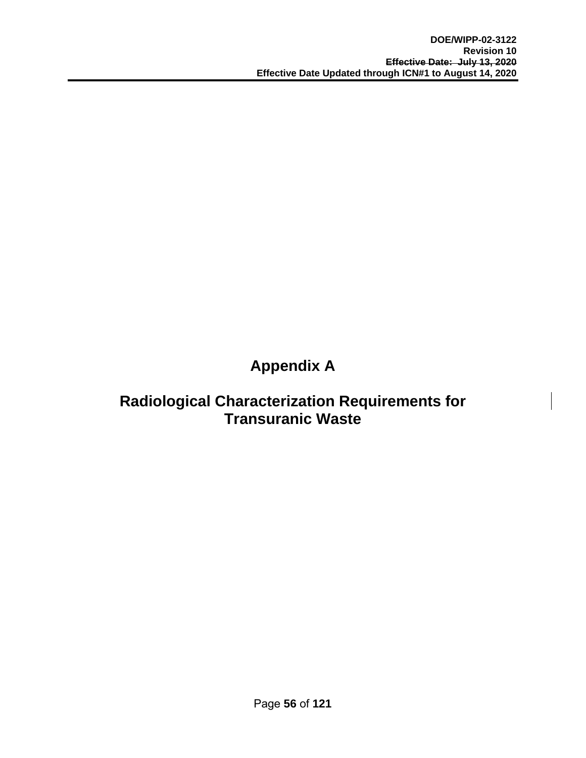# Appendix A

# Radiological Characterization Requirements for Transuranic Waste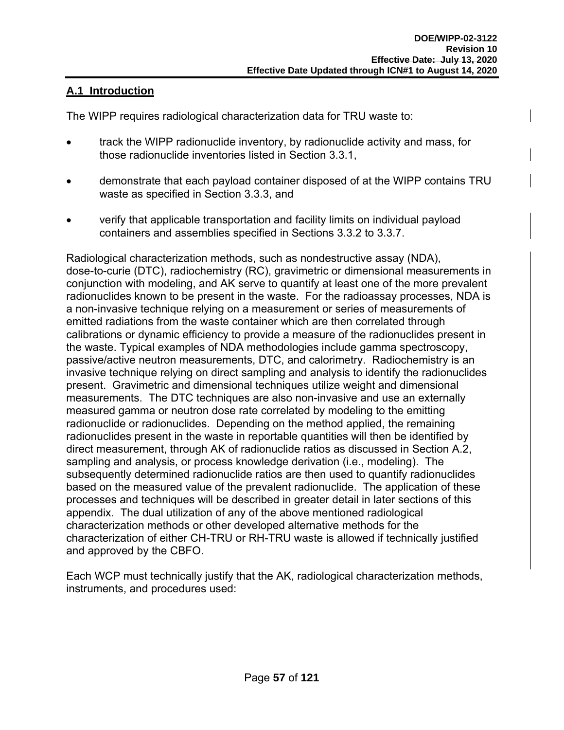## A.1 Introduction

The WIPP requires radiological characterization data for TRU waste to:

- track the WIPP radionuclide inventory, by radionuclide activity and mass, for those radionuclide inventories listed in Section 3.3.1,
- demonstrate that each payload container disposed of at the WIPP contains TRU waste as specified in Section 3.3.3, and
- verify that applicable transportation and facility limits on individual payload containers and assemblies specified in Sections 3.3.2 to 3.3.7.

Radiological characterization methods, such as nondestructive assay (NDA), dose-to-curie (DTC), radiochemistry (RC), gravimetric or dimensional measurements in conjunction with modeling, and AK serve to quantify at least one of the more prevalent radionuclides known to be present in the waste. For the radioassay processes, NDA is a non-invasive technique relying on a measurement or series of measurements of emitted radiations from the waste container which are then correlated through calibrations or dynamic efficiency to provide a measure of the radionuclides present in the waste. Typical examples of NDA methodologies include gamma spectroscopy, passive/active neutron measurements, DTC, and calorimetry. Radiochemistry is an invasive technique relying on direct sampling and analysis to identify the radionuclides present. Gravimetric and dimensional techniques utilize weight and dimensional measurements. The DTC techniques are also non-invasive and use an externally measured gamma or neutron dose rate correlated by modeling to the emitting radionuclide or radionuclides. Depending on the method applied, the remaining radionuclides present in the waste in reportable quantities will then be identified by direct measurement, through AK of radionuclide ratios as discussed in Section A.2, sampling and analysis, or process knowledge derivation (i.e., modeling). The subsequently determined radionuclide ratios are then used to quantify radionuclides based on the measured value of the prevalent radionuclide. The application of these processes and techniques will be described in greater detail in later sections of this appendix. The dual utilization of any of the above mentioned radiological characterization methods or other developed alternative methods for the characterization of either CH-TRU or RH-TRU waste is allowed if technically justified and approved by the CBFO.

Each WCP must technically justify that the AK, radiological characterization methods, instruments, and procedures used: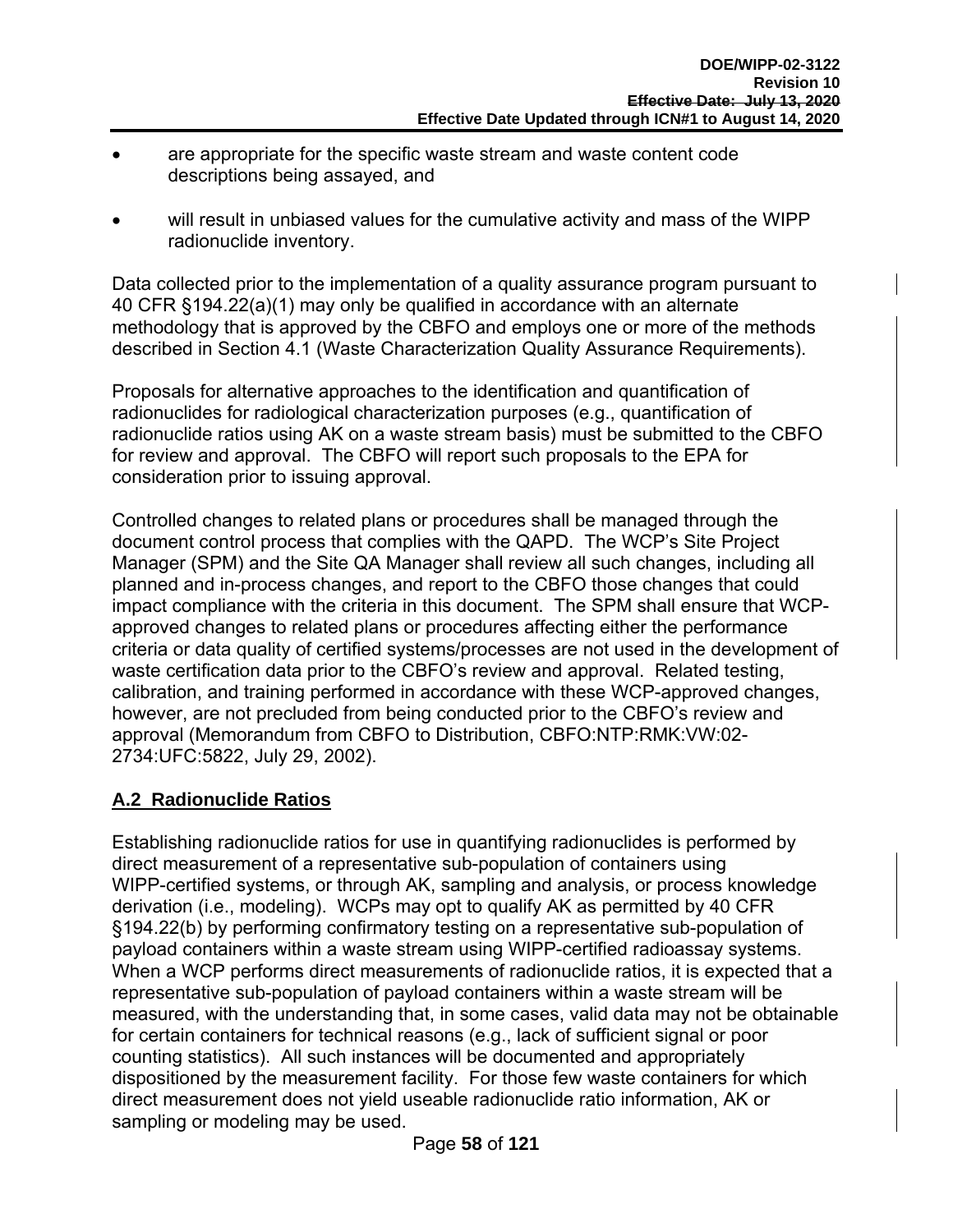- are appropriate for the specific waste stream and waste content code descriptions being assayed, and
- will result in unbiased values for the cumulative activity and mass of the WIPP radionuclide inventory.

Data collected prior to the implementation of a quality assurance program pursuant to 40 CFR §194.22(a)(1) may only be qualified in accordance with an alternate methodology that is approved by the CBFO and employs one or more of the methods described in Section 4.1 (Waste Characterization Quality Assurance Requirements).

Proposals for alternative approaches to the identification and quantification of radionuclides for radiological characterization purposes (e.g., quantification of radionuclide ratios using AK on a waste stream basis) must be submitted to the CBFO for review and approval. The CBFO will report such proposals to the EPA for consideration prior to issuing approval.

Controlled changes to related plans or procedures shall be managed through the document control process that complies with the QAPD. The WCP's Site Project Manager (SPM) and the Site QA Manager shall review all such changes, including all planned and in-process changes, and report to the CBFO those changes that could impact compliance with the criteria in this document. The SPM shall ensure that WCP-approved changes to related plans or procedures affecting either the performance criteria or data quality of certified systems/processes are not used in the development of waste certification data prior to the CBFO's review and approval. Related testing, calibration, and training performed in accordance with these WCP-approved changes, however, are not precluded from being conducted prior to the CBFO's review and approval (Memorandum from CBFO to Distribution, CBFO:NTP:RMK:VW:02-2734:UFC:5822, July 29, 2002).

## A.2 Radionuclide Ratios

Establishing radionuclide ratios for use in quantifying radionuclides is performed by direct measurement of a representative sub-population of containers using WIPP-certified systems, or through AK, sampling and analysis, or process knowledge derivation (i.e., modeling). WCPs may opt to qualify AK as permitted by 40 CFR §194.22(b) by performing confirmatory testing on a representative sub-population of payload containers within a waste stream using WIPP-certified radioassay systems. When a WCP performs direct measurements of radionuclide ratios, it is expected that a representative sub-population of payload containers within a waste stream will be measured, with the understanding that, in some cases, valid data may not be obtainable for certain containers for technical reasons (e.g., lack of sufficient signal or poor counting statistics). All such instances will be documented and appropriately dispositioned by the measurement facility. For those few waste containers for which direct measurement does not yield useable radionuclide ratio information, AK or sampling or modeling may be used.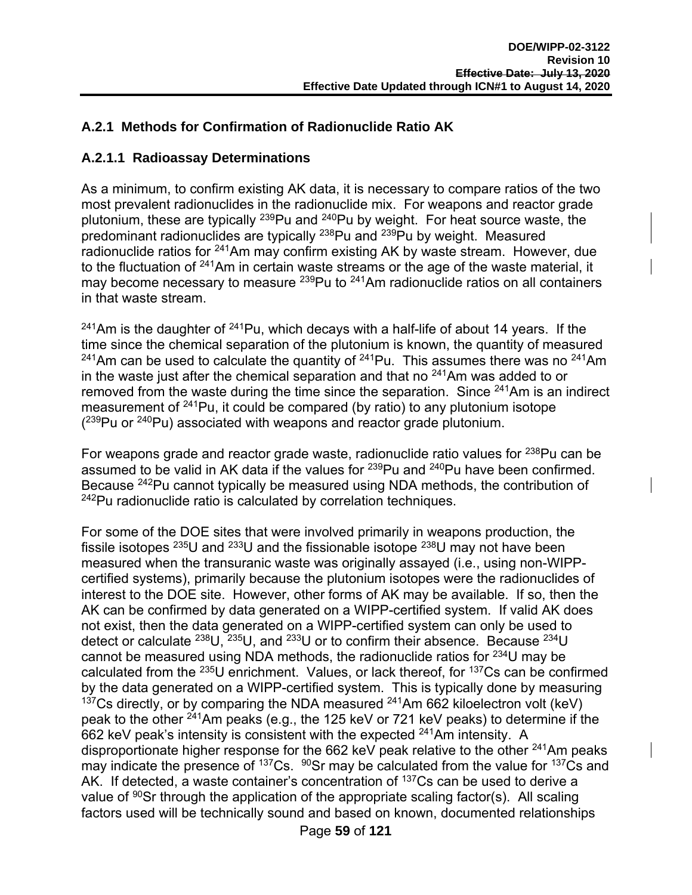## A.2.1 Methods for Confirmation of Radionuclide Ratio AK

### A.2.1.1 Radioassay Determinations

As a minimum, to confirm existing AK data, it is necessary to compare ratios of the two most prevalent radionuclides in the radionuclide mix. For weapons and reactor grade plutonium, these are typically $^{239}$Pu and $^{240}$Pu by weight. For heat source waste, the predominant radionuclides are typically $^{238}$Pu and $^{239}$Pu by weight. Measured radionuclide ratios for $^{241}$Am may confirm existing AK by waste stream. However, due to the fluctuation of $^{241}$Am in certain waste streams or the age of the waste material, it may become necessary to measure $^{239}$Pu to $^{241}$Am radionuclide ratios on all containers in that waste stream.

$^{241}$Am is the daughter of $^{241}$Pu, which decays with a half-life of about 14 years. If the time since the chemical separation of the plutonium is known, the quantity of measured $^{241}$Am can be used to calculate the quantity of $^{241}$Pu. This assumes there was no $^{241}$Am in the waste just after the chemical separation and that no $^{241}$Am was added to or removed from the waste during the time since the separation. Since $^{241}$Am is an indirect measurement of $^{241}$Pu, it could be compared (by ratio) to any plutonium isotope ($^{239}$Pu or $^{240}$Pu) associated with weapons and reactor grade plutonium.

For weapons grade and reactor grade waste, radionuclide ratio values for $^{238}$Pu can be assumed to be valid in AK data if the values for $^{239}$Pu and $^{240}$Pu have been confirmed. Because $^{242}$Pu cannot typically be measured using NDA methods, the contribution of $^{242}$Pu radionuclide ratio is calculated by correlation techniques.

For some of the DOE sites that were involved primarily in weapons production, the fissile isotopes $^{235}$U and $^{233}$U and the fissionable isotope $^{238}$U may not have been measured when the transuranic waste was originally assayed (i.e., using non-WIPP-certified systems), primarily because the plutonium isotopes were the radionuclides of interest to the DOE site. However, other forms of AK may be available. If so, then the AK can be confirmed by data generated on a WIPP-certified system. If valid AK does not exist, then the data generated on a WIPP-certified system can only be used to detect or calculate $^{238}$U, $^{235}$U, and $^{233}$U or to confirm their absence. Because $^{234}$U cannot be measured using NDA methods, the radionuclide ratios for $^{234}$U may be calculated from the $^{235}$U enrichment. Values, or lack thereof, for $^{137}$Cs can be confirmed by the data generated on a WIPP-certified system. This is typically done by measuring $^{137}$Cs directly, or by comparing the NDA measured $^{241}$Am 662 kiloelectron volt (keV) peak to the other $^{241}$Am peaks (e.g., the 125 keV or 721 keV peaks) to determine if the 662 keV peak's intensity is consistent with the expected $^{241}$Am intensity. A disproportionate higher response for the 662 keV peak relative to the other $^{241}$Am peaks may indicate the presence of $^{137}$Cs. $^{90}$Sr may be calculated from the value for $^{137}$Cs and AK. If detected, a waste container's concentration of $^{137}$Cs can be used to derive a value of $^{90}$Sr through the application of the appropriate scaling factor(s). All scaling factors used will be technically sound and based on known, documented relationships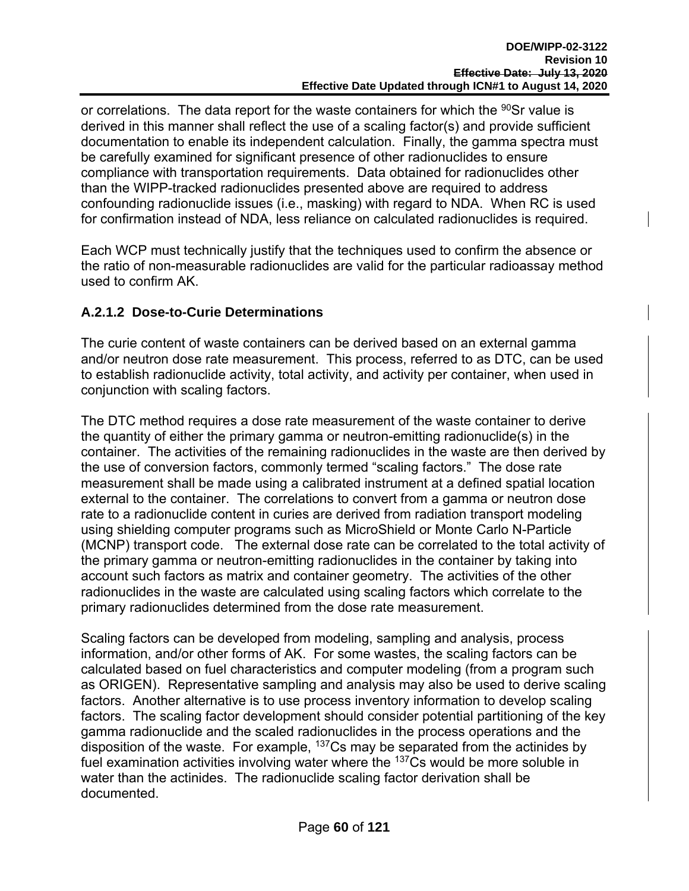or correlations. The data report for the waste containers for which the $^{90}Sr$ value is derived in this manner shall reflect the use of a scaling factor(s) and provide sufficient documentation to enable its independent calculation. Finally, the gamma spectra must be carefully examined for significant presence of other radionuclides to ensure compliance with transportation requirements. Data obtained for radionuclides other than the WIPP-tracked radionuclides presented above are required to address confounding radionuclide issues (i.e., masking) with regard to NDA. When RC is used for confirmation instead of NDA, less reliance on calculated radionuclides is required.

Each WCP must technically justify that the techniques used to confirm the absence or the ratio of non-measurable radionuclides are valid for the particular radioassay method used to confirm AK.

### A.2.1.2 Dose-to-Curie Determinations

The curie content of waste containers can be derived based on an external gamma and/or neutron dose rate measurement. This process, referred to as DTC, can be used to establish radionuclide activity, total activity, and activity per container, when used in conjunction with scaling factors.

The DTC method requires a dose rate measurement of the waste container to derive the quantity of either the primary gamma or neutron-emitting radionuclide(s) in the container. The activities of the remaining radionuclides in the waste are then derived by the use of conversion factors, commonly termed "scaling factors." The dose rate measurement shall be made using a calibrated instrument at a defined spatial location external to the container. The correlations to convert from a gamma or neutron dose rate to a radionuclide content in curies are derived from radiation transport modeling using shielding computer programs such as MicroShield or Monte Carlo N-Particle (MCNP) transport code. The external dose rate can be correlated to the total activity of the primary gamma or neutron-emitting radionuclides in the container by taking into account such factors as matrix and container geometry. The activities of the other radionuclides in the waste are calculated using scaling factors which correlate to the primary radionuclides determined from the dose rate measurement.

Scaling factors can be developed from modeling, sampling and analysis, process information, and/or other forms of AK. For some wastes, the scaling factors can be calculated based on fuel characteristics and computer modeling (from a program such as ORIGEN). Representative sampling and analysis may also be used to derive scaling factors. Another alternative is to use process inventory information to develop scaling factors. The scaling factor development should consider potential partitioning of the key gamma radionuclide and the scaled radionuclides in the process operations and the disposition of the waste. For example, $^{137}Cs$ may be separated from the actinides by fuel examination activities involving water where the $^{137}Cs$ would be more soluble in water than the actinides. The radionuclide scaling factor derivation shall be documented.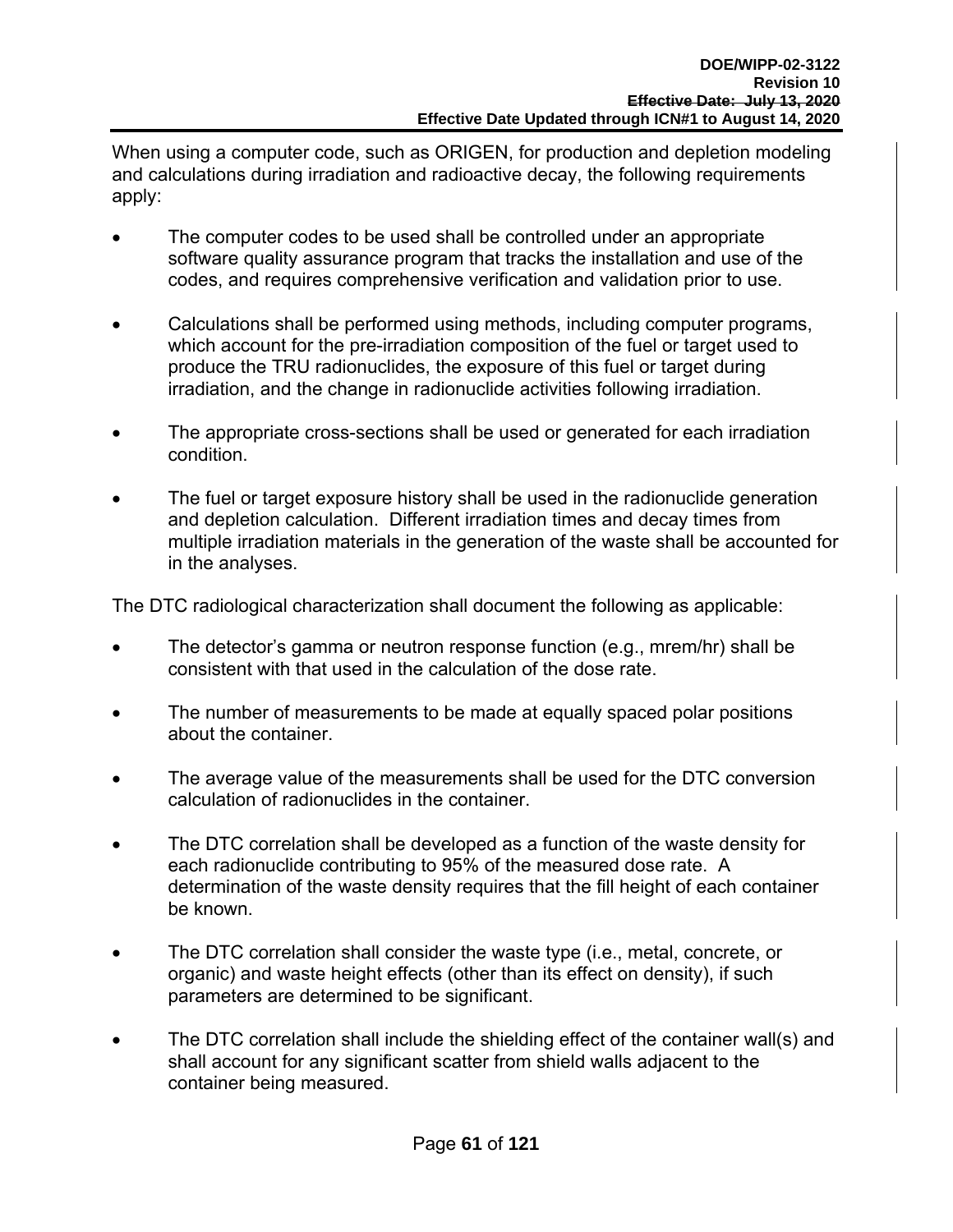When using a computer code, such as ORIGEN, for production and depletion modeling and calculations during irradiation and radioactive decay, the following requirements apply:

- The computer codes to be used shall be controlled under an appropriate software quality assurance program that tracks the installation and use of the codes, and requires comprehensive verification and validation prior to use.
- Calculations shall be performed using methods, including computer programs, which account for the pre-irradiation composition of the fuel or target used to produce the TRU radionuclides, the exposure of this fuel or target during irradiation, and the change in radionuclide activities following irradiation.
- The appropriate cross-sections shall be used or generated for each irradiation condition.
- The fuel or target exposure history shall be used in the radionuclide generation and depletion calculation. Different irradiation times and decay times from multiple irradiation materials in the generation of the waste shall be accounted for in the analyses.

The DTC radiological characterization shall document the following as applicable:

- The detector's gamma or neutron response function (e.g., mrem/hr) shall be consistent with that used in the calculation of the dose rate.
- The number of measurements to be made at equally spaced polar positions about the container.
- The average value of the measurements shall be used for the DTC conversion calculation of radionuclides in the container.
- The DTC correlation shall be developed as a function of the waste density for each radionuclide contributing to 95% of the measured dose rate. A determination of the waste density requires that the fill height of each container be known.
- The DTC correlation shall consider the waste type (i.e., metal, concrete, or organic) and waste height effects (other than its effect on density), if such parameters are determined to be significant.
- The DTC correlation shall include the shielding effect of the container wall(s) and shall account for any significant scatter from shield walls adjacent to the container being measured.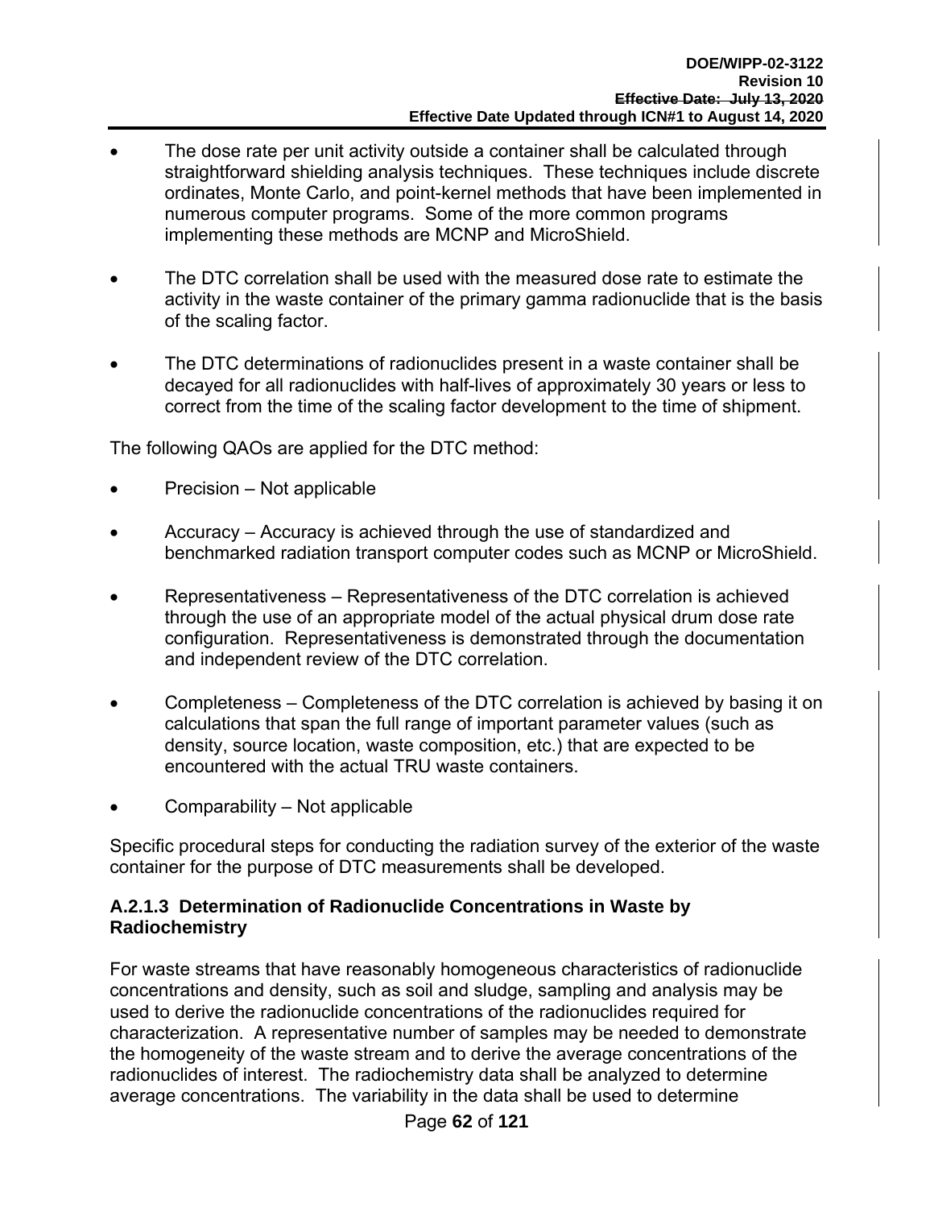- The dose rate per unit activity outside a container shall be calculated through straightforward shielding analysis techniques. These techniques include discrete ordinates, Monte Carlo, and point-kernel methods that have been implemented in numerous computer programs. Some of the more common programs implementing these methods are MCNP and MicroShield.
- The DTC correlation shall be used with the measured dose rate to estimate the activity in the waste container of the primary gamma radionuclide that is the basis of the scaling factor.
- The DTC determinations of radionuclides present in a waste container shall be decayed for all radionuclides with half-lives of approximately 30 years or less to correct from the time of the scaling factor development to the time of shipment.

The following QAOs are applied for the DTC method:

- Precision – Not applicable
- Accuracy – Accuracy is achieved through the use of standardized and benchmarked radiation transport computer codes such as MCNP or MicroShield.
- Representativeness – Representativeness of the DTC correlation is achieved through the use of an appropriate model of the actual physical drum dose rate configuration. Representativeness is demonstrated through the documentation and independent review of the DTC correlation.
- Completeness – Completeness of the DTC correlation is achieved by basing it on calculations that span the full range of important parameter values (such as density, source location, waste composition, etc.) that are expected to be encountered with the actual TRU waste containers.
- Comparability – Not applicable

Specific procedural steps for conducting the radiation survey of the exterior of the waste container for the purpose of DTC measurements shall be developed.

#### A.2.1.3 Determination of Radionuclide Concentrations in Waste by Radiochemistry

For waste streams that have reasonably homogeneous characteristics of radionuclide concentrations and density, such as soil and sludge, sampling and analysis may be used to derive the radionuclide concentrations of the radionuclides required for characterization. A representative number of samples may be needed to demonstrate the homogeneity of the waste stream and to derive the average concentrations of the radionuclides of interest. The radiochemistry data shall be analyzed to determine average concentrations. The variability in the data shall be used to determine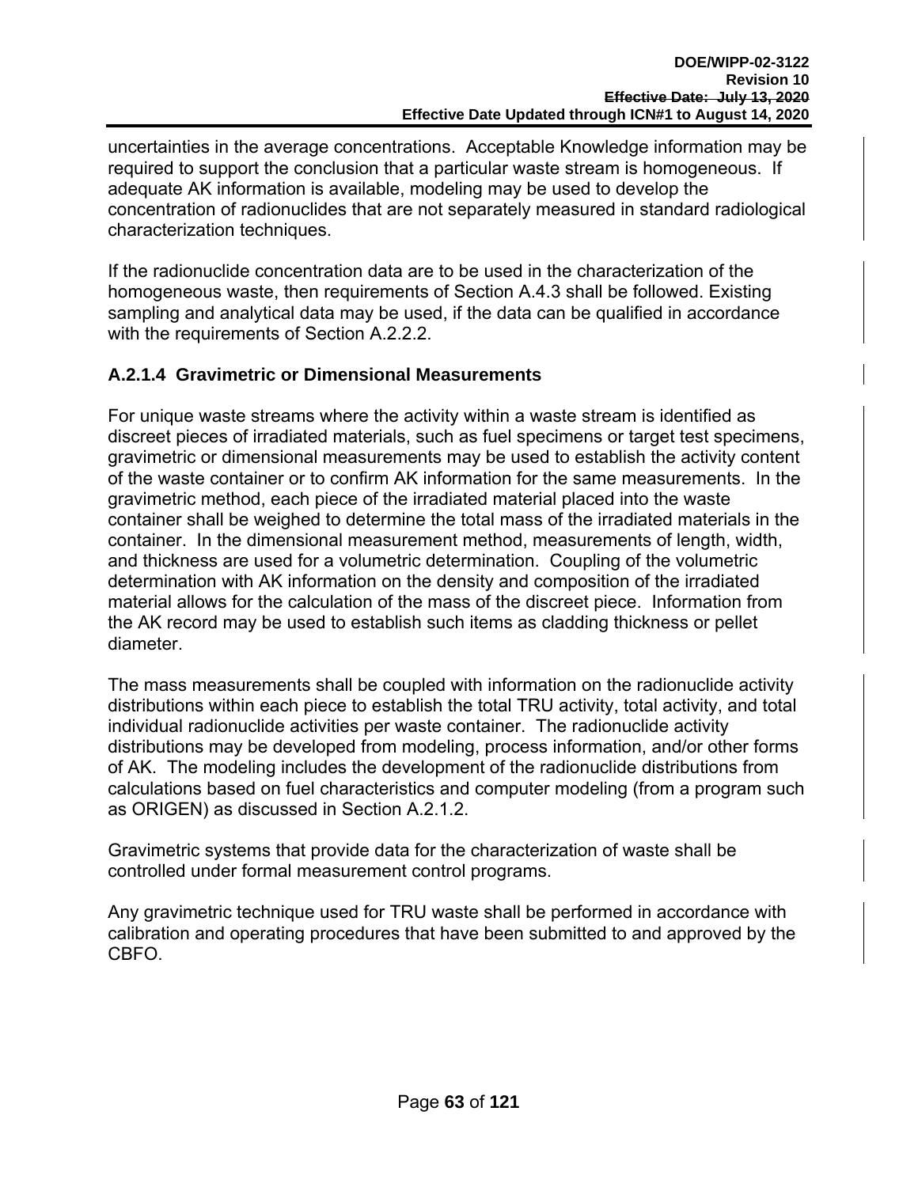uncertainties in the average concentrations. Acceptable Knowledge information may be required to support the conclusion that a particular waste stream is homogeneous. If adequate AK information is available, modeling may be used to develop the concentration of radionuclides that are not separately measured in standard radiological characterization techniques.

If the radionuclide concentration data are to be used in the characterization of the homogeneous waste, then requirements of Section A.4.3 shall be followed. Existing sampling and analytical data may be used, if the data can be qualified in accordance with the requirements of Section A.2.2.2.

### A.2.1.4 Gravimetric or Dimensional Measurements

For unique waste streams where the activity within a waste stream is identified as discreet pieces of irradiated materials, such as fuel specimens or target test specimens, gravimetric or dimensional measurements may be used to establish the activity content of the waste container or to confirm AK information for the same measurements. In the gravimetric method, each piece of the irradiated material placed into the waste container shall be weighed to determine the total mass of the irradiated materials in the container. In the dimensional measurement method, measurements of length, width, and thickness are used for a volumetric determination. Coupling of the volumetric determination with AK information on the density and composition of the irradiated material allows for the calculation of the mass of the discreet piece. Information from the AK record may be used to establish such items as cladding thickness or pellet diameter.

The mass measurements shall be coupled with information on the radionuclide activity distributions within each piece to establish the total TRU activity, total activity, and total individual radionuclide activities per waste container. The radionuclide activity distributions may be developed from modeling, process information, and/or other forms of AK. The modeling includes the development of the radionuclide distributions from calculations based on fuel characteristics and computer modeling (from a program such as ORIGEN) as discussed in Section A.2.1.2.

Gravimetric systems that provide data for the characterization of waste shall be controlled under formal measurement control programs.

Any gravimetric technique used for TRU waste shall be performed in accordance with calibration and operating procedures that have been submitted to and approved by the CBFO.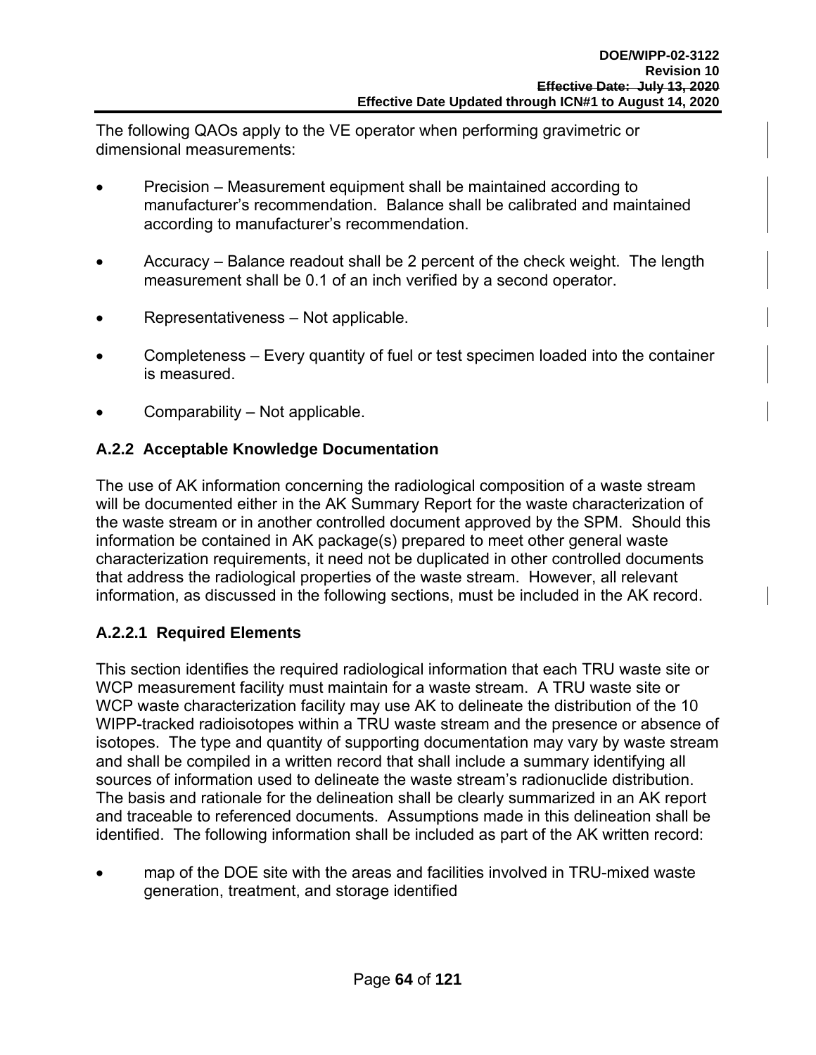The following QAOs apply to the VE operator when performing gravimetric or dimensional measurements:

- Precision – Measurement equipment shall be maintained according to manufacturer's recommendation. Balance shall be calibrated and maintained according to manufacturer's recommendation.
- Accuracy – Balance readout shall be 2 percent of the check weight. The length measurement shall be 0.1 of an inch verified by a second operator.
- Representativeness – Not applicable.
- Completeness – Every quantity of fuel or test specimen loaded into the container is measured.
- Comparability – Not applicable.

### A.2.2 Acceptable Knowledge Documentation

The use of AK information concerning the radiological composition of a waste stream will be documented either in the AK Summary Report for the waste characterization of the waste stream or in another controlled document approved by the SPM. Should this information be contained in AK package(s) prepared to meet other general waste characterization requirements, it need not be duplicated in other controlled documents that address the radiological properties of the waste stream. However, all relevant information, as discussed in the following sections, must be included in the AK record.

#### A.2.2.1 Required Elements

This section identifies the required radiological information that each TRU waste site or WCP measurement facility must maintain for a waste stream. A TRU waste site or WCP waste characterization facility may use AK to delineate the distribution of the 10 WIPP-tracked radioisotopes within a TRU waste stream and the presence or absence of isotopes. The type and quantity of supporting documentation may vary by waste stream and shall be compiled in a written record that shall include a summary identifying all sources of information used to delineate the waste stream's radionuclide distribution. The basis and rationale for the delineation shall be clearly summarized in an AK report and traceable to referenced documents. Assumptions made in this delineation shall be identified. The following information shall be included as part of the AK written record:

- map of the DOE site with the areas and facilities involved in TRU-mixed waste generation, treatment, and storage identified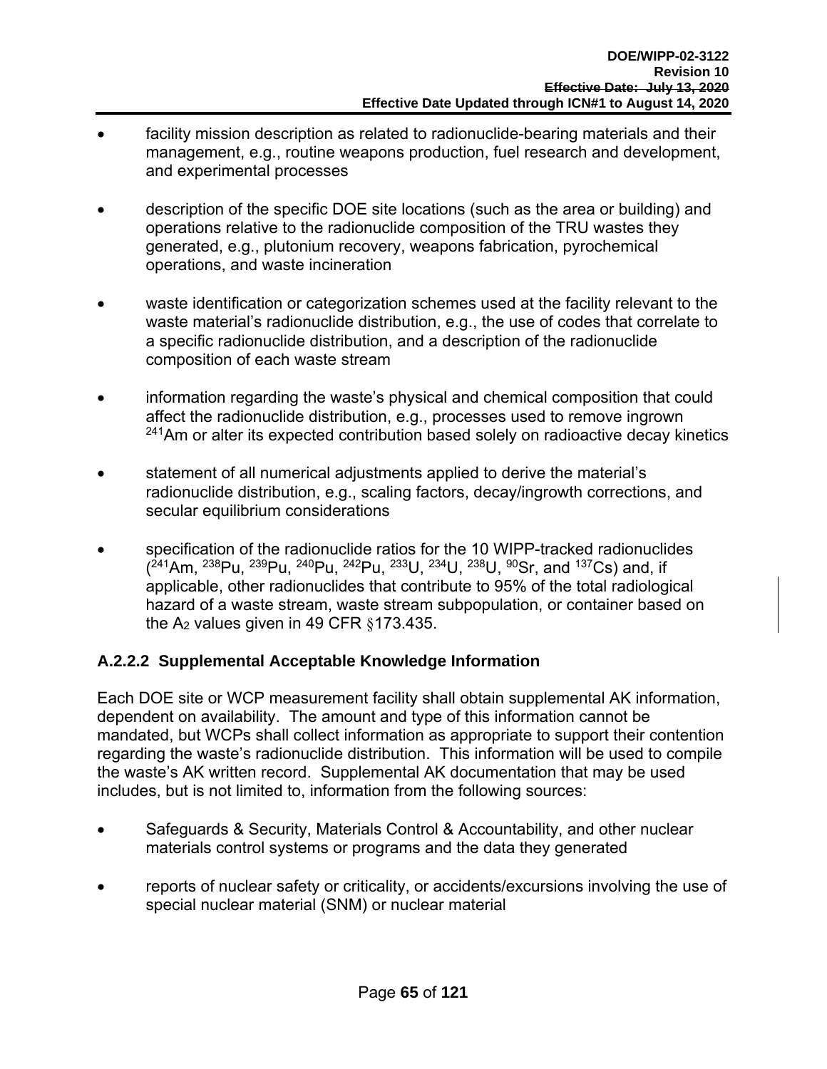- facility mission description as related to radionuclide-bearing materials and their management, e.g., routine weapons production, fuel research and development, and experimental processes

- description of the specific DOE site locations (such as the area or building) and operations relative to the radionuclide composition of the TRU wastes they generated, e.g., plutonium recovery, weapons fabrication, pyrochemical operations, and waste incineration

- waste identification or categorization schemes used at the facility relevant to the waste material's radionuclide distribution, e.g., the use of codes that correlate to a specific radionuclide distribution, and a description of the radionuclide composition of each waste stream

- information regarding the waste's physical and chemical composition that could affect the radionuclide distribution, e.g., processes used to remove ingrown $^{241}$Am or alter its expected contribution based solely on radioactive decay kinetics

- statement of all numerical adjustments applied to derive the material's radionuclide distribution, e.g., scaling factors, decay/ingrowth corrections, and secular equilibrium considerations

- specification of the radionuclide ratios for the 10 WIPP-tracked radionuclides ($^{241}$Am, $^{238}$Pu, $^{239}$Pu, $^{240}$Pu, $^{242}$Pu, $^{233}$U, $^{234}$U, $^{238}$U, $^{90}$Sr, and $^{137}$Cs) and, if applicable, other radionuclides that contribute to 95% of the total radiological hazard of a waste stream, waste stream subpopulation, or container based on the $A_2$ values given in 49 CFR §173.435.

### A.2.2.2 Supplemental Acceptable Knowledge Information

Each DOE site or WCP measurement facility shall obtain supplemental AK information, dependent on availability. The amount and type of this information cannot be mandated, but WCPs shall collect information as appropriate to support their contention regarding the waste's radionuclide distribution. This information will be used to compile the waste's AK written record. Supplemental AK documentation that may be used includes, but is not limited to, information from the following sources:

- Safeguards & Security, Materials Control & Accountability, and other nuclear materials control systems or programs and the data they generated

- reports of nuclear safety or criticality, or accidents/excursions involving the use of special nuclear material (SNM) or nuclear material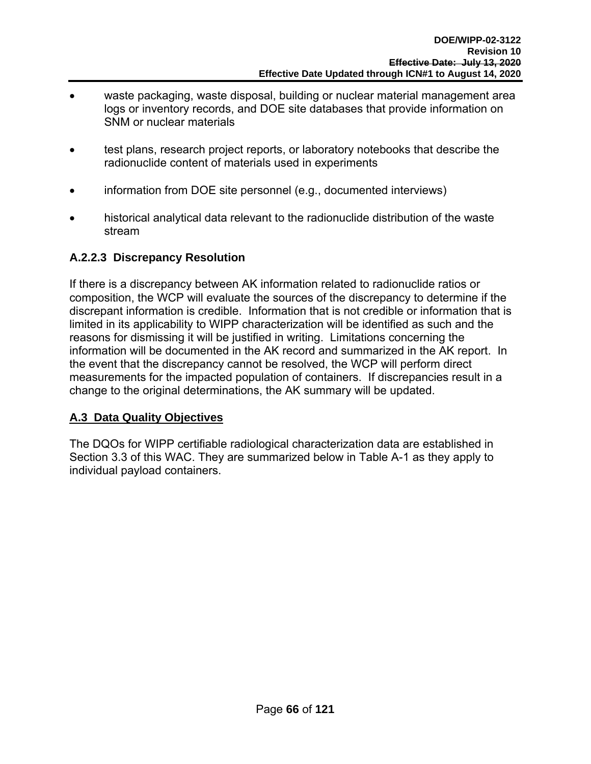- waste packaging, waste disposal, building or nuclear material management area logs or inventory records, and DOE site databases that provide information on SNM or nuclear materials

- test plans, research project reports, or laboratory notebooks that describe the radionuclide content of materials used in experiments

- information from DOE site personnel (e.g., documented interviews)

- historical analytical data relevant to the radionuclide distribution of the waste stream

#### A.2.2.3 Discrepancy Resolution

If there is a discrepancy between AK information related to radionuclide ratios or composition, the WCP will evaluate the sources of the discrepancy to determine if the discrepant information is credible. Information that is not credible or information that is limited in its applicability to WIPP characterization will be identified as such and the reasons for dismissing it will be justified in writing. Limitations concerning the information will be documented in the AK record and summarized in the AK report. In the event that the discrepancy cannot be resolved, the WCP will perform direct measurements for the impacted population of containers. If discrepancies result in a change to the original determinations, the AK summary will be updated.

## A.3 Data Quality Objectives

The DQOs for WIPP certifiable radiological characterization data are established in Section 3.3 of this WAC. They are summarized below in Table A-1 as they apply to individual payload containers.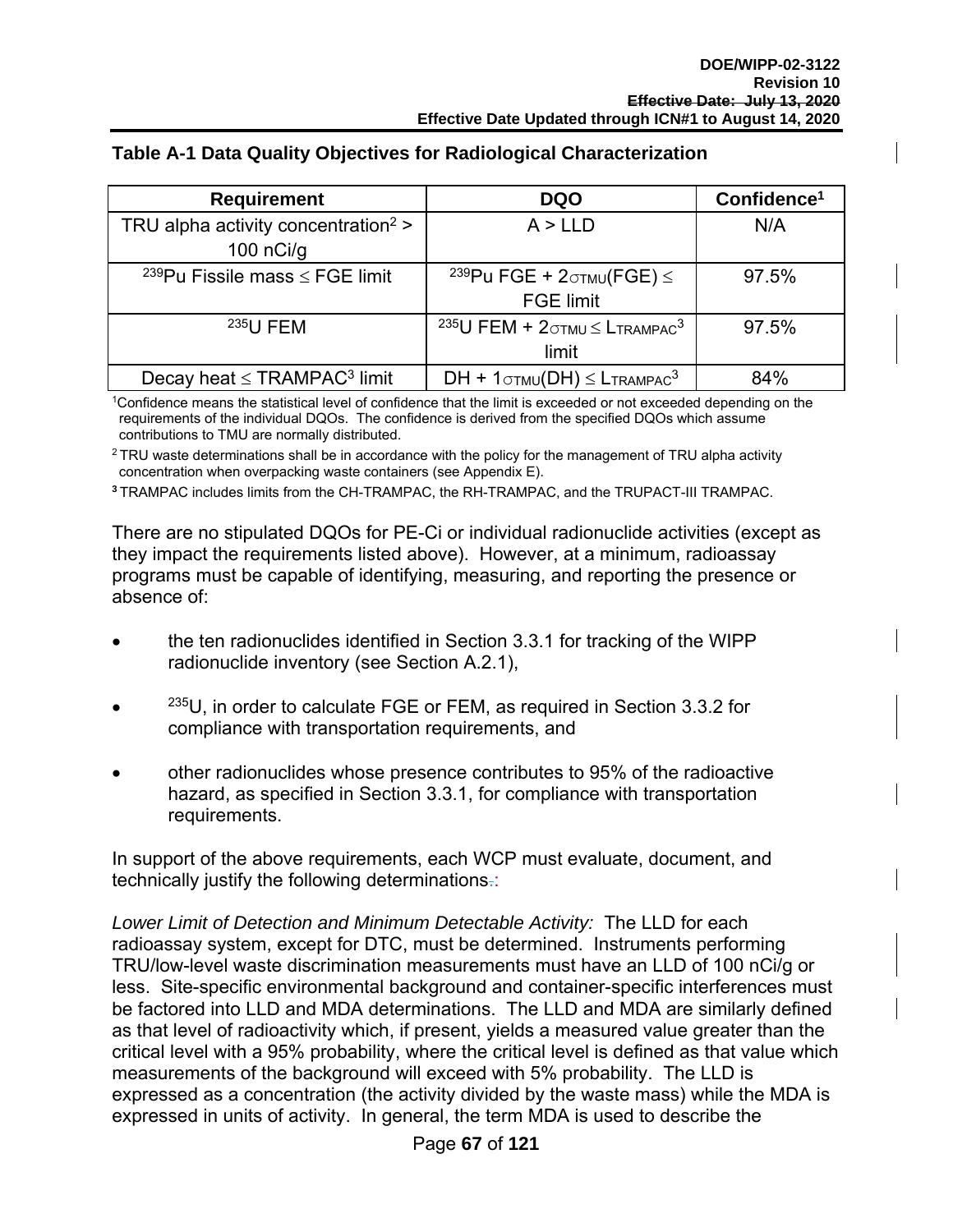## Table A-1 Data Quality Objectives for Radiological Characterization

| Requirement | DQO | Confidence[1] |
|---|---|---|
| TRU alpha activity concentration[2] > 100 nCi/g | A > LLD | N/A |
| $^{239}$Pu Fissile mass ≤ FGE limit | $^{239}$Pu FGE + $2\sigma_{TMU}$(FGE) ≤ FGE limit | 97.5% |
| $^{235}$U FEM | $^{235}$U FEM + $2\sigma_{TMU} \leq L_{TRAMPAC}$[3] limit | 97.5% |
| Decay heat ≤ TRAMPAC[3] limit | DH + $1\sigma_{TMU}$(DH) $\leq L_{TRAMPAC}$[3] | 84% |

[1]Confidence means the statistical level of confidence that the limit is exceeded or not exceeded depending on the requirements of the individual DQOs. The confidence is derived from the specified DQOs which assume contributions to TMU are normally distributed.

[2] TRU waste determinations shall be in accordance with the policy for the management of TRU alpha activity concentration when overpacking waste containers (see Appendix E).

[3] TRAMPAC includes limits from the CH-TRAMPAC, the RH-TRAMPAC, and the TRUPACT-III TRAMPAC.

There are no stipulated DQOs for PE-Ci or individual radionuclide activities (except as they impact the requirements listed above). However, at a minimum, radioassay programs must be capable of identifying, measuring, and reporting the presence or absence of:

- the ten radionuclides identified in Section 3.3.1 for tracking of the WIPP radionuclide inventory (see Section A.2.1),
- $^{235}$U, in order to calculate FGE or FEM, as required in Section 3.3.2 for compliance with transportation requirements, and
- other radionuclides whose presence contributes to 95% of the radioactive hazard, as specified in Section 3.3.1, for compliance with transportation requirements.

In support of the above requirements, each WCP must evaluate, document, and technically justify the following determinations:

*Lower Limit of Detection and Minimum Detectable Activity:* The LLD for each radioassay system, except for DTC, must be determined. Instruments performing TRU/low-level waste discrimination measurements must have an LLD of 100 nCi/g or less. Site-specific environmental background and container-specific interferences must be factored into LLD and MDA determinations. The LLD and MDA are similarly defined as that level of radioactivity which, if present, yields a measured value greater than the critical level with a 95% probability, where the critical level is defined as that value which measurements of the background will exceed with 5% probability. The LLD is expressed as a concentration (the activity divided by the waste mass) while the MDA is expressed in units of activity. In general, the term MDA is used to describe the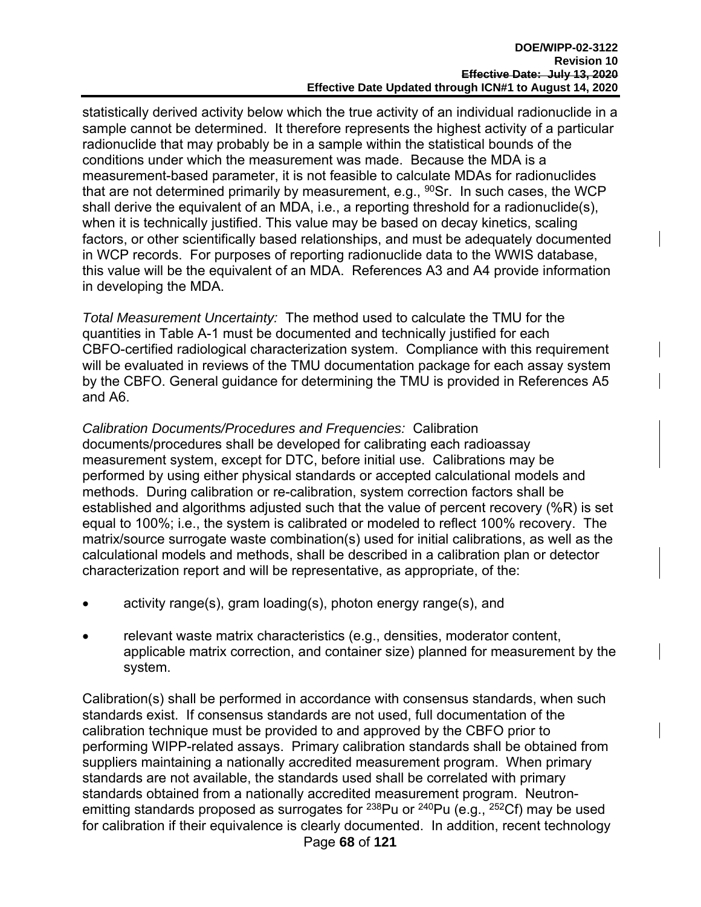statistically derived activity below which the true activity of an individual radionuclide in a sample cannot be determined. It therefore represents the highest activity of a particular radionuclide that may probably be in a sample within the statistical bounds of the conditions under which the measurement was made. Because the MDA is a measurement-based parameter, it is not feasible to calculate MDAs for radionuclides that are not determined primarily by measurement, e.g., $^{90}$Sr. In such cases, the WCP shall derive the equivalent of an MDA, i.e., a reporting threshold for a radionuclide(s), when it is technically justified. This value may be based on decay kinetics, scaling factors, or other scientifically based relationships, and must be adequately documented in WCP records. For purposes of reporting radionuclide data to the WWIS database, this value will be the equivalent of an MDA. References A3 and A4 provide information in developing the MDA.

*Total Measurement Uncertainty:* The method used to calculate the TMU for the quantities in Table A-1 must be documented and technically justified for each CBFO-certified radiological characterization system. Compliance with this requirement will be evaluated in reviews of the TMU documentation package for each assay system by the CBFO. General guidance for determining the TMU is provided in References A5 and A6.

*Calibration Documents/Procedures and Frequencies:* Calibration documents/procedures shall be developed for calibrating each radioassay measurement system, except for DTC, before initial use. Calibrations may be performed by using either physical standards or accepted calculational models and methods. During calibration or re-calibration, system correction factors shall be established and algorithms adjusted such that the value of percent recovery (%R) is set equal to 100%; i.e., the system is calibrated or modeled to reflect 100% recovery. The matrix/source surrogate waste combination(s) used for initial calibrations, as well as the calculational models and methods, shall be described in a calibration plan or detector characterization report and will be representative, as appropriate, of the:

- activity range(s), gram loading(s), photon energy range(s), and
- relevant waste matrix characteristics (e.g., densities, moderator content, applicable matrix correction, and container size) planned for measurement by the system.

Calibration(s) shall be performed in accordance with consensus standards, when such standards exist. If consensus standards are not used, full documentation of the calibration technique must be provided to and approved by the CBFO prior to performing WIPP-related assays. Primary calibration standards shall be obtained from suppliers maintaining a nationally accredited measurement program. When primary standards are not available, the standards used shall be correlated with primary standards obtained from a nationally accredited measurement program. Neutron-emitting standards proposed as surrogates for $^{238}$Pu or $^{240}$Pu (e.g., $^{252}$Cf) may be used for calibration if their equivalence is clearly documented. In addition, recent technology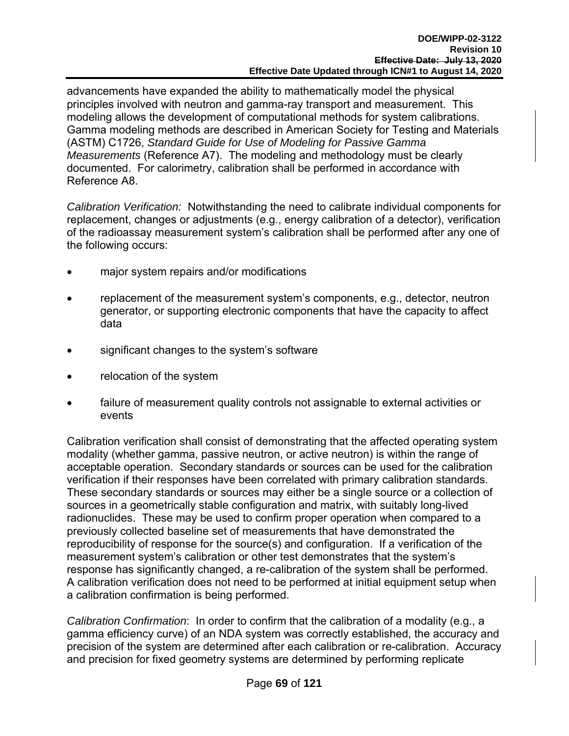advancements have expanded the ability to mathematically model the physical principles involved with neutron and gamma-ray transport and measurement. This modeling allows the development of computational methods for system calibrations. Gamma modeling methods are described in American Society for Testing and Materials (ASTM) C1726, *Standard Guide for Use of Modeling for Passive Gamma Measurements* (Reference A7). The modeling and methodology must be clearly documented. For calorimetry, calibration shall be performed in accordance with Reference A8.

*Calibration Verification:* Notwithstanding the need to calibrate individual components for replacement, changes or adjustments (e.g., energy calibration of a detector), verification of the radioassay measurement system's calibration shall be performed after any one of the following occurs:

- major system repairs and/or modifications
- replacement of the measurement system's components, e.g., detector, neutron generator, or supporting electronic components that have the capacity to affect data
- significant changes to the system's software
- relocation of the system
- failure of measurement quality controls not assignable to external activities or events

Calibration verification shall consist of demonstrating that the affected operating system modality (whether gamma, passive neutron, or active neutron) is within the range of acceptable operation. Secondary standards or sources can be used for the calibration verification if their responses have been correlated with primary calibration standards. These secondary standards or sources may either be a single source or a collection of sources in a geometrically stable configuration and matrix, with suitably long-lived radionuclides. These may be used to confirm proper operation when compared to a previously collected baseline set of measurements that have demonstrated the reproducibility of response for the source(s) and configuration. If a verification of the measurement system's calibration or other test demonstrates that the system's response has significantly changed, a re-calibration of the system shall be performed. A calibration verification does not need to be performed at initial equipment setup when a calibration confirmation is being performed.

*Calibration Confirmation*: In order to confirm that the calibration of a modality (e.g., a gamma efficiency curve) of an NDA system was correctly established, the accuracy and precision of the system are determined after each calibration or re-calibration. Accuracy and precision for fixed geometry systems are determined by performing replicate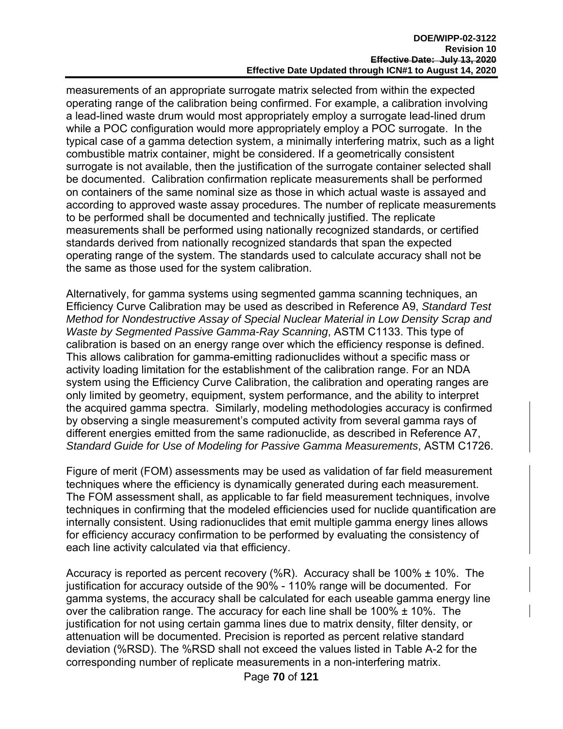measurements of an appropriate surrogate matrix selected from within the expected operating range of the calibration being confirmed. For example, a calibration involving a lead-lined waste drum would most appropriately employ a surrogate lead-lined drum while a POC configuration would more appropriately employ a POC surrogate. In the typical case of a gamma detection system, a minimally interfering matrix, such as a light combustible matrix container, might be considered. If a geometrically consistent surrogate is not available, then the justification of the surrogate container selected shall be documented. Calibration confirmation replicate measurements shall be performed on containers of the same nominal size as those in which actual waste is assayed and according to approved waste assay procedures. The number of replicate measurements to be performed shall be documented and technically justified. The replicate measurements shall be performed using nationally recognized standards, or certified standards derived from nationally recognized standards that span the expected operating range of the system. The standards used to calculate accuracy shall not be the same as those used for the system calibration.

Alternatively, for gamma systems using segmented gamma scanning techniques, an Efficiency Curve Calibration may be used as described in Reference A9, *Standard Test Method for Nondestructive Assay of Special Nuclear Material in Low Density Scrap and Waste by Segmented Passive Gamma-Ray Scanning*, ASTM C1133. This type of calibration is based on an energy range over which the efficiency response is defined. This allows calibration for gamma-emitting radionuclides without a specific mass or activity loading limitation for the establishment of the calibration range. For an NDA system using the Efficiency Curve Calibration, the calibration and operating ranges are only limited by geometry, equipment, system performance, and the ability to interpret the acquired gamma spectra. Similarly, modeling methodologies accuracy is confirmed by observing a single measurement's computed activity from several gamma rays of different energies emitted from the same radionuclide, as described in Reference A7, *Standard Guide for Use of Modeling for Passive Gamma Measurements*, ASTM C1726.

Figure of merit (FOM) assessments may be used as validation of far field measurement techniques where the efficiency is dynamically generated during each measurement. The FOM assessment shall, as applicable to far field measurement techniques, involve techniques in confirming that the modeled efficiencies used for nuclide quantification are internally consistent. Using radionuclides that emit multiple gamma energy lines allows for efficiency accuracy confirmation to be performed by evaluating the consistency of each line activity calculated via that efficiency.

Accuracy is reported as percent recovery (%R). Accuracy shall be 100% ± 10%. The justification for accuracy outside of the 90% - 110% range will be documented. For gamma systems, the accuracy shall be calculated for each useable gamma energy line over the calibration range. The accuracy for each line shall be 100% ± 10%. The justification for not using certain gamma lines due to matrix density, filter density, or attenuation will be documented. Precision is reported as percent relative standard deviation (%RSD). The %RSD shall not exceed the values listed in Table A-2 for the corresponding number of replicate measurements in a non-interfering matrix.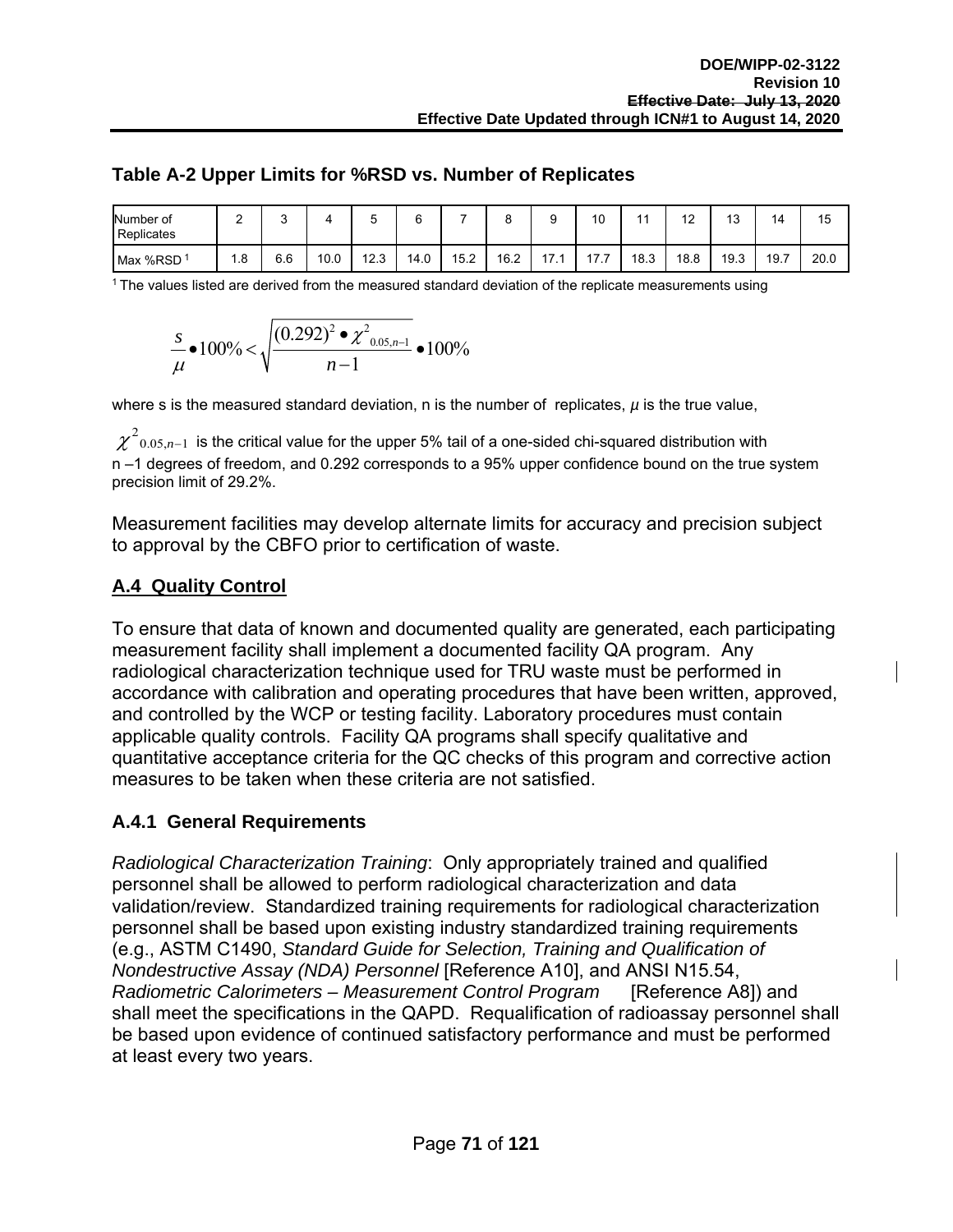### Table A-2 Upper Limits for %RSD vs. Number of Replicates

| Number of Replicates | 2 | 3 | 4 | 5 | 6 | 7 | 8 | 9 | 10 | 11 | 12 | 13 | 14 | 15 |
|---|---|---|---|---|---|---|---|---|---|---|---|---|---|---|
| Max %RSD [1] | 1.8 | 6.6 | 10.0 | 12.3 | 14.0 | 15.2 | 16.2 | 17.1 | 17.7 | 18.3 | 18.8 | 19.3 | 19.7 | 20.0 |

[1] The values listed are derived from the measured standard deviation of the replicate measurements using

$$\frac{s}{\mu} \bullet 100\% < \sqrt{\frac{(0.292)^2 \bullet \chi^2_{0.05,n-1}}{n-1}} \bullet 100\%$$

where s is the measured standard deviation, n is the number of replicates, $\mu$ is the true value,

$\chi^2_{0.05,n-1}$ is the critical value for the upper 5% tail of a one-sided chi-squared distribution with n –1 degrees of freedom, and 0.292 corresponds to a 95% upper confidence bound on the true system precision limit of 29.2%.

Measurement facilities may develop alternate limits for accuracy and precision subject to approval by the CBFO prior to certification of waste.

## A.4 Quality Control

To ensure that data of known and documented quality are generated, each participating measurement facility shall implement a documented facility QA program. Any radiological characterization technique used for TRU waste must be performed in accordance with calibration and operating procedures that have been written, approved, and controlled by the WCP or testing facility. Laboratory procedures must contain applicable quality controls. Facility QA programs shall specify qualitative and quantitative acceptance criteria for the QC checks of this program and corrective action measures to be taken when these criteria are not satisfied.

### A.4.1 General Requirements

*Radiological Characterization Training*: Only appropriately trained and qualified personnel shall be allowed to perform radiological characterization and data validation/review. Standardized training requirements for radiological characterization personnel shall be based upon existing industry standardized training requirements (e.g., ASTM C1490, *Standard Guide for Selection, Training and Qualification of Nondestructive Assay (NDA) Personnel* [Reference A10], and ANSI N15.54, *Radiometric Calorimeters – Measurement Control Program* [Reference A8]) and shall meet the specifications in the QAPD. Requalification of radioassay personnel shall be based upon evidence of continued satisfactory performance and must be performed at least every two years.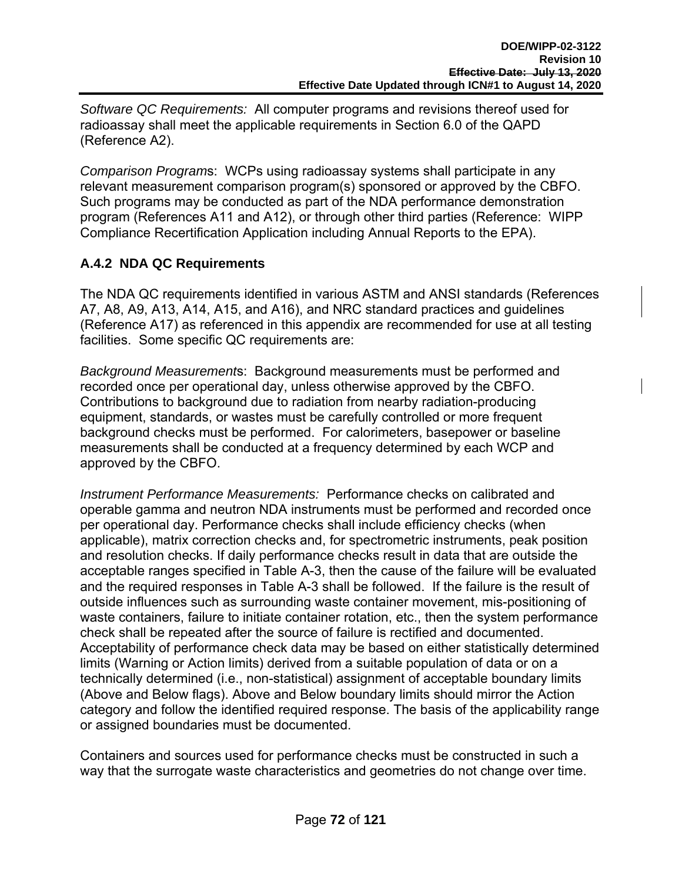*Software QC Requirements:* All computer programs and revisions thereof used for radioassay shall meet the applicable requirements in Section 6.0 of the QAPD (Reference A2).

*Comparison Programs*: WCPs using radioassay systems shall participate in any relevant measurement comparison program(s) sponsored or approved by the CBFO. Such programs may be conducted as part of the NDA performance demonstration program (References A11 and A12), or through other third parties (Reference: WIPP Compliance Recertification Application including Annual Reports to the EPA).

### A.4.2 NDA QC Requirements

The NDA QC requirements identified in various ASTM and ANSI standards (References A7, A8, A9, A13, A14, A15, and A16), and NRC standard practices and guidelines (Reference A17) as referenced in this appendix are recommended for use at all testing facilities. Some specific QC requirements are:

*Background Measurements*: Background measurements must be performed and recorded once per operational day, unless otherwise approved by the CBFO. Contributions to background due to radiation from nearby radiation-producing equipment, standards, or wastes must be carefully controlled or more frequent background checks must be performed. For calorimeters, basepower or baseline measurements shall be conducted at a frequency determined by each WCP and approved by the CBFO.

*Instrument Performance Measurements:* Performance checks on calibrated and operable gamma and neutron NDA instruments must be performed and recorded once per operational day. Performance checks shall include efficiency checks (when applicable), matrix correction checks and, for spectrometric instruments, peak position and resolution checks. If daily performance checks result in data that are outside the acceptable ranges specified in Table A-3, then the cause of the failure will be evaluated and the required responses in Table A-3 shall be followed. If the failure is the result of outside influences such as surrounding waste container movement, mis-positioning of waste containers, failure to initiate container rotation, etc., then the system performance check shall be repeated after the source of failure is rectified and documented. Acceptability of performance check data may be based on either statistically determined limits (Warning or Action limits) derived from a suitable population of data or on a technically determined (i.e., non-statistical) assignment of acceptable boundary limits (Above and Below flags). Above and Below boundary limits should mirror the Action category and follow the identified required response. The basis of the applicability range or assigned boundaries must be documented.

Containers and sources used for performance checks must be constructed in such a way that the surrogate waste characteristics and geometries do not change over time.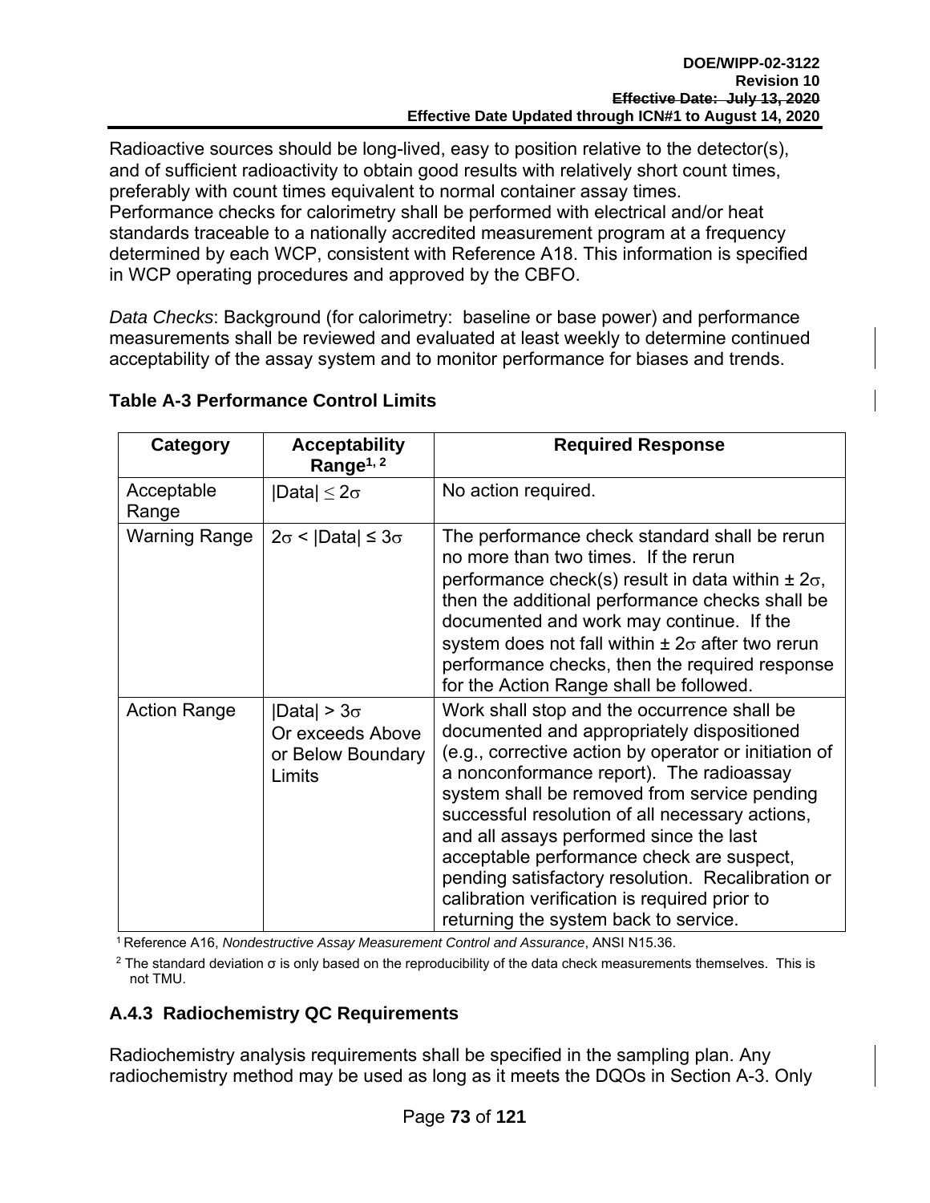Radioactive sources should be long-lived, easy to position relative to the detector(s), and of sufficient radioactivity to obtain good results with relatively short count times, preferably with count times equivalent to normal container assay times. Performance checks for calorimetry shall be performed with electrical and/or heat standards traceable to a nationally accredited measurement program at a frequency determined by each WCP, consistent with Reference A18. This information is specified in WCP operating procedures and approved by the CBFO.

*Data Checks*: Background (for calorimetry: baseline or base power) and performance measurements shall be reviewed and evaluated at least weekly to determine continued acceptability of the assay system and to monitor performance for biases and trends.

**Table A-3 Performance Control Limits**

| Category | Acceptability Range[1, 2] | Required Response |
|---|---|---|
| Acceptable Range | $\lvert Data \rvert \leq 2\sigma$ | No action required. |
| Warning Range | $2\sigma < \lvert Data \rvert \leq 3\sigma$ | The performance check standard shall be rerun no more than two times. If the rerun performance check(s) result in data within $\pm 2\sigma$, then the additional performance checks shall be documented and work may continue. If the system does not fall within $\pm 2\sigma$ after two rerun performance checks, then the required response for the Action Range shall be followed. |
| Action Range | $\lvert Data \rvert > 3\sigma$ Or exceeds Above or Below Boundary Limits | Work shall stop and the occurrence shall be documented and appropriately dispositioned (e.g., corrective action by operator or initiation of a nonconformance report). The radioassay system shall be removed from service pending successful resolution of all necessary actions, and all assays performed since the last acceptable performance check are suspect, pending satisfactory resolution. Recalibration or calibration verification is required prior to returning the system back to service. |

[1] Reference A16, *Nondestructive Assay Measurement Control and Assurance*, ANSI N15.36.

[2] The standard deviation σ is only based on the reproducibility of the data check measurements themselves. This is not TMU.

### A.4.3 Radiochemistry QC Requirements

Radiochemistry analysis requirements shall be specified in the sampling plan. Any radiochemistry method may be used as long as it meets the DQOs in Section A-3. Only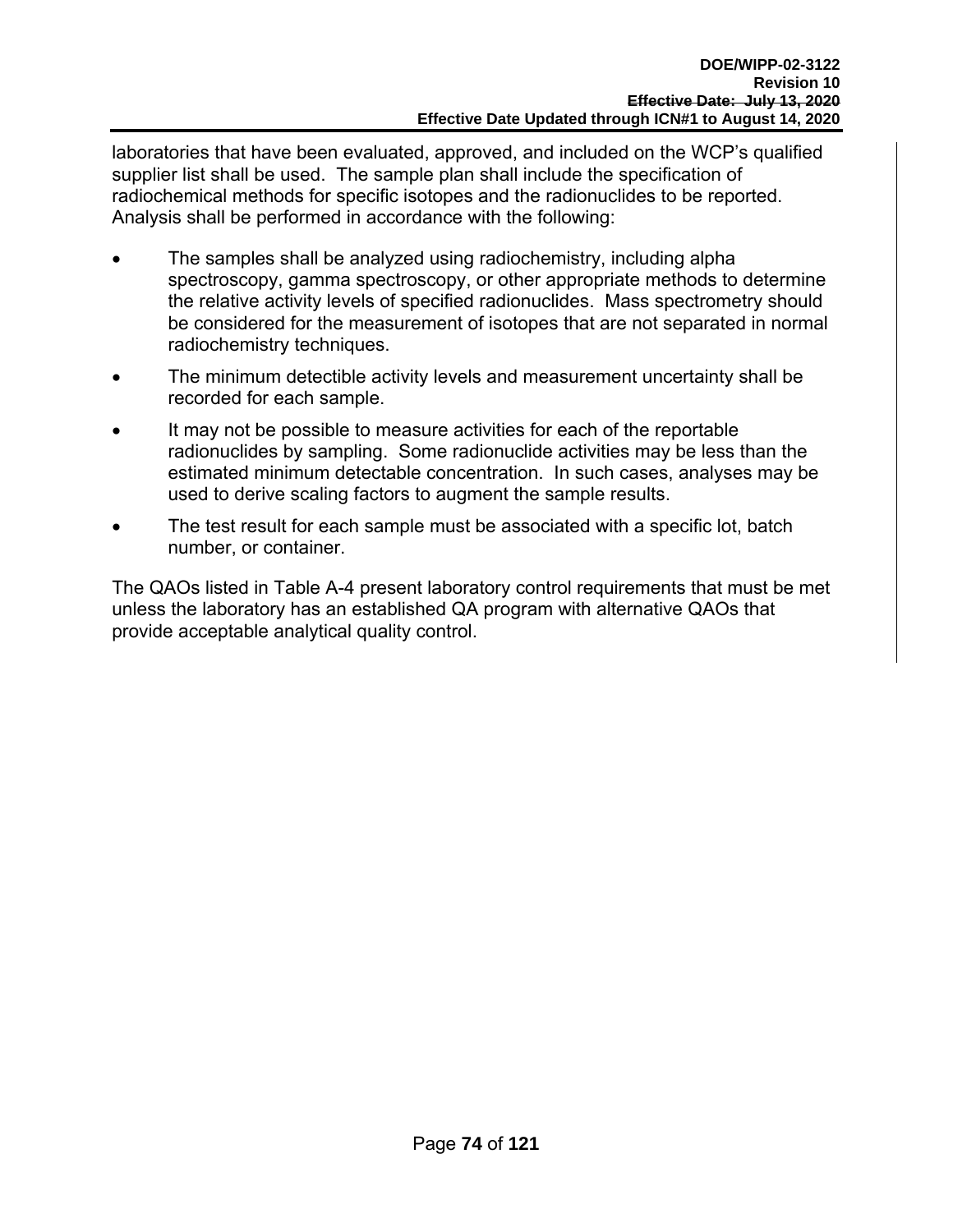laboratories that have been evaluated, approved, and included on the WCP's qualified supplier list shall be used. The sample plan shall include the specification of radiochemical methods for specific isotopes and the radionuclides to be reported. Analysis shall be performed in accordance with the following:

- The samples shall be analyzed using radiochemistry, including alpha spectroscopy, gamma spectroscopy, or other appropriate methods to determine the relative activity levels of specified radionuclides. Mass spectrometry should be considered for the measurement of isotopes that are not separated in normal radiochemistry techniques.
- The minimum detectible activity levels and measurement uncertainty shall be recorded for each sample.
- It may not be possible to measure activities for each of the reportable radionuclides by sampling. Some radionuclide activities may be less than the estimated minimum detectable concentration. In such cases, analyses may be used to derive scaling factors to augment the sample results.
- The test result for each sample must be associated with a specific lot, batch number, or container.

The QAOs listed in Table A-4 present laboratory control requirements that must be met unless the laboratory has an established QA program with alternative QAOs that provide acceptable analytical quality control.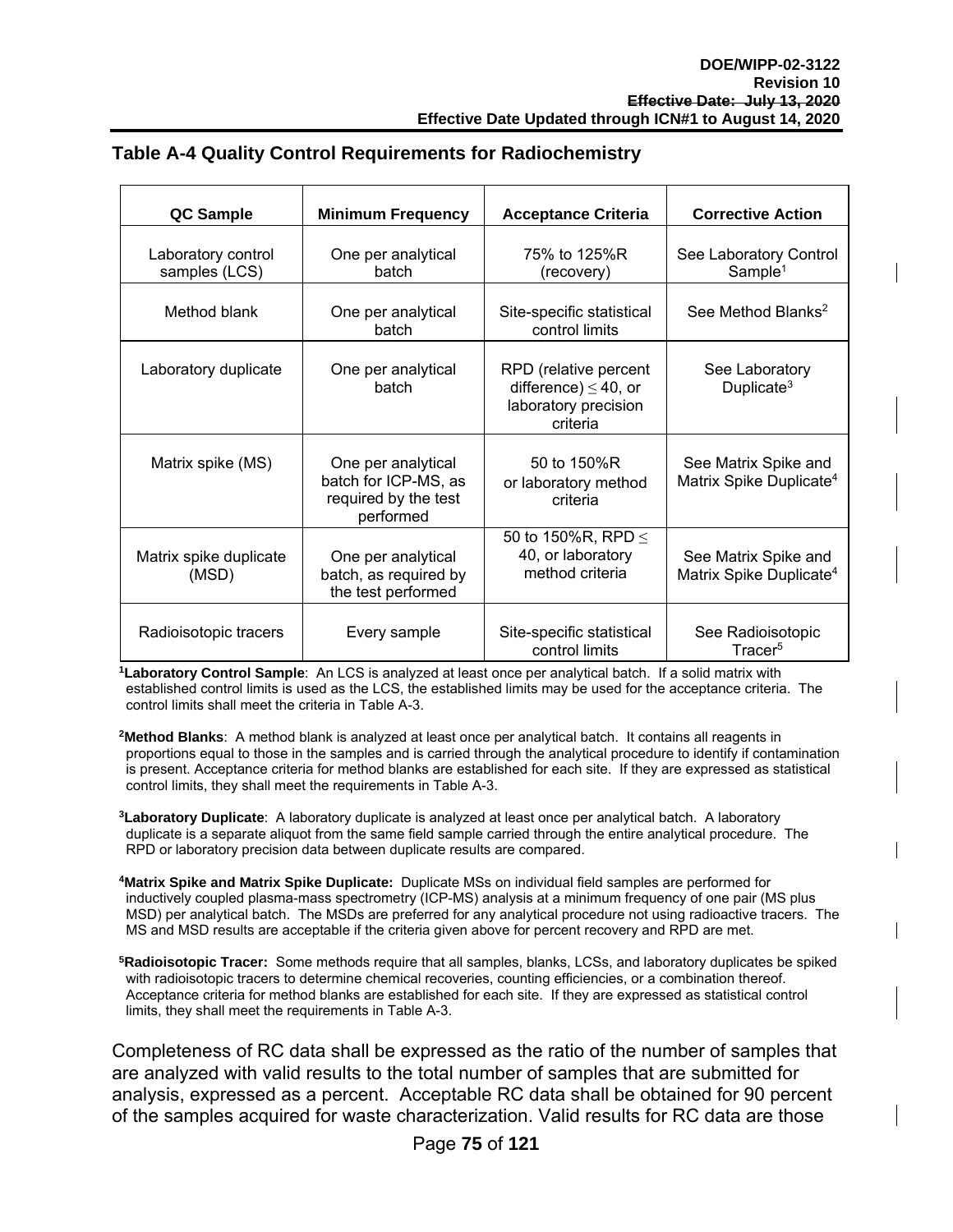## Table A-4 Quality Control Requirements for Radiochemistry

| QC Sample | Minimum Frequency | Acceptance Criteria | Corrective Action |
|---|---|---|---|
| Laboratory control samples (LCS) | One per analytical batch | 75% to 125%R (recovery) | See Laboratory Control Sample[1] |
| Method blank | One per analytical batch | Site-specific statistical control limits | See Method Blanks[2] |
| Laboratory duplicate | One per analytical batch | RPD (relative percent difference) $\leq$ 40, or laboratory precision criteria | See Laboratory Duplicate[3] |
| Matrix spike (MS) | One per analytical batch for ICP-MS, as required by the test performed | 50 to 150%R or laboratory method criteria | See Matrix Spike and Matrix Spike Duplicate[4] |
| Matrix spike duplicate (MSD) | One per analytical batch, as required by the test performed | 50 to 150%R, RPD $\leq$ 40, or laboratory method criteria | See Matrix Spike and Matrix Spike Duplicate[4] |
| Radioisotopic tracers | Every sample | Site-specific statistical control limits | See Radioisotopic Tracer[5] |

[1]**Laboratory Control Sample**: An LCS is analyzed at least once per analytical batch. If a solid matrix with established control limits is used as the LCS, the established limits may be used for the acceptance criteria. The control limits shall meet the criteria in Table A-3.

[2]**Method Blanks**: A method blank is analyzed at least once per analytical batch. It contains all reagents in proportions equal to those in the samples and is carried through the analytical procedure to identify if contamination is present. Acceptance criteria for method blanks are established for each site. If they are expressed as statistical control limits, they shall meet the requirements in Table A-3.

[3]**Laboratory Duplicate**: A laboratory duplicate is analyzed at least once per analytical batch. A laboratory duplicate is a separate aliquot from the same field sample carried through the entire analytical procedure. The RPD or laboratory precision data between duplicate results are compared.

[4]**Matrix Spike and Matrix Spike Duplicate:** Duplicate MSs on individual field samples are performed for inductively coupled plasma-mass spectrometry (ICP-MS) analysis at a minimum frequency of one pair (MS plus MSD) per analytical batch. The MSDs are preferred for any analytical procedure not using radioactive tracers. The MS and MSD results are acceptable if the criteria given above for percent recovery and RPD are met.

[5]**Radioisotopic Tracer:** Some methods require that all samples, blanks, LCSs, and laboratory duplicates be spiked with radioisotopic tracers to determine chemical recoveries, counting efficiencies, or a combination thereof. Acceptance criteria for method blanks are established for each site. If they are expressed as statistical control limits, they shall meet the requirements in Table A-3.

Completeness of RC data shall be expressed as the ratio of the number of samples that are analyzed with valid results to the total number of samples that are submitted for analysis, expressed as a percent. Acceptable RC data shall be obtained for 90 percent of the samples acquired for waste characterization. Valid results for RC data are those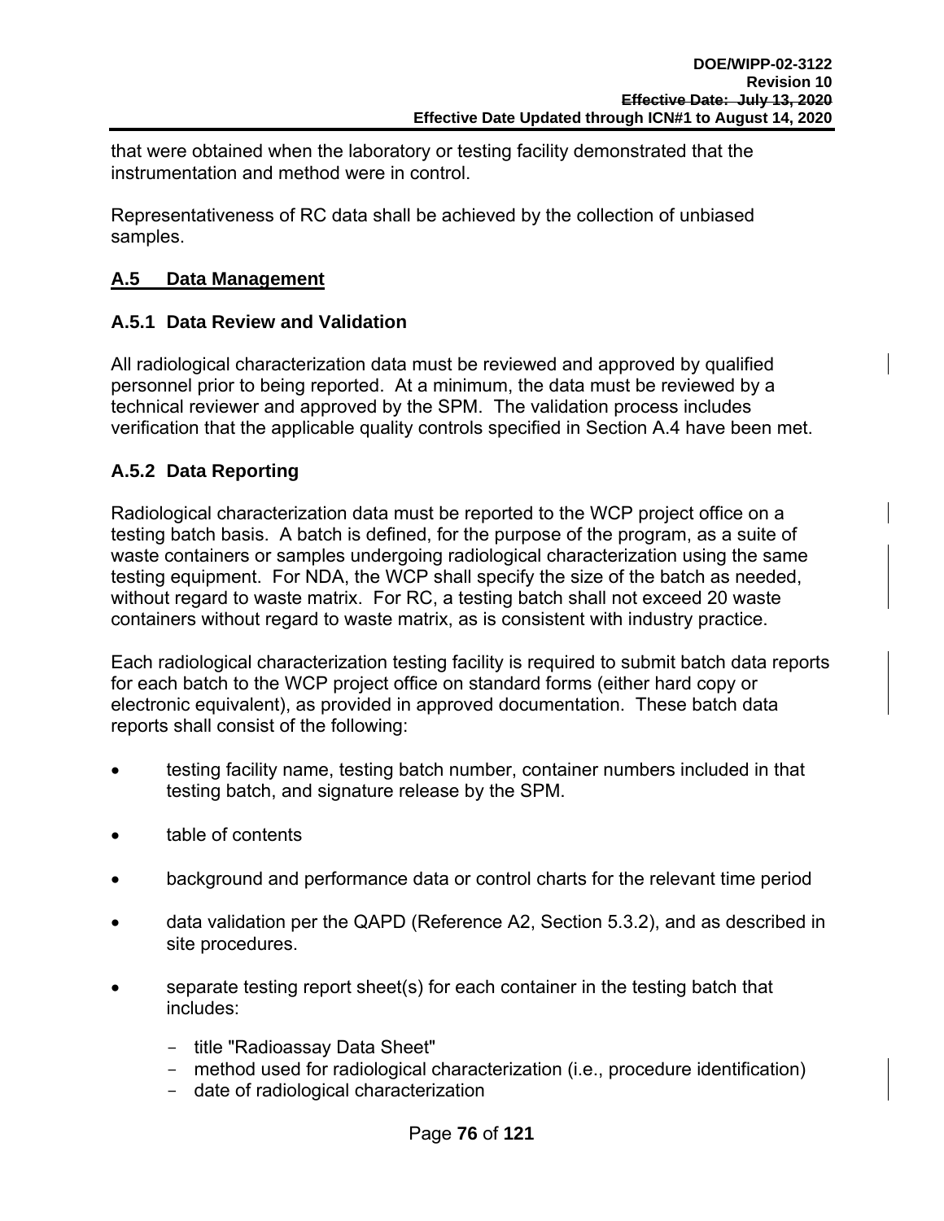that were obtained when the laboratory or testing facility demonstrated that the instrumentation and method were in control.

Representativeness of RC data shall be achieved by the collection of unbiased samples.

## A.5 Data Management

### A.5.1 Data Review and Validation

All radiological characterization data must be reviewed and approved by qualified personnel prior to being reported. At a minimum, the data must be reviewed by a technical reviewer and approved by the SPM. The validation process includes verification that the applicable quality controls specified in Section A.4 have been met.

### A.5.2 Data Reporting

Radiological characterization data must be reported to the WCP project office on a testing batch basis. A batch is defined, for the purpose of the program, as a suite of waste containers or samples undergoing radiological characterization using the same testing equipment. For NDA, the WCP shall specify the size of the batch as needed, without regard to waste matrix. For RC, a testing batch shall not exceed 20 waste containers without regard to waste matrix, as is consistent with industry practice.

Each radiological characterization testing facility is required to submit batch data reports for each batch to the WCP project office on standard forms (either hard copy or electronic equivalent), as provided in approved documentation. These batch data reports shall consist of the following:

- testing facility name, testing batch number, container numbers included in that testing batch, and signature release by the SPM.
- table of contents
- background and performance data or control charts for the relevant time period
- data validation per the QAPD (Reference A2, Section 5.3.2), and as described in site procedures.
- separate testing report sheet(s) for each container in the testing batch that includes:
  - title "Radioassay Data Sheet"
  - method used for radiological characterization (i.e., procedure identification)
  - date of radiological characterization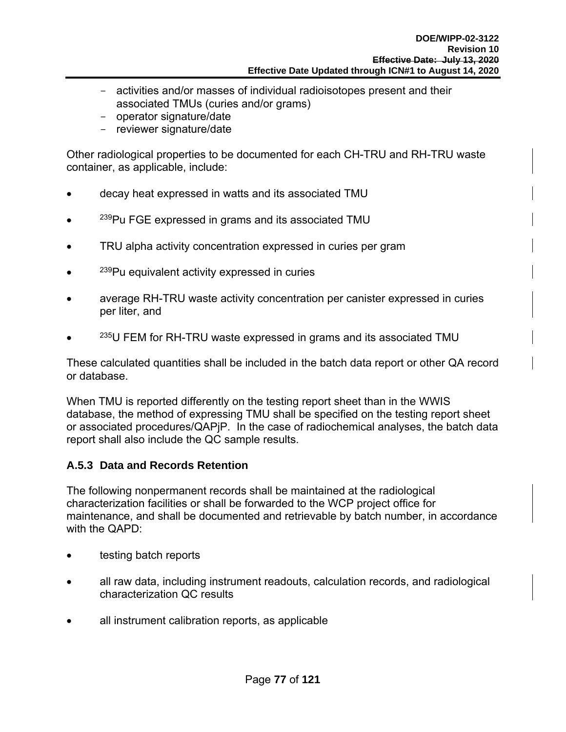- activities and/or masses of individual radioisotopes present and their associated TMUs (curies and/or grams)
- operator signature/date
- reviewer signature/date

Other radiological properties to be documented for each CH-TRU and RH-TRU waste container, as applicable, include:

- decay heat expressed in watts and its associated TMU
- $^{239}$Pu FGE expressed in grams and its associated TMU
- TRU alpha activity concentration expressed in curies per gram
- $^{239}$Pu equivalent activity expressed in curies
- average RH-TRU waste activity concentration per canister expressed in curies per liter, and
- $^{235}$U FEM for RH-TRU waste expressed in grams and its associated TMU

These calculated quantities shall be included in the batch data report or other QA record or database.

When TMU is reported differently on the testing report sheet than in the WWIS database, the method of expressing TMU shall be specified on the testing report sheet or associated procedures/QAPjP. In the case of radiochemical analyses, the batch data report shall also include the QC sample results.

### A.5.3 Data and Records Retention

The following nonpermanent records shall be maintained at the radiological characterization facilities or shall be forwarded to the WCP project office for maintenance, and shall be documented and retrievable by batch number, in accordance with the QAPD:

- testing batch reports
- all raw data, including instrument readouts, calculation records, and radiological characterization QC results
- all instrument calibration reports, as applicable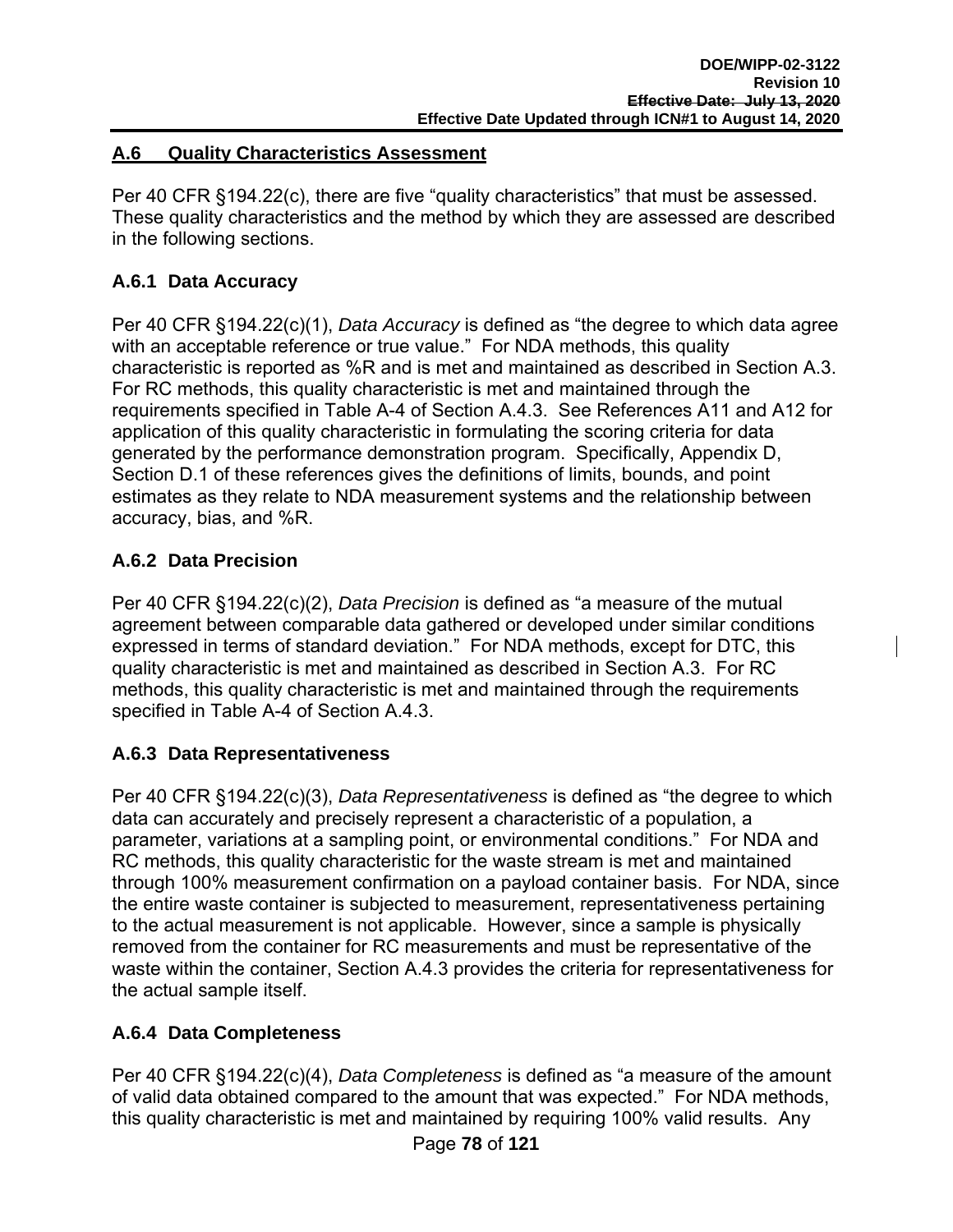## A.6 Quality Characteristics Assessment

Per 40 CFR §194.22(c), there are five "quality characteristics" that must be assessed. These quality characteristics and the method by which they are assessed are described in the following sections.

### A.6.1 Data Accuracy

Per 40 CFR §194.22(c)(1), *Data Accuracy* is defined as "the degree to which data agree with an acceptable reference or true value." For NDA methods, this quality characteristic is reported as %R and is met and maintained as described in Section A.3. For RC methods, this quality characteristic is met and maintained through the requirements specified in Table A-4 of Section A.4.3. See References A11 and A12 for application of this quality characteristic in formulating the scoring criteria for data generated by the performance demonstration program. Specifically, Appendix D, Section D.1 of these references gives the definitions of limits, bounds, and point estimates as they relate to NDA measurement systems and the relationship between accuracy, bias, and %R.

### A.6.2 Data Precision

Per 40 CFR §194.22(c)(2), *Data Precision* is defined as "a measure of the mutual agreement between comparable data gathered or developed under similar conditions expressed in terms of standard deviation." For NDA methods, except for DTC, this quality characteristic is met and maintained as described in Section A.3. For RC methods, this quality characteristic is met and maintained through the requirements specified in Table A-4 of Section A.4.3.

### A.6.3 Data Representativeness

Per 40 CFR §194.22(c)(3), *Data Representativeness* is defined as "the degree to which data can accurately and precisely represent a characteristic of a population, a parameter, variations at a sampling point, or environmental conditions." For NDA and RC methods, this quality characteristic for the waste stream is met and maintained through 100% measurement confirmation on a payload container basis. For NDA, since the entire waste container is subjected to measurement, representativeness pertaining to the actual measurement is not applicable. However, since a sample is physically removed from the container for RC measurements and must be representative of the waste within the container, Section A.4.3 provides the criteria for representativeness for the actual sample itself.

### A.6.4 Data Completeness

Per 40 CFR §194.22(c)(4), *Data Completeness* is defined as "a measure of the amount of valid data obtained compared to the amount that was expected." For NDA methods, this quality characteristic is met and maintained by requiring 100% valid results. Any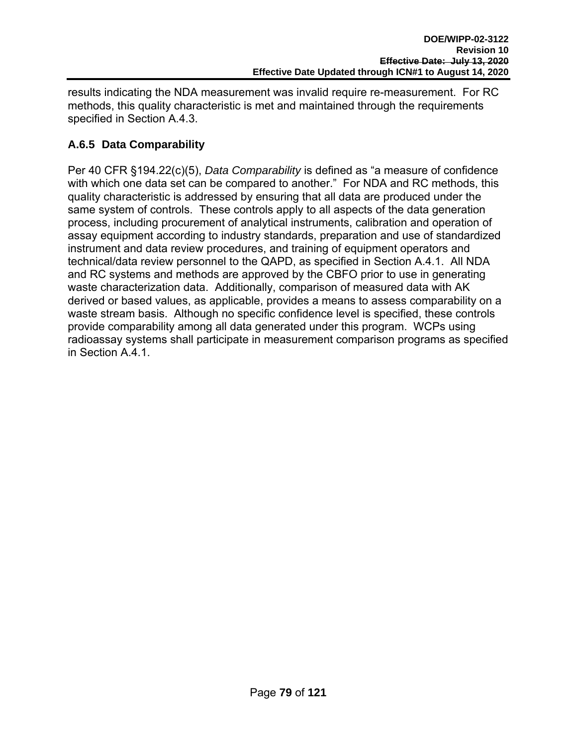results indicating the NDA measurement was invalid require re-measurement. For RC methods, this quality characteristic is met and maintained through the requirements specified in Section A.4.3.

### A.6.5 Data Comparability

Per 40 CFR §194.22(c)(5), *Data Comparability* is defined as "a measure of confidence with which one data set can be compared to another." For NDA and RC methods, this quality characteristic is addressed by ensuring that all data are produced under the same system of controls. These controls apply to all aspects of the data generation process, including procurement of analytical instruments, calibration and operation of assay equipment according to industry standards, preparation and use of standardized instrument and data review procedures, and training of equipment operators and technical/data review personnel to the QAPD, as specified in Section A.4.1. All NDA and RC systems and methods are approved by the CBFO prior to use in generating waste characterization data. Additionally, comparison of measured data with AK derived or based values, as applicable, provides a means to assess comparability on a waste stream basis. Although no specific confidence level is specified, these controls provide comparability among all data generated under this program. WCPs using radioassay systems shall participate in measurement comparison programs as specified in Section A.4.1.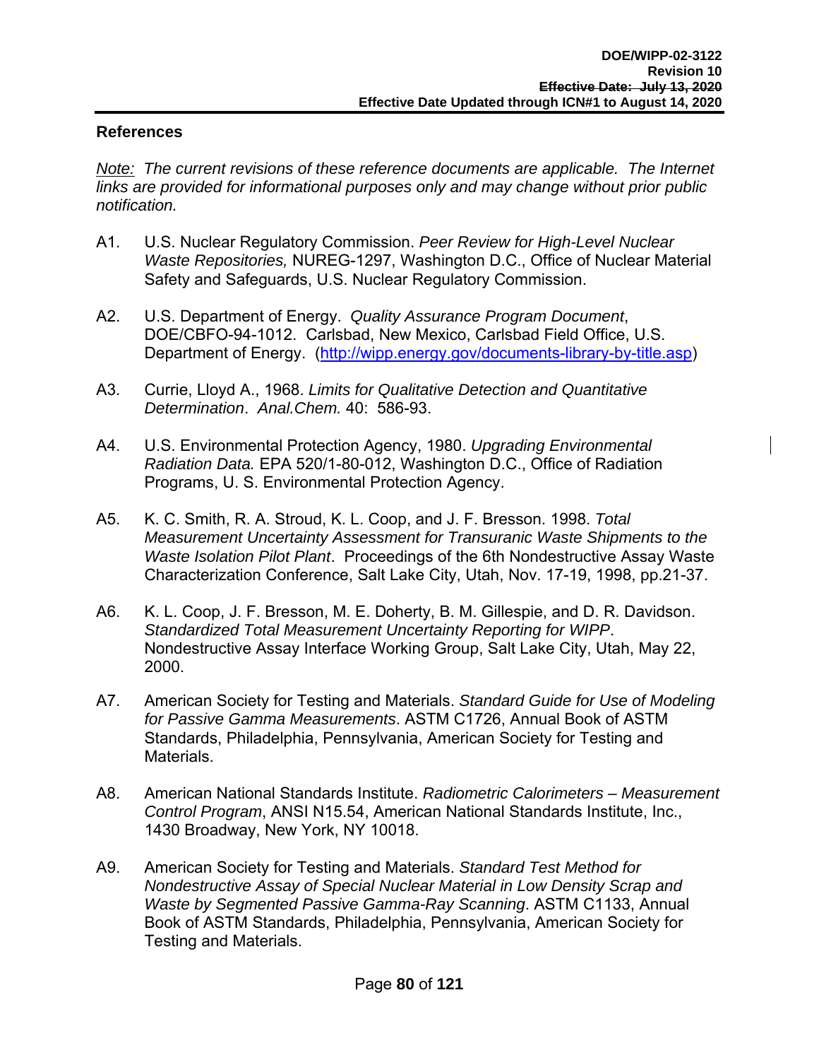## References

*Note: The current revisions of these reference documents are applicable. The Internet links are provided for informational purposes only and may change without prior public notification.*

A1. U.S. Nuclear Regulatory Commission. *Peer Review for High-Level Nuclear Waste Repositories,* NUREG-1297, Washington D.C., Office of Nuclear Material Safety and Safeguards, U.S. Nuclear Regulatory Commission.

A2. U.S. Department of Energy. *Quality Assurance Program Document*, DOE/CBFO-94-1012. Carlsbad, New Mexico, Carlsbad Field Office, U.S. Department of Energy. (http://wipp.energy.gov/documents-library-by-title.asp)

A3. Currie, Lloyd A., 1968. *Limits for Qualitative Detection and Quantitative Determination*. *Anal.Chem.* 40: 586-93.

A4. U.S. Environmental Protection Agency, 1980. *Upgrading Environmental Radiation Data.* EPA 520/1-80-012, Washington D.C., Office of Radiation Programs, U. S. Environmental Protection Agency.

A5. K. C. Smith, R. A. Stroud, K. L. Coop, and J. F. Bresson. 1998. *Total Measurement Uncertainty Assessment for Transuranic Waste Shipments to the Waste Isolation Pilot Plant*. Proceedings of the 6th Nondestructive Assay Waste Characterization Conference, Salt Lake City, Utah, Nov. 17-19, 1998, pp.21-37.

A6. K. L. Coop, J. F. Bresson, M. E. Doherty, B. M. Gillespie, and D. R. Davidson. *Standardized Total Measurement Uncertainty Reporting for WIPP*. Nondestructive Assay Interface Working Group, Salt Lake City, Utah, May 22, 2000.

A7. American Society for Testing and Materials. *Standard Guide for Use of Modeling for Passive Gamma Measurements*. ASTM C1726, Annual Book of ASTM Standards, Philadelphia, Pennsylvania, American Society for Testing and Materials.

A8. American National Standards Institute. *Radiometric Calorimeters – Measurement Control Program*, ANSI N15.54, American National Standards Institute, Inc., 1430 Broadway, New York, NY 10018.

A9. American Society for Testing and Materials. *Standard Test Method for Nondestructive Assay of Special Nuclear Material in Low Density Scrap and Waste by Segmented Passive Gamma-Ray Scanning*. ASTM C1133, Annual Book of ASTM Standards, Philadelphia, Pennsylvania, American Society for Testing and Materials.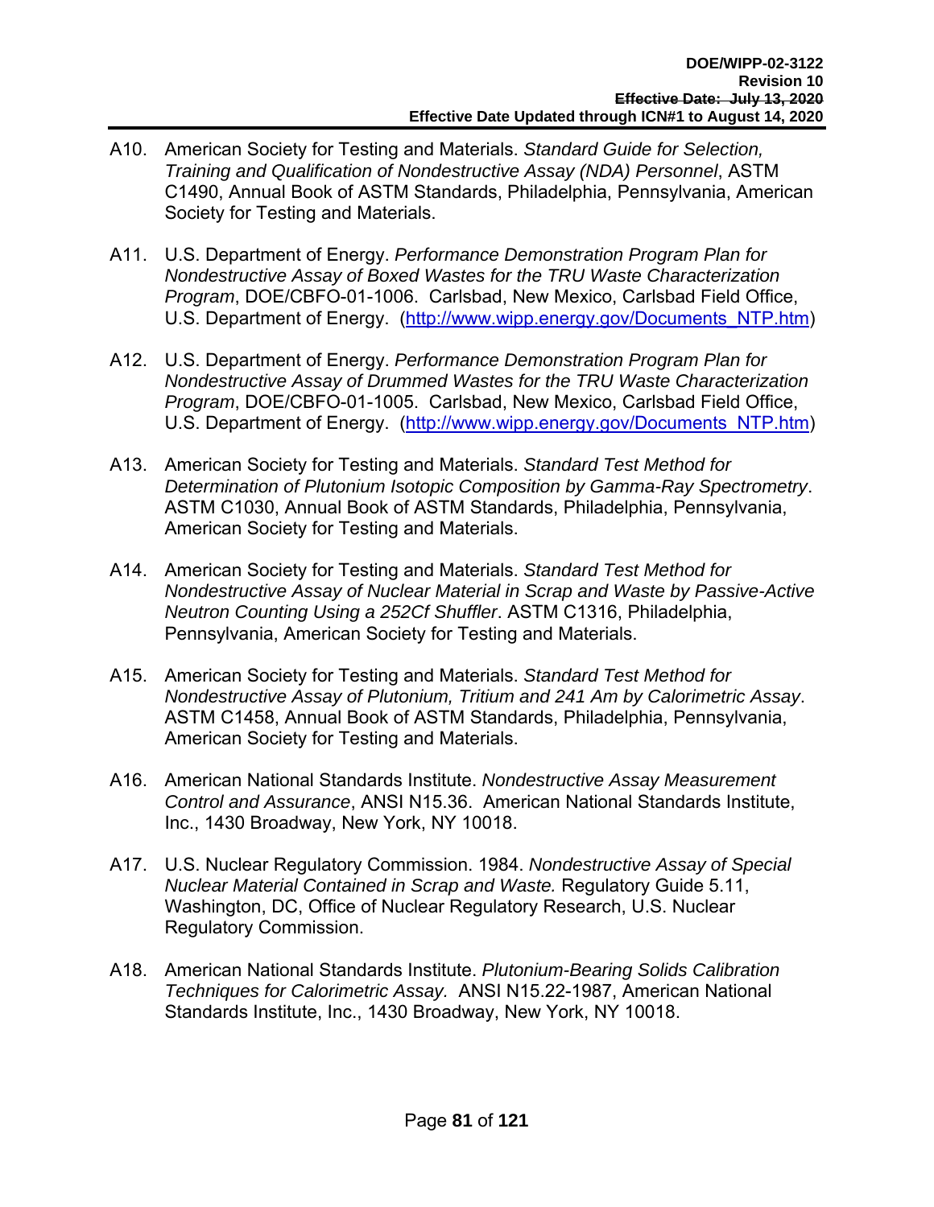A10. American Society for Testing and Materials. *Standard Guide for Selection, Training and Qualification of Nondestructive Assay (NDA) Personnel*, ASTM C1490, Annual Book of ASTM Standards, Philadelphia, Pennsylvania, American Society for Testing and Materials.

A11. U.S. Department of Energy. *Performance Demonstration Program Plan for Nondestructive Assay of Boxed Wastes for the TRU Waste Characterization Program*, DOE/CBFO-01-1006. Carlsbad, New Mexico, Carlsbad Field Office, U.S. Department of Energy. (http://www.wipp.energy.gov/Documents_NTP.htm)

A12. U.S. Department of Energy. *Performance Demonstration Program Plan for Nondestructive Assay of Drummed Wastes for the TRU Waste Characterization Program*, DOE/CBFO-01-1005. Carlsbad, New Mexico, Carlsbad Field Office, U.S. Department of Energy. (http://www.wipp.energy.gov/Documents_NTP.htm)

A13. American Society for Testing and Materials. *Standard Test Method for Determination of Plutonium Isotopic Composition by Gamma-Ray Spectrometry*. ASTM C1030, Annual Book of ASTM Standards, Philadelphia, Pennsylvania, American Society for Testing and Materials.

A14. American Society for Testing and Materials. *Standard Test Method for Nondestructive Assay of Nuclear Material in Scrap and Waste by Passive-Active Neutron Counting Using a 252Cf Shuffler*. ASTM C1316, Philadelphia, Pennsylvania, American Society for Testing and Materials.

A15. American Society for Testing and Materials. *Standard Test Method for Nondestructive Assay of Plutonium, Tritium and 241 Am by Calorimetric Assay*. ASTM C1458, Annual Book of ASTM Standards, Philadelphia, Pennsylvania, American Society for Testing and Materials.

A16. American National Standards Institute. *Nondestructive Assay Measurement Control and Assurance*, ANSI N15.36. American National Standards Institute, Inc., 1430 Broadway, New York, NY 10018.

A17. U.S. Nuclear Regulatory Commission. 1984. *Nondestructive Assay of Special Nuclear Material Contained in Scrap and Waste.* Regulatory Guide 5.11, Washington, DC, Office of Nuclear Regulatory Research, U.S. Nuclear Regulatory Commission.

A18. American National Standards Institute. *Plutonium-Bearing Solids Calibration Techniques for Calorimetric Assay.* ANSI N15.22-1987, American National Standards Institute, Inc., 1430 Broadway, New York, NY 10018.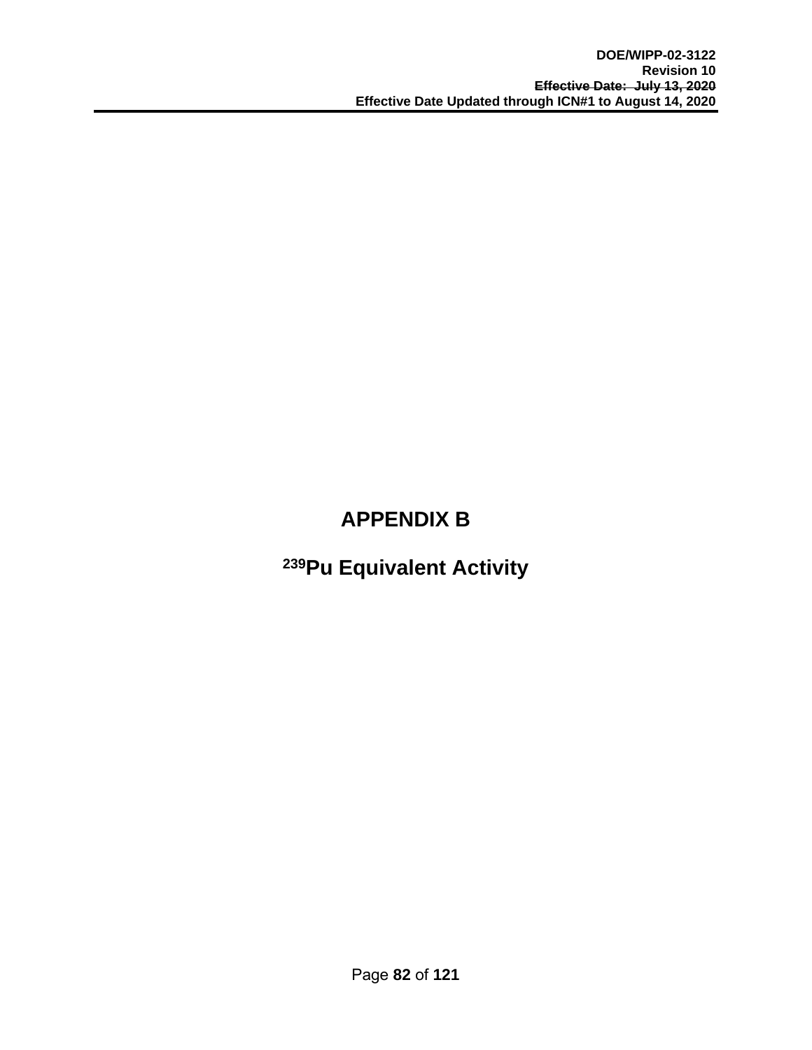# APPENDIX B

## $^{239}$Pu Equivalent Activity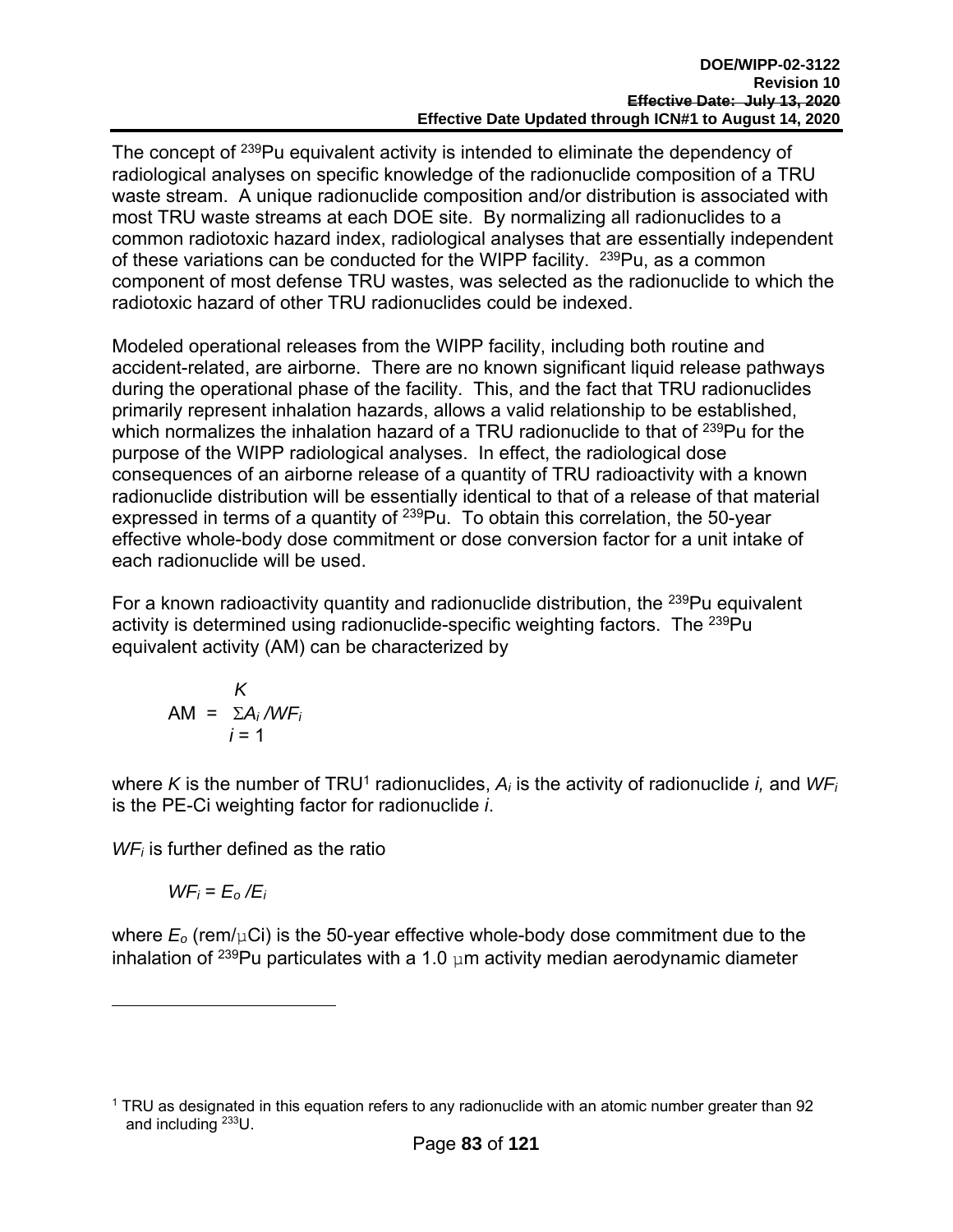The concept of $^{239}$Pu equivalent activity is intended to eliminate the dependency of radiological analyses on specific knowledge of the radionuclide composition of a TRU waste stream. A unique radionuclide composition and/or distribution is associated with most TRU waste streams at each DOE site. By normalizing all radionuclides to a common radiotoxic hazard index, radiological analyses that are essentially independent of these variations can be conducted for the WIPP facility. $^{239}$Pu, as a common component of most defense TRU wastes, was selected as the radionuclide to which the radiotoxic hazard of other TRU radionuclides could be indexed.

Modeled operational releases from the WIPP facility, including both routine and accident-related, are airborne. There are no known significant liquid release pathways during the operational phase of the facility. This, and the fact that TRU radionuclides primarily represent inhalation hazards, allows a valid relationship to be established, which normalizes the inhalation hazard of a TRU radionuclide to that of $^{239}$Pu for the purpose of the WIPP radiological analyses. In effect, the radiological dose consequences of an airborne release of a quantity of TRU radioactivity with a known radionuclide distribution will be essentially identical to that of a release of that material expressed in terms of a quantity of $^{239}$Pu. To obtain this correlation, the 50-year effective whole-body dose commitment or dose conversion factor for a unit intake of each radionuclide will be used.

For a known radioactivity quantity and radionuclide distribution, the $^{239}$Pu equivalent activity is determined using radionuclide-specific weighting factors. The $^{239}$Pu equivalent activity (AM) can be characterized by

$$AM = \sum_{i=1}^{K} A_i / WF_i$$

where $K$ is the number of TRU[1] radionuclides, $A_i$ is the activity of radionuclide $i$, and $WF_i$ is the PE-Ci weighting factor for radionuclide $i$.

$WF_i$ is further defined as the ratio

$$WF_i = E_o / E_i$$

where $E_o$ (rem/µCi) is the 50-year effective whole-body dose commitment due to the inhalation of $^{239}$Pu particulates with a 1.0 µm activity median aerodynamic diameter

---

[1] TRU as designated in this equation refers to any radionuclide with an atomic number greater than 92 and including $^{233}$U.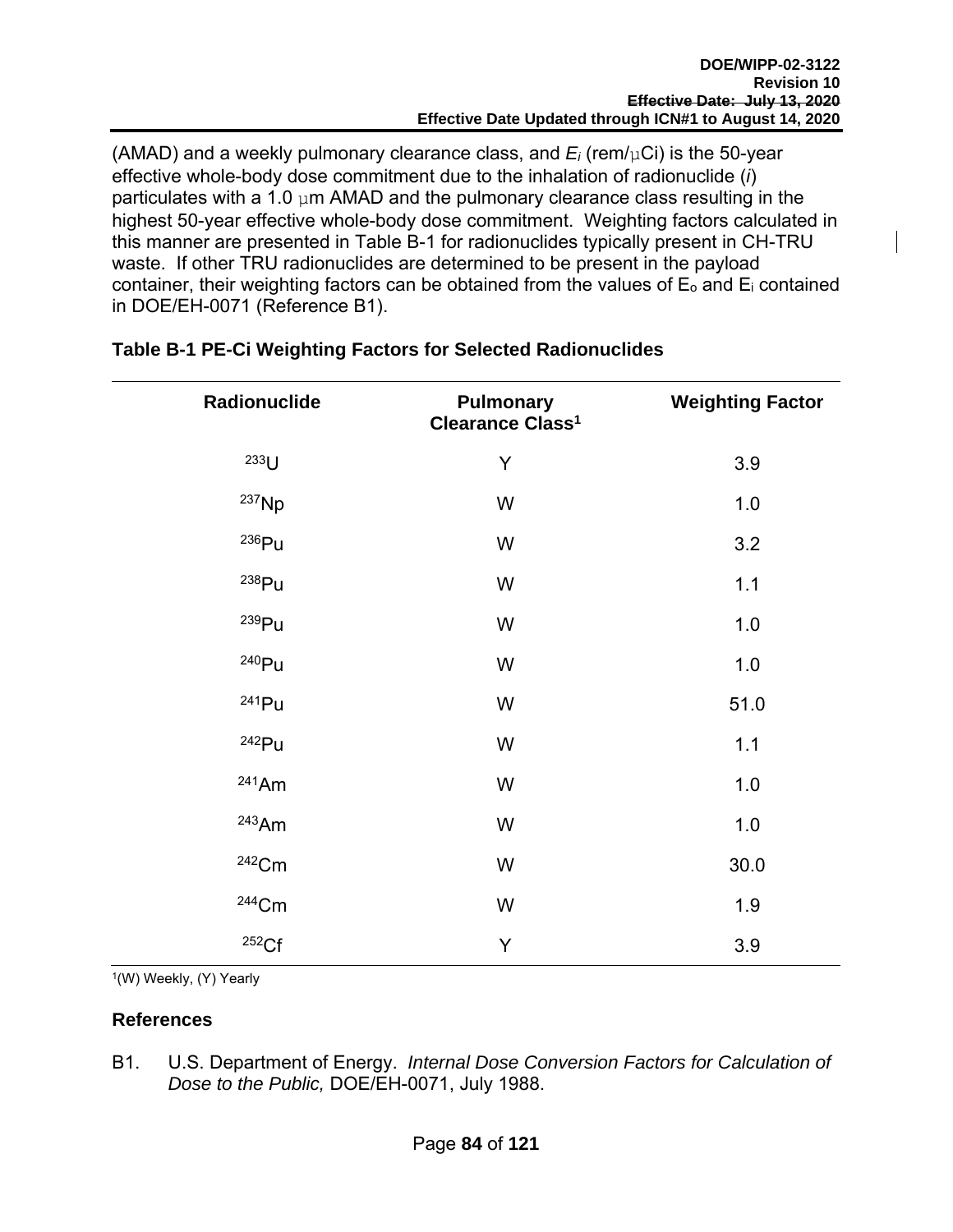(AMAD) and a weekly pulmonary clearance class, and $E_i$ (rem/µCi) is the 50-year effective whole-body dose commitment due to the inhalation of radionuclide (*i*) particulates with a 1.0 µm AMAD and the pulmonary clearance class resulting in the highest 50-year effective whole-body dose commitment. Weighting factors calculated in this manner are presented in Table B-1 for radionuclides typically present in CH-TRU waste. If other TRU radionuclides are determined to be present in the payload container, their weighting factors can be obtained from the values of $E_o$ and $E_i$ contained in DOE/EH-0071 (Reference B1).

**Table B-1 PE-Ci Weighting Factors for Selected Radionuclides**

| Radionuclide | Pulmonary Clearance Class[1] | Weighting Factor |
|---|---|---|
| $^{233}U$ | Y | 3.9 |
| $^{237}Np$ | W | 1.0 |
| $^{236}Pu$ | W | 3.2 |
| $^{238}Pu$ | W | 1.1 |
| $^{239}Pu$ | W | 1.0 |
| $^{240}Pu$ | W | 1.0 |
| $^{241}Pu$ | W | 51.0 |
| $^{242}Pu$ | W | 1.1 |
| $^{241}Am$ | W | 1.0 |
| $^{243}Am$ | W | 1.0 |
| $^{242}Cm$ | W | 30.0 |
| $^{244}Cm$ | W | 1.9 |
| $^{252}Cf$ | Y | 3.9 |

[1](W) Weekly, (Y) Yearly

## References

B1. U.S. Department of Energy. *Internal Dose Conversion Factors for Calculation of Dose to the Public,* DOE/EH-0071, July 1988.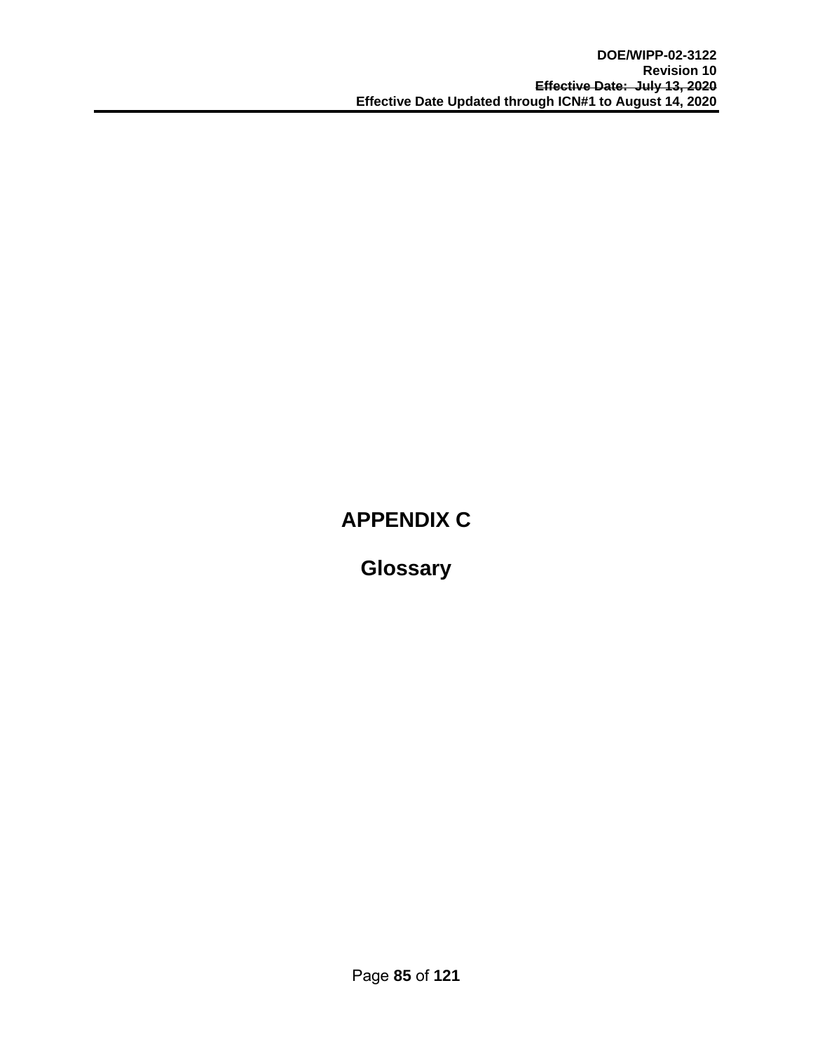# APPENDIX C

# Glossary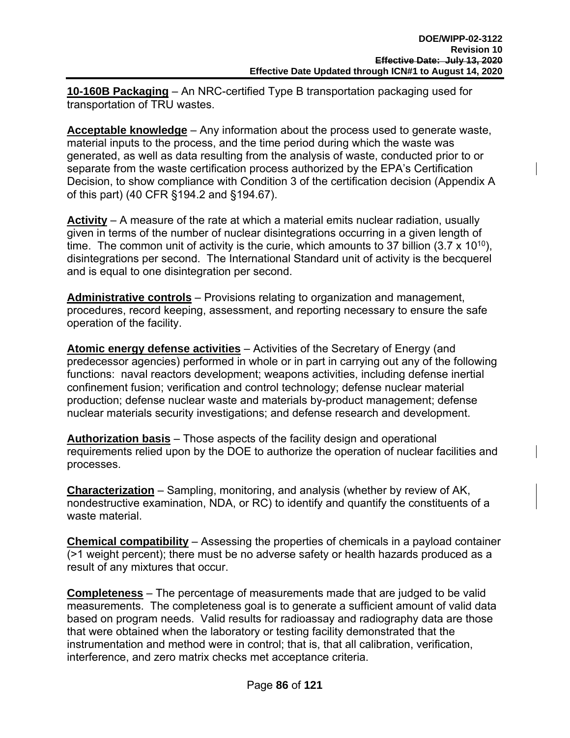**10-160B Packaging** – An NRC-certified Type B transportation packaging used for transportation of TRU wastes.

**Acceptable knowledge** – Any information about the process used to generate waste, material inputs to the process, and the time period during which the waste was generated, as well as data resulting from the analysis of waste, conducted prior to or separate from the waste certification process authorized by the EPA's Certification Decision, to show compliance with Condition 3 of the certification decision (Appendix A of this part) (40 CFR §194.2 and §194.67).

**Activity** – A measure of the rate at which a material emits nuclear radiation, usually given in terms of the number of nuclear disintegrations occurring in a given length of time. The common unit of activity is the curie, which amounts to 37 billion ($3.7 \times 10^{10}$), disintegrations per second. The International Standard unit of activity is the becquerel and is equal to one disintegration per second.

**Administrative controls** – Provisions relating to organization and management, procedures, record keeping, assessment, and reporting necessary to ensure the safe operation of the facility.

**Atomic energy defense activities** – Activities of the Secretary of Energy (and predecessor agencies) performed in whole or in part in carrying out any of the following functions: naval reactors development; weapons activities, including defense inertial confinement fusion; verification and control technology; defense nuclear material production; defense nuclear waste and materials by-product management; defense nuclear materials security investigations; and defense research and development.

**Authorization basis** – Those aspects of the facility design and operational requirements relied upon by the DOE to authorize the operation of nuclear facilities and processes.

**Characterization** – Sampling, monitoring, and analysis (whether by review of AK, nondestructive examination, NDA, or RC) to identify and quantify the constituents of a waste material.

**Chemical compatibility** – Assessing the properties of chemicals in a payload container (>1 weight percent); there must be no adverse safety or health hazards produced as a result of any mixtures that occur.

**Completeness** – The percentage of measurements made that are judged to be valid measurements. The completeness goal is to generate a sufficient amount of valid data based on program needs. Valid results for radioassay and radiography data are those that were obtained when the laboratory or testing facility demonstrated that the instrumentation and method were in control; that is, that all calibration, verification, interference, and zero matrix checks met acceptance criteria.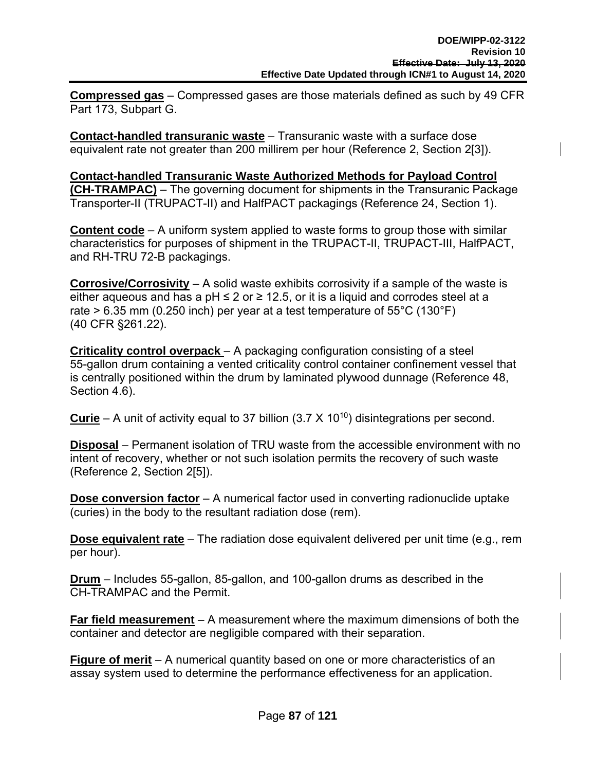**Compressed gas** – Compressed gases are those materials defined as such by 49 CFR Part 173, Subpart G.

**Contact-handled transuranic waste** – Transuranic waste with a surface dose equivalent rate not greater than 200 millirem per hour (Reference 2, Section 2[3]).

**Contact-handled Transuranic Waste Authorized Methods for Payload Control (CH-TRAMPAC)** – The governing document for shipments in the Transuranic Package Transporter-II (TRUPACT-II) and HalfPACT packagings (Reference 24, Section 1).

**Content code** – A uniform system applied to waste forms to group those with similar characteristics for purposes of shipment in the TRUPACT-II, TRUPACT-III, HalfPACT, and RH-TRU 72-B packagings.

**Corrosive/Corrosivity** – A solid waste exhibits corrosivity if a sample of the waste is either aqueous and has a pH ≤ 2 or ≥ 12.5, or it is a liquid and corrodes steel at a rate > 6.35 mm (0.250 inch) per year at a test temperature of 55°C (130°F) (40 CFR §261.22).

**Criticality control overpack** – A packaging configuration consisting of a steel 55-gallon drum containing a vented criticality control container confinement vessel that is centrally positioned within the drum by laminated plywood dunnage (Reference 48, Section 4.6).

**Curie** – A unit of activity equal to 37 billion ($3.7 \times 10^{10}$) disintegrations per second.

**Disposal** – Permanent isolation of TRU waste from the accessible environment with no intent of recovery, whether or not such isolation permits the recovery of such waste (Reference 2, Section 2[5]).

**Dose conversion factor** – A numerical factor used in converting radionuclide uptake (curies) in the body to the resultant radiation dose (rem).

**Dose equivalent rate** – The radiation dose equivalent delivered per unit time (e.g., rem per hour).

**Drum** – Includes 55-gallon, 85-gallon, and 100-gallon drums as described in the CH-TRAMPAC and the Permit.

**Far field measurement** – A measurement where the maximum dimensions of both the container and detector are negligible compared with their separation.

**Figure of merit** – A numerical quantity based on one or more characteristics of an assay system used to determine the performance effectiveness for an application.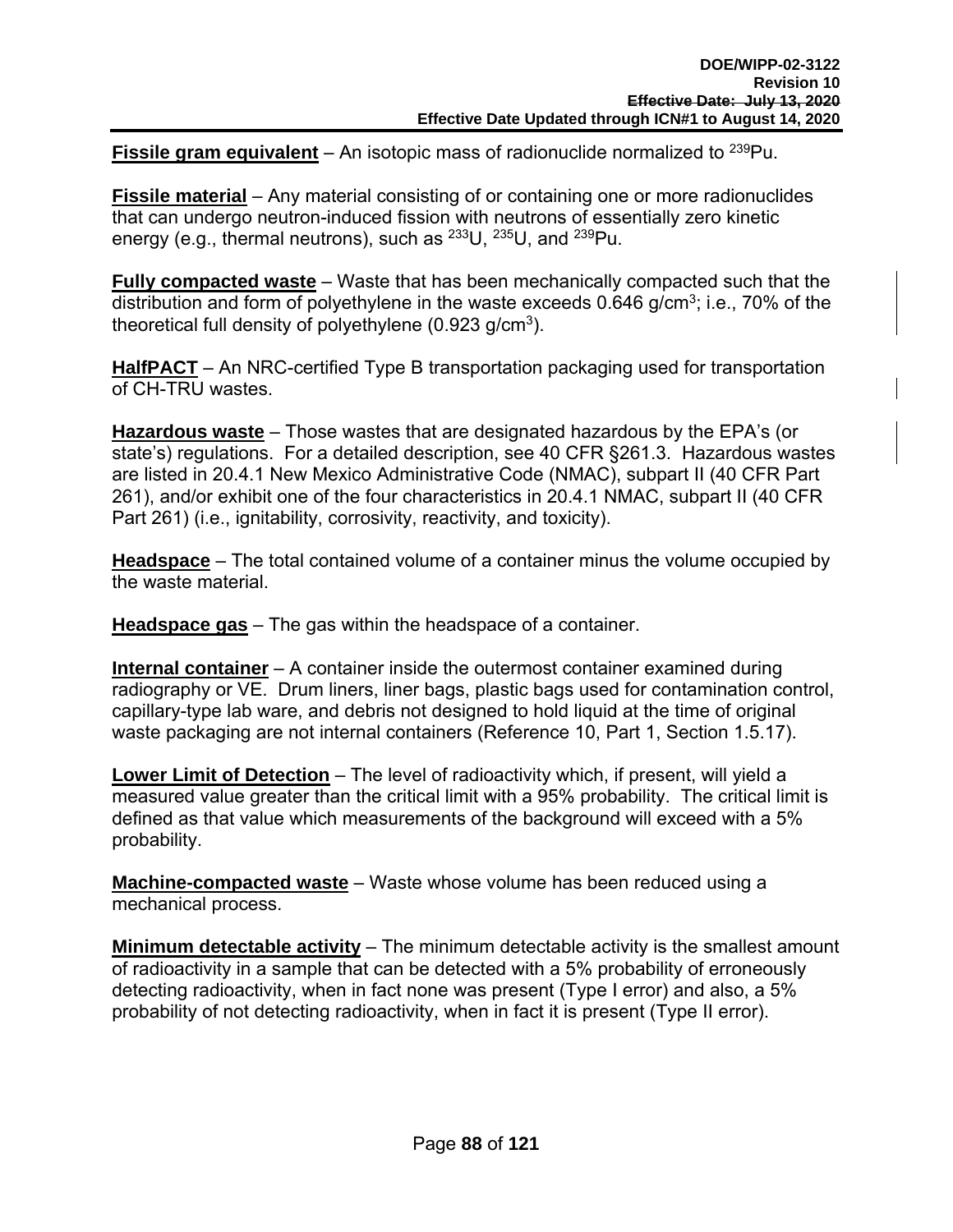**Fissile gram equivalent** – An isotopic mass of radionuclide normalized to $^{239}$Pu.

**Fissile material** – Any material consisting of or containing one or more radionuclides that can undergo neutron-induced fission with neutrons of essentially zero kinetic energy (e.g., thermal neutrons), such as $^{233}$U, $^{235}$U, and $^{239}$Pu.

**Fully compacted waste** – Waste that has been mechanically compacted such that the distribution and form of polyethylene in the waste exceeds 0.646 g/cm$^3$; i.e., 70% of the theoretical full density of polyethylene (0.923 g/cm$^3$).

**HalfPACT** – An NRC-certified Type B transportation packaging used for transportation of CH-TRU wastes.

**Hazardous waste** – Those wastes that are designated hazardous by the EPA's (or state's) regulations. For a detailed description, see 40 CFR §261.3. Hazardous wastes are listed in 20.4.1 New Mexico Administrative Code (NMAC), subpart II (40 CFR Part 261), and/or exhibit one of the four characteristics in 20.4.1 NMAC, subpart II (40 CFR Part 261) (i.e., ignitability, corrosivity, reactivity, and toxicity).

**Headspace** – The total contained volume of a container minus the volume occupied by the waste material.

**Headspace gas** – The gas within the headspace of a container.

**Internal container** – A container inside the outermost container examined during radiography or VE. Drum liners, liner bags, plastic bags used for contamination control, capillary-type lab ware, and debris not designed to hold liquid at the time of original waste packaging are not internal containers (Reference 10, Part 1, Section 1.5.17).

**Lower Limit of Detection** – The level of radioactivity which, if present, will yield a measured value greater than the critical limit with a 95% probability. The critical limit is defined as that value which measurements of the background will exceed with a 5% probability.

**Machine-compacted waste** – Waste whose volume has been reduced using a mechanical process.

**Minimum detectable activity** – The minimum detectable activity is the smallest amount of radioactivity in a sample that can be detected with a 5% probability of erroneously detecting radioactivity, when in fact none was present (Type I error) and also, a 5% probability of not detecting radioactivity, when in fact it is present (Type II error).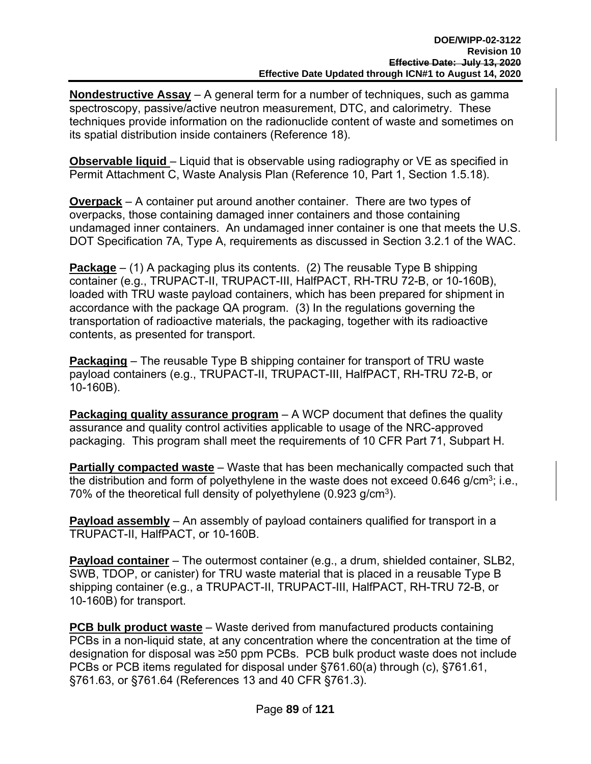**Nondestructive Assay** – A general term for a number of techniques, such as gamma spectroscopy, passive/active neutron measurement, DTC, and calorimetry. These techniques provide information on the radionuclide content of waste and sometimes on its spatial distribution inside containers (Reference 18).

**Observable liquid** – Liquid that is observable using radiography or VE as specified in Permit Attachment C, Waste Analysis Plan (Reference 10, Part 1, Section 1.5.18).

**Overpack** – A container put around another container. There are two types of overpacks, those containing damaged inner containers and those containing undamaged inner containers. An undamaged inner container is one that meets the U.S. DOT Specification 7A, Type A, requirements as discussed in Section 3.2.1 of the WAC.

**Package** – (1) A packaging plus its contents. (2) The reusable Type B shipping container (e.g., TRUPACT-II, TRUPACT-III, HalfPACT, RH-TRU 72-B, or 10-160B), loaded with TRU waste payload containers, which has been prepared for shipment in accordance with the package QA program. (3) In the regulations governing the transportation of radioactive materials, the packaging, together with its radioactive contents, as presented for transport.

**Packaging** – The reusable Type B shipping container for transport of TRU waste payload containers (e.g., TRUPACT-II, TRUPACT-III, HalfPACT, RH-TRU 72-B, or 10-160B).

**Packaging quality assurance program** – A WCP document that defines the quality assurance and quality control activities applicable to usage of the NRC-approved packaging. This program shall meet the requirements of 10 CFR Part 71, Subpart H.

**Partially compacted waste** – Waste that has been mechanically compacted such that the distribution and form of polyethylene in the waste does not exceed 0.646 g/cm$^3$; i.e., 70% of the theoretical full density of polyethylene (0.923 g/cm$^3$).

**Payload assembly** – An assembly of payload containers qualified for transport in a TRUPACT-II, HalfPACT, or 10-160B.

**Payload container** – The outermost container (e.g., a drum, shielded container, SLB2, SWB, TDOP, or canister) for TRU waste material that is placed in a reusable Type B shipping container (e.g., a TRUPACT-II, TRUPACT-III, HalfPACT, RH-TRU 72-B, or 10-160B) for transport.

**PCB bulk product waste** – Waste derived from manufactured products containing PCBs in a non-liquid state, at any concentration where the concentration at the time of designation for disposal was ≥50 ppm PCBs. PCB bulk product waste does not include PCBs or PCB items regulated for disposal under §761.60(a) through (c), §761.61, §761.63, or §761.64 (References 13 and 40 CFR §761.3).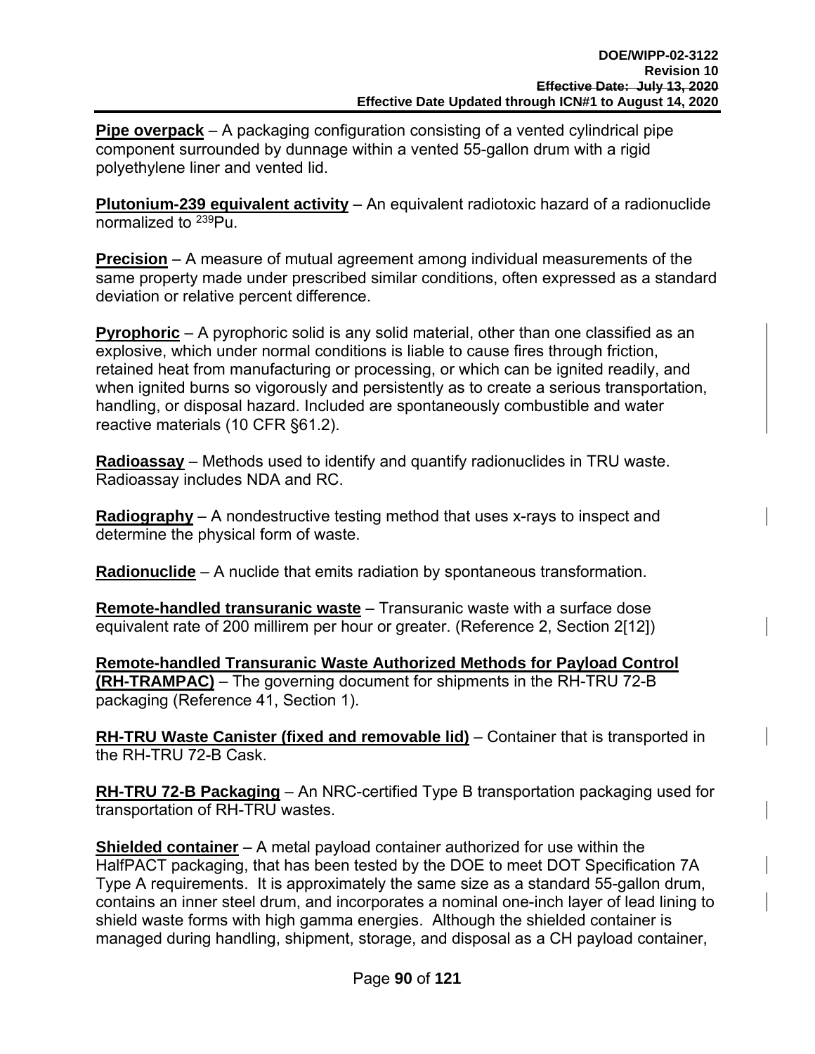**Pipe overpack** – A packaging configuration consisting of a vented cylindrical pipe component surrounded by dunnage within a vented 55-gallon drum with a rigid polyethylene liner and vented lid.

**Plutonium-239 equivalent activity** – An equivalent radiotoxic hazard of a radionuclide normalized to $^{239}$Pu.

**Precision** – A measure of mutual agreement among individual measurements of the same property made under prescribed similar conditions, often expressed as a standard deviation or relative percent difference.

**Pyrophoric** – A pyrophoric solid is any solid material, other than one classified as an explosive, which under normal conditions is liable to cause fires through friction, retained heat from manufacturing or processing, or which can be ignited readily, and when ignited burns so vigorously and persistently as to create a serious transportation, handling, or disposal hazard. Included are spontaneously combustible and water reactive materials (10 CFR §61.2).

**Radioassay** – Methods used to identify and quantify radionuclides in TRU waste. Radioassay includes NDA and RC.

**Radiography** – A nondestructive testing method that uses x-rays to inspect and determine the physical form of waste.

**Radionuclide** – A nuclide that emits radiation by spontaneous transformation.

**Remote-handled transuranic waste** – Transuranic waste with a surface dose equivalent rate of 200 millirem per hour or greater. (Reference 2, Section 2[12])

**Remote-handled Transuranic Waste Authorized Methods for Payload Control (RH-TRAMPAC)** – The governing document for shipments in the RH-TRU 72-B packaging (Reference 41, Section 1).

**RH-TRU Waste Canister (fixed and removable lid)** – Container that is transported in the RH-TRU 72-B Cask.

**RH-TRU 72-B Packaging** – An NRC-certified Type B transportation packaging used for transportation of RH-TRU wastes.

**Shielded container** – A metal payload container authorized for use within the HalfPACT packaging, that has been tested by the DOE to meet DOT Specification 7A Type A requirements. It is approximately the same size as a standard 55-gallon drum, contains an inner steel drum, and incorporates a nominal one-inch layer of lead lining to shield waste forms with high gamma energies. Although the shielded container is managed during handling, shipment, storage, and disposal as a CH payload container,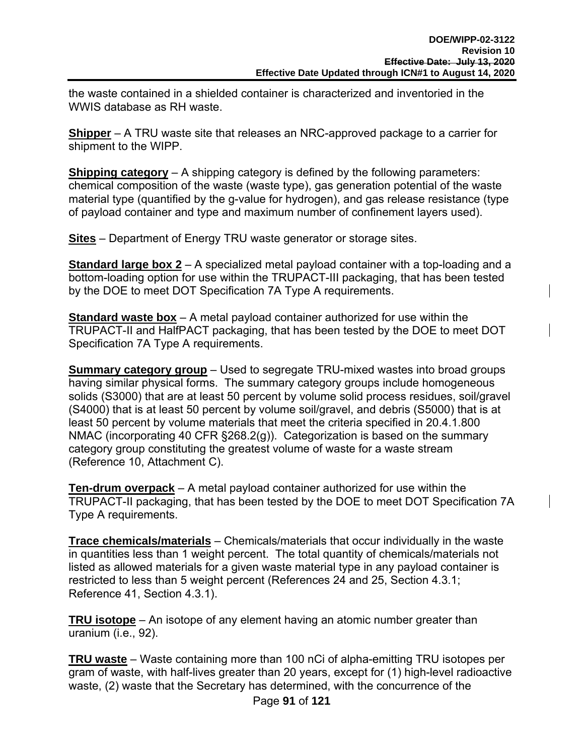the waste contained in a shielded container is characterized and inventoried in the WWIS database as RH waste.

**Shipper** – A TRU waste site that releases an NRC-approved package to a carrier for shipment to the WIPP.

**Shipping category** – A shipping category is defined by the following parameters: chemical composition of the waste (waste type), gas generation potential of the waste material type (quantified by the g-value for hydrogen), and gas release resistance (type of payload container and type and maximum number of confinement layers used).

**Sites** – Department of Energy TRU waste generator or storage sites.

**Standard large box 2** – A specialized metal payload container with a top-loading and a bottom-loading option for use within the TRUPACT-III packaging, that has been tested by the DOE to meet DOT Specification 7A Type A requirements.

**Standard waste box** – A metal payload container authorized for use within the TRUPACT-II and HalfPACT packaging, that has been tested by the DOE to meet DOT Specification 7A Type A requirements.

**Summary category group** – Used to segregate TRU-mixed wastes into broad groups having similar physical forms. The summary category groups include homogeneous solids (S3000) that are at least 50 percent by volume solid process residues, soil/gravel (S4000) that is at least 50 percent by volume soil/gravel, and debris (S5000) that is at least 50 percent by volume materials that meet the criteria specified in 20.4.1.800 NMAC (incorporating 40 CFR §268.2(g)). Categorization is based on the summary category group constituting the greatest volume of waste for a waste stream (Reference 10, Attachment C).

**Ten-drum overpack** – A metal payload container authorized for use within the TRUPACT-II packaging, that has been tested by the DOE to meet DOT Specification 7A Type A requirements.

**Trace chemicals/materials** – Chemicals/materials that occur individually in the waste in quantities less than 1 weight percent. The total quantity of chemicals/materials not listed as allowed materials for a given waste material type in any payload container is restricted to less than 5 weight percent (References 24 and 25, Section 4.3.1; Reference 41, Section 4.3.1).

**TRU isotope** – An isotope of any element having an atomic number greater than uranium (i.e., 92).

**TRU waste** – Waste containing more than 100 nCi of alpha-emitting TRU isotopes per gram of waste, with half-lives greater than 20 years, except for (1) high-level radioactive waste, (2) waste that the Secretary has determined, with the concurrence of the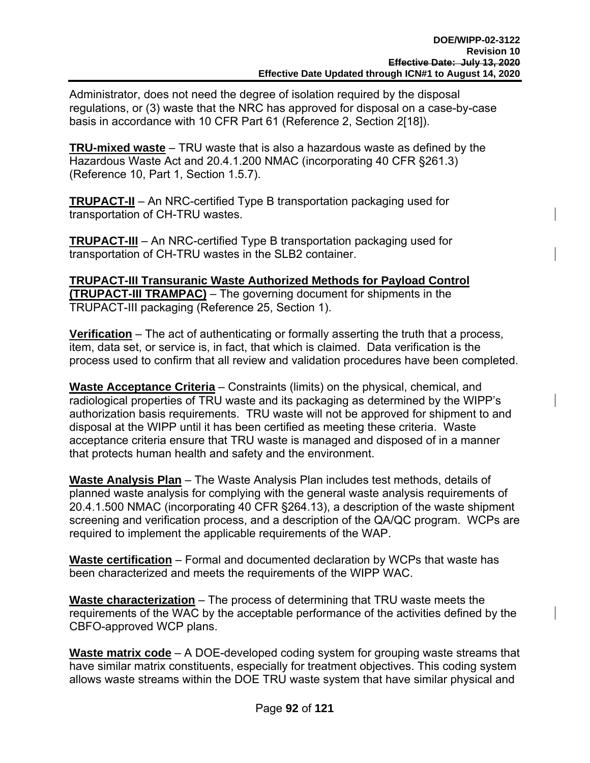Administrator, does not need the degree of isolation required by the disposal regulations, or (3) waste that the NRC has approved for disposal on a case-by-case basis in accordance with 10 CFR Part 61 (Reference 2, Section 2[18]).

**TRU-mixed waste** – TRU waste that is also a hazardous waste as defined by the Hazardous Waste Act and 20.4.1.200 NMAC (incorporating 40 CFR §261.3) (Reference 10, Part 1, Section 1.5.7).

**TRUPACT-II** – An NRC-certified Type B transportation packaging used for transportation of CH-TRU wastes.

**TRUPACT-III** – An NRC-certified Type B transportation packaging used for transportation of CH-TRU wastes in the SLB2 container.

**TRUPACT-III Transuranic Waste Authorized Methods for Payload Control (TRUPACT-III TRAMPAC)** – The governing document for shipments in the TRUPACT-III packaging (Reference 25, Section 1).

**Verification** – The act of authenticating or formally asserting the truth that a process, item, data set, or service is, in fact, that which is claimed. Data verification is the process used to confirm that all review and validation procedures have been completed.

**Waste Acceptance Criteria** – Constraints (limits) on the physical, chemical, and radiological properties of TRU waste and its packaging as determined by the WIPP's authorization basis requirements. TRU waste will not be approved for shipment to and disposal at the WIPP until it has been certified as meeting these criteria. Waste acceptance criteria ensure that TRU waste is managed and disposed of in a manner that protects human health and safety and the environment.

**Waste Analysis Plan** – The Waste Analysis Plan includes test methods, details of planned waste analysis for complying with the general waste analysis requirements of 20.4.1.500 NMAC (incorporating 40 CFR §264.13), a description of the waste shipment screening and verification process, and a description of the QA/QC program. WCPs are required to implement the applicable requirements of the WAP.

**Waste certification** – Formal and documented declaration by WCPs that waste has been characterized and meets the requirements of the WIPP WAC.

**Waste characterization** – The process of determining that TRU waste meets the requirements of the WAC by the acceptable performance of the activities defined by the CBFO-approved WCP plans.

**Waste matrix code** – A DOE-developed coding system for grouping waste streams that have similar matrix constituents, especially for treatment objectives. This coding system allows waste streams within the DOE TRU waste system that have similar physical and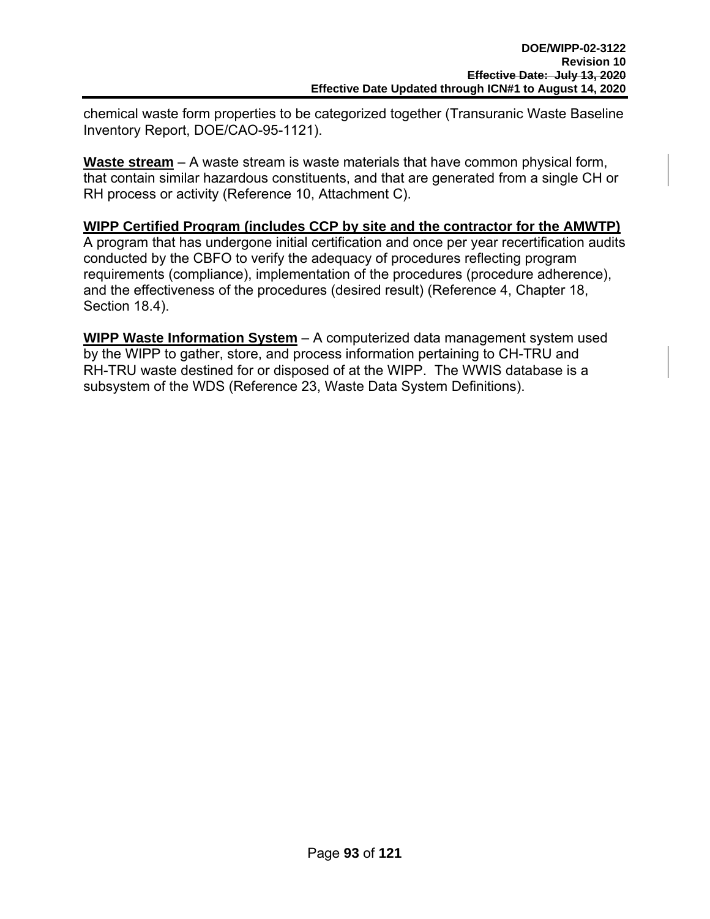chemical waste form properties to be categorized together (Transuranic Waste Baseline Inventory Report, DOE/CAO-95-1121).

**Waste stream** – A waste stream is waste materials that have common physical form, that contain similar hazardous constituents, and that are generated from a single CH or RH process or activity (Reference 10, Attachment C).

**WIPP Certified Program (includes CCP by site and the contractor for the AMWTP)**
A program that has undergone initial certification and once per year recertification audits conducted by the CBFO to verify the adequacy of procedures reflecting program requirements (compliance), implementation of the procedures (procedure adherence), and the effectiveness of the procedures (desired result) (Reference 4, Chapter 18, Section 18.4).

**WIPP Waste Information System** – A computerized data management system used by the WIPP to gather, store, and process information pertaining to CH-TRU and RH-TRU waste destined for or disposed of at the WIPP. The WWIS database is a subsystem of the WDS (Reference 23, Waste Data System Definitions).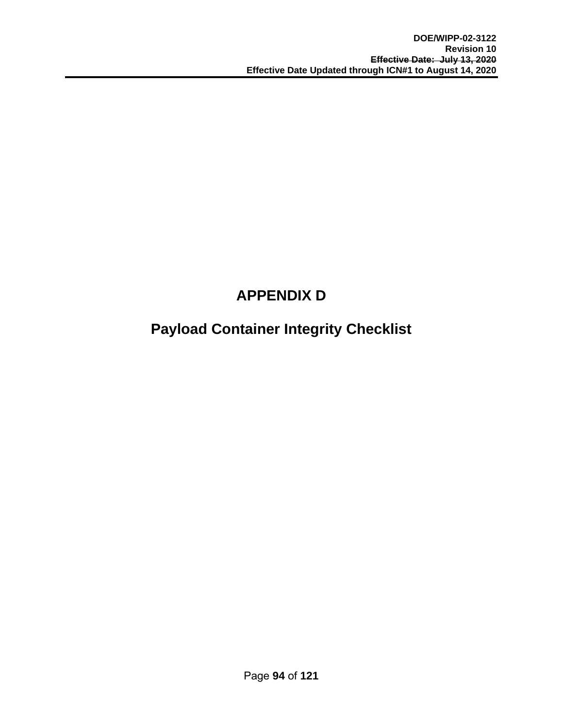# APPENDIX D

# Payload Container Integrity Checklist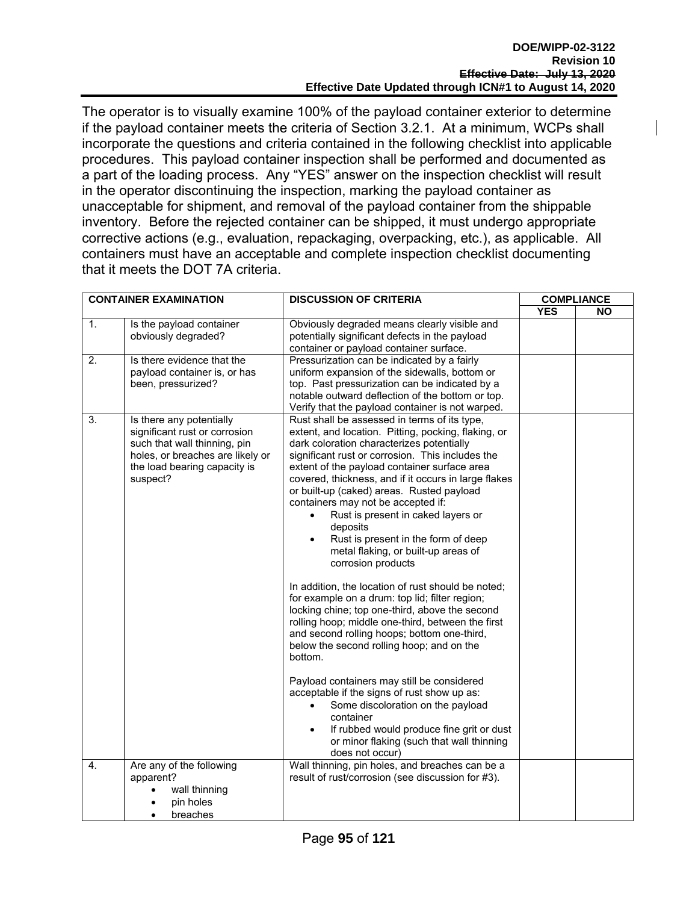The operator is to visually examine 100% of the payload container exterior to determine if the payload container meets the criteria of Section 3.2.1. At a minimum, WCPs shall incorporate the questions and criteria contained in the following checklist into applicable procedures. This payload container inspection shall be performed and documented as a part of the loading process. Any "YES" answer on the inspection checklist will result in the operator discontinuing the inspection, marking the payload container as unacceptable for shipment, and removal of the payload container from the shippable inventory. Before the rejected container can be shipped, it must undergo appropriate corrective actions (e.g., evaluation, repackaging, overpacking, etc.), as applicable. All containers must have an acceptable and complete inspection checklist documenting that it meets the DOT 7A criteria.

| CONTAINER EXAMINATION | | DISCUSSION OF CRITERIA | COMPLIANCE | |
|---|---|---|---|---|
| | | | YES | NO |
| 1. | Is the payload container obviously degraded? | Obviously degraded means clearly visible and potentially significant defects in the payload container or payload container surface. | | |
| 2. | Is there evidence that the payload container is, or has been, pressurized? | Pressurization can be indicated by a fairly uniform expansion of the sidewalls, bottom or top. Past pressurization can be indicated by a notable outward deflection of the bottom or top. Verify that the payload container is not warped. | | |
| 3. | Is there any potentially significant rust or corrosion such that wall thinning, pin holes, or breaches are likely or the load bearing capacity is suspect? | Rust shall be assessed in terms of its type, extent, and location. Pitting, pocking, flaking, or dark coloration characterizes potentially significant rust or corrosion. This includes the extent of the payload container surface area covered, thickness, and if it occurs in large flakes or built-up (caked) areas. Rusted payload containers may not be accepted if: <br>• Rust is present in caked layers or deposits <br>• Rust is present in the form of deep metal flaking, or built-up areas of corrosion products <br><br>In addition, the location of rust should be noted; for example on a drum: top lid; filter region; locking chine; top one-third, above the second rolling hoop; middle one-third, between the first and second rolling hoops; bottom one-third, below the second rolling hoop; and on the bottom. <br><br>Payload containers may still be considered acceptable if the signs of rust show up as: <br>• Some discoloration on the payload container <br>• If rubbed would produce fine grit or dust or minor flaking (such that wall thinning does not occur) | | |
| 4. | Are any of the following apparent? <br>• wall thinning <br>• pin holes <br>• breaches | Wall thinning, pin holes, and breaches can be a result of rust/corrosion (see discussion for #3). | | |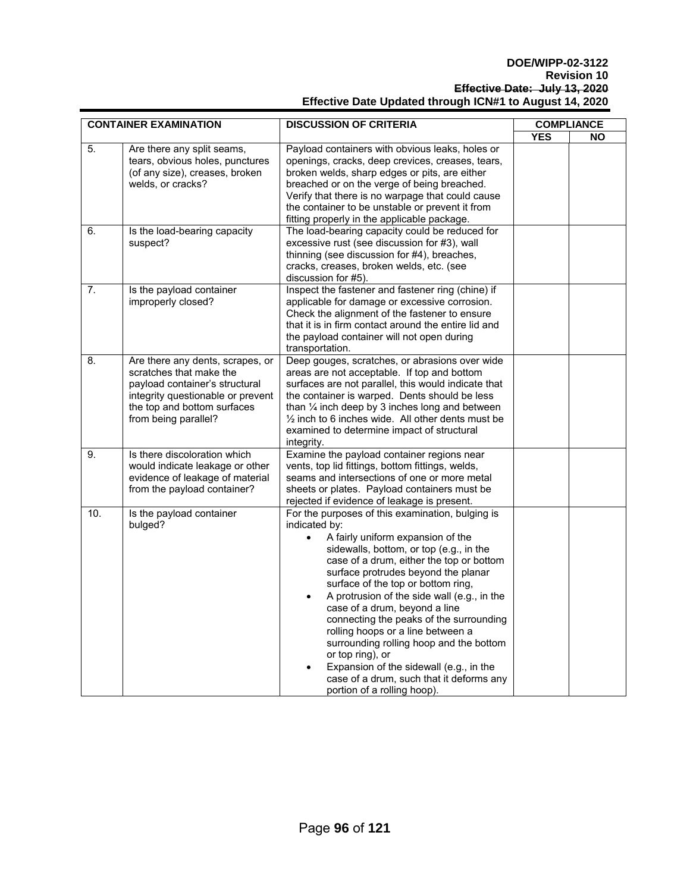| CONTAINER EXAMINATION | | DISCUSSION OF CRITERIA | COMPLIANCE | |
|---|---|---|---|---|
| | | | YES | NO |
| 5. | Are there any split seams, tears, obvious holes, punctures (of any size), creases, broken welds, or cracks? | Payload containers with obvious leaks, holes or openings, cracks, deep crevices, creases, tears, broken welds, sharp edges or pits, are either breached or on the verge of being breached. Verify that there is no warpage that could cause the container to be unstable or prevent it from fitting properly in the applicable package. | | |
| 6. | Is the load-bearing capacity suspect? | The load-bearing capacity could be reduced for excessive rust (see discussion for #3), wall thinning (see discussion for #4), breaches, cracks, creases, broken welds, etc. (see discussion for #5). | | |
| 7. | Is the payload container improperly closed? | Inspect the fastener and fastener ring (chine) if applicable for damage or excessive corrosion. Check the alignment of the fastener to ensure that it is in firm contact around the entire lid and the payload container will not open during transportation. | | |
| 8. | Are there any dents, scrapes, or scratches that make the payload container's structural integrity questionable or prevent the top and bottom surfaces from being parallel? | Deep gouges, scratches, or abrasions over wide areas are not acceptable. If top and bottom surfaces are not parallel, this would indicate that the container is warped. Dents should be less than ¼ inch deep by 3 inches long and between ½ inch to 6 inches wide. All other dents must be examined to determine impact of structural integrity. | | |
| 9. | Is there discoloration which would indicate leakage or other evidence of leakage of material from the payload container? | Examine the payload container regions near vents, top lid fittings, bottom fittings, welds, seams and intersections of one or more metal sheets or plates. Payload containers must be rejected if evidence of leakage is present. | | |
| 10. | Is the payload container bulged? | For the purposes of this examination, bulging is indicated by:<br>• A fairly uniform expansion of the sidewalls, bottom, or top (e.g., in the case of a drum, either the top or bottom surface protrudes beyond the planar surface of the top or bottom ring,<br>• A protrusion of the side wall (e.g., in the case of a drum, beyond a line connecting the peaks of the surrounding rolling hoops or a line between a surrounding rolling hoop and the bottom or top ring), or<br>• Expansion of the sidewall (e.g., in the case of a drum, such that it deforms any portion of a rolling hoop). | | |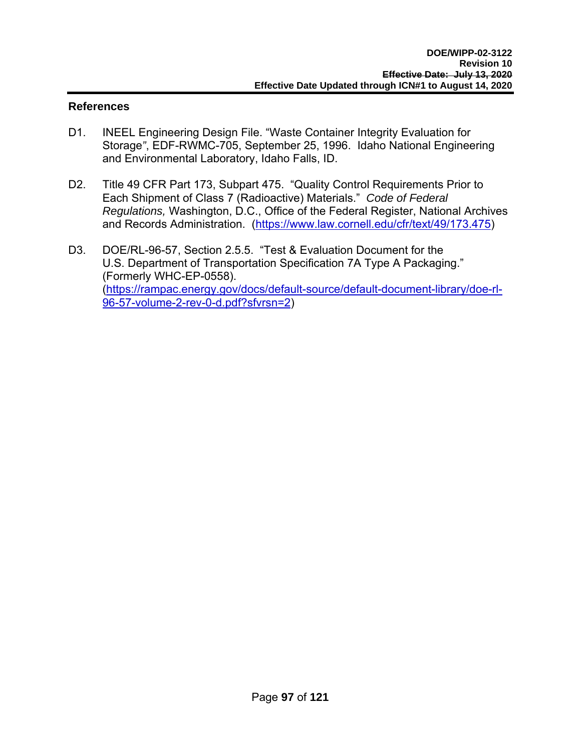## References

D1. INEEL Engineering Design File. "Waste Container Integrity Evaluation for Storage", EDF-RWMC-705, September 25, 1996. Idaho National Engineering and Environmental Laboratory, Idaho Falls, ID.

D2. Title 49 CFR Part 173, Subpart 475. "Quality Control Requirements Prior to Each Shipment of Class 7 (Radioactive) Materials." *Code of Federal Regulations,* Washington, D.C., Office of the Federal Register, National Archives and Records Administration. (https://www.law.cornell.edu/cfr/text/49/173.475)

D3. DOE/RL-96-57, Section 2.5.5. "Test & Evaluation Document for the U.S. Department of Transportation Specification 7A Type A Packaging." (Formerly WHC-EP-0558). (https://rampac.energy.gov/docs/default-source/default-document-library/doe-rl-96-57-volume-2-rev-0-d.pdf?sfvrsn=2)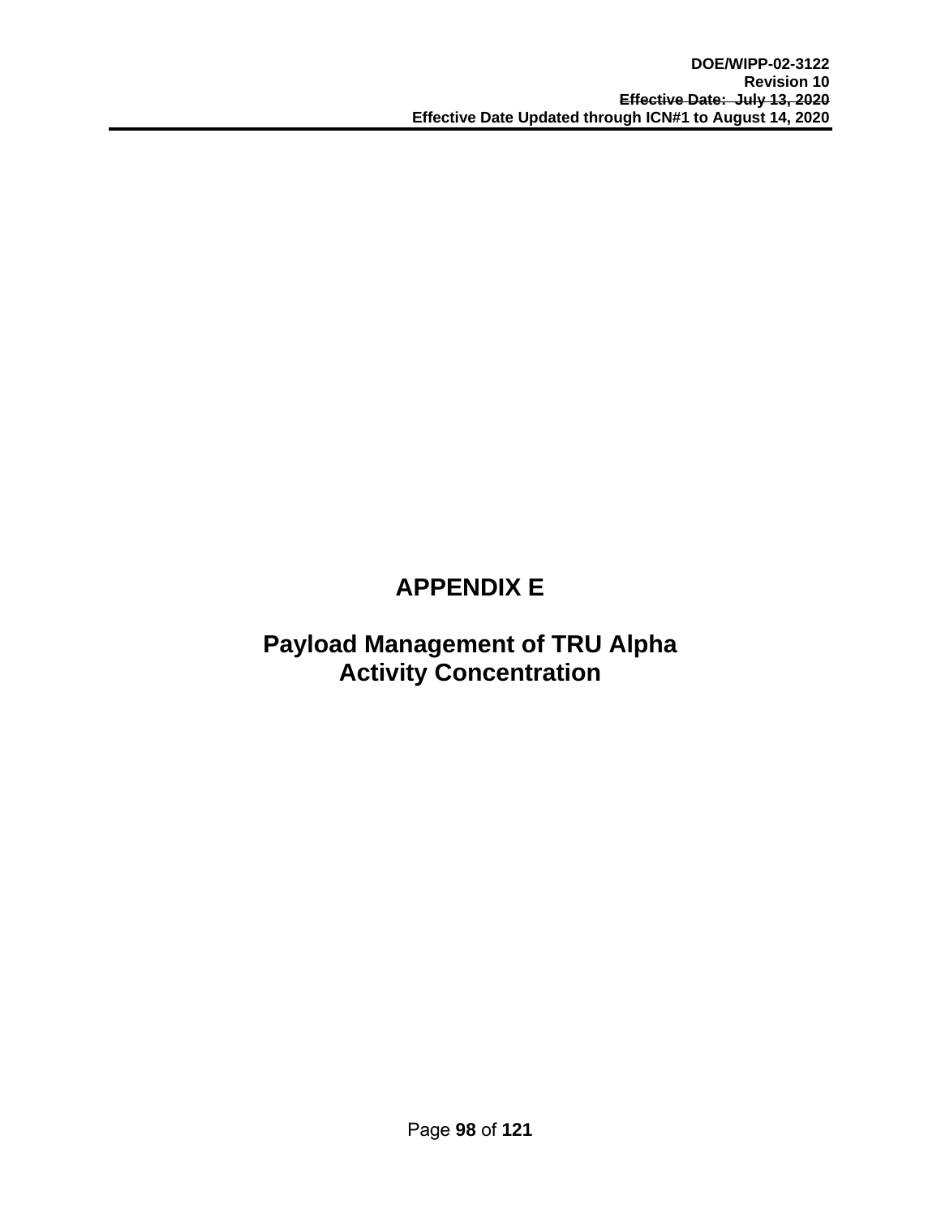# APPENDIX E

# Payload Management of TRU Alpha Activity Concentration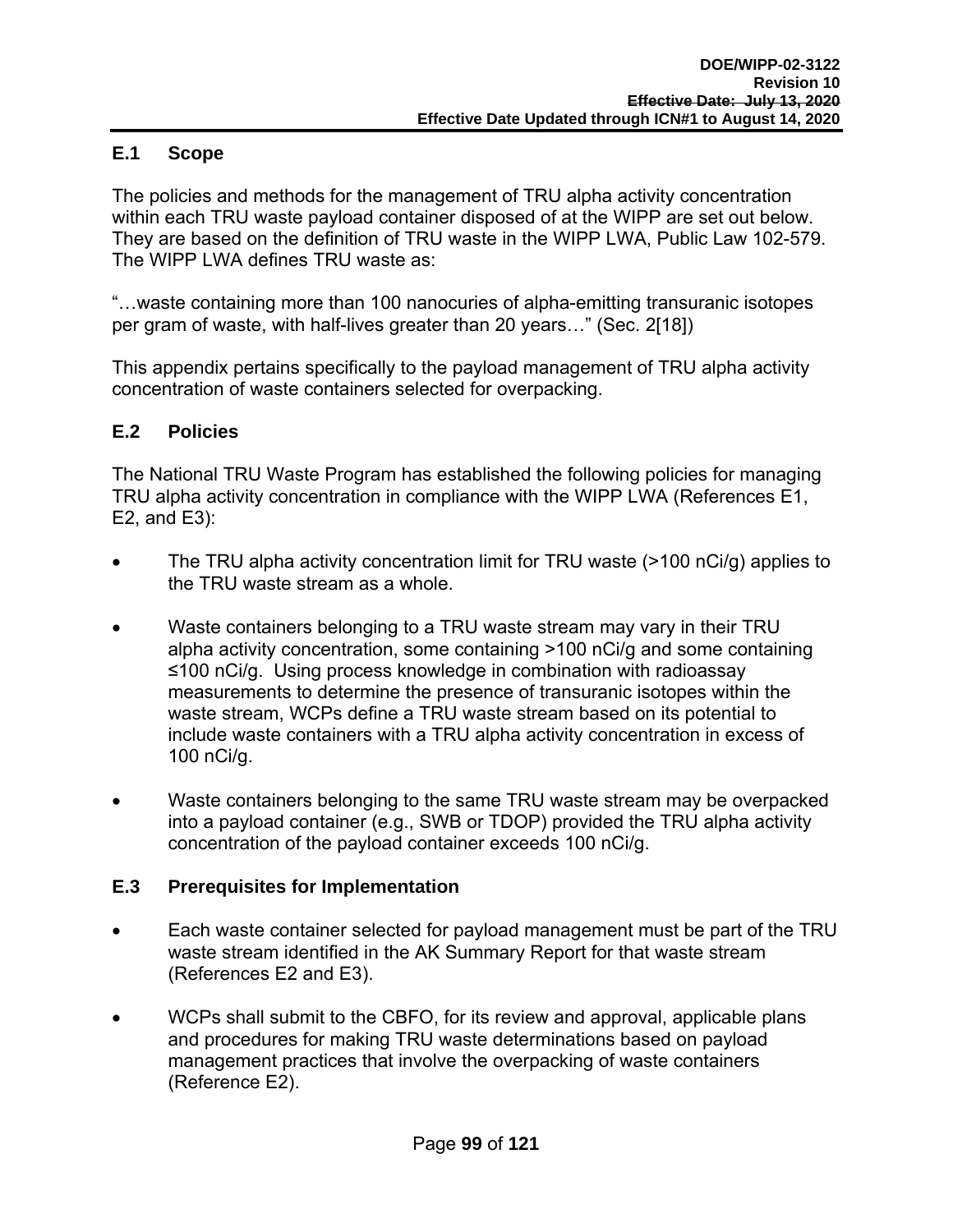## E.1 Scope

The policies and methods for the management of TRU alpha activity concentration within each TRU waste payload container disposed of at the WIPP are set out below. They are based on the definition of TRU waste in the WIPP LWA, Public Law 102-579. The WIPP LWA defines TRU waste as:

"…waste containing more than 100 nanocuries of alpha-emitting transuranic isotopes per gram of waste, with half-lives greater than 20 years…" (Sec. 2[18])

This appendix pertains specifically to the payload management of TRU alpha activity concentration of waste containers selected for overpacking.

## E.2 Policies

The National TRU Waste Program has established the following policies for managing TRU alpha activity concentration in compliance with the WIPP LWA (References E1, E2, and E3):

- The TRU alpha activity concentration limit for TRU waste (>100 nCi/g) applies to the TRU waste stream as a whole.
- Waste containers belonging to a TRU waste stream may vary in their TRU alpha activity concentration, some containing >100 nCi/g and some containing ≤100 nCi/g. Using process knowledge in combination with radioassay measurements to determine the presence of transuranic isotopes within the waste stream, WCPs define a TRU waste stream based on its potential to include waste containers with a TRU alpha activity concentration in excess of 100 nCi/g.
- Waste containers belonging to the same TRU waste stream may be overpacked into a payload container (e.g., SWB or TDOP) provided the TRU alpha activity concentration of the payload container exceeds 100 nCi/g.

## E.3 Prerequisites for Implementation

- Each waste container selected for payload management must be part of the TRU waste stream identified in the AK Summary Report for that waste stream (References E2 and E3).
- WCPs shall submit to the CBFO, for its review and approval, applicable plans and procedures for making TRU waste determinations based on payload management practices that involve the overpacking of waste containers (Reference E2).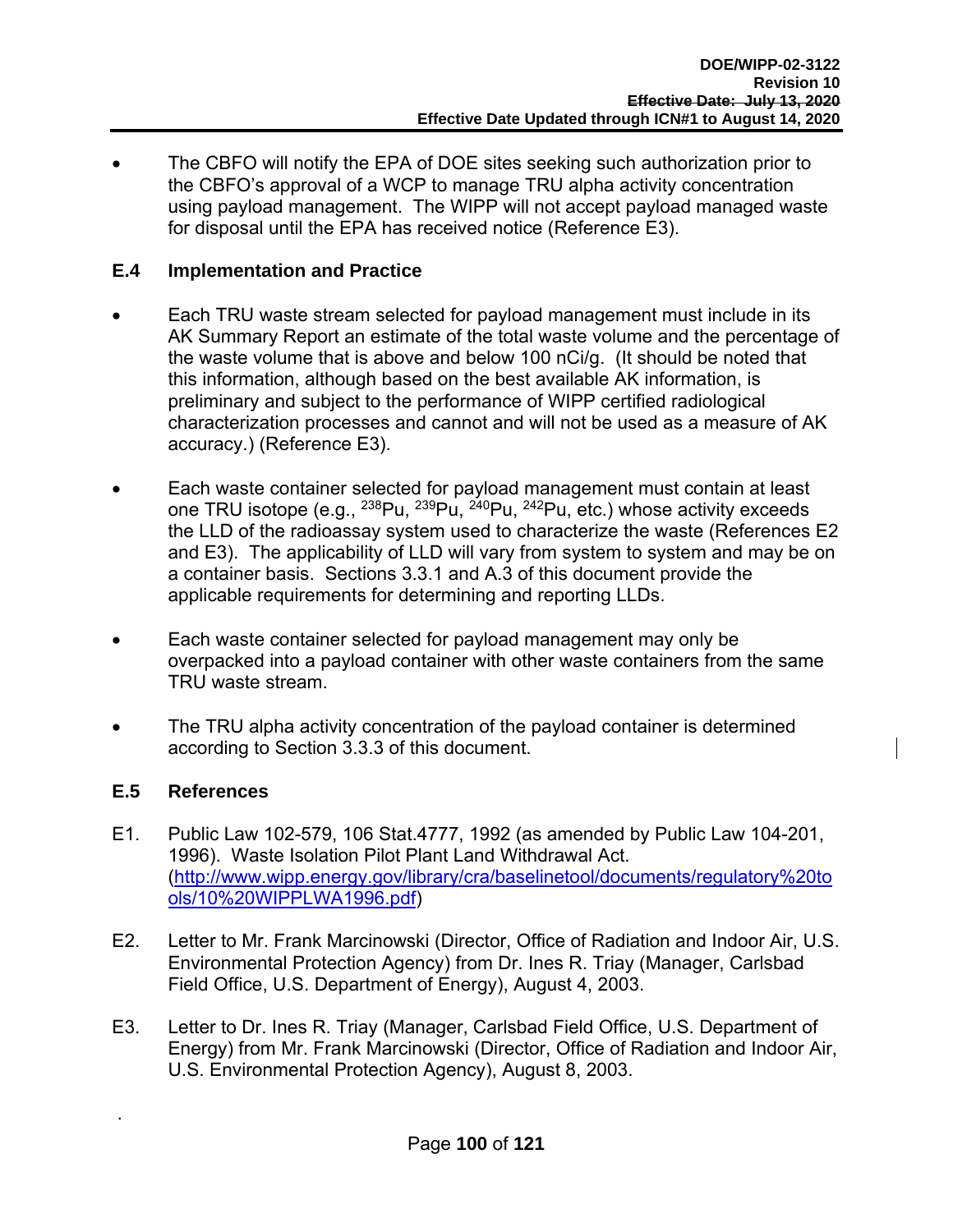- The CBFO will notify the EPA of DOE sites seeking such authorization prior to the CBFO's approval of a WCP to manage TRU alpha activity concentration using payload management. The WIPP will not accept payload managed waste for disposal until the EPA has received notice (Reference E3).

## E.4 Implementation and Practice

- Each TRU waste stream selected for payload management must include in its AK Summary Report an estimate of the total waste volume and the percentage of the waste volume that is above and below 100 nCi/g. (It should be noted that this information, although based on the best available AK information, is preliminary and subject to the performance of WIPP certified radiological characterization processes and cannot and will not be used as a measure of AK accuracy.) (Reference E3).
- Each waste container selected for payload management must contain at least one TRU isotope (e.g., $^{238}Pu$, $^{239}Pu$, $^{240}Pu$, $^{242}Pu$, etc.) whose activity exceeds the LLD of the radioassay system used to characterize the waste (References E2 and E3). The applicability of LLD will vary from system to system and may be on a container basis. Sections 3.3.1 and A.3 of this document provide the applicable requirements for determining and reporting LLDs.
- Each waste container selected for payload management may only be overpacked into a payload container with other waste containers from the same TRU waste stream.
- The TRU alpha activity concentration of the payload container is determined according to Section 3.3.3 of this document.

## E.5 References

E1. Public Law 102-579, 106 Stat.4777, 1992 (as amended by Public Law 104-201, 1996). Waste Isolation Pilot Plant Land Withdrawal Act. (http://www.wipp.energy.gov/library/cra/baselinetool/documents/regulatory%20tools/10%20WIPPLWA1996.pdf)

E2. Letter to Mr. Frank Marcinowski (Director, Office of Radiation and Indoor Air, U.S. Environmental Protection Agency) from Dr. Ines R. Triay (Manager, Carlsbad Field Office, U.S. Department of Energy), August 4, 2003.

E3. Letter to Dr. Ines R. Triay (Manager, Carlsbad Field Office, U.S. Department of Energy) from Mr. Frank Marcinowski (Director, Office of Radiation and Indoor Air, U.S. Environmental Protection Agency), August 8, 2003.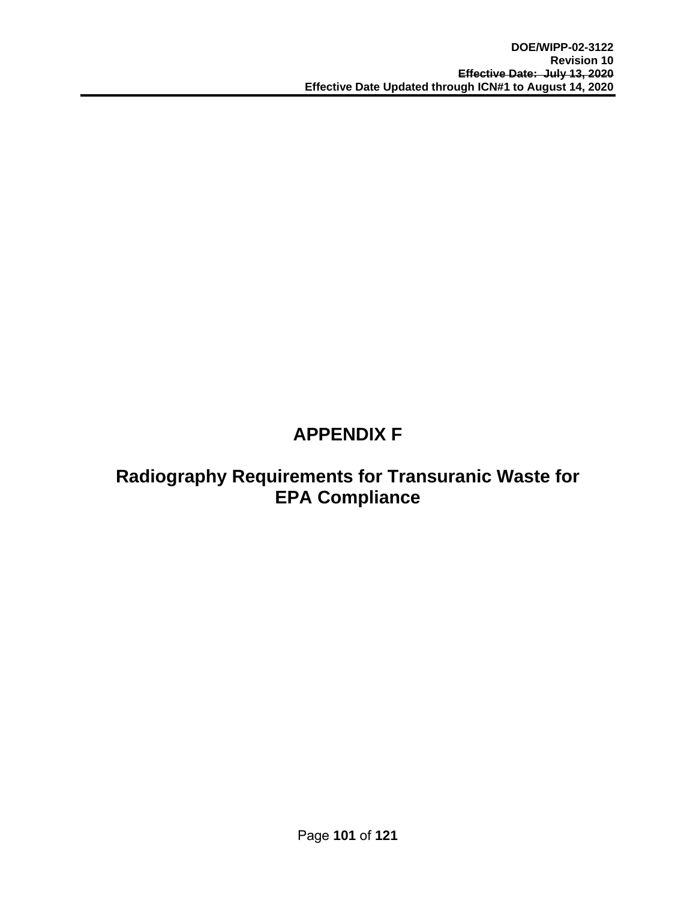# APPENDIX F

# Radiography Requirements for Transuranic Waste for EPA Compliance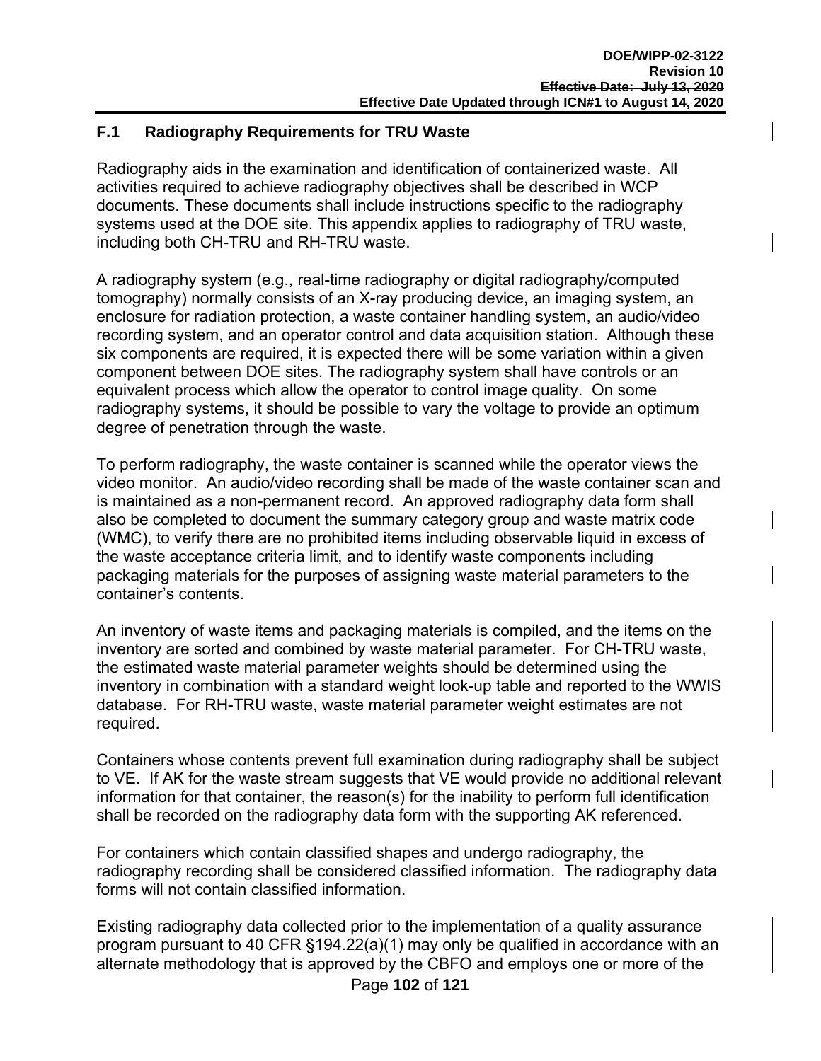## F.1 Radiography Requirements for TRU Waste

Radiography aids in the examination and identification of containerized waste. All activities required to achieve radiography objectives shall be described in WCP documents. These documents shall include instructions specific to the radiography systems used at the DOE site. This appendix applies to radiography of TRU waste, including both CH-TRU and RH-TRU waste.

A radiography system (e.g., real-time radiography or digital radiography/computed tomography) normally consists of an X-ray producing device, an imaging system, an enclosure for radiation protection, a waste container handling system, an audio/video recording system, and an operator control and data acquisition station. Although these six components are required, it is expected there will be some variation within a given component between DOE sites. The radiography system shall have controls or an equivalent process which allow the operator to control image quality. On some radiography systems, it should be possible to vary the voltage to provide an optimum degree of penetration through the waste.

To perform radiography, the waste container is scanned while the operator views the video monitor. An audio/video recording shall be made of the waste container scan and is maintained as a non-permanent record. An approved radiography data form shall also be completed to document the summary category group and waste matrix code (WMC), to verify there are no prohibited items including observable liquid in excess of the waste acceptance criteria limit, and to identify waste components including packaging materials for the purposes of assigning waste material parameters to the container's contents.

An inventory of waste items and packaging materials is compiled, and the items on the inventory are sorted and combined by waste material parameter. For CH-TRU waste, the estimated waste material parameter weights should be determined using the inventory in combination with a standard weight look-up table and reported to the WWIS database. For RH-TRU waste, waste material parameter weight estimates are not required.

Containers whose contents prevent full examination during radiography shall be subject to VE. If AK for the waste stream suggests that VE would provide no additional relevant information for that container, the reason(s) for the inability to perform full identification shall be recorded on the radiography data form with the supporting AK referenced.

For containers which contain classified shapes and undergo radiography, the radiography recording shall be considered classified information. The radiography data forms will not contain classified information.

Existing radiography data collected prior to the implementation of a quality assurance program pursuant to 40 CFR §194.22(a)(1) may only be qualified in accordance with an alternate methodology that is approved by the CBFO and employs one or more of the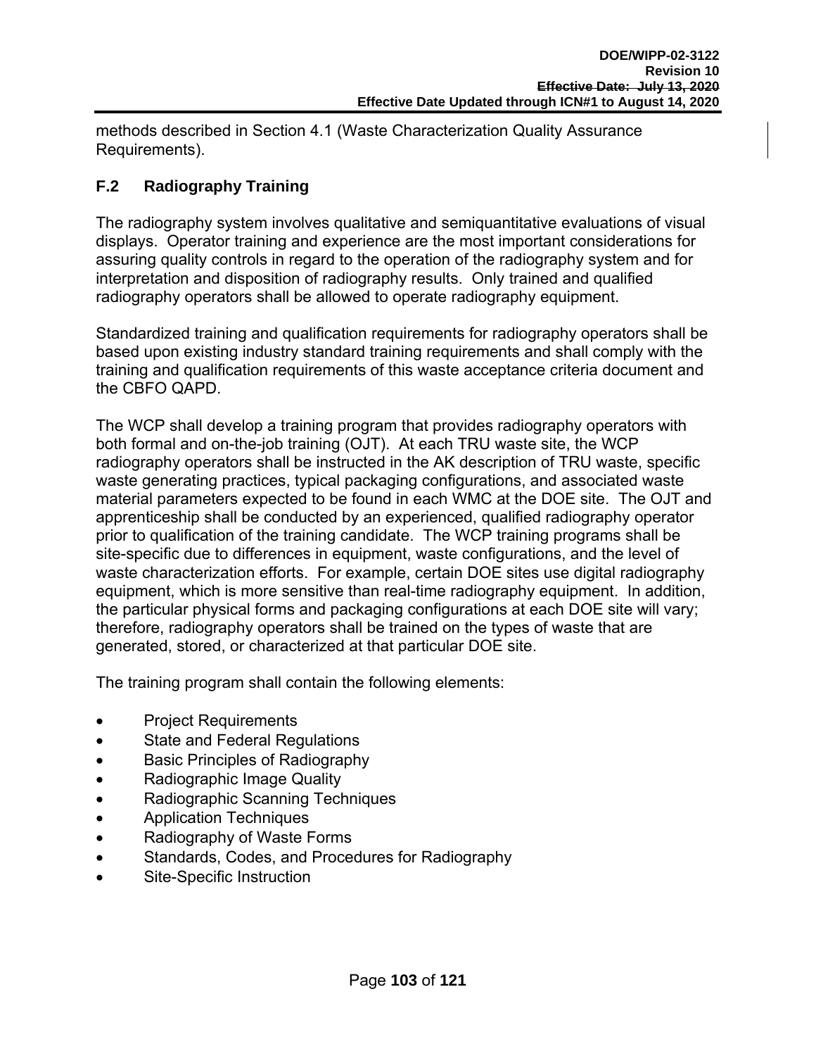methods described in Section 4.1 (Waste Characterization Quality Assurance Requirements).

## F.2 Radiography Training

The radiography system involves qualitative and semiquantitative evaluations of visual displays. Operator training and experience are the most important considerations for assuring quality controls in regard to the operation of the radiography system and for interpretation and disposition of radiography results. Only trained and qualified radiography operators shall be allowed to operate radiography equipment.

Standardized training and qualification requirements for radiography operators shall be based upon existing industry standard training requirements and shall comply with the training and qualification requirements of this waste acceptance criteria document and the CBFO QAPD.

The WCP shall develop a training program that provides radiography operators with both formal and on-the-job training (OJT). At each TRU waste site, the WCP radiography operators shall be instructed in the AK description of TRU waste, specific waste generating practices, typical packaging configurations, and associated waste material parameters expected to be found in each WMC at the DOE site. The OJT and apprenticeship shall be conducted by an experienced, qualified radiography operator prior to qualification of the training candidate. The WCP training programs shall be site-specific due to differences in equipment, waste configurations, and the level of waste characterization efforts. For example, certain DOE sites use digital radiography equipment, which is more sensitive than real-time radiography equipment. In addition, the particular physical forms and packaging configurations at each DOE site will vary; therefore, radiography operators shall be trained on the types of waste that are generated, stored, or characterized at that particular DOE site.

The training program shall contain the following elements:

- Project Requirements
- State and Federal Regulations
- Basic Principles of Radiography
- Radiographic Image Quality
- Radiographic Scanning Techniques
- Application Techniques
- Radiography of Waste Forms
- Standards, Codes, and Procedures for Radiography
- Site-Specific Instruction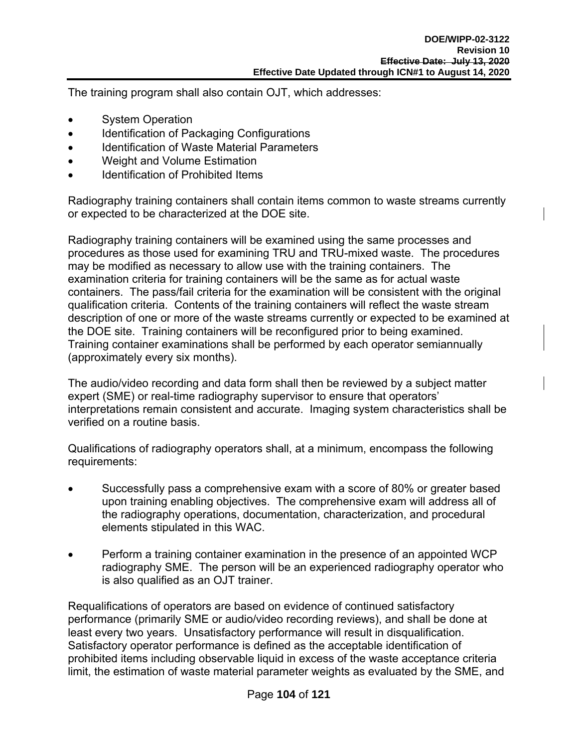The training program shall also contain OJT, which addresses:

- System Operation
- Identification of Packaging Configurations
- Identification of Waste Material Parameters
- Weight and Volume Estimation
- Identification of Prohibited Items

Radiography training containers shall contain items common to waste streams currently or expected to be characterized at the DOE site.

Radiography training containers will be examined using the same processes and procedures as those used for examining TRU and TRU-mixed waste. The procedures may be modified as necessary to allow use with the training containers. The examination criteria for training containers will be the same as for actual waste containers. The pass/fail criteria for the examination will be consistent with the original qualification criteria. Contents of the training containers will reflect the waste stream description of one or more of the waste streams currently or expected to be examined at the DOE site. Training containers will be reconfigured prior to being examined. Training container examinations shall be performed by each operator semiannually (approximately every six months).

The audio/video recording and data form shall then be reviewed by a subject matter expert (SME) or real-time radiography supervisor to ensure that operators' interpretations remain consistent and accurate. Imaging system characteristics shall be verified on a routine basis.

Qualifications of radiography operators shall, at a minimum, encompass the following requirements:

- Successfully pass a comprehensive exam with a score of 80% or greater based upon training enabling objectives. The comprehensive exam will address all of the radiography operations, documentation, characterization, and procedural elements stipulated in this WAC.

- Perform a training container examination in the presence of an appointed WCP radiography SME. The person will be an experienced radiography operator who is also qualified as an OJT trainer.

Requalifications of operators are based on evidence of continued satisfactory performance (primarily SME or audio/video recording reviews), and shall be done at least every two years. Unsatisfactory performance will result in disqualification. Satisfactory operator performance is defined as the acceptable identification of prohibited items including observable liquid in excess of the waste acceptance criteria limit, the estimation of waste material parameter weights as evaluated by the SME, and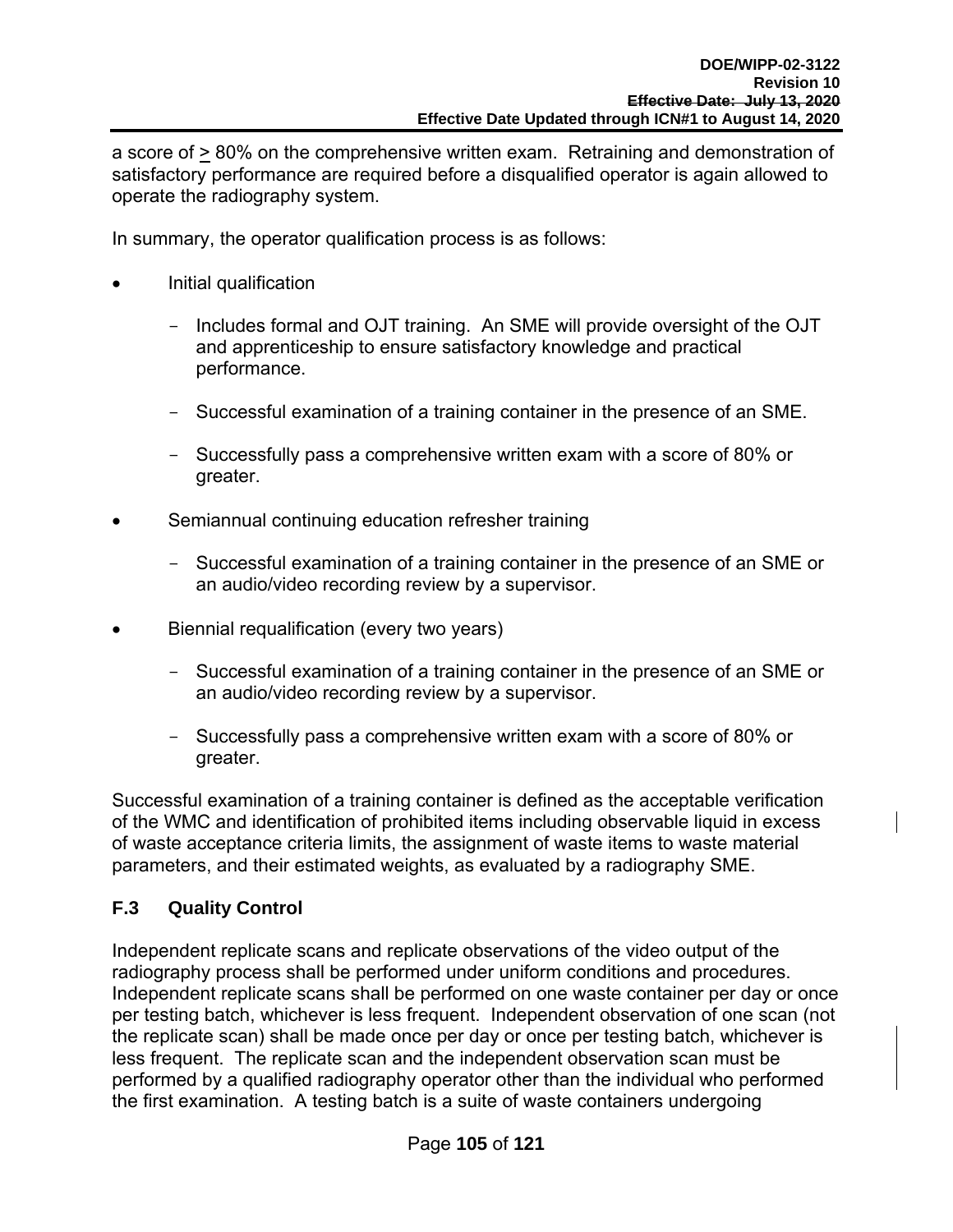a score of > 80% on the comprehensive written exam. Retraining and demonstration of satisfactory performance are required before a disqualified operator is again allowed to operate the radiography system.

In summary, the operator qualification process is as follows:

- Initial qualification
  - Includes formal and OJT training. An SME will provide oversight of the OJT and apprenticeship to ensure satisfactory knowledge and practical performance.
  - Successful examination of a training container in the presence of an SME.
  - Successfully pass a comprehensive written exam with a score of 80% or greater.
- Semiannual continuing education refresher training
  - Successful examination of a training container in the presence of an SME or an audio/video recording review by a supervisor.
- Biennial requalification (every two years)
  - Successful examination of a training container in the presence of an SME or an audio/video recording review by a supervisor.
  - Successfully pass a comprehensive written exam with a score of 80% or greater.

Successful examination of a training container is defined as the acceptable verification of the WMC and identification of prohibited items including observable liquid in excess of waste acceptance criteria limits, the assignment of waste items to waste material parameters, and their estimated weights, as evaluated by a radiography SME.

## F.3 Quality Control

Independent replicate scans and replicate observations of the video output of the radiography process shall be performed under uniform conditions and procedures. Independent replicate scans shall be performed on one waste container per day or once per testing batch, whichever is less frequent. Independent observation of one scan (not the replicate scan) shall be made once per day or once per testing batch, whichever is less frequent. The replicate scan and the independent observation scan must be performed by a qualified radiography operator other than the individual who performed the first examination. A testing batch is a suite of waste containers undergoing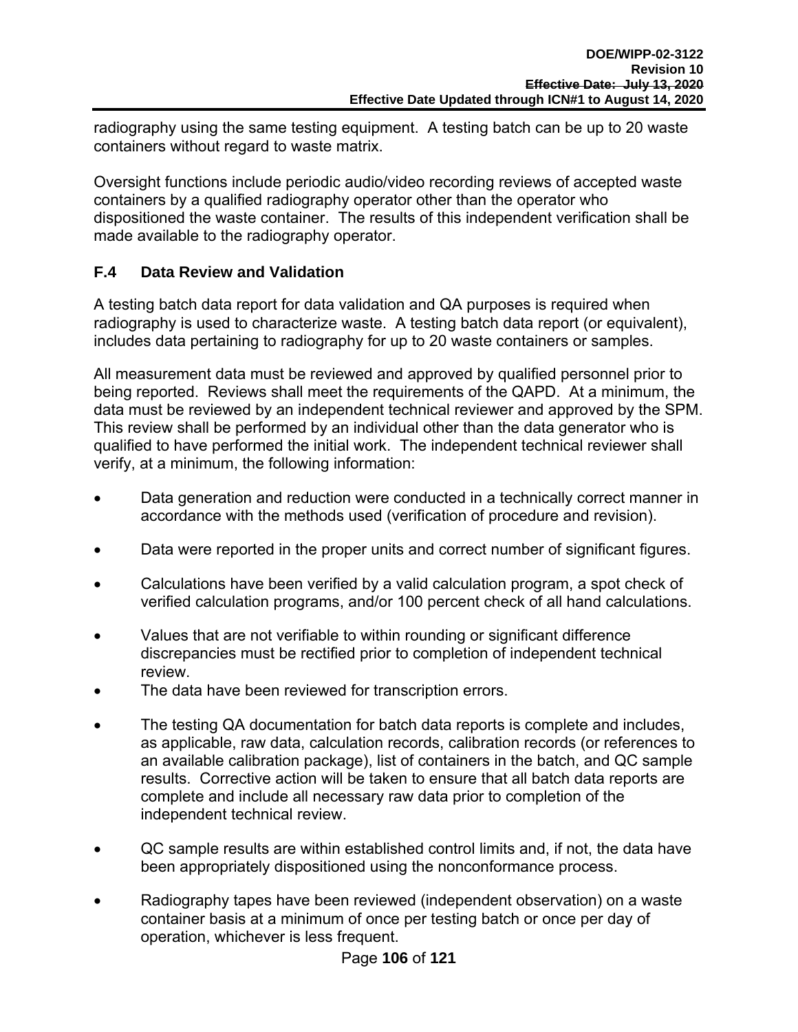radiography using the same testing equipment. A testing batch can be up to 20 waste containers without regard to waste matrix.

Oversight functions include periodic audio/video recording reviews of accepted waste containers by a qualified radiography operator other than the operator who dispositioned the waste container. The results of this independent verification shall be made available to the radiography operator.

### F.4 Data Review and Validation

A testing batch data report for data validation and QA purposes is required when radiography is used to characterize waste. A testing batch data report (or equivalent), includes data pertaining to radiography for up to 20 waste containers or samples.

All measurement data must be reviewed and approved by qualified personnel prior to being reported. Reviews shall meet the requirements of the QAPD. At a minimum, the data must be reviewed by an independent technical reviewer and approved by the SPM. This review shall be performed by an individual other than the data generator who is qualified to have performed the initial work. The independent technical reviewer shall verify, at a minimum, the following information:

- Data generation and reduction were conducted in a technically correct manner in accordance with the methods used (verification of procedure and revision).
- Data were reported in the proper units and correct number of significant figures.
- Calculations have been verified by a valid calculation program, a spot check of verified calculation programs, and/or 100 percent check of all hand calculations.
- Values that are not verifiable to within rounding or significant difference discrepancies must be rectified prior to completion of independent technical review.
- The data have been reviewed for transcription errors.
- The testing QA documentation for batch data reports is complete and includes, as applicable, raw data, calculation records, calibration records (or references to an available calibration package), list of containers in the batch, and QC sample results. Corrective action will be taken to ensure that all batch data reports are complete and include all necessary raw data prior to completion of the independent technical review.
- QC sample results are within established control limits and, if not, the data have been appropriately dispositioned using the nonconformance process.
- Radiography tapes have been reviewed (independent observation) on a waste container basis at a minimum of once per testing batch or once per day of operation, whichever is less frequent.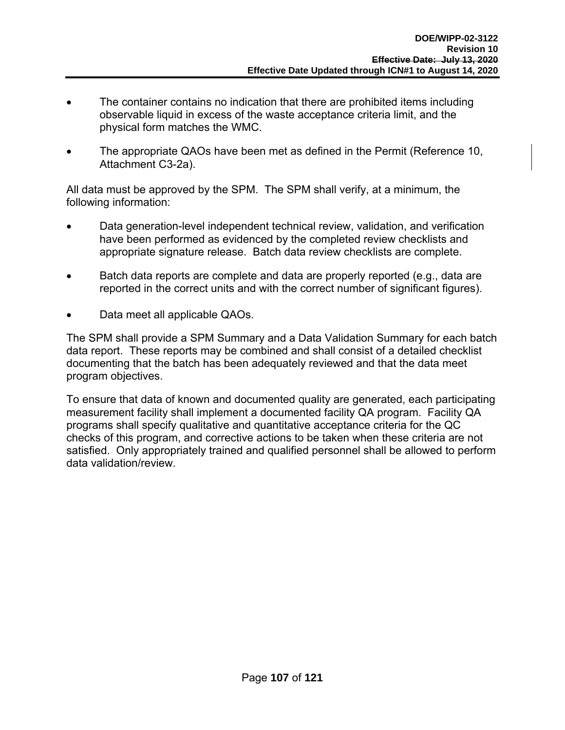- The container contains no indication that there are prohibited items including observable liquid in excess of the waste acceptance criteria limit, and the physical form matches the WMC.
- The appropriate QAOs have been met as defined in the Permit (Reference 10, Attachment C3-2a).

All data must be approved by the SPM. The SPM shall verify, at a minimum, the following information:

- Data generation-level independent technical review, validation, and verification have been performed as evidenced by the completed review checklists and appropriate signature release. Batch data review checklists are complete.
- Batch data reports are complete and data are properly reported (e.g., data are reported in the correct units and with the correct number of significant figures).
- Data meet all applicable QAOs.

The SPM shall provide a SPM Summary and a Data Validation Summary for each batch data report. These reports may be combined and shall consist of a detailed checklist documenting that the batch has been adequately reviewed and that the data meet program objectives.

To ensure that data of known and documented quality are generated, each participating measurement facility shall implement a documented facility QA program. Facility QA programs shall specify qualitative and quantitative acceptance criteria for the QC checks of this program, and corrective actions to be taken when these criteria are not satisfied. Only appropriately trained and qualified personnel shall be allowed to perform data validation/review.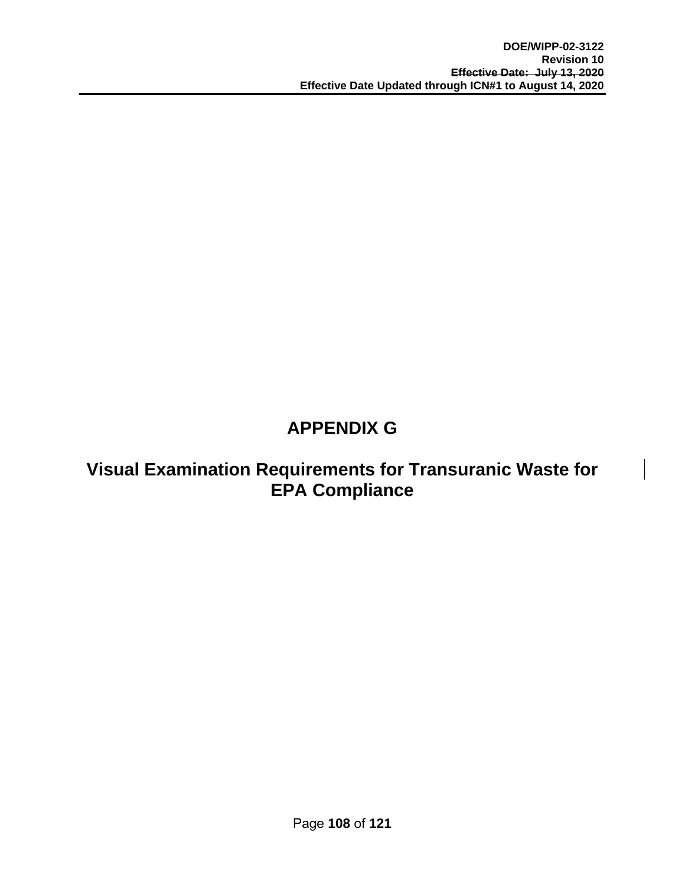# APPENDIX G

## Visual Examination Requirements for Transuranic Waste for EPA Compliance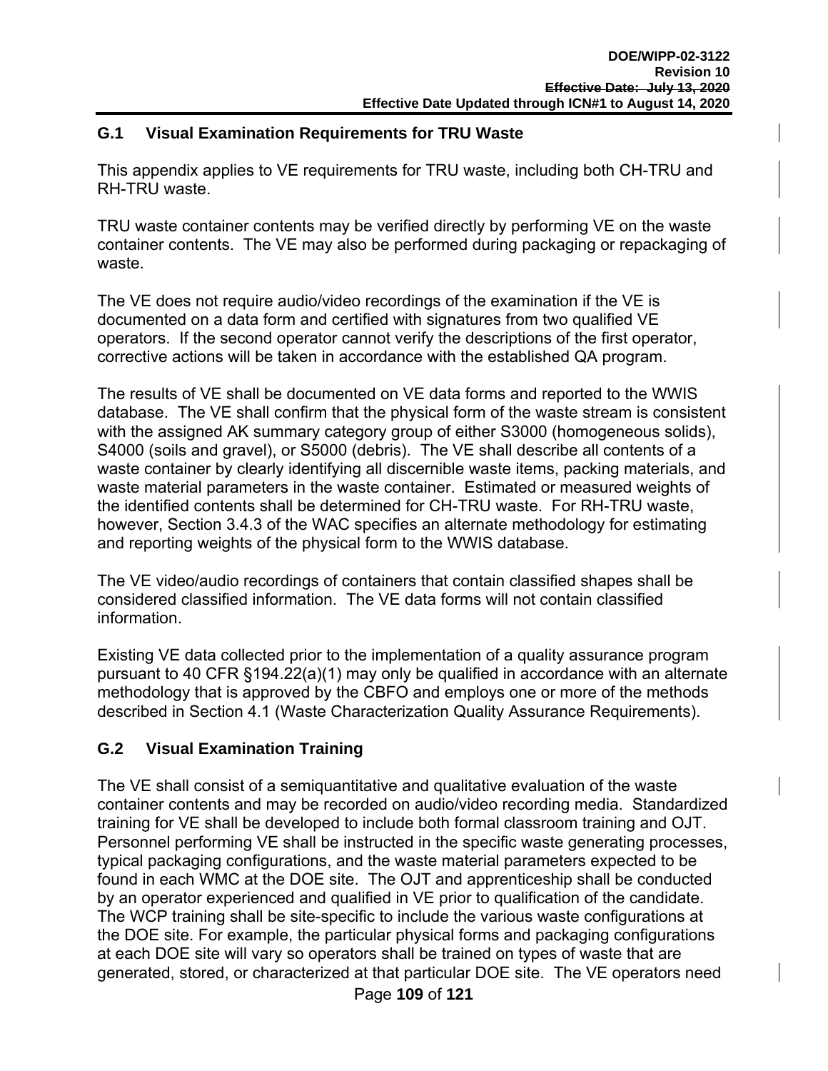## G.1 Visual Examination Requirements for TRU Waste

This appendix applies to VE requirements for TRU waste, including both CH-TRU and RH-TRU waste.

TRU waste container contents may be verified directly by performing VE on the waste container contents. The VE may also be performed during packaging or repackaging of waste.

The VE does not require audio/video recordings of the examination if the VE is documented on a data form and certified with signatures from two qualified VE operators. If the second operator cannot verify the descriptions of the first operator, corrective actions will be taken in accordance with the established QA program.

The results of VE shall be documented on VE data forms and reported to the WWIS database. The VE shall confirm that the physical form of the waste stream is consistent with the assigned AK summary category group of either S3000 (homogeneous solids), S4000 (soils and gravel), or S5000 (debris). The VE shall describe all contents of a waste container by clearly identifying all discernible waste items, packing materials, and waste material parameters in the waste container. Estimated or measured weights of the identified contents shall be determined for CH-TRU waste. For RH-TRU waste, however, Section 3.4.3 of the WAC specifies an alternate methodology for estimating and reporting weights of the physical form to the WWIS database.

The VE video/audio recordings of containers that contain classified shapes shall be considered classified information. The VE data forms will not contain classified information.

Existing VE data collected prior to the implementation of a quality assurance program pursuant to 40 CFR §194.22(a)(1) may only be qualified in accordance with an alternate methodology that is approved by the CBFO and employs one or more of the methods described in Section 4.1 (Waste Characterization Quality Assurance Requirements).

## G.2 Visual Examination Training

The VE shall consist of a semiquantitative and qualitative evaluation of the waste container contents and may be recorded on audio/video recording media. Standardized training for VE shall be developed to include both formal classroom training and OJT. Personnel performing VE shall be instructed in the specific waste generating processes, typical packaging configurations, and the waste material parameters expected to be found in each WMC at the DOE site. The OJT and apprenticeship shall be conducted by an operator experienced and qualified in VE prior to qualification of the candidate. The WCP training shall be site-specific to include the various waste configurations at the DOE site. For example, the particular physical forms and packaging configurations at each DOE site will vary so operators shall be trained on types of waste that are generated, stored, or characterized at that particular DOE site. The VE operators need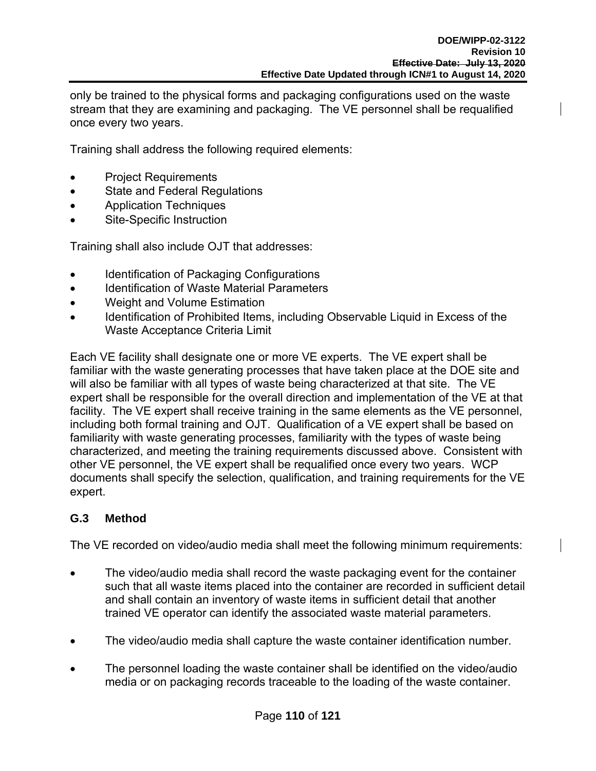only be trained to the physical forms and packaging configurations used on the waste stream that they are examining and packaging. The VE personnel shall be requalified once every two years.

Training shall address the following required elements:

- Project Requirements
- State and Federal Regulations
- Application Techniques
- Site-Specific Instruction

Training shall also include OJT that addresses:

- Identification of Packaging Configurations
- Identification of Waste Material Parameters
- Weight and Volume Estimation
- Identification of Prohibited Items, including Observable Liquid in Excess of the Waste Acceptance Criteria Limit

Each VE facility shall designate one or more VE experts. The VE expert shall be familiar with the waste generating processes that have taken place at the DOE site and will also be familiar with all types of waste being characterized at that site. The VE expert shall be responsible for the overall direction and implementation of the VE at that facility. The VE expert shall receive training in the same elements as the VE personnel, including both formal training and OJT. Qualification of a VE expert shall be based on familiarity with waste generating processes, familiarity with the types of waste being characterized, and meeting the training requirements discussed above. Consistent with other VE personnel, the VE expert shall be requalified once every two years. WCP documents shall specify the selection, qualification, and training requirements for the VE expert.

## G.3 Method

The VE recorded on video/audio media shall meet the following minimum requirements:

- The video/audio media shall record the waste packaging event for the container such that all waste items placed into the container are recorded in sufficient detail and shall contain an inventory of waste items in sufficient detail that another trained VE operator can identify the associated waste material parameters.

- The video/audio media shall capture the waste container identification number.

- The personnel loading the waste container shall be identified on the video/audio media or on packaging records traceable to the loading of the waste container.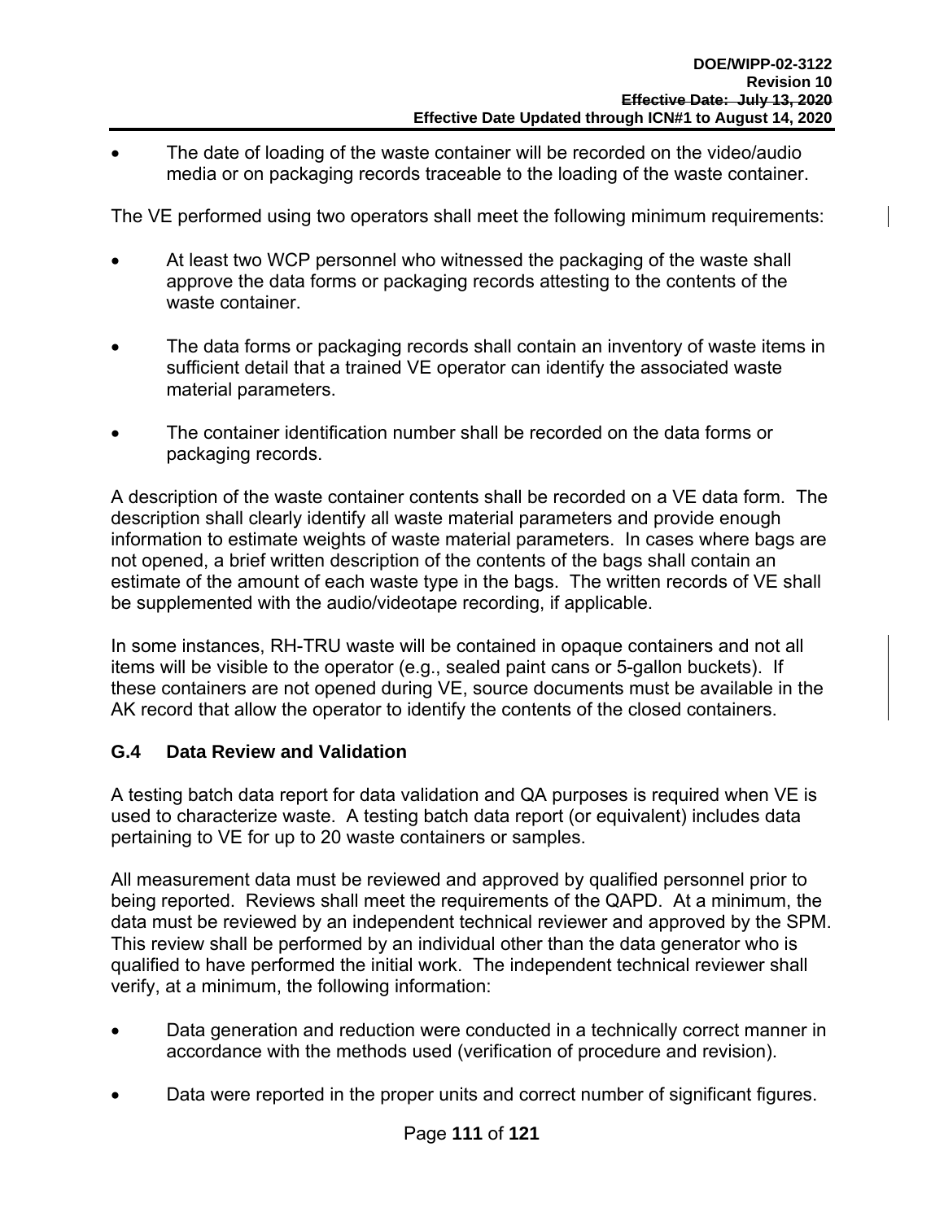- The date of loading of the waste container will be recorded on the video/audio media or on packaging records traceable to the loading of the waste container.

The VE performed using two operators shall meet the following minimum requirements:

- At least two WCP personnel who witnessed the packaging of the waste shall approve the data forms or packaging records attesting to the contents of the waste container.

- The data forms or packaging records shall contain an inventory of waste items in sufficient detail that a trained VE operator can identify the associated waste material parameters.

- The container identification number shall be recorded on the data forms or packaging records.

A description of the waste container contents shall be recorded on a VE data form. The description shall clearly identify all waste material parameters and provide enough information to estimate weights of waste material parameters. In cases where bags are not opened, a brief written description of the contents of the bags shall contain an estimate of the amount of each waste type in the bags. The written records of VE shall be supplemented with the audio/videotape recording, if applicable.

In some instances, RH-TRU waste will be contained in opaque containers and not all items will be visible to the operator (e.g., sealed paint cans or 5-gallon buckets). If these containers are not opened during VE, source documents must be available in the AK record that allow the operator to identify the contents of the closed containers.

## G.4 Data Review and Validation

A testing batch data report for data validation and QA purposes is required when VE is used to characterize waste. A testing batch data report (or equivalent) includes data pertaining to VE for up to 20 waste containers or samples.

All measurement data must be reviewed and approved by qualified personnel prior to being reported. Reviews shall meet the requirements of the QAPD. At a minimum, the data must be reviewed by an independent technical reviewer and approved by the SPM. This review shall be performed by an individual other than the data generator who is qualified to have performed the initial work. The independent technical reviewer shall verify, at a minimum, the following information:

- Data generation and reduction were conducted in a technically correct manner in accordance with the methods used (verification of procedure and revision).

- Data were reported in the proper units and correct number of significant figures.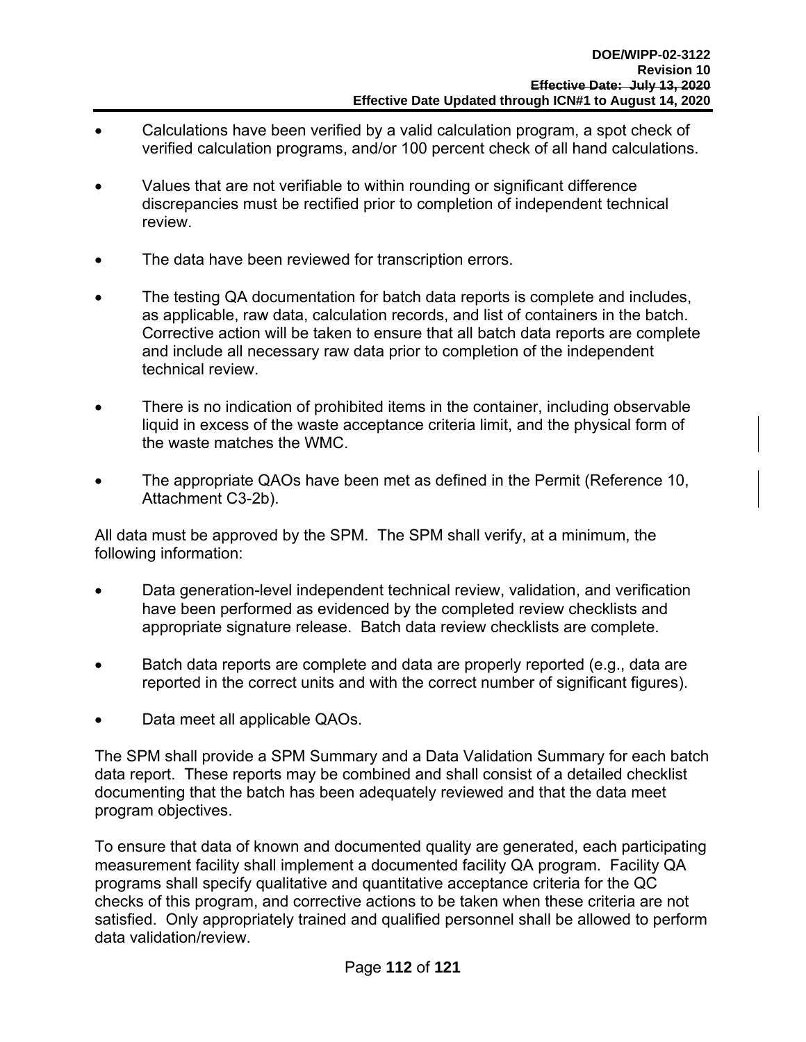- Calculations have been verified by a valid calculation program, a spot check of verified calculation programs, and/or 100 percent check of all hand calculations.

- Values that are not verifiable to within rounding or significant difference discrepancies must be rectified prior to completion of independent technical review.

- The data have been reviewed for transcription errors.

- The testing QA documentation for batch data reports is complete and includes, as applicable, raw data, calculation records, and list of containers in the batch. Corrective action will be taken to ensure that all batch data reports are complete and include all necessary raw data prior to completion of the independent technical review.

- There is no indication of prohibited items in the container, including observable liquid in excess of the waste acceptance criteria limit, and the physical form of the waste matches the WMC.

- The appropriate QAOs have been met as defined in the Permit (Reference 10, Attachment C3-2b).

All data must be approved by the SPM. The SPM shall verify, at a minimum, the following information:

- Data generation-level independent technical review, validation, and verification have been performed as evidenced by the completed review checklists and appropriate signature release. Batch data review checklists are complete.

- Batch data reports are complete and data are properly reported (e.g., data are reported in the correct units and with the correct number of significant figures).

- Data meet all applicable QAOs.

The SPM shall provide a SPM Summary and a Data Validation Summary for each batch data report. These reports may be combined and shall consist of a detailed checklist documenting that the batch has been adequately reviewed and that the data meet program objectives.

To ensure that data of known and documented quality are generated, each participating measurement facility shall implement a documented facility QA program. Facility QA programs shall specify qualitative and quantitative acceptance criteria for the QC checks of this program, and corrective actions to be taken when these criteria are not satisfied. Only appropriately trained and qualified personnel shall be allowed to perform data validation/review.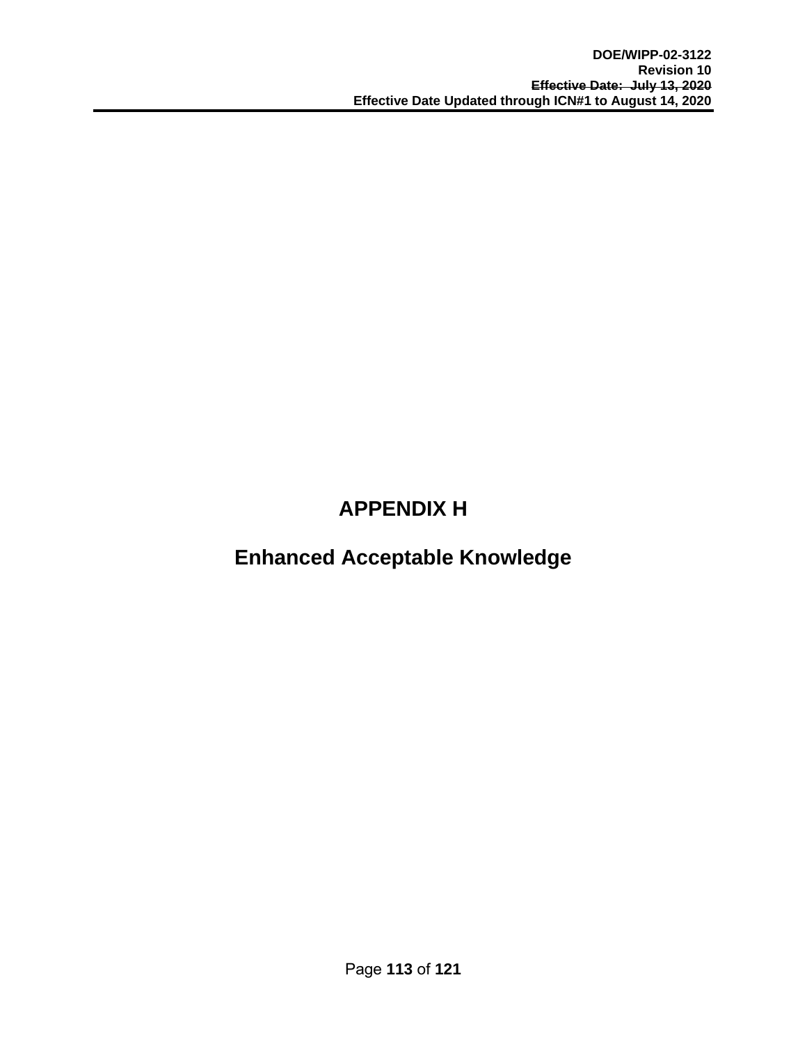# APPENDIX H

# Enhanced Acceptable Knowledge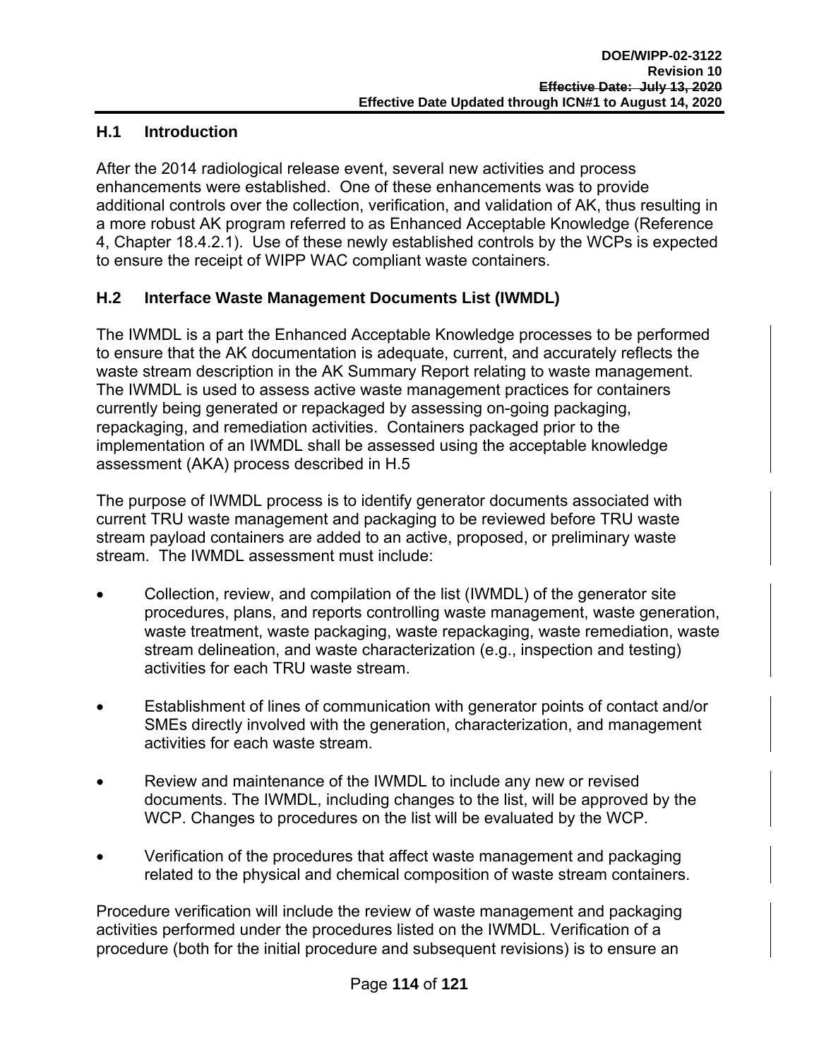## H.1 Introduction

After the 2014 radiological release event, several new activities and process enhancements were established. One of these enhancements was to provide additional controls over the collection, verification, and validation of AK, thus resulting in a more robust AK program referred to as Enhanced Acceptable Knowledge (Reference 4, Chapter 18.4.2.1). Use of these newly established controls by the WCPs is expected to ensure the receipt of WIPP WAC compliant waste containers.

## H.2 Interface Waste Management Documents List (IWMDL)

The IWMDL is a part the Enhanced Acceptable Knowledge processes to be performed to ensure that the AK documentation is adequate, current, and accurately reflects the waste stream description in the AK Summary Report relating to waste management. The IWMDL is used to assess active waste management practices for containers currently being generated or repackaged by assessing on-going packaging, repackaging, and remediation activities. Containers packaged prior to the implementation of an IWMDL shall be assessed using the acceptable knowledge assessment (AKA) process described in H.5

The purpose of IWMDL process is to identify generator documents associated with current TRU waste management and packaging to be reviewed before TRU waste stream payload containers are added to an active, proposed, or preliminary waste stream. The IWMDL assessment must include:

- Collection, review, and compilation of the list (IWMDL) of the generator site procedures, plans, and reports controlling waste management, waste generation, waste treatment, waste packaging, waste repackaging, waste remediation, waste stream delineation, and waste characterization (e.g., inspection and testing) activities for each TRU waste stream.
- Establishment of lines of communication with generator points of contact and/or SMEs directly involved with the generation, characterization, and management activities for each waste stream.
- Review and maintenance of the IWMDL to include any new or revised documents. The IWMDL, including changes to the list, will be approved by the WCP. Changes to procedures on the list will be evaluated by the WCP.
- Verification of the procedures that affect waste management and packaging related to the physical and chemical composition of waste stream containers.

Procedure verification will include the review of waste management and packaging activities performed under the procedures listed on the IWMDL. Verification of a procedure (both for the initial procedure and subsequent revisions) is to ensure an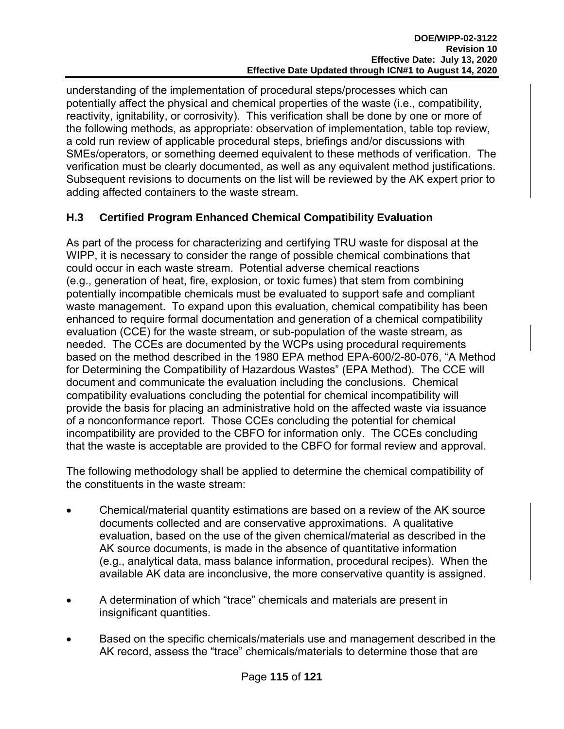understanding of the implementation of procedural steps/processes which can potentially affect the physical and chemical properties of the waste (i.e., compatibility, reactivity, ignitability, or corrosivity). This verification shall be done by one or more of the following methods, as appropriate: observation of implementation, table top review, a cold run review of applicable procedural steps, briefings and/or discussions with SMEs/operators, or something deemed equivalent to these methods of verification. The verification must be clearly documented, as well as any equivalent method justifications. Subsequent revisions to documents on the list will be reviewed by the AK expert prior to adding affected containers to the waste stream.

## H.3 Certified Program Enhanced Chemical Compatibility Evaluation

As part of the process for characterizing and certifying TRU waste for disposal at the WIPP, it is necessary to consider the range of possible chemical combinations that could occur in each waste stream. Potential adverse chemical reactions (e.g., generation of heat, fire, explosion, or toxic fumes) that stem from combining potentially incompatible chemicals must be evaluated to support safe and compliant waste management. To expand upon this evaluation, chemical compatibility has been enhanced to require formal documentation and generation of a chemical compatibility evaluation (CCE) for the waste stream, or sub-population of the waste stream, as needed. The CCEs are documented by the WCPs using procedural requirements based on the method described in the 1980 EPA method EPA-600/2-80-076, "A Method for Determining the Compatibility of Hazardous Wastes" (EPA Method). The CCE will document and communicate the evaluation including the conclusions. Chemical compatibility evaluations concluding the potential for chemical incompatibility will provide the basis for placing an administrative hold on the affected waste via issuance of a nonconformance report. Those CCEs concluding the potential for chemical incompatibility are provided to the CBFO for information only. The CCEs concluding that the waste is acceptable are provided to the CBFO for formal review and approval.

The following methodology shall be applied to determine the chemical compatibility of the constituents in the waste stream:

- Chemical/material quantity estimations are based on a review of the AK source documents collected and are conservative approximations. A qualitative evaluation, based on the use of the given chemical/material as described in the AK source documents, is made in the absence of quantitative information (e.g., analytical data, mass balance information, procedural recipes). When the available AK data are inconclusive, the more conservative quantity is assigned.

- A determination of which "trace" chemicals and materials are present in insignificant quantities.

- Based on the specific chemicals/materials use and management described in the AK record, assess the "trace" chemicals/materials to determine those that are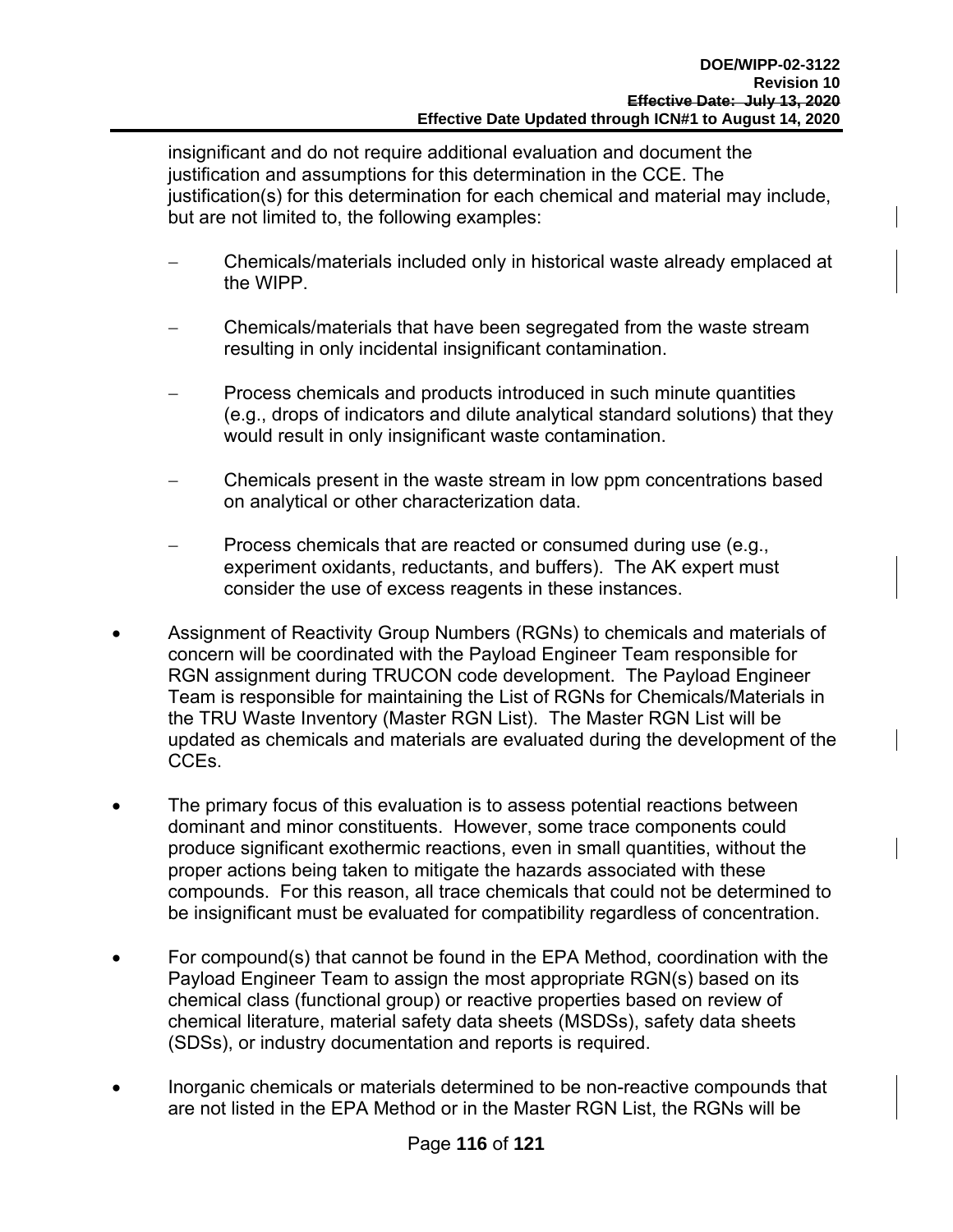insignificant and do not require additional evaluation and document the justification and assumptions for this determination in the CCE. The justification(s) for this determination for each chemical and material may include, but are not limited to, the following examples:

- Chemicals/materials included only in historical waste already emplaced at the WIPP.
- Chemicals/materials that have been segregated from the waste stream resulting in only incidental insignificant contamination.
- Process chemicals and products introduced in such minute quantities (e.g., drops of indicators and dilute analytical standard solutions) that they would result in only insignificant waste contamination.
- Chemicals present in the waste stream in low ppm concentrations based on analytical or other characterization data.
- Process chemicals that are reacted or consumed during use (e.g., experiment oxidants, reductants, and buffers). The AK expert must consider the use of excess reagents in these instances.

- Assignment of Reactivity Group Numbers (RGNs) to chemicals and materials of concern will be coordinated with the Payload Engineer Team responsible for RGN assignment during TRUCON code development. The Payload Engineer Team is responsible for maintaining the List of RGNs for Chemicals/Materials in the TRU Waste Inventory (Master RGN List). The Master RGN List will be updated as chemicals and materials are evaluated during the development of the CCEs.
- The primary focus of this evaluation is to assess potential reactions between dominant and minor constituents. However, some trace components could produce significant exothermic reactions, even in small quantities, without the proper actions being taken to mitigate the hazards associated with these compounds. For this reason, all trace chemicals that could not be determined to be insignificant must be evaluated for compatibility regardless of concentration.
- For compound(s) that cannot be found in the EPA Method, coordination with the Payload Engineer Team to assign the most appropriate RGN(s) based on its chemical class (functional group) or reactive properties based on review of chemical literature, material safety data sheets (MSDSs), safety data sheets (SDSs), or industry documentation and reports is required.
- Inorganic chemicals or materials determined to be non-reactive compounds that are not listed in the EPA Method or in the Master RGN List, the RGNs will be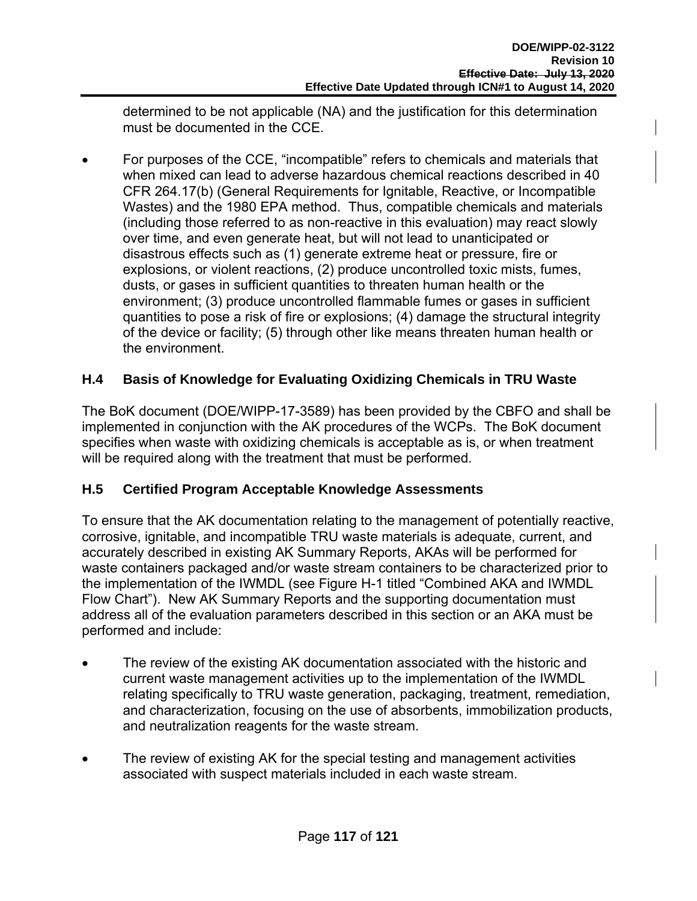determined to be not applicable (NA) and the justification for this determination must be documented in the CCE.

- For purposes of the CCE, "incompatible" refers to chemicals and materials that when mixed can lead to adverse hazardous chemical reactions described in 40 CFR 264.17(b) (General Requirements for Ignitable, Reactive, or Incompatible Wastes) and the 1980 EPA method. Thus, compatible chemicals and materials (including those referred to as non-reactive in this evaluation) may react slowly over time, and even generate heat, but will not lead to unanticipated or disastrous effects such as (1) generate extreme heat or pressure, fire or explosions, or violent reactions, (2) produce uncontrolled toxic mists, fumes, dusts, or gases in sufficient quantities to threaten human health or the environment; (3) produce uncontrolled flammable fumes or gases in sufficient quantities to pose a risk of fire or explosions; (4) damage the structural integrity of the device or facility; (5) through other like means threaten human health or the environment.

## H.4 Basis of Knowledge for Evaluating Oxidizing Chemicals in TRU Waste

The BoK document (DOE/WIPP-17-3589) has been provided by the CBFO and shall be implemented in conjunction with the AK procedures of the WCPs. The BoK document specifies when waste with oxidizing chemicals is acceptable as is, or when treatment will be required along with the treatment that must be performed.

## H.5 Certified Program Acceptable Knowledge Assessments

To ensure that the AK documentation relating to the management of potentially reactive, corrosive, ignitable, and incompatible TRU waste materials is adequate, current, and accurately described in existing AK Summary Reports, AKAs will be performed for waste containers packaged and/or waste stream containers to be characterized prior to the implementation of the IWMDL (see Figure H-1 titled "Combined AKA and IWMDL Flow Chart"). New AK Summary Reports and the supporting documentation must address all of the evaluation parameters described in this section or an AKA must be performed and include:

- The review of the existing AK documentation associated with the historic and current waste management activities up to the implementation of the IWMDL relating specifically to TRU waste generation, packaging, treatment, remediation, and characterization, focusing on the use of absorbents, immobilization products, and neutralization reagents for the waste stream.

- The review of existing AK for the special testing and management activities associated with suspect materials included in each waste stream.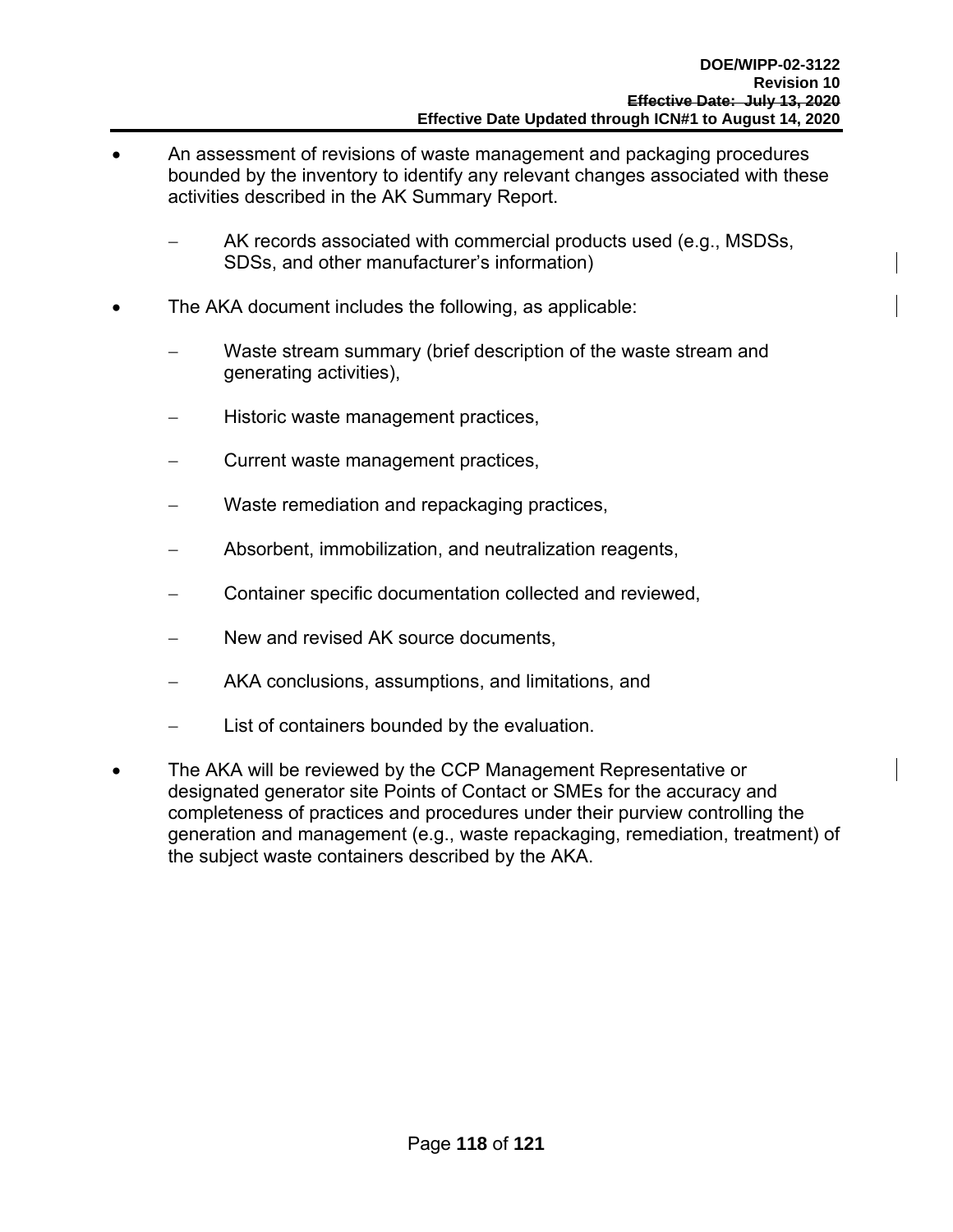- An assessment of revisions of waste management and packaging procedures bounded by the inventory to identify any relevant changes associated with these activities described in the AK Summary Report.
  - AK records associated with commercial products used (e.g., MSDSs, SDSs, and other manufacturer's information)
- The AKA document includes the following, as applicable:
  - Waste stream summary (brief description of the waste stream and generating activities),
  - Historic waste management practices,
  - Current waste management practices,
  - Waste remediation and repackaging practices,
  - Absorbent, immobilization, and neutralization reagents,
  - Container specific documentation collected and reviewed,
  - New and revised AK source documents,
  - AKA conclusions, assumptions, and limitations, and
  - List of containers bounded by the evaluation.
- The AKA will be reviewed by the CCP Management Representative or designated generator site Points of Contact or SMEs for the accuracy and completeness of practices and procedures under their purview controlling the generation and management (e.g., waste repackaging, remediation, treatment) of the subject waste containers described by the AKA.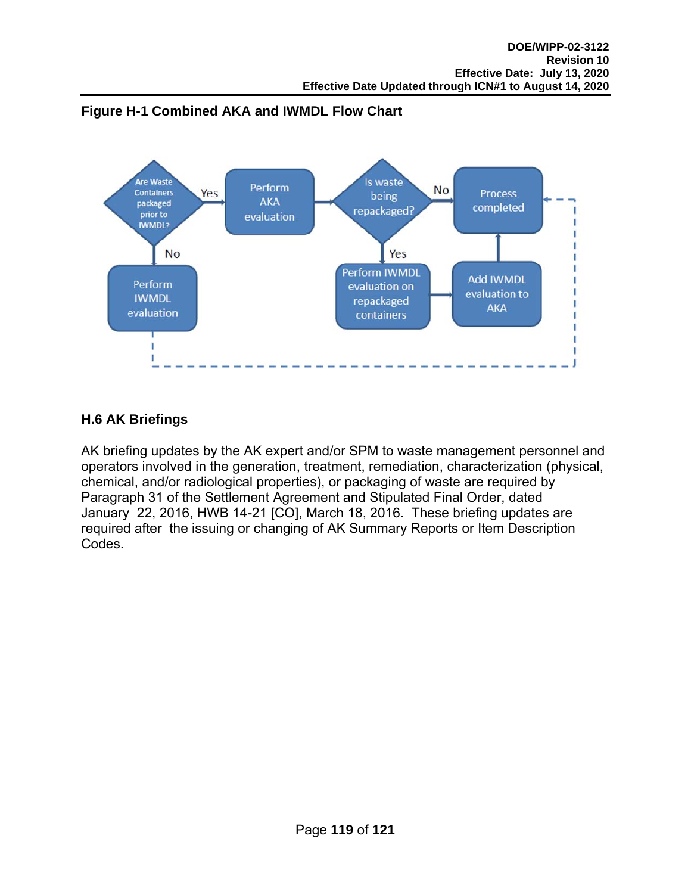## Figure H-1 Combined AKA and IWMDL Flow Chart

## H.6 AK Briefings

AK briefing updates by the AK expert and/or SPM to waste management personnel and operators involved in the generation, treatment, remediation, characterization (physical, chemical, and/or radiological properties), or packaging of waste are required by Paragraph 31 of the Settlement Agreement and Stipulated Final Order, dated January 22, 2016, HWB 14-21 [CO], March 18, 2016. These briefing updates are required after the issuing or changing of AK Summary Reports or Item Description Codes.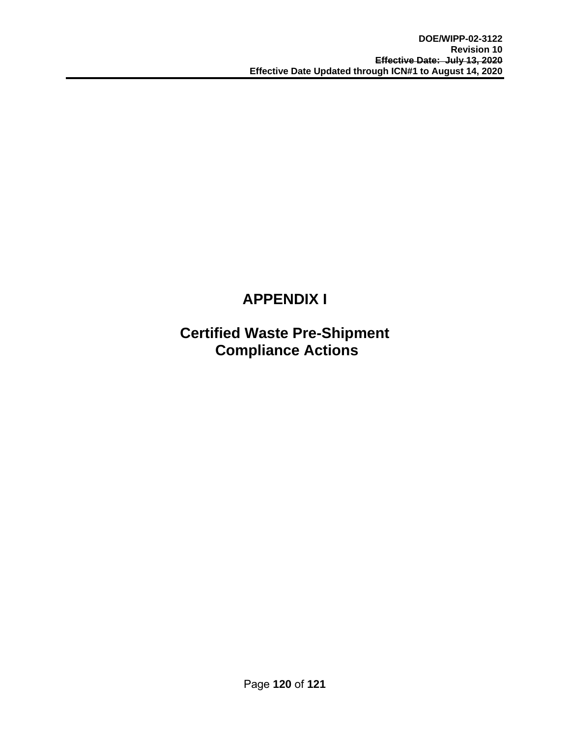# APPENDIX I

# Certified Waste Pre-Shipment Compliance Actions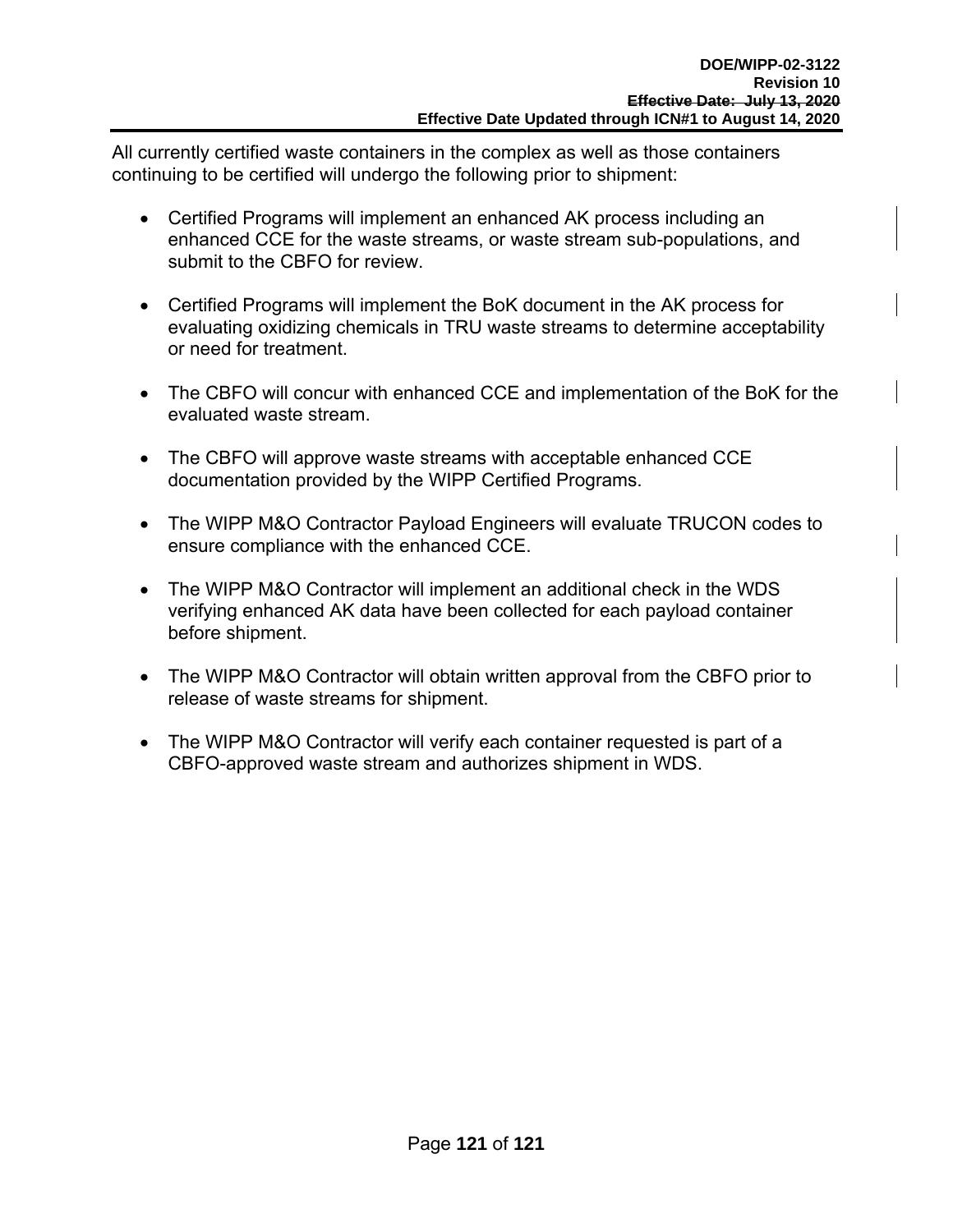All currently certified waste containers in the complex as well as those containers continuing to be certified will undergo the following prior to shipment:

- Certified Programs will implement an enhanced AK process including an enhanced CCE for the waste streams, or waste stream sub-populations, and submit to the CBFO for review.
- Certified Programs will implement the BoK document in the AK process for evaluating oxidizing chemicals in TRU waste streams to determine acceptability or need for treatment.
- The CBFO will concur with enhanced CCE and implementation of the BoK for the evaluated waste stream.
- The CBFO will approve waste streams with acceptable enhanced CCE documentation provided by the WIPP Certified Programs.
- The WIPP M&O Contractor Payload Engineers will evaluate TRUCON codes to ensure compliance with the enhanced CCE.
- The WIPP M&O Contractor will implement an additional check in the WDS verifying enhanced AK data have been collected for each payload container before shipment.
- The WIPP M&O Contractor will obtain written approval from the CBFO prior to release of waste streams for shipment.
- The WIPP M&O Contractor will verify each container requested is part of a CBFO-approved waste stream and authorizes shipment in WDS.